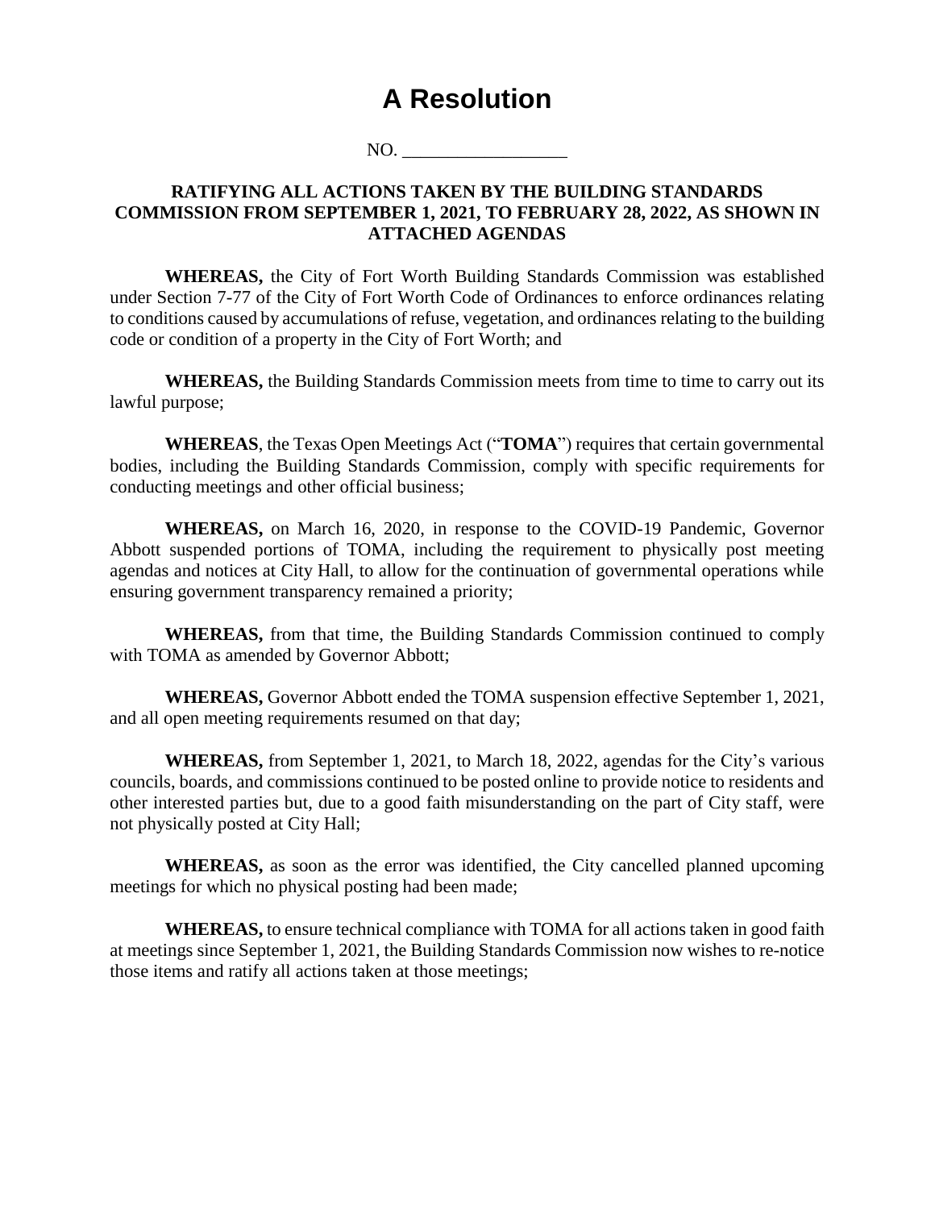# A Resolution

NO. __________________

**RATIFYING ALL ACTIONS TAKEN BY THE BUILDING STANDARDS COMMISSION FROM SEPTEMBER 1, 2021, TO FEBRUARY 28, 2022, AS SHOWN IN ATTACHED AGENDAS**

**WHEREAS,** the City of Fort Worth Building Standards Commission was established under Section 7-77 of the City of Fort Worth Code of Ordinances to enforce ordinances relating to conditions caused by accumulations of refuse, vegetation, and ordinances relating to the building code or condition of a property in the City of Fort Worth; and

**WHEREAS,** the Building Standards Commission meets from time to time to carry out its lawful purpose;

**WHEREAS**, the Texas Open Meetings Act ("**TOMA**") requires that certain governmental bodies, including the Building Standards Commission, comply with specific requirements for conducting meetings and other official business;

**WHEREAS,** on March 16, 2020, in response to the COVID-19 Pandemic, Governor Abbott suspended portions of TOMA, including the requirement to physically post meeting agendas and notices at City Hall, to allow for the continuation of governmental operations while ensuring government transparency remained a priority;

**WHEREAS,** from that time, the Building Standards Commission continued to comply with TOMA as amended by Governor Abbott;

**WHEREAS,** Governor Abbott ended the TOMA suspension effective September 1, 2021, and all open meeting requirements resumed on that day;

**WHEREAS,** from September 1, 2021, to March 18, 2022, agendas for the City's various councils, boards, and commissions continued to be posted online to provide notice to residents and other interested parties but, due to a good faith misunderstanding on the part of City staff, were not physically posted at City Hall;

**WHEREAS,** as soon as the error was identified, the City cancelled planned upcoming meetings for which no physical posting had been made;

**WHEREAS,** to ensure technical compliance with TOMA for all actions taken in good faith at meetings since September 1, 2021, the Building Standards Commission now wishes to re-notice those items and ratify all actions taken at those meetings;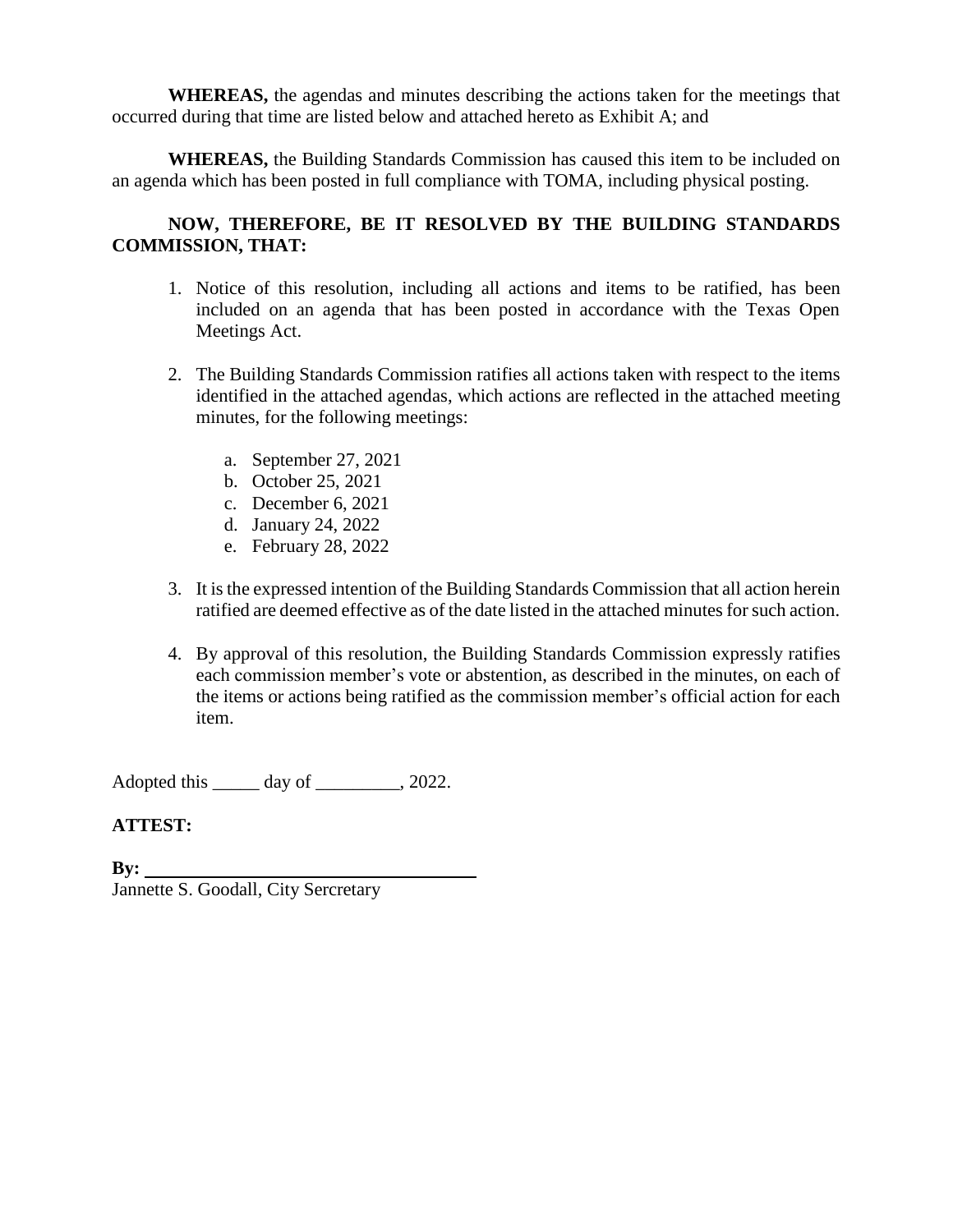**WHEREAS,** the agendas and minutes describing the actions taken for the meetings that occurred during that time are listed below and attached hereto as Exhibit A; and

**WHEREAS,** the Building Standards Commission has caused this item to be included on an agenda which has been posted in full compliance with TOMA, including physical posting.

**NOW, THEREFORE, BE IT RESOLVED BY THE BUILDING STANDARDS COMMISSION, THAT:**

1. Notice of this resolution, including all actions and items to be ratified, has been included on an agenda that has been posted in accordance with the Texas Open Meetings Act.

2. The Building Standards Commission ratifies all actions taken with respect to the items identified in the attached agendas, which actions are reflected in the attached meeting minutes, for the following meetings:

   a. September 27, 2021
   b. October 25, 2021
   c. December 6, 2021
   d. January 24, 2022
   e. February 28, 2022

3. It is the expressed intention of the Building Standards Commission that all action herein ratified are deemed effective as of the date listed in the attached minutes for such action.

4. By approval of this resolution, the Building Standards Commission expressly ratifies each commission member's vote or abstention, as described in the minutes, on each of the items or actions being ratified as the commission member's official action for each item.

Adopted this _____ day of _________, 2022.

**ATTEST:**

**By:** ____________________________________
Jannette S. Goodall, City Sercretary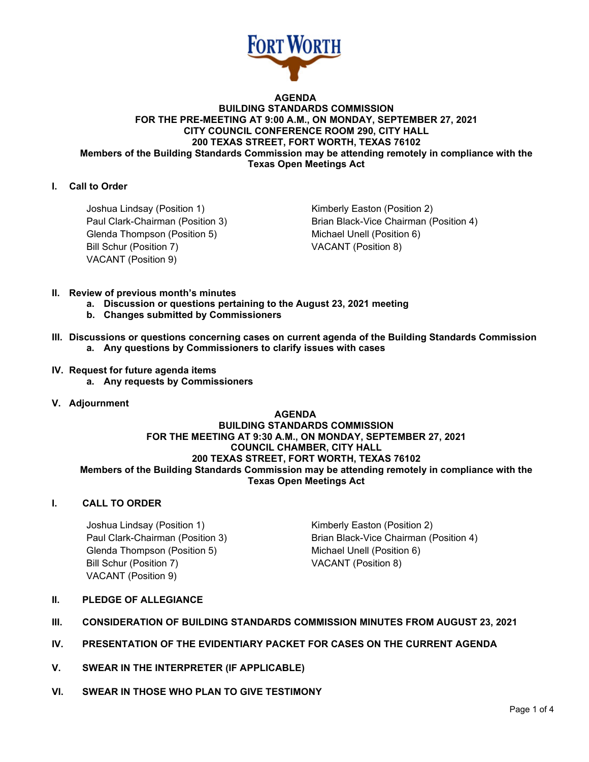# AGENDA
## BUILDING STANDARDS COMMISSION
## FOR THE PRE-MEETING AT 9:00 A.M., ON MONDAY, SEPTEMBER 27, 2021
## CITY COUNCIL CONFERENCE ROOM 290, CITY HALL
## 200 TEXAS STREET, FORT WORTH, TEXAS 76102

**Members of the Building Standards Commission may be attending remotely in compliance with the Texas Open Meetings Act**

**I. Call to Order**

Joshua Lindsay (Position 1)
Kimberly Easton (Position 2)
Paul Clark-Chairman (Position 3)
Brian Black-Vice Chairman (Position 4)
Glenda Thompson (Position 5)
Michael Unell (Position 6)
Bill Schur (Position 7)
VACANT (Position 8)
VACANT (Position 9)

**II. Review of previous month's minutes**
- **a. Discussion or questions pertaining to the August 23, 2021 meeting**
- **b. Changes submitted by Commissioners**

**III. Discussions or questions concerning cases on current agenda of the Building Standards Commission**
- **a. Any questions by Commissioners to clarify issues with cases**

**IV. Request for future agenda items**
- **a. Any requests by Commissioners**

**V. Adjournment**

# AGENDA
## BUILDING STANDARDS COMMISSION
## FOR THE MEETING AT 9:30 A.M., ON MONDAY, SEPTEMBER 27, 2021
## COUNCIL CHAMBER, CITY HALL
## 200 TEXAS STREET, FORT WORTH, TEXAS 76102

**Members of the Building Standards Commission may be attending remotely in compliance with the Texas Open Meetings Act**

**I. CALL TO ORDER**

Joshua Lindsay (Position 1)
Kimberly Easton (Position 2)
Paul Clark-Chairman (Position 3)
Brian Black-Vice Chairman (Position 4)
Glenda Thompson (Position 5)
Michael Unell (Position 6)
Bill Schur (Position 7)
VACANT (Position 8)
VACANT (Position 9)

**II. PLEDGE OF ALLEGIANCE**

**III. CONSIDERATION OF BUILDING STANDARDS COMMISSION MINUTES FROM AUGUST 23, 2021**

**IV. PRESENTATION OF THE EVIDENTIARY PACKET FOR CASES ON THE CURRENT AGENDA**

**V. SWEAR IN THE INTERPRETER (IF APPLICABLE)**

**VI. SWEAR IN THOSE WHO PLAN TO GIVE TESTIMONY**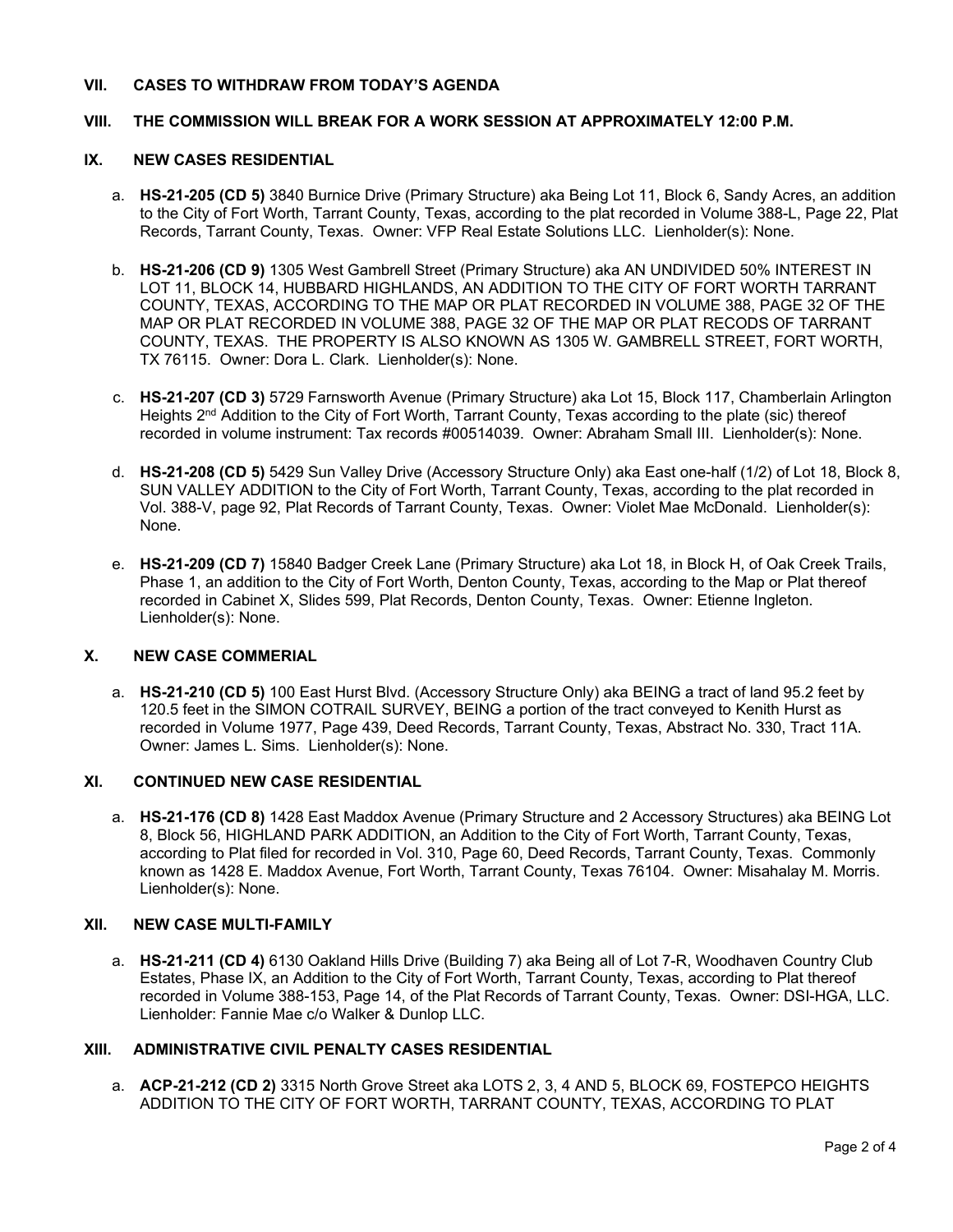## VII. CASES TO WITHDRAW FROM TODAY'S AGENDA

## VIII. THE COMMISSION WILL BREAK FOR A WORK SESSION AT APPROXIMATELY 12:00 P.M.

## IX. NEW CASES RESIDENTIAL

a. **HS-21-205 (CD 5)** 3840 Burnice Drive (Primary Structure) aka Being Lot 11, Block 6, Sandy Acres, an addition to the City of Fort Worth, Tarrant County, Texas, according to the plat recorded in Volume 388-L, Page 22, Plat Records, Tarrant County, Texas. Owner: VFP Real Estate Solutions LLC. Lienholder(s): None.

b. **HS-21-206 (CD 9)** 1305 West Gambrell Street (Primary Structure) aka AN UNDIVIDED 50% INTEREST IN LOT 11, BLOCK 14, HUBBARD HIGHLANDS, AN ADDITION TO THE CITY OF FORT WORTH TARRANT COUNTY, TEXAS, ACCORDING TO THE MAP OR PLAT RECORDED IN VOLUME 388, PAGE 32 OF THE MAP OR PLAT RECORDED IN VOLUME 388, PAGE 32 OF THE MAP OR PLAT RECODS OF TARRANT COUNTY, TEXAS. THE PROPERTY IS ALSO KNOWN AS 1305 W. GAMBRELL STREET, FORT WORTH, TX 76115. Owner: Dora L. Clark. Lienholder(s): None.

c. **HS-21-207 (CD 3)** 5729 Farnsworth Avenue (Primary Structure) aka Lot 15, Block 117, Chamberlain Arlington Heights 2nd Addition to the City of Fort Worth, Tarrant County, Texas according to the plate (sic) thereof recorded in volume instrument: Tax records #00514039. Owner: Abraham Small III. Lienholder(s): None.

d. **HS-21-208 (CD 5)** 5429 Sun Valley Drive (Accessory Structure Only) aka East one-half (1/2) of Lot 18, Block 8, SUN VALLEY ADDITION to the City of Fort Worth, Tarrant County, Texas, according to the plat recorded in Vol. 388-V, page 92, Plat Records of Tarrant County, Texas. Owner: Violet Mae McDonald. Lienholder(s): None.

e. **HS-21-209 (CD 7)** 15840 Badger Creek Lane (Primary Structure) aka Lot 18, in Block H, of Oak Creek Trails, Phase 1, an addition to the City of Fort Worth, Denton County, Texas, according to the Map or Plat thereof recorded in Cabinet X, Slides 599, Plat Records, Denton County, Texas. Owner: Etienne Ingleton. Lienholder(s): None.

## X. NEW CASE COMMERIAL

a. **HS-21-210 (CD 5)** 100 East Hurst Blvd. (Accessory Structure Only) aka BEING a tract of land 95.2 feet by 120.5 feet in the SIMON COTRAIL SURVEY, BEING a portion of the tract conveyed to Kenith Hurst as recorded in Volume 1977, Page 439, Deed Records, Tarrant County, Texas, Abstract No. 330, Tract 11A. Owner: James L. Sims. Lienholder(s): None.

## XI. CONTINUED NEW CASE RESIDENTIAL

a. **HS-21-176 (CD 8)** 1428 East Maddox Avenue (Primary Structure and 2 Accessory Structures) aka BEING Lot 8, Block 56, HIGHLAND PARK ADDITION, an Addition to the City of Fort Worth, Tarrant County, Texas, according to Plat filed for recorded in Vol. 310, Page 60, Deed Records, Tarrant County, Texas. Commonly known as 1428 E. Maddox Avenue, Fort Worth, Tarrant County, Texas 76104. Owner: Misahalay M. Morris. Lienholder(s): None.

## XII. NEW CASE MULTI-FAMILY

a. **HS-21-211 (CD 4)** 6130 Oakland Hills Drive (Building 7) aka Being all of Lot 7-R, Woodhaven Country Club Estates, Phase IX, an Addition to the City of Fort Worth, Tarrant County, Texas, according to Plat thereof recorded in Volume 388-153, Page 14, of the Plat Records of Tarrant County, Texas. Owner: DSI-HGA, LLC. Lienholder: Fannie Mae c/o Walker & Dunlop LLC.

## XIII. ADMINISTRATIVE CIVIL PENALTY CASES RESIDENTIAL

a. **ACP-21-212 (CD 2)** 3315 North Grove Street aka LOTS 2, 3, 4 AND 5, BLOCK 69, FOSTEPCO HEIGHTS ADDITION TO THE CITY OF FORT WORTH, TARRANT COUNTY, TEXAS, ACCORDING TO PLAT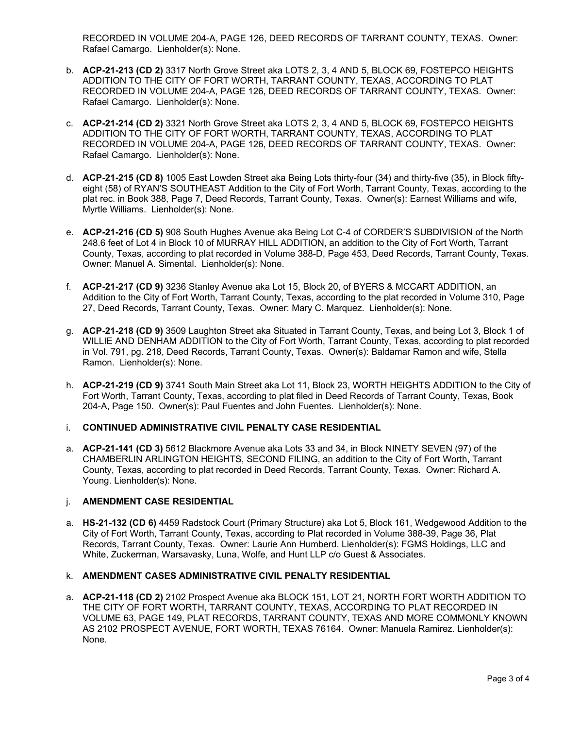RECORDED IN VOLUME 204-A, PAGE 126, DEED RECORDS OF TARRANT COUNTY, TEXAS. Owner: Rafael Camargo. Lienholder(s): None.

b. **ACP-21-213 (CD 2)** 3317 North Grove Street aka LOTS 2, 3, 4 AND 5, BLOCK 69, FOSTEPCO HEIGHTS ADDITION TO THE CITY OF FORT WORTH, TARRANT COUNTY, TEXAS, ACCORDING TO PLAT RECORDED IN VOLUME 204-A, PAGE 126, DEED RECORDS OF TARRANT COUNTY, TEXAS. Owner: Rafael Camargo. Lienholder(s): None.

c. **ACP-21-214 (CD 2)** 3321 North Grove Street aka LOTS 2, 3, 4 AND 5, BLOCK 69, FOSTEPCO HEIGHTS ADDITION TO THE CITY OF FORT WORTH, TARRANT COUNTY, TEXAS, ACCORDING TO PLAT RECORDED IN VOLUME 204-A, PAGE 126, DEED RECORDS OF TARRANT COUNTY, TEXAS. Owner: Rafael Camargo. Lienholder(s): None.

d. **ACP-21-215 (CD 8)** 1005 East Lowden Street aka Being Lots thirty-four (34) and thirty-five (35), in Block fifty-eight (58) of RYAN'S SOUTHEAST Addition to the City of Fort Worth, Tarrant County, Texas, according to the plat rec. in Book 388, Page 7, Deed Records, Tarrant County, Texas. Owner(s): Earnest Williams and wife, Myrtle Williams. Lienholder(s): None.

e. **ACP-21-216 (CD 5)** 908 South Hughes Avenue aka Being Lot C-4 of CORDER'S SUBDIVISION of the North 248.6 feet of Lot 4 in Block 10 of MURRAY HILL ADDITION, an addition to the City of Fort Worth, Tarrant County, Texas, according to plat recorded in Volume 388-D, Page 453, Deed Records, Tarrant County, Texas. Owner: Manuel A. Simental. Lienholder(s): None.

f. **ACP-21-217 (CD 9)** 3236 Stanley Avenue aka Lot 15, Block 20, of BYERS & MCCART ADDITION, an Addition to the City of Fort Worth, Tarrant County, Texas, according to the plat recorded in Volume 310, Page 27, Deed Records, Tarrant County, Texas. Owner: Mary C. Marquez. Lienholder(s): None.

g. **ACP-21-218 (CD 9)** 3509 Laughton Street aka Situated in Tarrant County, Texas, and being Lot 3, Block 1 of WILLIE AND DENHAM ADDITION to the City of Fort Worth, Tarrant County, Texas, according to plat recorded in Vol. 791, pg. 218, Deed Records, Tarrant County, Texas. Owner(s): Baldamar Ramon and wife, Stella Ramon. Lienholder(s): None.

h. **ACP-21-219 (CD 9)** 3741 South Main Street aka Lot 11, Block 23, WORTH HEIGHTS ADDITION to the City of Fort Worth, Tarrant County, Texas, according to plat filed in Deed Records of Tarrant County, Texas, Book 204-A, Page 150. Owner(s): Paul Fuentes and John Fuentes. Lienholder(s): None.

i. **CONTINUED ADMINISTRATIVE CIVIL PENALTY CASE RESIDENTIAL**

a. **ACP-21-141 (CD 3)** 5612 Blackmore Avenue aka Lots 33 and 34, in Block NINETY SEVEN (97) of the CHAMBERLIN ARLINGTON HEIGHTS, SECOND FILING, an addition to the City of Fort Worth, Tarrant County, Texas, according to plat recorded in Deed Records, Tarrant County, Texas. Owner: Richard A. Young. Lienholder(s): None.

j. **AMENDMENT CASE RESIDENTIAL**

a. **HS-21-132 (CD 6)** 4459 Radstock Court (Primary Structure) aka Lot 5, Block 161, Wedgewood Addition to the City of Fort Worth, Tarrant County, Texas, according to Plat recorded in Volume 388-39, Page 36, Plat Records, Tarrant County, Texas. Owner: Laurie Ann Humberd. Lienholder(s): FGMS Holdings, LLC and White, Zuckerman, Warsavasky, Luna, Wolfe, and Hunt LLP c/o Guest & Associates.

k. **AMENDMENT CASES ADMINISTRATIVE CIVIL PENALTY RESIDENTIAL**

a. **ACP-21-118 (CD 2)** 2102 Prospect Avenue aka BLOCK 151, LOT 21, NORTH FORT WORTH ADDITION TO THE CITY OF FORT WORTH, TARRANT COUNTY, TEXAS, ACCORDING TO PLAT RECORDED IN VOLUME 63, PAGE 149, PLAT RECORDS, TARRANT COUNTY, TEXAS AND MORE COMMONLY KNOWN AS 2102 PROSPECT AVENUE, FORT WORTH, TEXAS 76164. Owner: Manuela Ramirez. Lienholder(s): None.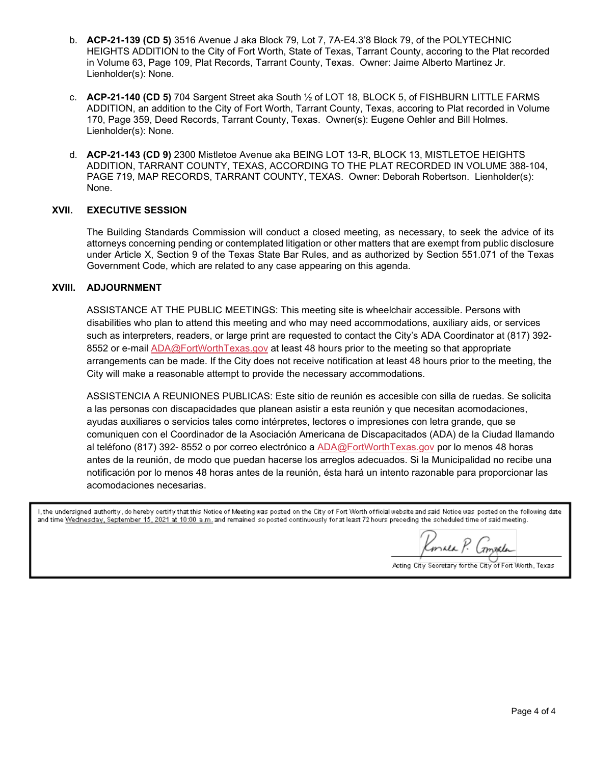b. **ACP-21-139 (CD 5)** 3516 Avenue J aka Block 79, Lot 7, 7A-E4.3'8 Block 79, of the POLYTECHNIC HEIGHTS ADDITION to the City of Fort Worth, State of Texas, Tarrant County, accoring to the Plat recorded in Volume 63, Page 109, Plat Records, Tarrant County, Texas. Owner: Jaime Alberto Martinez Jr. Lienholder(s): None.

c. **ACP-21-140 (CD 5)** 704 Sargent Street aka South ½ of LOT 18, BLOCK 5, of FISHBURN LITTLE FARMS ADDITION, an addition to the City of Fort Worth, Tarrant County, Texas, accoring to Plat recorded in Volume 170, Page 359, Deed Records, Tarrant County, Texas. Owner(s): Eugene Oehler and Bill Holmes. Lienholder(s): None.

d. **ACP-21-143 (CD 9)** 2300 Mistletoe Avenue aka BEING LOT 13-R, BLOCK 13, MISTLETOE HEIGHTS ADDITION, TARRANT COUNTY, TEXAS, ACCORDING TO THE PLAT RECORDED IN VOLUME 388-104, PAGE 719, MAP RECORDS, TARRANT COUNTY, TEXAS. Owner: Deborah Robertson. Lienholder(s): None.

## XVII. EXECUTIVE SESSION

The Building Standards Commission will conduct a closed meeting, as necessary, to seek the advice of its attorneys concerning pending or contemplated litigation or other matters that are exempt from public disclosure under Article X, Section 9 of the Texas State Bar Rules, and as authorized by Section 551.071 of the Texas Government Code, which are related to any case appearing on this agenda.

## XVIII. ADJOURNMENT

ASSISTANCE AT THE PUBLIC MEETINGS: This meeting site is wheelchair accessible. Persons with disabilities who plan to attend this meeting and who may need accommodations, auxiliary aids, or services such as interpreters, readers, or large print are requested to contact the City's ADA Coordinator at (817) 392-8552 or e-mail ADA@FortWorthTexas.gov at least 48 hours prior to the meeting so that appropriate arrangements can be made. If the City does not receive notification at least 48 hours prior to the meeting, the City will make a reasonable attempt to provide the necessary accommodations.

ASSISTENCIA A REUNIONES PUBLICAS: Este sitio de reunión es accesible con silla de ruedas. Se solicita a las personas con discapacidades que planean asistir a esta reunión y que necesitan acomodaciones, ayudas auxiliares o servicios tales como intérpretes, lectores o impresiones con letra grande, que se comuniquen con el Coordinador de la Asociación Americana de Discapacitados (ADA) de la Ciudad llamando al teléfono (817) 392- 8552 o por correo electrónico a ADA@FortWorthTexas.gov por lo menos 48 horas antes de la reunión, de modo que puedan hacerse los arreglos adecuados. Si la Municipalidad no recibe una notificación por lo menos 48 horas antes de la reunión, ésta hará un intento razonable para proporcionar las acomodaciones necesarias.

I, the undersigned authority, do hereby certify that this Notice of Meeting was posted on the City of Fort Worth official website and said Notice was posted on the following date and time Wednesday, September 15, 2021 at 10:00 a.m. and remained so posted continuously for at least 72 hours preceding the scheduled time of said meeting.

Ronald P. Gonzales

Acting City Secretary for the City of Fort Worth, Texas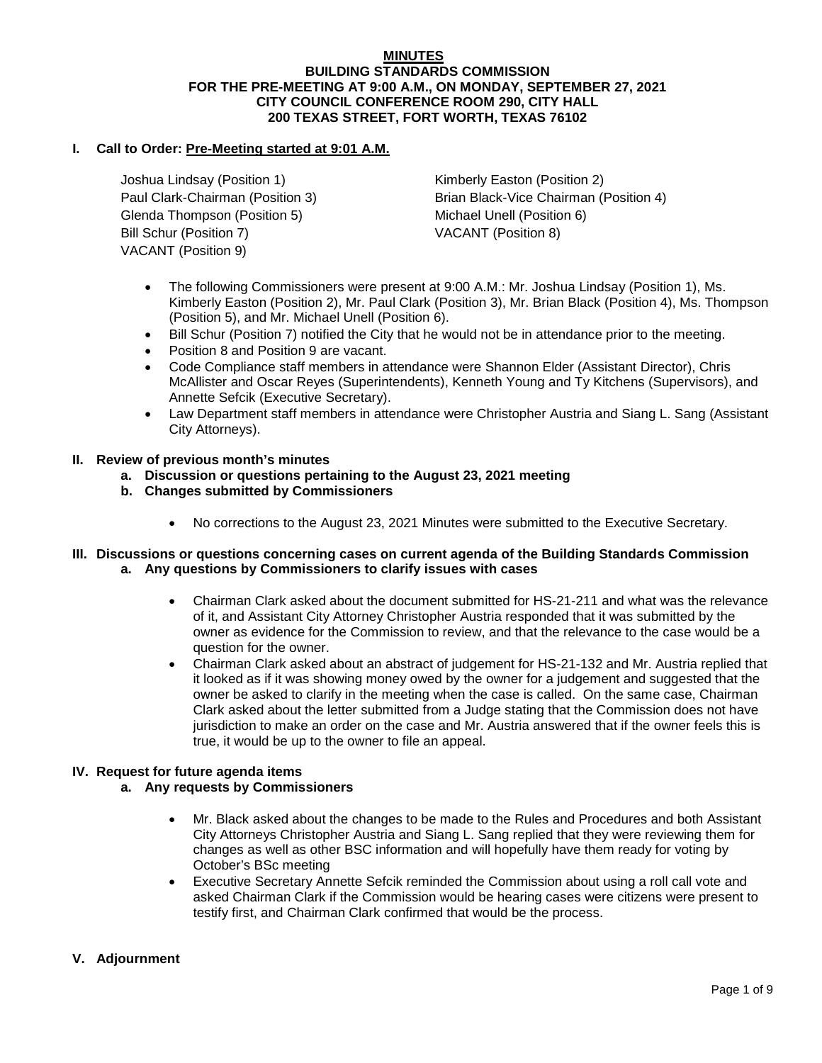**MINUTES**

**BUILDING STANDARDS COMMISSION**
**FOR THE PRE-MEETING AT 9:00 A.M., ON MONDAY, SEPTEMBER 27, 2021**
**CITY COUNCIL CONFERENCE ROOM 290, CITY HALL**
**200 TEXAS STREET, FORT WORTH, TEXAS 76102**

## I. Call to Order: Pre-Meeting started at 9:01 A.M.

Joshua Lindsay (Position 1)
Kimberly Easton (Position 2)
Paul Clark-Chairman (Position 3)
Brian Black-Vice Chairman (Position 4)
Glenda Thompson (Position 5)
Michael Unell (Position 6)
Bill Schur (Position 7)
VACANT (Position 8)
VACANT (Position 9)

- The following Commissioners were present at 9:00 A.M.: Mr. Joshua Lindsay (Position 1), Ms. Kimberly Easton (Position 2), Mr. Paul Clark (Position 3), Mr. Brian Black (Position 4), Ms. Thompson (Position 5), and Mr. Michael Unell (Position 6).
- Bill Schur (Position 7) notified the City that he would not be in attendance prior to the meeting.
- Position 8 and Position 9 are vacant.
- Code Compliance staff members in attendance were Shannon Elder (Assistant Director), Chris McAllister and Oscar Reyes (Superintendents), Kenneth Young and Ty Kitchens (Supervisors), and Annette Sefcik (Executive Secretary).
- Law Department staff members in attendance were Christopher Austria and Siang L. Sang (Assistant City Attorneys).

## II. Review of previous month's minutes

**a. Discussion or questions pertaining to the August 23, 2021 meeting**

**b. Changes submitted by Commissioners**

- No corrections to the August 23, 2021 Minutes were submitted to the Executive Secretary.

## III. Discussions or questions concerning cases on current agenda of the Building Standards Commission

**a. Any questions by Commissioners to clarify issues with cases**

- Chairman Clark asked about the document submitted for HS-21-211 and what was the relevance of it, and Assistant City Attorney Christopher Austria responded that it was submitted by the owner as evidence for the Commission to review, and that the relevance to the case would be a question for the owner.
- Chairman Clark asked about an abstract of judgement for HS-21-132 and Mr. Austria replied that it looked as if it was showing money owed by the owner for a judgement and suggested that the owner be asked to clarify in the meeting when the case is called. On the same case, Chairman Clark asked about the letter submitted from a Judge stating that the Commission does not have jurisdiction to make an order on the case and Mr. Austria answered that if the owner feels this is true, it would be up to the owner to file an appeal.

## IV. Request for future agenda items

**a. Any requests by Commissioners**

- Mr. Black asked about the changes to be made to the Rules and Procedures and both Assistant City Attorneys Christopher Austria and Siang L. Sang replied that they were reviewing them for changes as well as other BSC information and will hopefully have them ready for voting by October's BSc meeting
- Executive Secretary Annette Sefcik reminded the Commission about using a roll call vote and asked Chairman Clark if the Commission would be hearing cases were citizens were present to testify first, and Chairman Clark confirmed that would be the process.

## V. Adjournment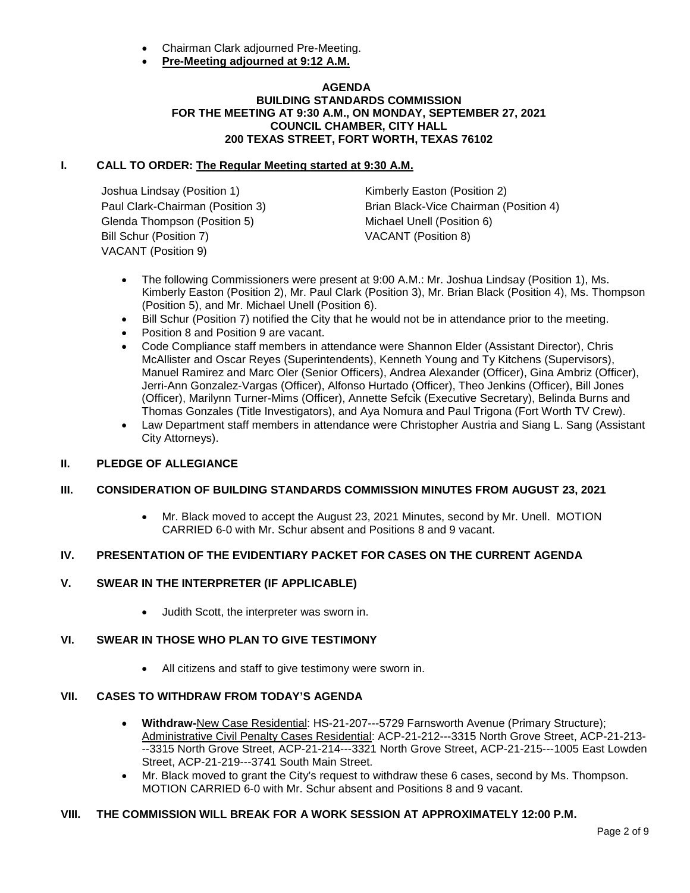- Chairman Clark adjourned Pre-Meeting.
- **Pre-Meeting adjourned at 9:12 A.M.**

**AGENDA**
**BUILDING STANDARDS COMMISSION**
**FOR THE MEETING AT 9:30 A.M., ON MONDAY, SEPTEMBER 27, 2021**
**COUNCIL CHAMBER, CITY HALL**
**200 TEXAS STREET, FORT WORTH, TEXAS 76102**

## I. CALL TO ORDER: The Regular Meeting started at 9:30 A.M.

Joshua Lindsay (Position 1)
Kimberly Easton (Position 2)
Paul Clark-Chairman (Position 3)
Brian Black-Vice Chairman (Position 4)
Glenda Thompson (Position 5)
Michael Unell (Position 6)
Bill Schur (Position 7)
VACANT (Position 8)
VACANT (Position 9)

- The following Commissioners were present at 9:00 A.M.: Mr. Joshua Lindsay (Position 1), Ms. Kimberly Easton (Position 2), Mr. Paul Clark (Position 3), Mr. Brian Black (Position 4), Ms. Thompson (Position 5), and Mr. Michael Unell (Position 6).
- Bill Schur (Position 7) notified the City that he would not be in attendance prior to the meeting.
- Position 8 and Position 9 are vacant.
- Code Compliance staff members in attendance were Shannon Elder (Assistant Director), Chris McAllister and Oscar Reyes (Superintendents), Kenneth Young and Ty Kitchens (Supervisors), Manuel Ramirez and Marc Oler (Senior Officers), Andrea Alexander (Officer), Gina Ambriz (Officer), Jerri-Ann Gonzalez-Vargas (Officer), Alfonso Hurtado (Officer), Theo Jenkins (Officer), Bill Jones (Officer), Marilynn Turner-Mims (Officer), Annette Sefcik (Executive Secretary), Belinda Burns and Thomas Gonzales (Title Investigators), and Aya Nomura and Paul Trigona (Fort Worth TV Crew).
- Law Department staff members in attendance were Christopher Austria and Siang L. Sang (Assistant City Attorneys).

## II. PLEDGE OF ALLEGIANCE

## III. CONSIDERATION OF BUILDING STANDARDS COMMISSION MINUTES FROM AUGUST 23, 2021

- Mr. Black moved to accept the August 23, 2021 Minutes, second by Mr. Unell. MOTION CARRIED 6-0 with Mr. Schur absent and Positions 8 and 9 vacant.

## IV. PRESENTATION OF THE EVIDENTIARY PACKET FOR CASES ON THE CURRENT AGENDA

## V. SWEAR IN THE INTERPRETER (IF APPLICABLE)

- Judith Scott, the interpreter was sworn in.

## VI. SWEAR IN THOSE WHO PLAN TO GIVE TESTIMONY

- All citizens and staff to give testimony were sworn in.

## VII. CASES TO WITHDRAW FROM TODAY'S AGENDA

- **Withdraw-**New Case Residential: HS-21-207---5729 Farnsworth Avenue (Primary Structure); Administrative Civil Penalty Cases Residential: ACP-21-212---3315 North Grove Street, ACP-21-213---3315 North Grove Street, ACP-21-214---3321 North Grove Street, ACP-21-215---1005 East Lowden Street, ACP-21-219---3741 South Main Street.
- Mr. Black moved to grant the City's request to withdraw these 6 cases, second by Ms. Thompson. MOTION CARRIED 6-0 with Mr. Schur absent and Positions 8 and 9 vacant.

## VIII. THE COMMISSION WILL BREAK FOR A WORK SESSION AT APPROXIMATELY 12:00 P.M.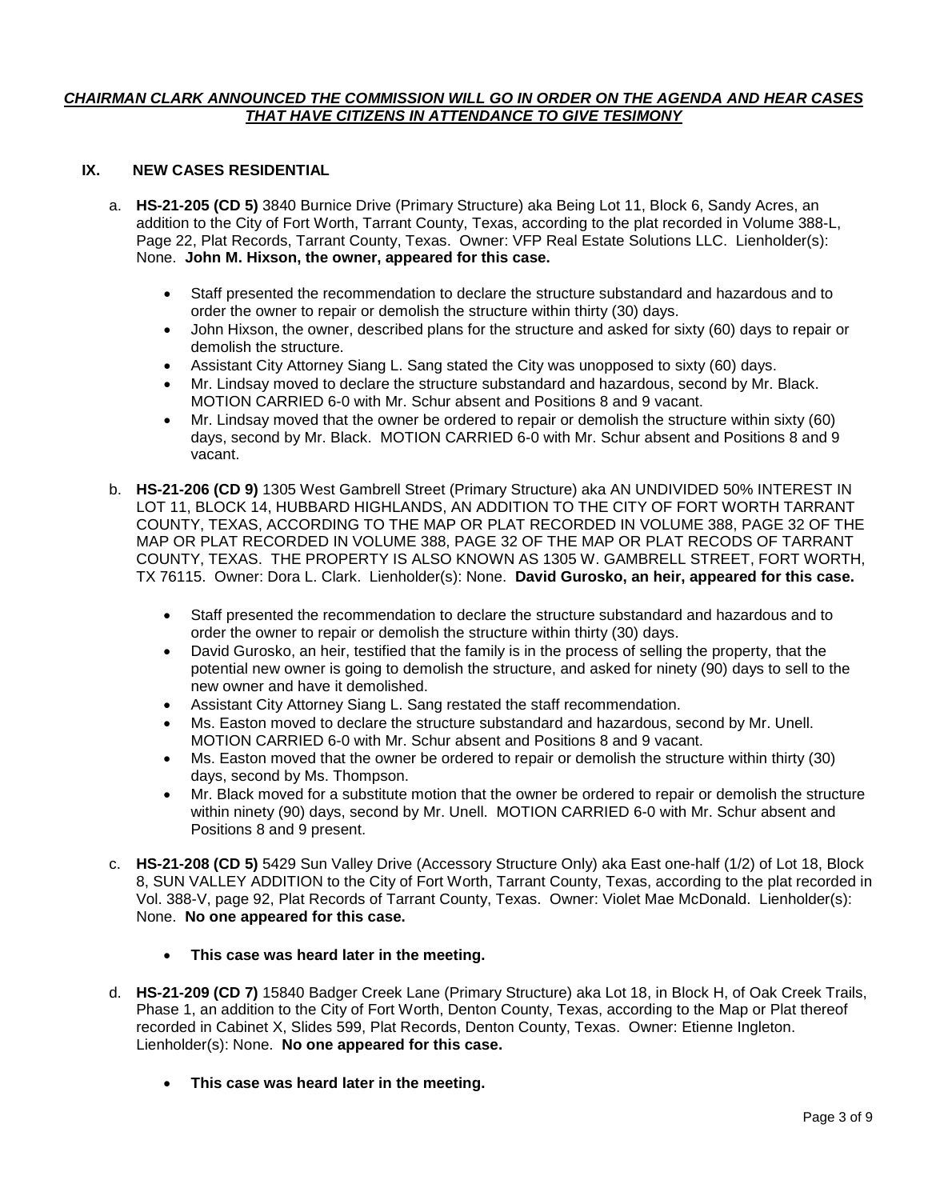***CHAIRMAN CLARK ANNOUNCED THE COMMISSION WILL GO IN ORDER ON THE AGENDA AND HEAR CASES THAT HAVE CITIZENS IN ATTENDANCE TO GIVE TESIMONY***

## IX. NEW CASES RESIDENTIAL

a. **HS-21-205 (CD 5)** 3840 Burnice Drive (Primary Structure) aka Being Lot 11, Block 6, Sandy Acres, an addition to the City of Fort Worth, Tarrant County, Texas, according to the plat recorded in Volume 388-L, Page 22, Plat Records, Tarrant County, Texas. Owner: VFP Real Estate Solutions LLC. Lienholder(s): None. **John M. Hixson, the owner, appeared for this case.**

- Staff presented the recommendation to declare the structure substandard and hazardous and to order the owner to repair or demolish the structure within thirty (30) days.
- John Hixson, the owner, described plans for the structure and asked for sixty (60) days to repair or demolish the structure.
- Assistant City Attorney Siang L. Sang stated the City was unopposed to sixty (60) days.
- Mr. Lindsay moved to declare the structure substandard and hazardous, second by Mr. Black. MOTION CARRIED 6-0 with Mr. Schur absent and Positions 8 and 9 vacant.
- Mr. Lindsay moved that the owner be ordered to repair or demolish the structure within sixty (60) days, second by Mr. Black. MOTION CARRIED 6-0 with Mr. Schur absent and Positions 8 and 9 vacant.

b. **HS-21-206 (CD 9)** 1305 West Gambrell Street (Primary Structure) aka AN UNDIVIDED 50% INTEREST IN LOT 11, BLOCK 14, HUBBARD HIGHLANDS, AN ADDITION TO THE CITY OF FORT WORTH TARRANT COUNTY, TEXAS, ACCORDING TO THE MAP OR PLAT RECORDED IN VOLUME 388, PAGE 32 OF THE MAP OR PLAT RECORDED IN VOLUME 388, PAGE 32 OF THE MAP OR PLAT RECODS OF TARRANT COUNTY, TEXAS. THE PROPERTY IS ALSO KNOWN AS 1305 W. GAMBRELL STREET, FORT WORTH, TX 76115. Owner: Dora L. Clark. Lienholder(s): None. **David Gurosko, an heir, appeared for this case.**

- Staff presented the recommendation to declare the structure substandard and hazardous and to order the owner to repair or demolish the structure within thirty (30) days.
- David Gurosko, an heir, testified that the family is in the process of selling the property, that the potential new owner is going to demolish the structure, and asked for ninety (90) days to sell to the new owner and have it demolished.
- Assistant City Attorney Siang L. Sang restated the staff recommendation.
- Ms. Easton moved to declare the structure substandard and hazardous, second by Mr. Unell. MOTION CARRIED 6-0 with Mr. Schur absent and Positions 8 and 9 vacant.
- Ms. Easton moved that the owner be ordered to repair or demolish the structure within thirty (30) days, second by Ms. Thompson.
- Mr. Black moved for a substitute motion that the owner be ordered to repair or demolish the structure within ninety (90) days, second by Mr. Unell. MOTION CARRIED 6-0 with Mr. Schur absent and Positions 8 and 9 present.

c. **HS-21-208 (CD 5)** 5429 Sun Valley Drive (Accessory Structure Only) aka East one-half (1/2) of Lot 18, Block 8, SUN VALLEY ADDITION to the City of Fort Worth, Tarrant County, Texas, according to the plat recorded in Vol. 388-V, page 92, Plat Records of Tarrant County, Texas. Owner: Violet Mae McDonald. Lienholder(s): None. **No one appeared for this case.**

- **This case was heard later in the meeting.**

d. **HS-21-209 (CD 7)** 15840 Badger Creek Lane (Primary Structure) aka Lot 18, in Block H, of Oak Creek Trails, Phase 1, an addition to the City of Fort Worth, Denton County, Texas, according to the Map or Plat thereof recorded in Cabinet X, Slides 599, Plat Records, Denton County, Texas. Owner: Etienne Ingleton. Lienholder(s): None. **No one appeared for this case.**

- **This case was heard later in the meeting.**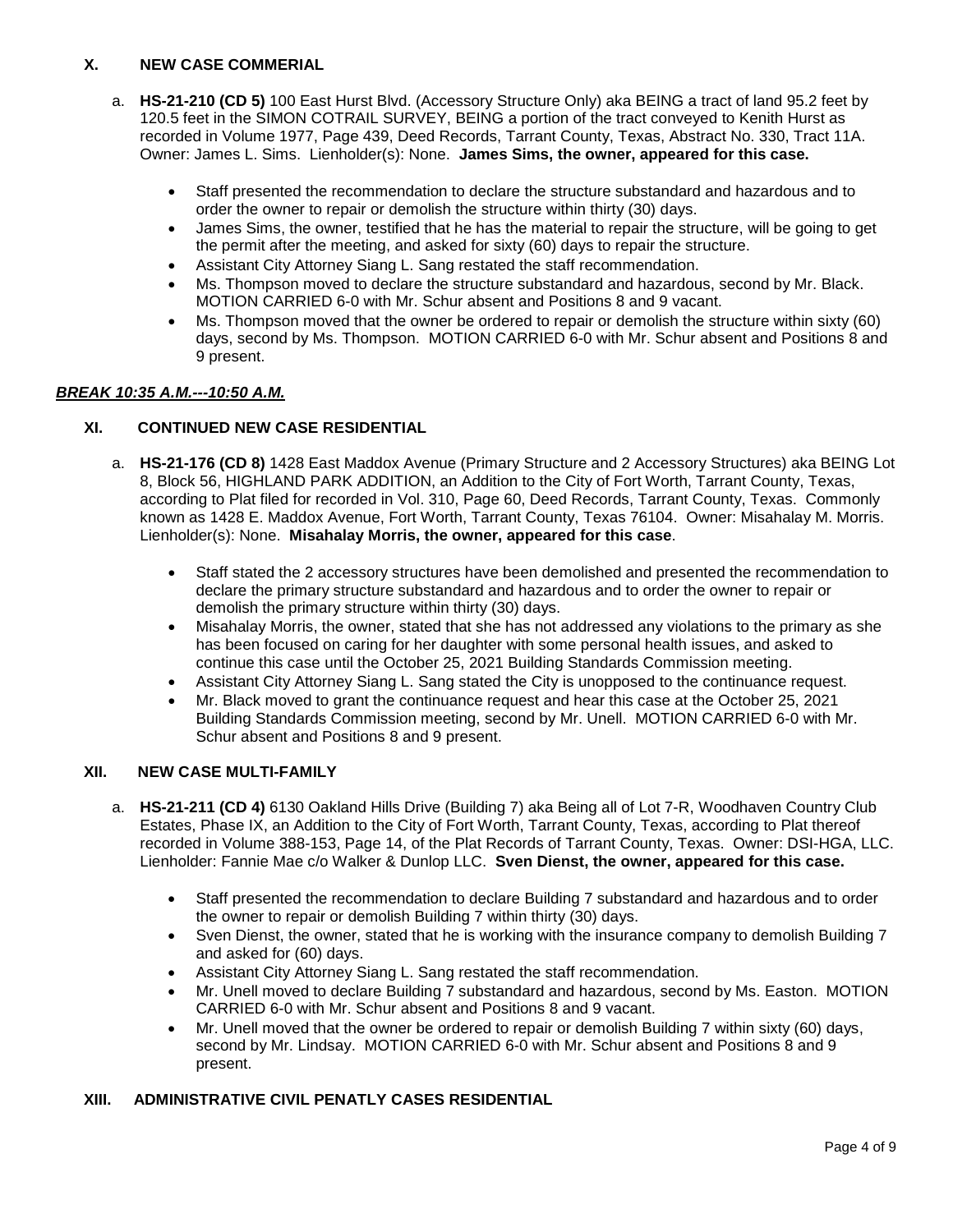## X. NEW CASE COMMERIAL

a. **HS-21-210 (CD 5)** 100 East Hurst Blvd. (Accessory Structure Only) aka BEING a tract of land 95.2 feet by 120.5 feet in the SIMON COTRAIL SURVEY, BEING a portion of the tract conveyed to Kenith Hurst as recorded in Volume 1977, Page 439, Deed Records, Tarrant County, Texas, Abstract No. 330, Tract 11A. Owner: James L. Sims. Lienholder(s): None. **James Sims, the owner, appeared for this case.**

- Staff presented the recommendation to declare the structure substandard and hazardous and to order the owner to repair or demolish the structure within thirty (30) days.
- James Sims, the owner, testified that he has the material to repair the structure, will be going to get the permit after the meeting, and asked for sixty (60) days to repair the structure.
- Assistant City Attorney Siang L. Sang restated the staff recommendation.
- Ms. Thompson moved to declare the structure substandard and hazardous, second by Mr. Black. MOTION CARRIED 6-0 with Mr. Schur absent and Positions 8 and 9 vacant.
- Ms. Thompson moved that the owner be ordered to repair or demolish the structure within sixty (60) days, second by Ms. Thompson. MOTION CARRIED 6-0 with Mr. Schur absent and Positions 8 and 9 present.

***BREAK 10:35 A.M.---10:50 A.M.***

## XI. CONTINUED NEW CASE RESIDENTIAL

a. **HS-21-176 (CD 8)** 1428 East Maddox Avenue (Primary Structure and 2 Accessory Structures) aka BEING Lot 8, Block 56, HIGHLAND PARK ADDITION, an Addition to the City of Fort Worth, Tarrant County, Texas, according to Plat filed for recorded in Vol. 310, Page 60, Deed Records, Tarrant County, Texas. Commonly known as 1428 E. Maddox Avenue, Fort Worth, Tarrant County, Texas 76104. Owner: Misahalay M. Morris. Lienholder(s): None. **Misahalay Morris, the owner, appeared for this case**.

- Staff stated the 2 accessory structures have been demolished and presented the recommendation to declare the primary structure substandard and hazardous and to order the owner to repair or demolish the primary structure within thirty (30) days.
- Misahalay Morris, the owner, stated that she has not addressed any violations to the primary as she has been focused on caring for her daughter with some personal health issues, and asked to continue this case until the October 25, 2021 Building Standards Commission meeting.
- Assistant City Attorney Siang L. Sang stated the City is unopposed to the continuance request.
- Mr. Black moved to grant the continuance request and hear this case at the October 25, 2021 Building Standards Commission meeting, second by Mr. Unell. MOTION CARRIED 6-0 with Mr. Schur absent and Positions 8 and 9 present.

## XII. NEW CASE MULTI-FAMILY

a. **HS-21-211 (CD 4)** 6130 Oakland Hills Drive (Building 7) aka Being all of Lot 7-R, Woodhaven Country Club Estates, Phase IX, an Addition to the City of Fort Worth, Tarrant County, Texas, according to Plat thereof recorded in Volume 388-153, Page 14, of the Plat Records of Tarrant County, Texas. Owner: DSI-HGA, LLC. Lienholder: Fannie Mae c/o Walker & Dunlop LLC. **Sven Dienst, the owner, appeared for this case.**

- Staff presented the recommendation to declare Building 7 substandard and hazardous and to order the owner to repair or demolish Building 7 within thirty (30) days.
- Sven Dienst, the owner, stated that he is working with the insurance company to demolish Building 7 and asked for (60) days.
- Assistant City Attorney Siang L. Sang restated the staff recommendation.
- Mr. Unell moved to declare Building 7 substandard and hazardous, second by Ms. Easton. MOTION CARRIED 6-0 with Mr. Schur absent and Positions 8 and 9 vacant.
- Mr. Unell moved that the owner be ordered to repair or demolish Building 7 within sixty (60) days, second by Mr. Lindsay. MOTION CARRIED 6-0 with Mr. Schur absent and Positions 8 and 9 present.

## XIII. ADMINISTRATIVE CIVIL PENATLY CASES RESIDENTIAL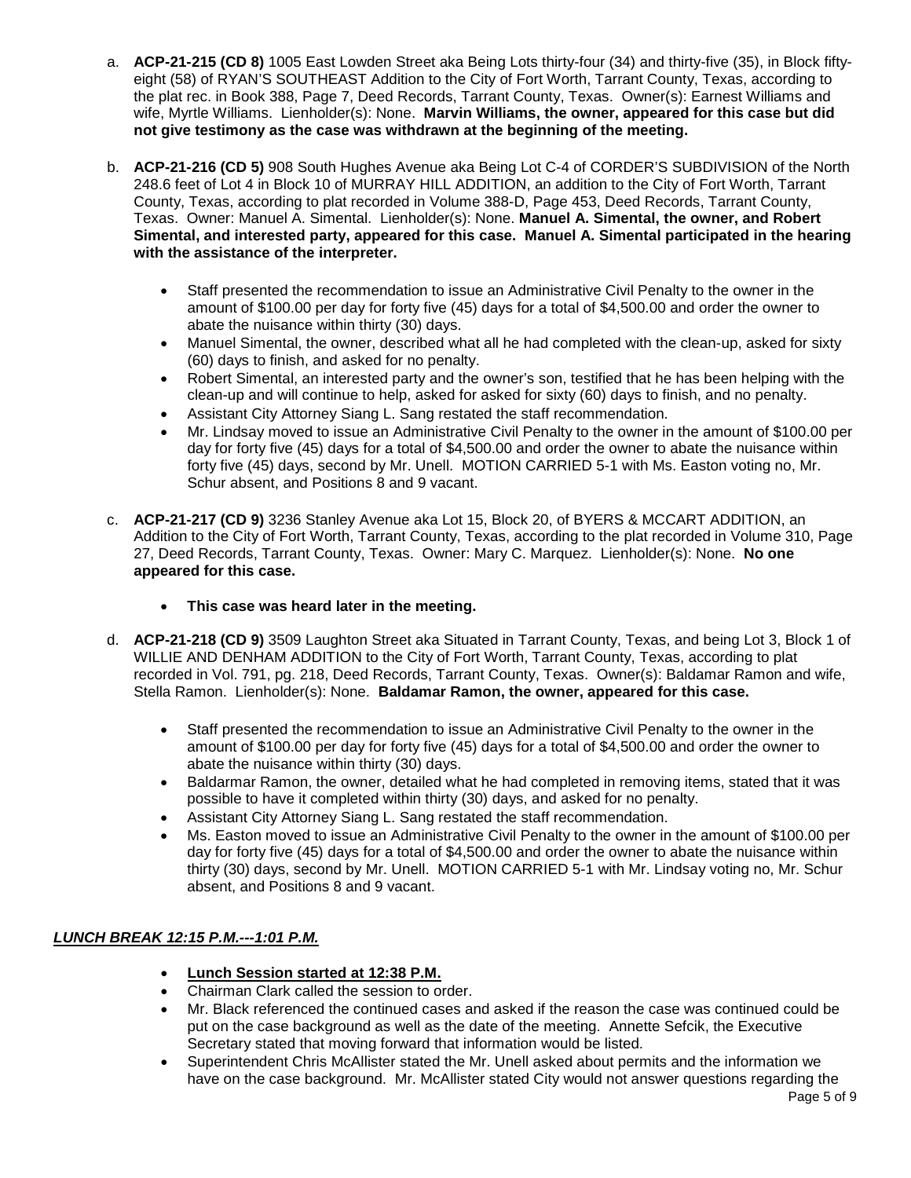a. **ACP-21-215 (CD 8)** 1005 East Lowden Street aka Being Lots thirty-four (34) and thirty-five (35), in Block fifty-eight (58) of RYAN'S SOUTHEAST Addition to the City of Fort Worth, Tarrant County, Texas, according to the plat rec. in Book 388, Page 7, Deed Records, Tarrant County, Texas. Owner(s): Earnest Williams and wife, Myrtle Williams. Lienholder(s): None. **Marvin Williams, the owner, appeared for this case but did not give testimony as the case was withdrawn at the beginning of the meeting.**

b. **ACP-21-216 (CD 5)** 908 South Hughes Avenue aka Being Lot C-4 of CORDER'S SUBDIVISION of the North 248.6 feet of Lot 4 in Block 10 of MURRAY HILL ADDITION, an addition to the City of Fort Worth, Tarrant County, Texas, according to plat recorded in Volume 388-D, Page 453, Deed Records, Tarrant County, Texas. Owner: Manuel A. Simental. Lienholder(s): None. **Manuel A. Simental, the owner, and Robert Simental, and interested party, appeared for this case. Manuel A. Simental participated in the hearing with the assistance of the interpreter.**

- Staff presented the recommendation to issue an Administrative Civil Penalty to the owner in the amount of $100.00 per day for forty five (45) days for a total of $4,500.00 and order the owner to abate the nuisance within thirty (30) days.
- Manuel Simental, the owner, described what all he had completed with the clean-up, asked for sixty (60) days to finish, and asked for no penalty.
- Robert Simental, an interested party and the owner's son, testified that he has been helping with the clean-up and will continue to help, asked for asked for sixty (60) days to finish, and no penalty.
- Assistant City Attorney Siang L. Sang restated the staff recommendation.
- Mr. Lindsay moved to issue an Administrative Civil Penalty to the owner in the amount of $100.00 per day for forty five (45) days for a total of $4,500.00 and order the owner to abate the nuisance within forty five (45) days, second by Mr. Unell. MOTION CARRIED 5-1 with Ms. Easton voting no, Mr. Schur absent, and Positions 8 and 9 vacant.

c. **ACP-21-217 (CD 9)** 3236 Stanley Avenue aka Lot 15, Block 20, of BYERS & MCCART ADDITION, an Addition to the City of Fort Worth, Tarrant County, Texas, according to the plat recorded in Volume 310, Page 27, Deed Records, Tarrant County, Texas. Owner: Mary C. Marquez. Lienholder(s): None. **No one appeared for this case.**

- **This case was heard later in the meeting.**

d. **ACP-21-218 (CD 9)** 3509 Laughton Street aka Situated in Tarrant County, Texas, and being Lot 3, Block 1 of WILLIE AND DENHAM ADDITION to the City of Fort Worth, Tarrant County, Texas, according to plat recorded in Vol. 791, pg. 218, Deed Records, Tarrant County, Texas. Owner(s): Baldamar Ramon and wife, Stella Ramon. Lienholder(s): None. **Baldamar Ramon, the owner, appeared for this case.**

- Staff presented the recommendation to issue an Administrative Civil Penalty to the owner in the amount of $100.00 per day for forty five (45) days for a total of $4,500.00 and order the owner to abate the nuisance within thirty (30) days.
- Baldarmar Ramon, the owner, detailed what he had completed in removing items, stated that it was possible to have it completed within thirty (30) days, and asked for no penalty.
- Assistant City Attorney Siang L. Sang restated the staff recommendation.
- Ms. Easton moved to issue an Administrative Civil Penalty to the owner in the amount of $100.00 per day for forty five (45) days for a total of $4,500.00 and order the owner to abate the nuisance within thirty (30) days, second by Mr. Unell. MOTION CARRIED 5-1 with Mr. Lindsay voting no, Mr. Schur absent, and Positions 8 and 9 vacant.

***LUNCH BREAK 12:15 P.M.---1:01 P.M.***

- **Lunch Session started at 12:38 P.M.**
- Chairman Clark called the session to order.
- Mr. Black referenced the continued cases and asked if the reason the case was continued could be put on the case background as well as the date of the meeting. Annette Sefcik, the Executive Secretary stated that moving forward that information would be listed.
- Superintendent Chris McAllister stated the Mr. Unell asked about permits and the information we have on the case background. Mr. McAllister stated City would not answer questions regarding the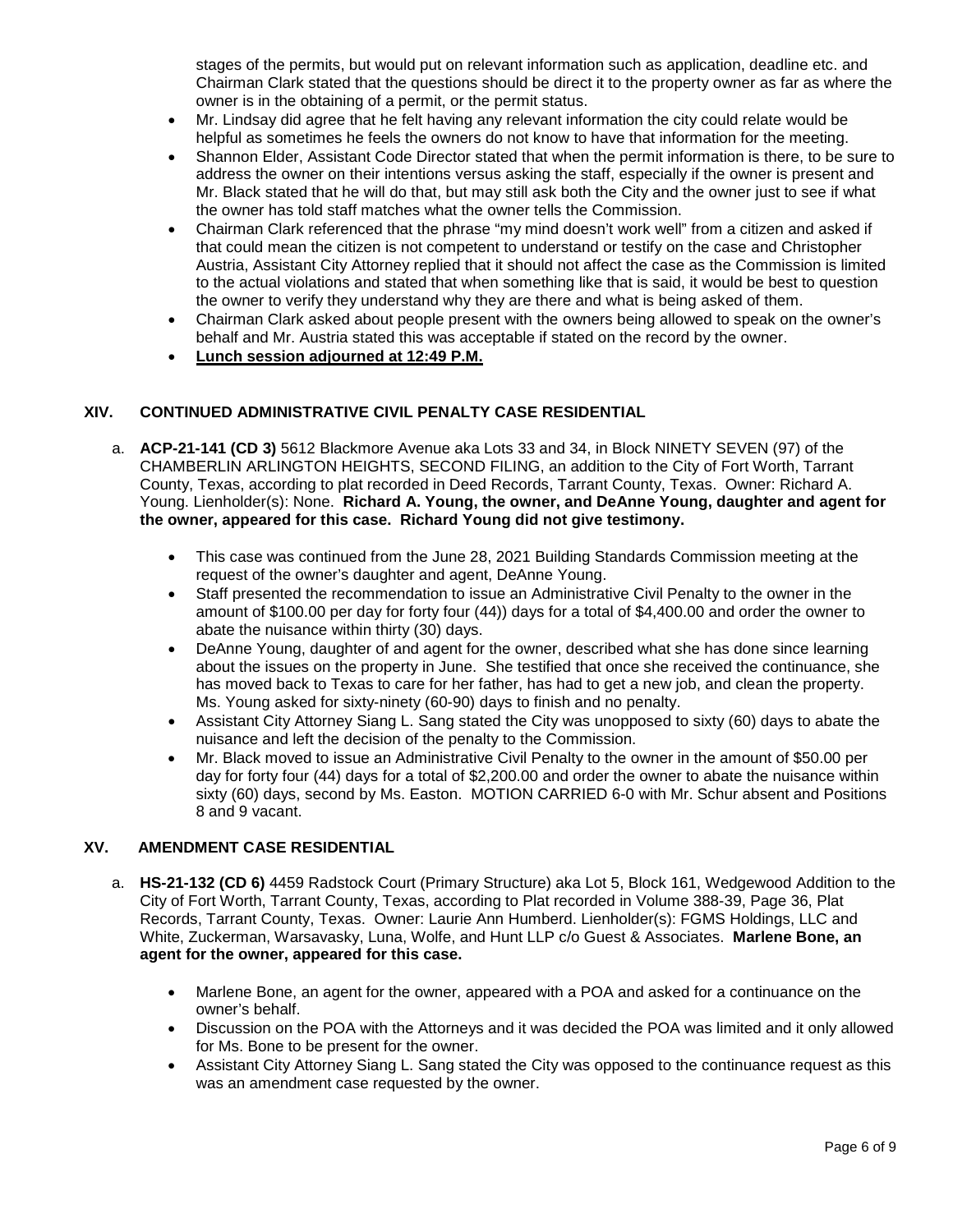stages of the permits, but would put on relevant information such as application, deadline etc. and Chairman Clark stated that the questions should be direct it to the property owner as far as where the owner is in the obtaining of a permit, or the permit status.

- Mr. Lindsay did agree that he felt having any relevant information the city could relate would be helpful as sometimes he feels the owners do not know to have that information for the meeting.
- Shannon Elder, Assistant Code Director stated that when the permit information is there, to be sure to address the owner on their intentions versus asking the staff, especially if the owner is present and Mr. Black stated that he will do that, but may still ask both the City and the owner just to see if what the owner has told staff matches what the owner tells the Commission.
- Chairman Clark referenced that the phrase "my mind doesn't work well" from a citizen and asked if that could mean the citizen is not competent to understand or testify on the case and Christopher Austria, Assistant City Attorney replied that it should not affect the case as the Commission is limited to the actual violations and stated that when something like that is said, it would be best to question the owner to verify they understand why they are there and what is being asked of them.
- Chairman Clark asked about people present with the owners being allowed to speak on the owner's behalf and Mr. Austria stated this was acceptable if stated on the record by the owner.
- **Lunch session adjourned at 12:49 P.M.**

## XIV. CONTINUED ADMINISTRATIVE CIVIL PENALTY CASE RESIDENTIAL

a. **ACP-21-141 (CD 3)** 5612 Blackmore Avenue aka Lots 33 and 34, in Block NINETY SEVEN (97) of the CHAMBERLIN ARLINGTON HEIGHTS, SECOND FILING, an addition to the City of Fort Worth, Tarrant County, Texas, according to plat recorded in Deed Records, Tarrant County, Texas. Owner: Richard A. Young. Lienholder(s): None. **Richard A. Young, the owner, and DeAnne Young, daughter and agent for the owner, appeared for this case. Richard Young did not give testimony.**

   - This case was continued from the June 28, 2021 Building Standards Commission meeting at the request of the owner's daughter and agent, DeAnne Young.
   - Staff presented the recommendation to issue an Administrative Civil Penalty to the owner in the amount of $100.00 per day for forty four (44)) days for a total of $4,400.00 and order the owner to abate the nuisance within thirty (30) days.
   - DeAnne Young, daughter of and agent for the owner, described what she has done since learning about the issues on the property in June. She testified that once she received the continuance, she has moved back to Texas to care for her father, has had to get a new job, and clean the property. Ms. Young asked for sixty-ninety (60-90) days to finish and no penalty.
   - Assistant City Attorney Siang L. Sang stated the City was unopposed to sixty (60) days to abate the nuisance and left the decision of the penalty to the Commission.
   - Mr. Black moved to issue an Administrative Civil Penalty to the owner in the amount of $50.00 per day for forty four (44) days for a total of $2,200.00 and order the owner to abate the nuisance within sixty (60) days, second by Ms. Easton. MOTION CARRIED 6-0 with Mr. Schur absent and Positions 8 and 9 vacant.

## XV. AMENDMENT CASE RESIDENTIAL

a. **HS-21-132 (CD 6)** 4459 Radstock Court (Primary Structure) aka Lot 5, Block 161, Wedgewood Addition to the City of Fort Worth, Tarrant County, Texas, according to Plat recorded in Volume 388-39, Page 36, Plat Records, Tarrant County, Texas. Owner: Laurie Ann Humberd. Lienholder(s): FGMS Holdings, LLC and White, Zuckerman, Warsavasky, Luna, Wolfe, and Hunt LLP c/o Guest & Associates. **Marlene Bone, an agent for the owner, appeared for this case.**

   - Marlene Bone, an agent for the owner, appeared with a POA and asked for a continuance on the owner's behalf.
   - Discussion on the POA with the Attorneys and it was decided the POA was limited and it only allowed for Ms. Bone to be present for the owner.
   - Assistant City Attorney Siang L. Sang stated the City was opposed to the continuance request as this was an amendment case requested by the owner.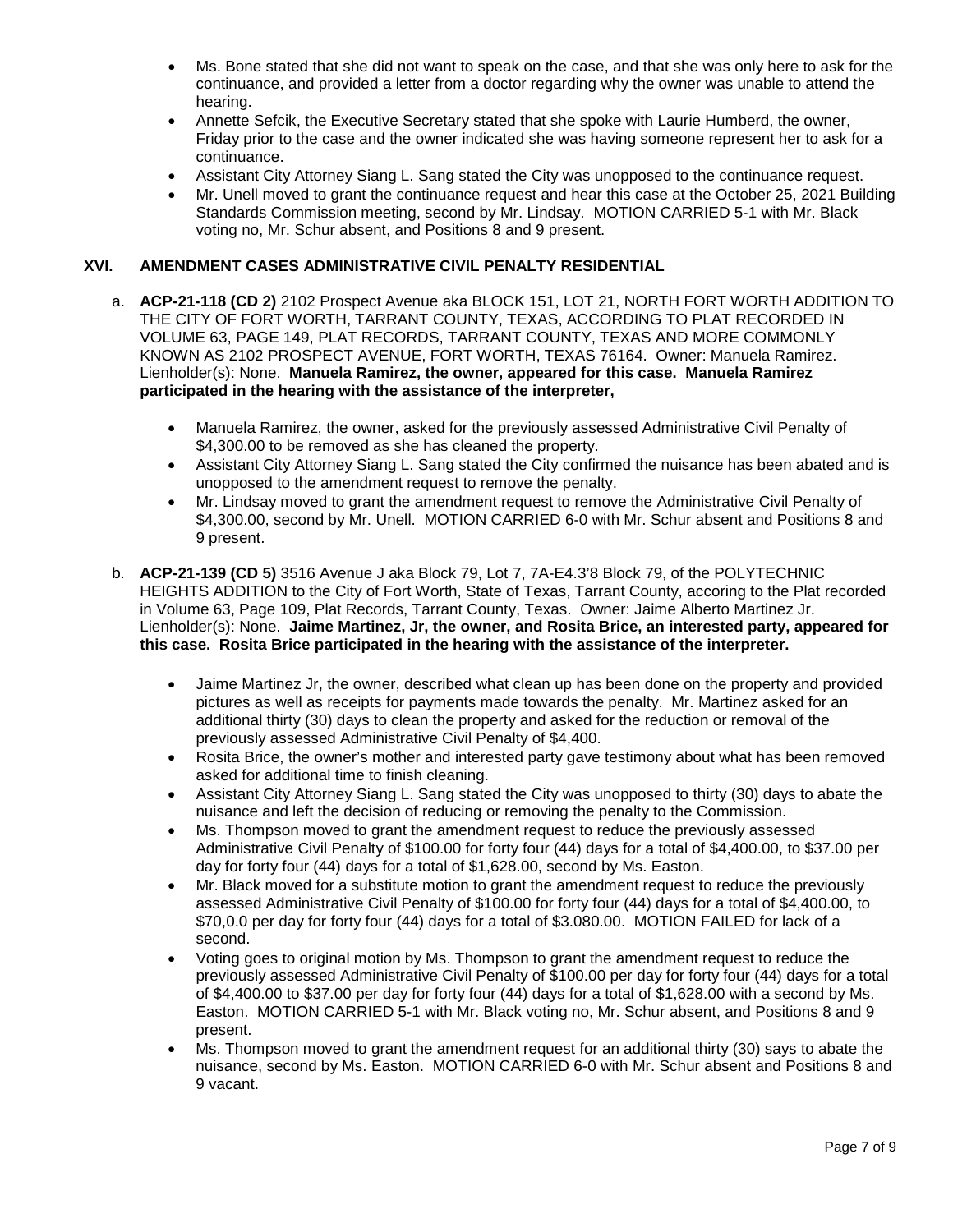- Ms. Bone stated that she did not want to speak on the case, and that she was only here to ask for the continuance, and provided a letter from a doctor regarding why the owner was unable to attend the hearing.
- Annette Sefcik, the Executive Secretary stated that she spoke with Laurie Humberd, the owner, Friday prior to the case and the owner indicated she was having someone represent her to ask for a continuance.
- Assistant City Attorney Siang L. Sang stated the City was unopposed to the continuance request.
- Mr. Unell moved to grant the continuance request and hear this case at the October 25, 2021 Building Standards Commission meeting, second by Mr. Lindsay. MOTION CARRIED 5-1 with Mr. Black voting no, Mr. Schur absent, and Positions 8 and 9 present.

## XVI. AMENDMENT CASES ADMINISTRATIVE CIVIL PENALTY RESIDENTIAL

a. **ACP-21-118 (CD 2)** 2102 Prospect Avenue aka BLOCK 151, LOT 21, NORTH FORT WORTH ADDITION TO THE CITY OF FORT WORTH, TARRANT COUNTY, TEXAS, ACCORDING TO PLAT RECORDED IN VOLUME 63, PAGE 149, PLAT RECORDS, TARRANT COUNTY, TEXAS AND MORE COMMONLY KNOWN AS 2102 PROSPECT AVENUE, FORT WORTH, TEXAS 76164. Owner: Manuela Ramirez. Lienholder(s): None. **Manuela Ramirez, the owner, appeared for this case. Manuela Ramirez participated in the hearing with the assistance of the interpreter,**

- Manuela Ramirez, the owner, asked for the previously assessed Administrative Civil Penalty of $4,300.00 to be removed as she has cleaned the property.
- Assistant City Attorney Siang L. Sang stated the City confirmed the nuisance has been abated and is unopposed to the amendment request to remove the penalty.
- Mr. Lindsay moved to grant the amendment request to remove the Administrative Civil Penalty of $4,300.00, second by Mr. Unell. MOTION CARRIED 6-0 with Mr. Schur absent and Positions 8 and 9 present.

b. **ACP-21-139 (CD 5)** 3516 Avenue J aka Block 79, Lot 7, 7A-E4.3'8 Block 79, of the POLYTECHNIC HEIGHTS ADDITION to the City of Fort Worth, State of Texas, Tarrant County, accoring to the Plat recorded in Volume 63, Page 109, Plat Records, Tarrant County, Texas. Owner: Jaime Alberto Martinez Jr. Lienholder(s): None. **Jaime Martinez, Jr, the owner, and Rosita Brice, an interested party, appeared for this case. Rosita Brice participated in the hearing with the assistance of the interpreter.**

- Jaime Martinez Jr, the owner, described what clean up has been done on the property and provided pictures as well as receipts for payments made towards the penalty. Mr. Martinez asked for an additional thirty (30) days to clean the property and asked for the reduction or removal of the previously assessed Administrative Civil Penalty of $4,400.
- Rosita Brice, the owner's mother and interested party gave testimony about what has been removed asked for additional time to finish cleaning.
- Assistant City Attorney Siang L. Sang stated the City was unopposed to thirty (30) days to abate the nuisance and left the decision of reducing or removing the penalty to the Commission.
- Ms. Thompson moved to grant the amendment request to reduce the previously assessed Administrative Civil Penalty of $100.00 for forty four (44) days for a total of $4,400.00, to $37.00 per day for forty four (44) days for a total of $1,628.00, second by Ms. Easton.
- Mr. Black moved for a substitute motion to grant the amendment request to reduce the previously assessed Administrative Civil Penalty of $100.00 for forty four (44) days for a total of $4,400.00, to $70,0.0 per day for forty four (44) days for a total of $3.080.00. MOTION FAILED for lack of a second.
- Voting goes to original motion by Ms. Thompson to grant the amendment request to reduce the previously assessed Administrative Civil Penalty of $100.00 per day for forty four (44) days for a total of $4,400.00 to $37.00 per day for forty four (44) days for a total of $1,628.00 with a second by Ms. Easton. MOTION CARRIED 5-1 with Mr. Black voting no, Mr. Schur absent, and Positions 8 and 9 present.
- Ms. Thompson moved to grant the amendment request for an additional thirty (30) says to abate the nuisance, second by Ms. Easton. MOTION CARRIED 6-0 with Mr. Schur absent and Positions 8 and 9 vacant.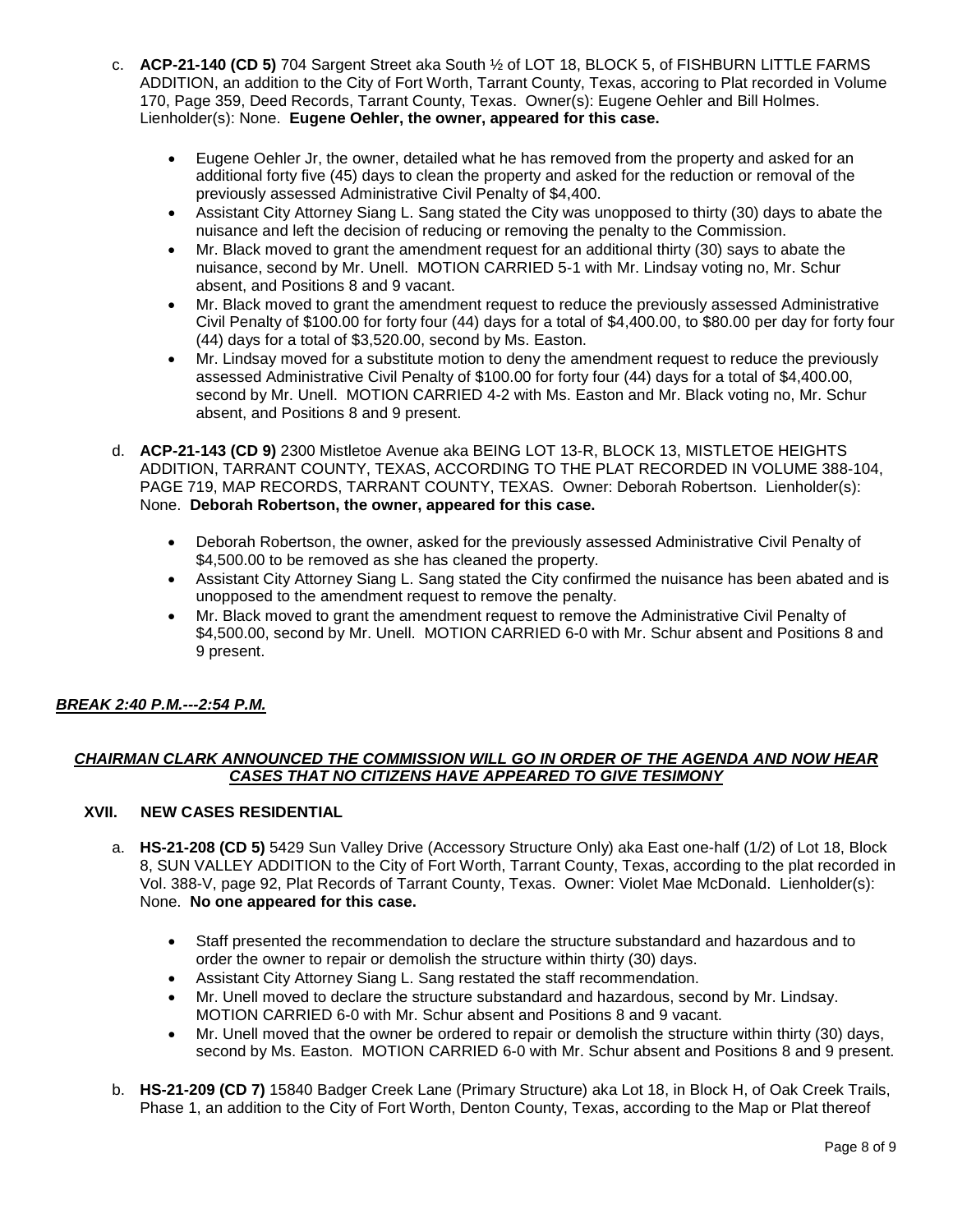c. **ACP-21-140 (CD 5)** 704 Sargent Street aka South ½ of LOT 18, BLOCK 5, of FISHBURN LITTLE FARMS ADDITION, an addition to the City of Fort Worth, Tarrant County, Texas, accoring to Plat recorded in Volume 170, Page 359, Deed Records, Tarrant County, Texas. Owner(s): Eugene Oehler and Bill Holmes. Lienholder(s): None. **Eugene Oehler, the owner, appeared for this case.**

- Eugene Oehler Jr, the owner, detailed what he has removed from the property and asked for an additional forty five (45) days to clean the property and asked for the reduction or removal of the previously assessed Administrative Civil Penalty of $4,400.
- Assistant City Attorney Siang L. Sang stated the City was unopposed to thirty (30) days to abate the nuisance and left the decision of reducing or removing the penalty to the Commission.
- Mr. Black moved to grant the amendment request for an additional thirty (30) says to abate the nuisance, second by Mr. Unell. MOTION CARRIED 5-1 with Mr. Lindsay voting no, Mr. Schur absent, and Positions 8 and 9 vacant.
- Mr. Black moved to grant the amendment request to reduce the previously assessed Administrative Civil Penalty of $100.00 for forty four (44) days for a total of $4,400.00, to $80.00 per day for forty four (44) days for a total of $3,520.00, second by Ms. Easton.
- Mr. Lindsay moved for a substitute motion to deny the amendment request to reduce the previously assessed Administrative Civil Penalty of $100.00 for forty four (44) days for a total of $4,400.00, second by Mr. Unell. MOTION CARRIED 4-2 with Ms. Easton and Mr. Black voting no, Mr. Schur absent, and Positions 8 and 9 present.

d. **ACP-21-143 (CD 9)** 2300 Mistletoe Avenue aka BEING LOT 13-R, BLOCK 13, MISTLETOE HEIGHTS ADDITION, TARRANT COUNTY, TEXAS, ACCORDING TO THE PLAT RECORDED IN VOLUME 388-104, PAGE 719, MAP RECORDS, TARRANT COUNTY, TEXAS. Owner: Deborah Robertson. Lienholder(s): None. **Deborah Robertson, the owner, appeared for this case.**

- Deborah Robertson, the owner, asked for the previously assessed Administrative Civil Penalty of $4,500.00 to be removed as she has cleaned the property.
- Assistant City Attorney Siang L. Sang stated the City confirmed the nuisance has been abated and is unopposed to the amendment request to remove the penalty.
- Mr. Black moved to grant the amendment request to remove the Administrative Civil Penalty of $4,500.00, second by Mr. Unell. MOTION CARRIED 6-0 with Mr. Schur absent and Positions 8 and 9 present.

***BREAK 2:40 P.M.---2:54 P.M.***

***CHAIRMAN CLARK ANNOUNCED THE COMMISSION WILL GO IN ORDER OF THE AGENDA AND NOW HEAR CASES THAT NO CITIZENS HAVE APPEARED TO GIVE TESIMONY***

## XVII. NEW CASES RESIDENTIAL

a. **HS-21-208 (CD 5)** 5429 Sun Valley Drive (Accessory Structure Only) aka East one-half (1/2) of Lot 18, Block 8, SUN VALLEY ADDITION to the City of Fort Worth, Tarrant County, Texas, according to the plat recorded in Vol. 388-V, page 92, Plat Records of Tarrant County, Texas. Owner: Violet Mae McDonald. Lienholder(s): None. **No one appeared for this case.**

- Staff presented the recommendation to declare the structure substandard and hazardous and to order the owner to repair or demolish the structure within thirty (30) days.
- Assistant City Attorney Siang L. Sang restated the staff recommendation.
- Mr. Unell moved to declare the structure substandard and hazardous, second by Mr. Lindsay. MOTION CARRIED 6-0 with Mr. Schur absent and Positions 8 and 9 vacant.
- Mr. Unell moved that the owner be ordered to repair or demolish the structure within thirty (30) days, second by Ms. Easton. MOTION CARRIED 6-0 with Mr. Schur absent and Positions 8 and 9 present.

b. **HS-21-209 (CD 7)** 15840 Badger Creek Lane (Primary Structure) aka Lot 18, in Block H, of Oak Creek Trails, Phase 1, an addition to the City of Fort Worth, Denton County, Texas, according to the Map or Plat thereof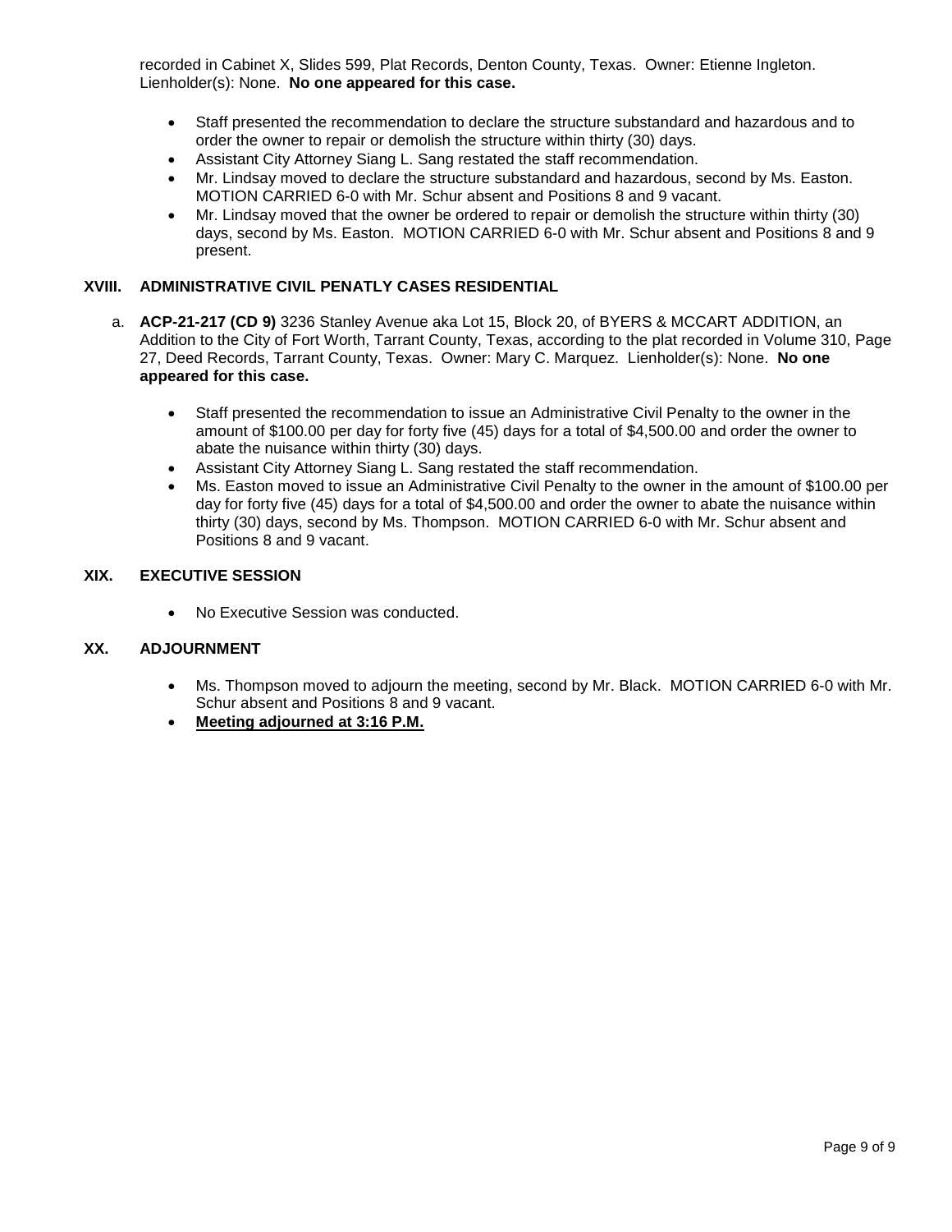recorded in Cabinet X, Slides 599, Plat Records, Denton County, Texas. Owner: Etienne Ingleton. Lienholder(s): None. **No one appeared for this case.**

- Staff presented the recommendation to declare the structure substandard and hazardous and to order the owner to repair or demolish the structure within thirty (30) days.
- Assistant City Attorney Siang L. Sang restated the staff recommendation.
- Mr. Lindsay moved to declare the structure substandard and hazardous, second by Ms. Easton. MOTION CARRIED 6-0 with Mr. Schur absent and Positions 8 and 9 vacant.
- Mr. Lindsay moved that the owner be ordered to repair or demolish the structure within thirty (30) days, second by Ms. Easton. MOTION CARRIED 6-0 with Mr. Schur absent and Positions 8 and 9 present.

## XVIII. ADMINISTRATIVE CIVIL PENATLY CASES RESIDENTIAL

a. **ACP-21-217 (CD 9)** 3236 Stanley Avenue aka Lot 15, Block 20, of BYERS & MCCART ADDITION, an Addition to the City of Fort Worth, Tarrant County, Texas, according to the plat recorded in Volume 310, Page 27, Deed Records, Tarrant County, Texas. Owner: Mary C. Marquez. Lienholder(s): None. **No one appeared for this case.**

- Staff presented the recommendation to issue an Administrative Civil Penalty to the owner in the amount of $100.00 per day for forty five (45) days for a total of $4,500.00 and order the owner to abate the nuisance within thirty (30) days.
- Assistant City Attorney Siang L. Sang restated the staff recommendation.
- Ms. Easton moved to issue an Administrative Civil Penalty to the owner in the amount of $100.00 per day for forty five (45) days for a total of $4,500.00 and order the owner to abate the nuisance within thirty (30) days, second by Ms. Thompson. MOTION CARRIED 6-0 with Mr. Schur absent and Positions 8 and 9 vacant.

## XIX. EXECUTIVE SESSION

- No Executive Session was conducted.

## XX. ADJOURNMENT

- Ms. Thompson moved to adjourn the meeting, second by Mr. Black. MOTION CARRIED 6-0 with Mr. Schur absent and Positions 8 and 9 vacant.
- **Meeting adjourned at 3:16 P.M.**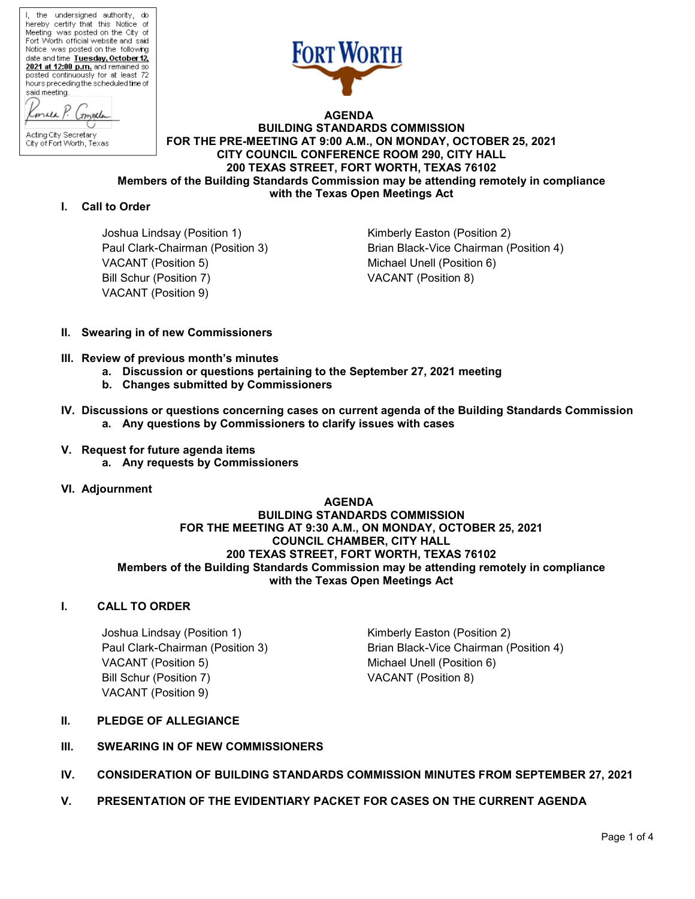I, the undersigned authority, do hereby certify that this Notice of Meeting was posted on the City of Fort Worth official website and said Notice was posted on the following date and time **Tuesday, October 12, 2021 at 12:00 p.m.** and remained so posted continuously for at least 72 hours preceding the scheduled time of said meeting.

Acting City Secretary
City of Fort Worth, Texas

FORT WORTH

## AGENDA
## BUILDING STANDARDS COMMISSION
## FOR THE PRE-MEETING AT 9:00 A.M., ON MONDAY, OCTOBER 25, 2021
## CITY COUNCIL CONFERENCE ROOM 290, CITY HALL
## 200 TEXAS STREET, FORT WORTH, TEXAS 76102

**Members of the Building Standards Commission may be attending remotely in compliance with the Texas Open Meetings Act**

**I. Call to Order**

Joshua Lindsay (Position 1)
Kimberly Easton (Position 2)
Paul Clark-Chairman (Position 3)
Brian Black-Vice Chairman (Position 4)
VACANT (Position 5)
Michael Unell (Position 6)
Bill Schur (Position 7)
VACANT (Position 8)
VACANT (Position 9)

**II. Swearing in of new Commissioners**

**III. Review of previous month's minutes**
- **a. Discussion or questions pertaining to the September 27, 2021 meeting**
- **b. Changes submitted by Commissioners**

**IV. Discussions or questions concerning cases on current agenda of the Building Standards Commission**
- **a. Any questions by Commissioners to clarify issues with cases**

**V. Request for future agenda items**
- **a. Any requests by Commissioners**

**VI. Adjournment**

## AGENDA
## BUILDING STANDARDS COMMISSION
## FOR THE MEETING AT 9:30 A.M., ON MONDAY, OCTOBER 25, 2021
## COUNCIL CHAMBER, CITY HALL
## 200 TEXAS STREET, FORT WORTH, TEXAS 76102

**Members of the Building Standards Commission may be attending remotely in compliance with the Texas Open Meetings Act**

**I. CALL TO ORDER**

Joshua Lindsay (Position 1)
Kimberly Easton (Position 2)
Paul Clark-Chairman (Position 3)
Brian Black-Vice Chairman (Position 4)
VACANT (Position 5)
Michael Unell (Position 6)
Bill Schur (Position 7)
VACANT (Position 8)
VACANT (Position 9)

**II. PLEDGE OF ALLEGIANCE**

**III. SWEARING IN OF NEW COMMISSIONERS**

**IV. CONSIDERATION OF BUILDING STANDARDS COMMISSION MINUTES FROM SEPTEMBER 27, 2021**

**V. PRESENTATION OF THE EVIDENTIARY PACKET FOR CASES ON THE CURRENT AGENDA**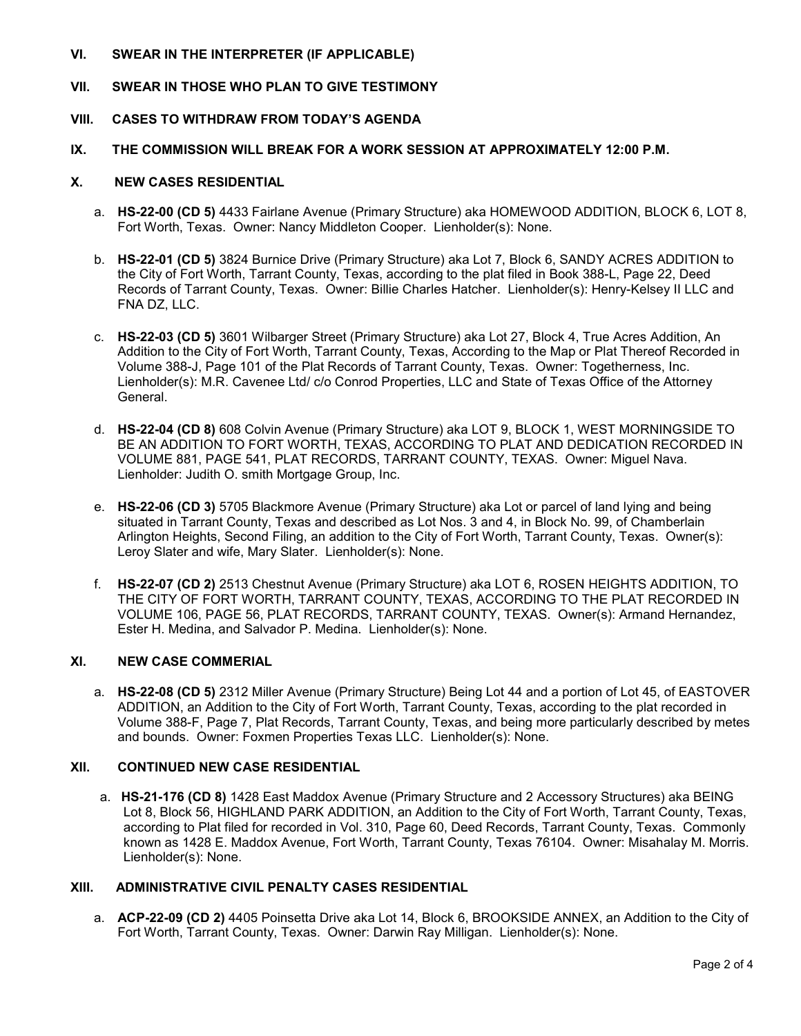## VI. SWEAR IN THE INTERPRETER (IF APPLICABLE)

## VII. SWEAR IN THOSE WHO PLAN TO GIVE TESTIMONY

## VIII. CASES TO WITHDRAW FROM TODAY'S AGENDA

## IX. THE COMMISSION WILL BREAK FOR A WORK SESSION AT APPROXIMATELY 12:00 P.M.

## X. NEW CASES RESIDENTIAL

a. **HS-22-00 (CD 5)** 4433 Fairlane Avenue (Primary Structure) aka HOMEWOOD ADDITION, BLOCK 6, LOT 8, Fort Worth, Texas. Owner: Nancy Middleton Cooper. Lienholder(s): None.

b. **HS-22-01 (CD 5)** 3824 Burnice Drive (Primary Structure) aka Lot 7, Block 6, SANDY ACRES ADDITION to the City of Fort Worth, Tarrant County, Texas, according to the plat filed in Book 388-L, Page 22, Deed Records of Tarrant County, Texas. Owner: Billie Charles Hatcher. Lienholder(s): Henry-Kelsey II LLC and FNA DZ, LLC.

c. **HS-22-03 (CD 5)** 3601 Wilbarger Street (Primary Structure) aka Lot 27, Block 4, True Acres Addition, An Addition to the City of Fort Worth, Tarrant County, Texas, According to the Map or Plat Thereof Recorded in Volume 388-J, Page 101 of the Plat Records of Tarrant County, Texas. Owner: Togetherness, Inc. Lienholder(s): M.R. Cavenee Ltd/ c/o Conrod Properties, LLC and State of Texas Office of the Attorney General.

d. **HS-22-04 (CD 8)** 608 Colvin Avenue (Primary Structure) aka LOT 9, BLOCK 1, WEST MORNINGSIDE TO BE AN ADDITION TO FORT WORTH, TEXAS, ACCORDING TO PLAT AND DEDICATION RECORDED IN VOLUME 881, PAGE 541, PLAT RECORDS, TARRANT COUNTY, TEXAS. Owner: Miguel Nava. Lienholder: Judith O. smith Mortgage Group, Inc.

e. **HS-22-06 (CD 3)** 5705 Blackmore Avenue (Primary Structure) aka Lot or parcel of land lying and being situated in Tarrant County, Texas and described as Lot Nos. 3 and 4, in Block No. 99, of Chamberlain Arlington Heights, Second Filing, an addition to the City of Fort Worth, Tarrant County, Texas. Owner(s): Leroy Slater and wife, Mary Slater. Lienholder(s): None.

f. **HS-22-07 (CD 2)** 2513 Chestnut Avenue (Primary Structure) aka LOT 6, ROSEN HEIGHTS ADDITION, TO THE CITY OF FORT WORTH, TARRANT COUNTY, TEXAS, ACCORDING TO THE PLAT RECORDED IN VOLUME 106, PAGE 56, PLAT RECORDS, TARRANT COUNTY, TEXAS. Owner(s): Armand Hernandez, Ester H. Medina, and Salvador P. Medina. Lienholder(s): None.

## XI. NEW CASE COMMERIAL

a. **HS-22-08 (CD 5)** 2312 Miller Avenue (Primary Structure) Being Lot 44 and a portion of Lot 45, of EASTOVER ADDITION, an Addition to the City of Fort Worth, Tarrant County, Texas, according to the plat recorded in Volume 388-F, Page 7, Plat Records, Tarrant County, Texas, and being more particularly described by metes and bounds. Owner: Foxmen Properties Texas LLC. Lienholder(s): None.

## XII. CONTINUED NEW CASE RESIDENTIAL

a. **HS-21-176 (CD 8)** 1428 East Maddox Avenue (Primary Structure and 2 Accessory Structures) aka BEING Lot 8, Block 56, HIGHLAND PARK ADDITION, an Addition to the City of Fort Worth, Tarrant County, Texas, according to Plat filed for recorded in Vol. 310, Page 60, Deed Records, Tarrant County, Texas. Commonly known as 1428 E. Maddox Avenue, Fort Worth, Tarrant County, Texas 76104. Owner: Misahalay M. Morris. Lienholder(s): None.

## XIII. ADMINISTRATIVE CIVIL PENALTY CASES RESIDENTIAL

a. **ACP-22-09 (CD 2)** 4405 Poinsetta Drive aka Lot 14, Block 6, BROOKSIDE ANNEX, an Addition to the City of Fort Worth, Tarrant County, Texas. Owner: Darwin Ray Milligan. Lienholder(s): None.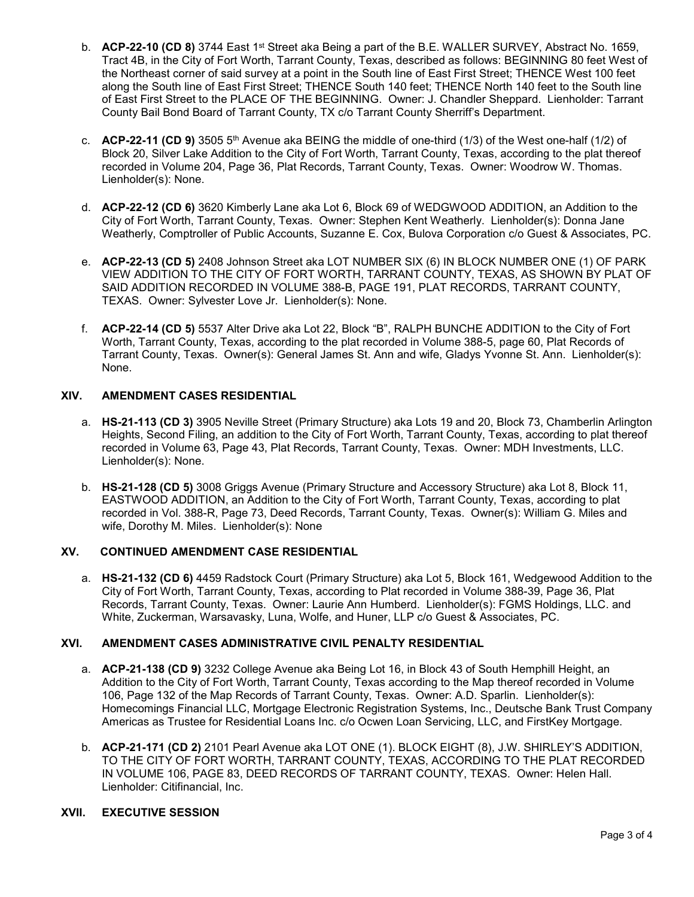b. **ACP-22-10 (CD 8)** 3744 East 1st Street aka Being a part of the B.E. WALLER SURVEY, Abstract No. 1659, Tract 4B, in the City of Fort Worth, Tarrant County, Texas, described as follows: BEGINNING 80 feet West of the Northeast corner of said survey at a point in the South line of East First Street; THENCE West 100 feet along the South line of East First Street; THENCE South 140 feet; THENCE North 140 feet to the South line of East First Street to the PLACE OF THE BEGINNING. Owner: J. Chandler Sheppard. Lienholder: Tarrant County Bail Bond Board of Tarrant County, TX c/o Tarrant County Sherriff's Department.

c. **ACP-22-11 (CD 9)** 3505 5th Avenue aka BEING the middle of one-third (1/3) of the West one-half (1/2) of Block 20, Silver Lake Addition to the City of Fort Worth, Tarrant County, Texas, according to the plat thereof recorded in Volume 204, Page 36, Plat Records, Tarrant County, Texas. Owner: Woodrow W. Thomas. Lienholder(s): None.

d. **ACP-22-12 (CD 6)** 3620 Kimberly Lane aka Lot 6, Block 69 of WEDGWOOD ADDITION, an Addition to the City of Fort Worth, Tarrant County, Texas. Owner: Stephen Kent Weatherly. Lienholder(s): Donna Jane Weatherly, Comptroller of Public Accounts, Suzanne E. Cox, Bulova Corporation c/o Guest & Associates, PC.

e. **ACP-22-13 (CD 5)** 2408 Johnson Street aka LOT NUMBER SIX (6) IN BLOCK NUMBER ONE (1) OF PARK VIEW ADDITION TO THE CITY OF FORT WORTH, TARRANT COUNTY, TEXAS, AS SHOWN BY PLAT OF SAID ADDITION RECORDED IN VOLUME 388-B, PAGE 191, PLAT RECORDS, TARRANT COUNTY, TEXAS. Owner: Sylvester Love Jr. Lienholder(s): None.

f. **ACP-22-14 (CD 5)** 5537 Alter Drive aka Lot 22, Block "B", RALPH BUNCHE ADDITION to the City of Fort Worth, Tarrant County, Texas, according to the plat recorded in Volume 388-5, page 60, Plat Records of Tarrant County, Texas. Owner(s): General James St. Ann and wife, Gladys Yvonne St. Ann. Lienholder(s): None.

## XIV. AMENDMENT CASES RESIDENTIAL

a. **HS-21-113 (CD 3)** 3905 Neville Street (Primary Structure) aka Lots 19 and 20, Block 73, Chamberlin Arlington Heights, Second Filing, an addition to the City of Fort Worth, Tarrant County, Texas, according to plat thereof recorded in Volume 63, Page 43, Plat Records, Tarrant County, Texas. Owner: MDH Investments, LLC. Lienholder(s): None.

b. **HS-21-128 (CD 5)** 3008 Griggs Avenue (Primary Structure and Accessory Structure) aka Lot 8, Block 11, EASTWOOD ADDITION, an Addition to the City of Fort Worth, Tarrant County, Texas, according to plat recorded in Vol. 388-R, Page 73, Deed Records, Tarrant County, Texas. Owner(s): William G. Miles and wife, Dorothy M. Miles. Lienholder(s): None

## XV. CONTINUED AMENDMENT CASE RESIDENTIAL

a. **HS-21-132 (CD 6)** 4459 Radstock Court (Primary Structure) aka Lot 5, Block 161, Wedgewood Addition to the City of Fort Worth, Tarrant County, Texas, according to Plat recorded in Volume 388-39, Page 36, Plat Records, Tarrant County, Texas. Owner: Laurie Ann Humberd. Lienholder(s): FGMS Holdings, LLC. and White, Zuckerman, Warsavasky, Luna, Wolfe, and Huner, LLP c/o Guest & Associates, PC.

## XVI. AMENDMENT CASES ADMINISTRATIVE CIVIL PENALTY RESIDENTIAL

a. **ACP-21-138 (CD 9)** 3232 College Avenue aka Being Lot 16, in Block 43 of South Hemphill Height, an Addition to the City of Fort Worth, Tarrant County, Texas according to the Map thereof recorded in Volume 106, Page 132 of the Map Records of Tarrant County, Texas. Owner: A.D. Sparlin. Lienholder(s): Homecomings Financial LLC, Mortgage Electronic Registration Systems, Inc., Deutsche Bank Trust Company Americas as Trustee for Residential Loans Inc. c/o Ocwen Loan Servicing, LLC, and FirstKey Mortgage.

b. **ACP-21-171 (CD 2)** 2101 Pearl Avenue aka LOT ONE (1). BLOCK EIGHT (8), J.W. SHIRLEY'S ADDITION, TO THE CITY OF FORT WORTH, TARRANT COUNTY, TEXAS, ACCORDING TO THE PLAT RECORDED IN VOLUME 106, PAGE 83, DEED RECORDS OF TARRANT COUNTY, TEXAS. Owner: Helen Hall. Lienholder: Citifinancial, Inc.

## XVII. EXECUTIVE SESSION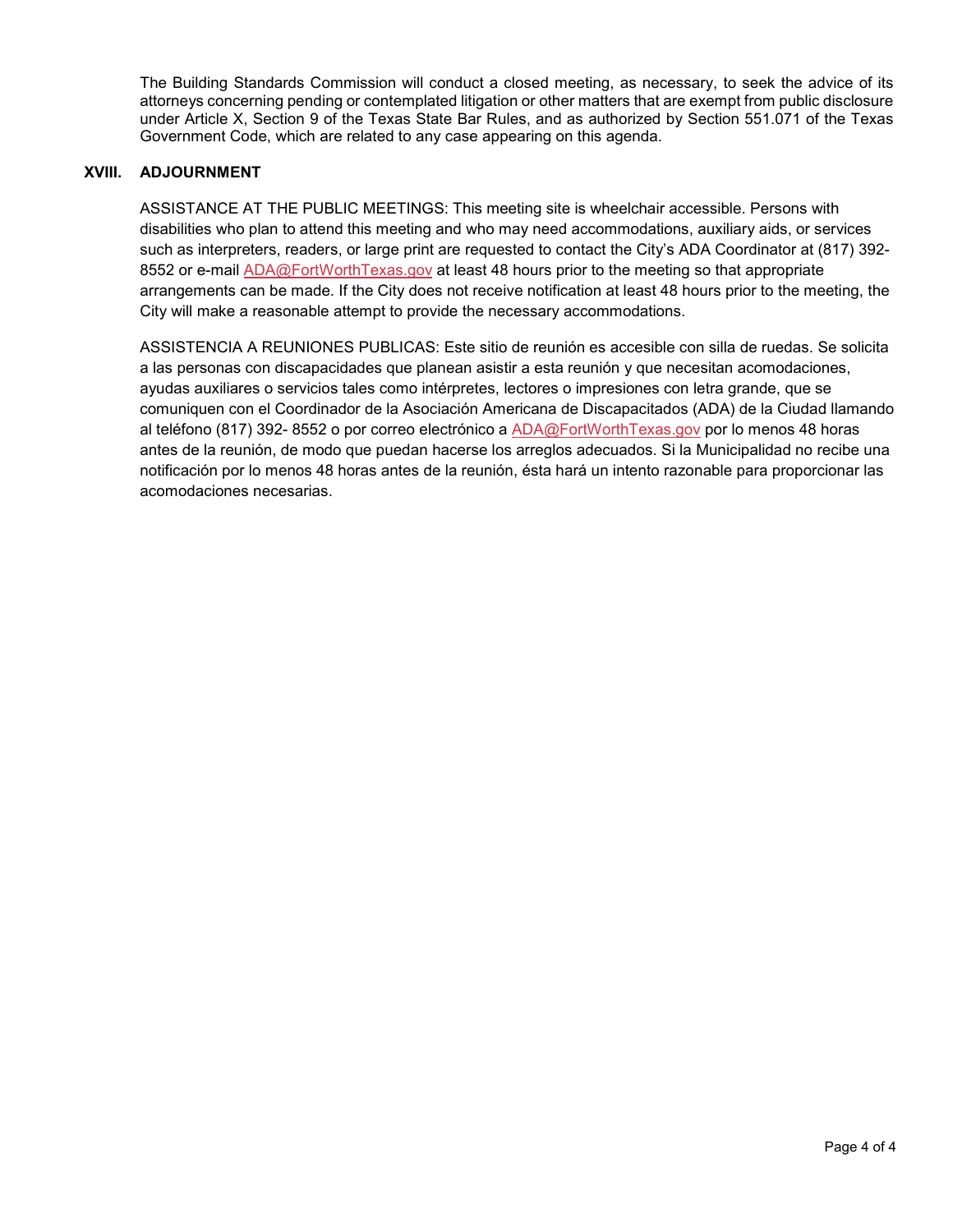The Building Standards Commission will conduct a closed meeting, as necessary, to seek the advice of its attorneys concerning pending or contemplated litigation or other matters that are exempt from public disclosure under Article X, Section 9 of the Texas State Bar Rules, and as authorized by Section 551.071 of the Texas Government Code, which are related to any case appearing on this agenda.

## XVIII. ADJOURNMENT

ASSISTANCE AT THE PUBLIC MEETINGS: This meeting site is wheelchair accessible. Persons with disabilities who plan to attend this meeting and who may need accommodations, auxiliary aids, or services such as interpreters, readers, or large print are requested to contact the City's ADA Coordinator at (817) 392-8552 or e-mail ADA@FortWorthTexas.gov at least 48 hours prior to the meeting so that appropriate arrangements can be made. If the City does not receive notification at least 48 hours prior to the meeting, the City will make a reasonable attempt to provide the necessary accommodations.

ASSISTENCIA A REUNIONES PUBLICAS: Este sitio de reunión es accesible con silla de ruedas. Se solicita a las personas con discapacidades que planean asistir a esta reunión y que necesitan acomodaciones, ayudas auxiliares o servicios tales como intérpretes, lectores o impresiones con letra grande, que se comuniquen con el Coordinador de la Asociación Americana de Discapacitados (ADA) de la Ciudad llamando al teléfono (817) 392- 8552 o por correo electrónico a ADA@FortWorthTexas.gov por lo menos 48 horas antes de la reunión, de modo que puedan hacerse los arreglos adecuados. Si la Municipalidad no recibe una notificación por lo menos 48 horas antes de la reunión, ésta hará un intento razonable para proporcionar las acomodaciones necesarias.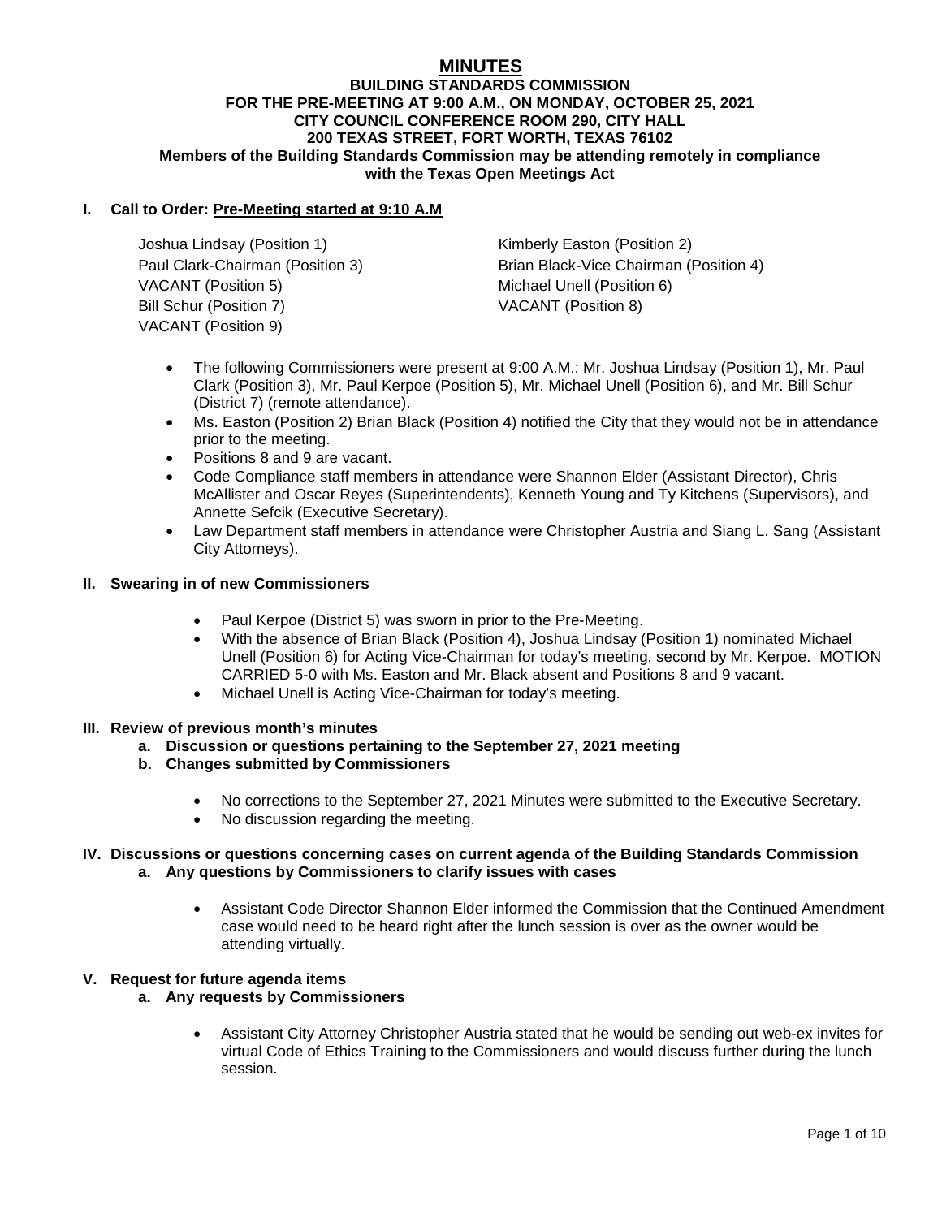# MINUTES

**BUILDING STANDARDS COMMISSION**
**FOR THE PRE-MEETING AT 9:00 A.M., ON MONDAY, OCTOBER 25, 2021**
**CITY COUNCIL CONFERENCE ROOM 290, CITY HALL**
**200 TEXAS STREET, FORT WORTH, TEXAS 76102**
**Members of the Building Standards Commission may be attending remotely in compliance with the Texas Open Meetings Act**

## I. Call to Order: Pre-Meeting started at 9:10 A.M

Joshua Lindsay (Position 1)
Kimberly Easton (Position 2)
Paul Clark-Chairman (Position 3)
Brian Black-Vice Chairman (Position 4)
VACANT (Position 5)
Michael Unell (Position 6)
Bill Schur (Position 7)
VACANT (Position 8)
VACANT (Position 9)

- The following Commissioners were present at 9:00 A.M.: Mr. Joshua Lindsay (Position 1), Mr. Paul Clark (Position 3), Mr. Paul Kerpoe (Position 5), Mr. Michael Unell (Position 6), and Mr. Bill Schur (District 7) (remote attendance).
- Ms. Easton (Position 2) Brian Black (Position 4) notified the City that they would not be in attendance prior to the meeting.
- Positions 8 and 9 are vacant.
- Code Compliance staff members in attendance were Shannon Elder (Assistant Director), Chris McAllister and Oscar Reyes (Superintendents), Kenneth Young and Ty Kitchens (Supervisors), and Annette Sefcik (Executive Secretary).
- Law Department staff members in attendance were Christopher Austria and Siang L. Sang (Assistant City Attorneys).

## II. Swearing in of new Commissioners

- Paul Kerpoe (District 5) was sworn in prior to the Pre-Meeting.
- With the absence of Brian Black (Position 4), Joshua Lindsay (Position 1) nominated Michael Unell (Position 6) for Acting Vice-Chairman for today's meeting, second by Mr. Kerpoe. MOTION CARRIED 5-0 with Ms. Easton and Mr. Black absent and Positions 8 and 9 vacant.
- Michael Unell is Acting Vice-Chairman for today's meeting.

## III. Review of previous month's minutes

**a. Discussion or questions pertaining to the September 27, 2021 meeting**
**b. Changes submitted by Commissioners**

- No corrections to the September 27, 2021 Minutes were submitted to the Executive Secretary.
- No discussion regarding the meeting.

## IV. Discussions or questions concerning cases on current agenda of the Building Standards Commission

**a. Any questions by Commissioners to clarify issues with cases**

- Assistant Code Director Shannon Elder informed the Commission that the Continued Amendment case would need to be heard right after the lunch session is over as the owner would be attending virtually.

## V. Request for future agenda items

**a. Any requests by Commissioners**

- Assistant City Attorney Christopher Austria stated that he would be sending out web-ex invites for virtual Code of Ethics Training to the Commissioners and would discuss further during the lunch session.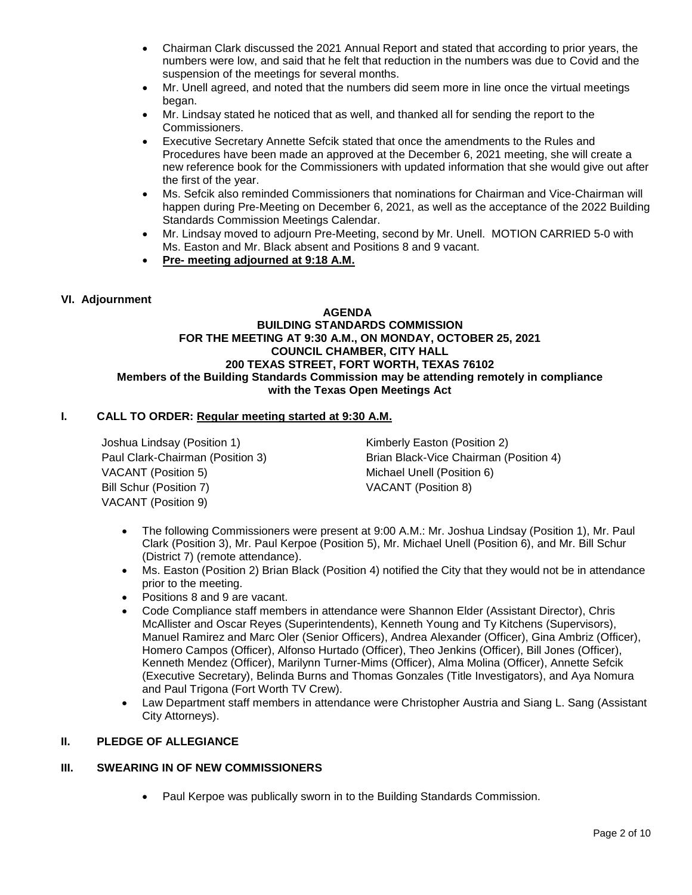- Chairman Clark discussed the 2021 Annual Report and stated that according to prior years, the numbers were low, and said that he felt that reduction in the numbers was due to Covid and the suspension of the meetings for several months.
- Mr. Unell agreed, and noted that the numbers did seem more in line once the virtual meetings began.
- Mr. Lindsay stated he noticed that as well, and thanked all for sending the report to the Commissioners.
- Executive Secretary Annette Sefcik stated that once the amendments to the Rules and Procedures have been made an approved at the December 6, 2021 meeting, she will create a new reference book for the Commissioners with updated information that she would give out after the first of the year.
- Ms. Sefcik also reminded Commissioners that nominations for Chairman and Vice-Chairman will happen during Pre-Meeting on December 6, 2021, as well as the acceptance of the 2022 Building Standards Commission Meetings Calendar.
- Mr. Lindsay moved to adjourn Pre-Meeting, second by Mr. Unell. MOTION CARRIED 5-0 with Ms. Easton and Mr. Black absent and Positions 8 and 9 vacant.
- **Pre- meeting adjourned at 9:18 A.M.**

**VI. Adjournment**

**AGENDA**
**BUILDING STANDARDS COMMISSION**
**FOR THE MEETING AT 9:30 A.M., ON MONDAY, OCTOBER 25, 2021**
**COUNCIL CHAMBER, CITY HALL**
**200 TEXAS STREET, FORT WORTH, TEXAS 76102**
**Members of the Building Standards Commission may be attending remotely in compliance with the Texas Open Meetings Act**

**I. CALL TO ORDER: Regular meeting started at 9:30 A.M.**

Joshua Lindsay (Position 1)
Kimberly Easton (Position 2)
Paul Clark-Chairman (Position 3)
Brian Black-Vice Chairman (Position 4)
VACANT (Position 5)
Michael Unell (Position 6)
Bill Schur (Position 7)
VACANT (Position 8)
VACANT (Position 9)

- The following Commissioners were present at 9:00 A.M.: Mr. Joshua Lindsay (Position 1), Mr. Paul Clark (Position 3), Mr. Paul Kerpoe (Position 5), Mr. Michael Unell (Position 6), and Mr. Bill Schur (District 7) (remote attendance).
- Ms. Easton (Position 2) Brian Black (Position 4) notified the City that they would not be in attendance prior to the meeting.
- Positions 8 and 9 are vacant.
- Code Compliance staff members in attendance were Shannon Elder (Assistant Director), Chris McAllister and Oscar Reyes (Superintendents), Kenneth Young and Ty Kitchens (Supervisors), Manuel Ramirez and Marc Oler (Senior Officers), Andrea Alexander (Officer), Gina Ambriz (Officer), Homero Campos (Officer), Alfonso Hurtado (Officer), Theo Jenkins (Officer), Bill Jones (Officer), Kenneth Mendez (Officer), Marilynn Turner-Mims (Officer), Alma Molina (Officer), Annette Sefcik (Executive Secretary), Belinda Burns and Thomas Gonzales (Title Investigators), and Aya Nomura and Paul Trigona (Fort Worth TV Crew).
- Law Department staff members in attendance were Christopher Austria and Siang L. Sang (Assistant City Attorneys).

**II. PLEDGE OF ALLEGIANCE**

**III. SWEARING IN OF NEW COMMISSIONERS**

- Paul Kerpoe was publically sworn in to the Building Standards Commission.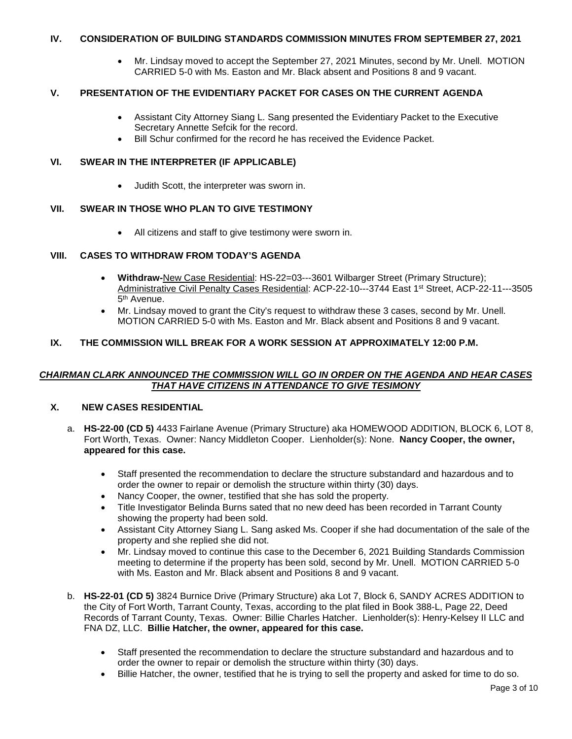## IV. CONSIDERATION OF BUILDING STANDARDS COMMISSION MINUTES FROM SEPTEMBER 27, 2021

- Mr. Lindsay moved to accept the September 27, 2021 Minutes, second by Mr. Unell. MOTION CARRIED 5-0 with Ms. Easton and Mr. Black absent and Positions 8 and 9 vacant.

## V. PRESENTATION OF THE EVIDENTIARY PACKET FOR CASES ON THE CURRENT AGENDA

- Assistant City Attorney Siang L. Sang presented the Evidentiary Packet to the Executive Secretary Annette Sefcik for the record.
- Bill Schur confirmed for the record he has received the Evidence Packet.

## VI. SWEAR IN THE INTERPRETER (IF APPLICABLE)

- Judith Scott, the interpreter was sworn in.

## VII. SWEAR IN THOSE WHO PLAN TO GIVE TESTIMONY

- All citizens and staff to give testimony were sworn in.

## VIII. CASES TO WITHDRAW FROM TODAY'S AGENDA

- **Withdraw-**New Case Residential: HS-22=03---3601 Wilbarger Street (Primary Structure); Administrative Civil Penalty Cases Residential: ACP-22-10---3744 East 1st Street, ACP-22-11---3505 5th Avenue.
- Mr. Lindsay moved to grant the City's request to withdraw these 3 cases, second by Mr. Unell. MOTION CARRIED 5-0 with Ms. Easton and Mr. Black absent and Positions 8 and 9 vacant.

## IX. THE COMMISSION WILL BREAK FOR A WORK SESSION AT APPROXIMATELY 12:00 P.M.

***CHAIRMAN CLARK ANNOUNCED THE COMMISSION WILL GO IN ORDER ON THE AGENDA AND HEAR CASES THAT HAVE CITIZENS IN ATTENDANCE TO GIVE TESIMONY***

## X. NEW CASES RESIDENTIAL

a. **HS-22-00 (CD 5)** 4433 Fairlane Avenue (Primary Structure) aka HOMEWOOD ADDITION, BLOCK 6, LOT 8, Fort Worth, Texas. Owner: Nancy Middleton Cooper. Lienholder(s): None. **Nancy Cooper, the owner, appeared for this case.**

- Staff presented the recommendation to declare the structure substandard and hazardous and to order the owner to repair or demolish the structure within thirty (30) days.
- Nancy Cooper, the owner, testified that she has sold the property.
- Title Investigator Belinda Burns sated that no new deed has been recorded in Tarrant County showing the property had been sold.
- Assistant City Attorney Siang L. Sang asked Ms. Cooper if she had documentation of the sale of the property and she replied she did not.
- Mr. Lindsay moved to continue this case to the December 6, 2021 Building Standards Commission meeting to determine if the property has been sold, second by Mr. Unell. MOTION CARRIED 5-0 with Ms. Easton and Mr. Black absent and Positions 8 and 9 vacant.

b. **HS-22-01 (CD 5)** 3824 Burnice Drive (Primary Structure) aka Lot 7, Block 6, SANDY ACRES ADDITION to the City of Fort Worth, Tarrant County, Texas, according to the plat filed in Book 388-L, Page 22, Deed Records of Tarrant County, Texas. Owner: Billie Charles Hatcher. Lienholder(s): Henry-Kelsey II LLC and FNA DZ, LLC. **Billie Hatcher, the owner, appeared for this case.**

- Staff presented the recommendation to declare the structure substandard and hazardous and to order the owner to repair or demolish the structure within thirty (30) days.
- Billie Hatcher, the owner, testified that he is trying to sell the property and asked for time to do so.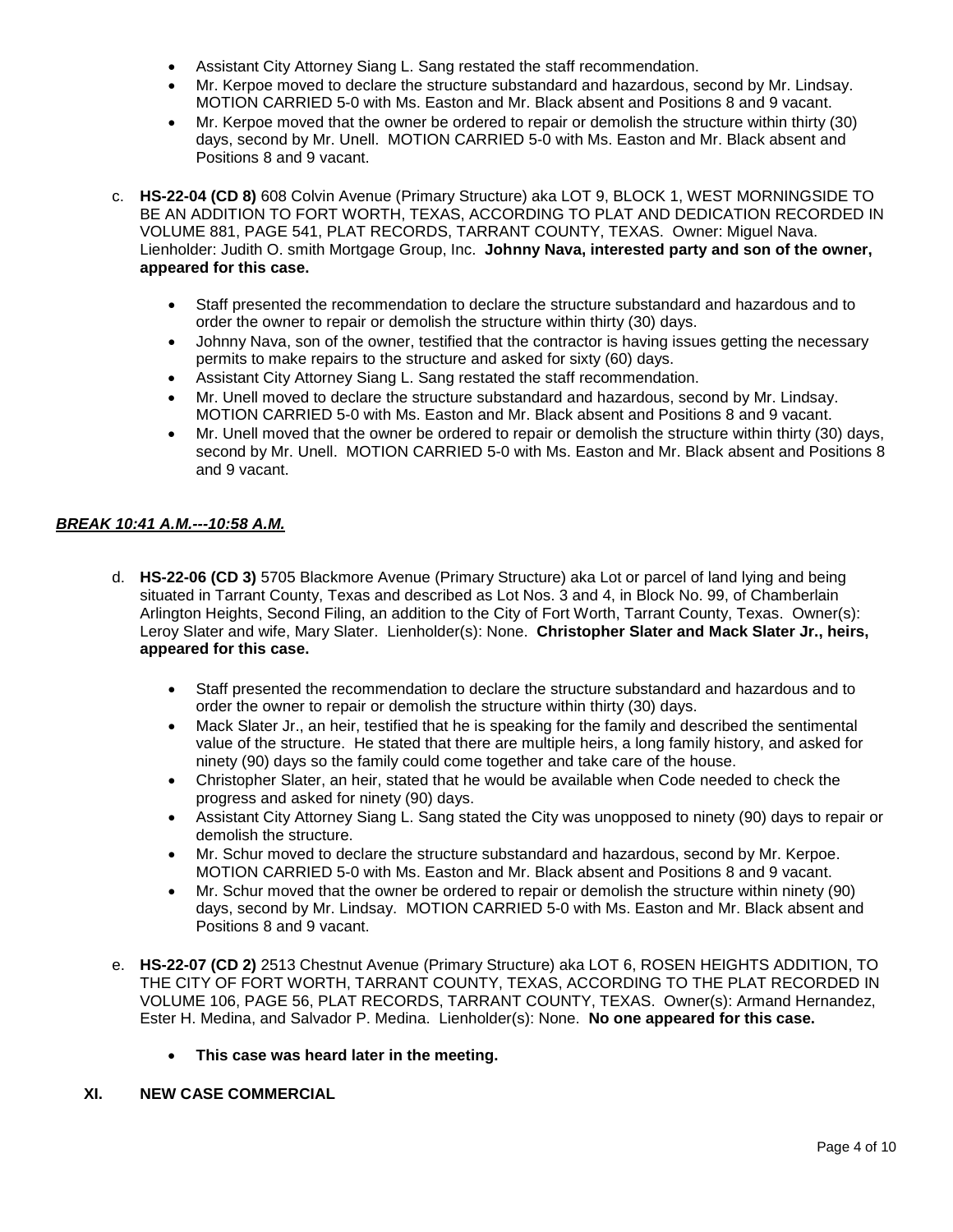- Assistant City Attorney Siang L. Sang restated the staff recommendation.
- Mr. Kerpoe moved to declare the structure substandard and hazardous, second by Mr. Lindsay. MOTION CARRIED 5-0 with Ms. Easton and Mr. Black absent and Positions 8 and 9 vacant.
- Mr. Kerpoe moved that the owner be ordered to repair or demolish the structure within thirty (30) days, second by Mr. Unell. MOTION CARRIED 5-0 with Ms. Easton and Mr. Black absent and Positions 8 and 9 vacant.

c. **HS-22-04 (CD 8)** 608 Colvin Avenue (Primary Structure) aka LOT 9, BLOCK 1, WEST MORNINGSIDE TO BE AN ADDITION TO FORT WORTH, TEXAS, ACCORDING TO PLAT AND DEDICATION RECORDED IN VOLUME 881, PAGE 541, PLAT RECORDS, TARRANT COUNTY, TEXAS. Owner: Miguel Nava. Lienholder: Judith O. smith Mortgage Group, Inc. **Johnny Nava, interested party and son of the owner, appeared for this case.**

- Staff presented the recommendation to declare the structure substandard and hazardous and to order the owner to repair or demolish the structure within thirty (30) days.
- Johnny Nava, son of the owner, testified that the contractor is having issues getting the necessary permits to make repairs to the structure and asked for sixty (60) days.
- Assistant City Attorney Siang L. Sang restated the staff recommendation.
- Mr. Unell moved to declare the structure substandard and hazardous, second by Mr. Lindsay. MOTION CARRIED 5-0 with Ms. Easton and Mr. Black absent and Positions 8 and 9 vacant.
- Mr. Unell moved that the owner be ordered to repair or demolish the structure within thirty (30) days, second by Mr. Unell. MOTION CARRIED 5-0 with Ms. Easton and Mr. Black absent and Positions 8 and 9 vacant.

***BREAK 10:41 A.M.---10:58 A.M.***

d. **HS-22-06 (CD 3)** 5705 Blackmore Avenue (Primary Structure) aka Lot or parcel of land lying and being situated in Tarrant County, Texas and described as Lot Nos. 3 and 4, in Block No. 99, of Chamberlain Arlington Heights, Second Filing, an addition to the City of Fort Worth, Tarrant County, Texas. Owner(s): Leroy Slater and wife, Mary Slater. Lienholder(s): None. **Christopher Slater and Mack Slater Jr., heirs, appeared for this case.**

- Staff presented the recommendation to declare the structure substandard and hazardous and to order the owner to repair or demolish the structure within thirty (30) days.
- Mack Slater Jr., an heir, testified that he is speaking for the family and described the sentimental value of the structure. He stated that there are multiple heirs, a long family history, and asked for ninety (90) days so the family could come together and take care of the house.
- Christopher Slater, an heir, stated that he would be available when Code needed to check the progress and asked for ninety (90) days.
- Assistant City Attorney Siang L. Sang stated the City was unopposed to ninety (90) days to repair or demolish the structure.
- Mr. Schur moved to declare the structure substandard and hazardous, second by Mr. Kerpoe. MOTION CARRIED 5-0 with Ms. Easton and Mr. Black absent and Positions 8 and 9 vacant.
- Mr. Schur moved that the owner be ordered to repair or demolish the structure within ninety (90) days, second by Mr. Lindsay. MOTION CARRIED 5-0 with Ms. Easton and Mr. Black absent and Positions 8 and 9 vacant.

e. **HS-22-07 (CD 2)** 2513 Chestnut Avenue (Primary Structure) aka LOT 6, ROSEN HEIGHTS ADDITION, TO THE CITY OF FORT WORTH, TARRANT COUNTY, TEXAS, ACCORDING TO THE PLAT RECORDED IN VOLUME 106, PAGE 56, PLAT RECORDS, TARRANT COUNTY, TEXAS. Owner(s): Armand Hernandez, Ester H. Medina, and Salvador P. Medina. Lienholder(s): None. **No one appeared for this case.**

- **This case was heard later in the meeting.**

## XI. NEW CASE COMMERCIAL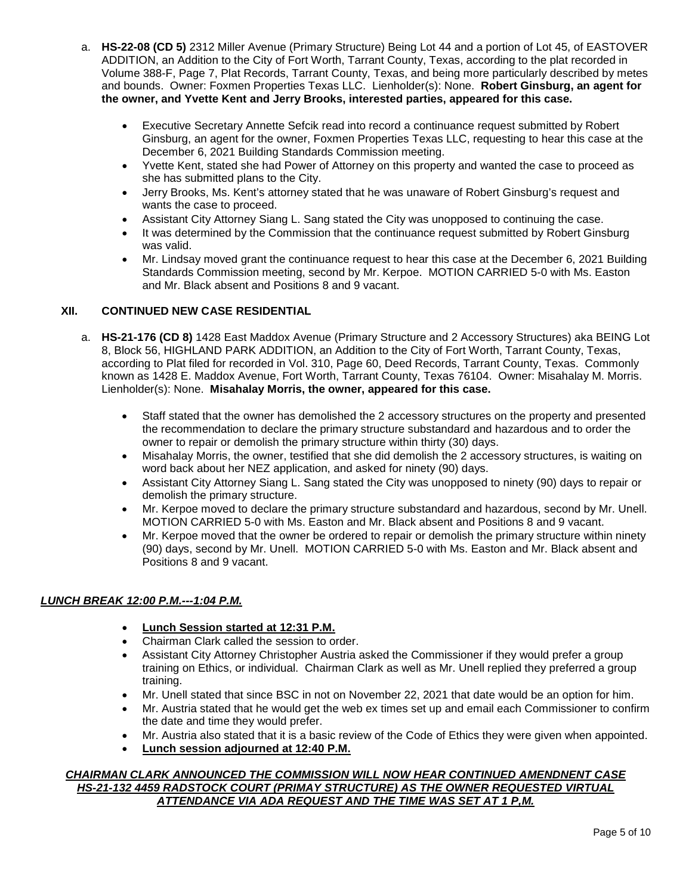a. **HS-22-08 (CD 5)** 2312 Miller Avenue (Primary Structure) Being Lot 44 and a portion of Lot 45, of EASTOVER ADDITION, an Addition to the City of Fort Worth, Tarrant County, Texas, according to the plat recorded in Volume 388-F, Page 7, Plat Records, Tarrant County, Texas, and being more particularly described by metes and bounds. Owner: Foxmen Properties Texas LLC. Lienholder(s): None. **Robert Ginsburg, an agent for the owner, and Yvette Kent and Jerry Brooks, interested parties, appeared for this case.**

- Executive Secretary Annette Sefcik read into record a continuance request submitted by Robert Ginsburg, an agent for the owner, Foxmen Properties Texas LLC, requesting to hear this case at the December 6, 2021 Building Standards Commission meeting.
- Yvette Kent, stated she had Power of Attorney on this property and wanted the case to proceed as she has submitted plans to the City.
- Jerry Brooks, Ms. Kent's attorney stated that he was unaware of Robert Ginsburg's request and wants the case to proceed.
- Assistant City Attorney Siang L. Sang stated the City was unopposed to continuing the case.
- It was determined by the Commission that the continuance request submitted by Robert Ginsburg was valid.
- Mr. Lindsay moved grant the continuance request to hear this case at the December 6, 2021 Building Standards Commission meeting, second by Mr. Kerpoe. MOTION CARRIED 5-0 with Ms. Easton and Mr. Black absent and Positions 8 and 9 vacant.

## XII. CONTINUED NEW CASE RESIDENTIAL

a. **HS-21-176 (CD 8)** 1428 East Maddox Avenue (Primary Structure and 2 Accessory Structures) aka BEING Lot 8, Block 56, HIGHLAND PARK ADDITION, an Addition to the City of Fort Worth, Tarrant County, Texas, according to Plat filed for recorded in Vol. 310, Page 60, Deed Records, Tarrant County, Texas. Commonly known as 1428 E. Maddox Avenue, Fort Worth, Tarrant County, Texas 76104. Owner: Misahalay M. Morris. Lienholder(s): None. **Misahalay Morris, the owner, appeared for this case.**

- Staff stated that the owner has demolished the 2 accessory structures on the property and presented the recommendation to declare the primary structure substandard and hazardous and to order the owner to repair or demolish the primary structure within thirty (30) days.
- Misahalay Morris, the owner, testified that she did demolish the 2 accessory structures, is waiting on word back about her NEZ application, and asked for ninety (90) days.
- Assistant City Attorney Siang L. Sang stated the City was unopposed to ninety (90) days to repair or demolish the primary structure.
- Mr. Kerpoe moved to declare the primary structure substandard and hazardous, second by Mr. Unell. MOTION CARRIED 5-0 with Ms. Easton and Mr. Black absent and Positions 8 and 9 vacant.
- Mr. Kerpoe moved that the owner be ordered to repair or demolish the primary structure within ninety (90) days, second by Mr. Unell. MOTION CARRIED 5-0 with Ms. Easton and Mr. Black absent and Positions 8 and 9 vacant.

***LUNCH BREAK 12:00 P.M.---1:04 P.M.***

- **Lunch Session started at 12:31 P.M.**
- Chairman Clark called the session to order.
- Assistant City Attorney Christopher Austria asked the Commissioner if they would prefer a group training on Ethics, or individual. Chairman Clark as well as Mr. Unell replied they preferred a group training.
- Mr. Unell stated that since BSC in not on November 22, 2021 that date would be an option for him.
- Mr. Austria stated that he would get the web ex times set up and email each Commissioner to confirm the date and time they would prefer.
- Mr. Austria also stated that it is a basic review of the Code of Ethics they were given when appointed.
- **Lunch session adjourned at 12:40 P.M.**

***CHAIRMAN CLARK ANNOUNCED THE COMMISSION WILL NOW HEAR CONTINUED AMENDNENT CASE HS-21-132 4459 RADSTOCK COURT (PRIMAY STRUCTURE) AS THE OWNER REQUESTED VIRTUAL ATTENDANCE VIA ADA REQUEST AND THE TIME WAS SET AT 1 P,M.***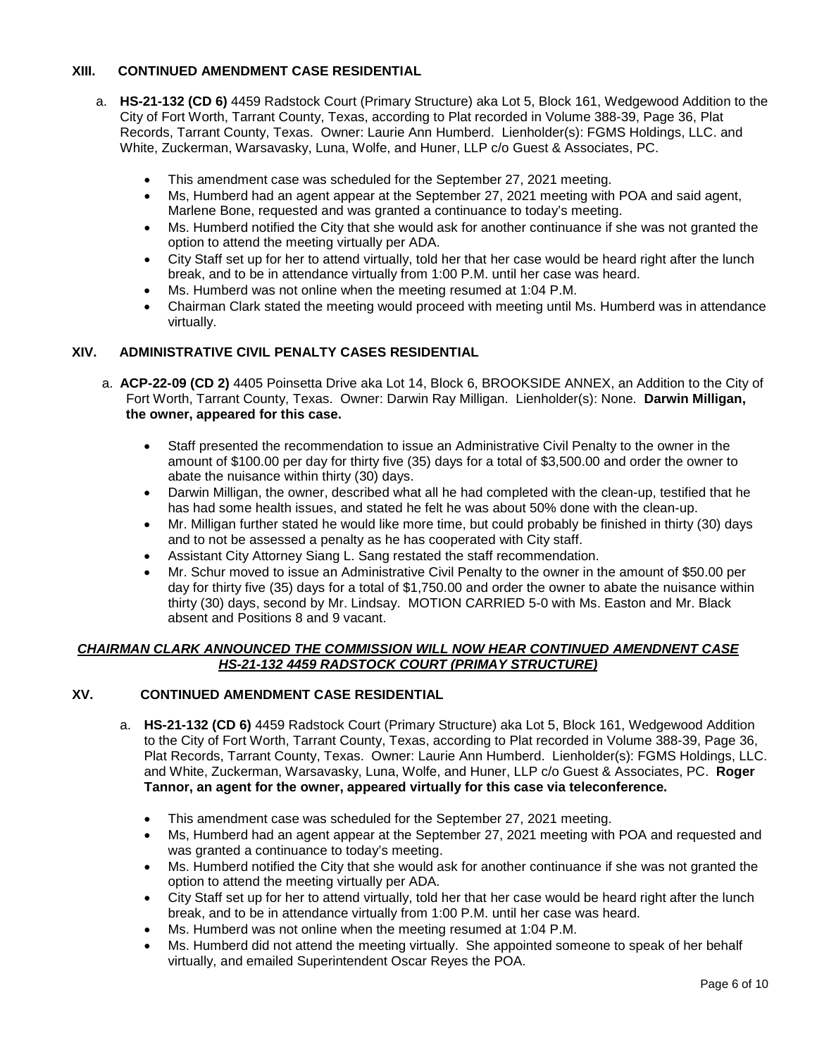## XIII. CONTINUED AMENDMENT CASE RESIDENTIAL

a. **HS-21-132 (CD 6)** 4459 Radstock Court (Primary Structure) aka Lot 5, Block 161, Wedgewood Addition to the City of Fort Worth, Tarrant County, Texas, according to Plat recorded in Volume 388-39, Page 36, Plat Records, Tarrant County, Texas. Owner: Laurie Ann Humberd. Lienholder(s): FGMS Holdings, LLC. and White, Zuckerman, Warsavasky, Luna, Wolfe, and Huner, LLP c/o Guest & Associates, PC.

- This amendment case was scheduled for the September 27, 2021 meeting.
- Ms, Humberd had an agent appear at the September 27, 2021 meeting with POA and said agent, Marlene Bone, requested and was granted a continuance to today's meeting.
- Ms. Humberd notified the City that she would ask for another continuance if she was not granted the option to attend the meeting virtually per ADA.
- City Staff set up for her to attend virtually, told her that her case would be heard right after the lunch break, and to be in attendance virtually from 1:00 P.M. until her case was heard.
- Ms. Humberd was not online when the meeting resumed at 1:04 P.M.
- Chairman Clark stated the meeting would proceed with meeting until Ms. Humberd was in attendance virtually.

## XIV. ADMINISTRATIVE CIVIL PENALTY CASES RESIDENTIAL

a. **ACP-22-09 (CD 2)** 4405 Poinsetta Drive aka Lot 14, Block 6, BROOKSIDE ANNEX, an Addition to the City of Fort Worth, Tarrant County, Texas. Owner: Darwin Ray Milligan. Lienholder(s): None. **Darwin Milligan, the owner, appeared for this case.**

- Staff presented the recommendation to issue an Administrative Civil Penalty to the owner in the amount of $100.00 per day for thirty five (35) days for a total of $3,500.00 and order the owner to abate the nuisance within thirty (30) days.
- Darwin Milligan, the owner, described what all he had completed with the clean-up, testified that he has had some health issues, and stated he felt he was about 50% done with the clean-up.
- Mr. Milligan further stated he would like more time, but could probably be finished in thirty (30) days and to not be assessed a penalty as he has cooperated with City staff.
- Assistant City Attorney Siang L. Sang restated the staff recommendation.
- Mr. Schur moved to issue an Administrative Civil Penalty to the owner in the amount of $50.00 per day for thirty five (35) days for a total of $1,750.00 and order the owner to abate the nuisance within thirty (30) days, second by Mr. Lindsay. MOTION CARRIED 5-0 with Ms. Easton and Mr. Black absent and Positions 8 and 9 vacant.

***CHAIRMAN CLARK ANNOUNCED THE COMMISSION WILL NOW HEAR CONTINUED AMENDNENT CASE HS-21-132 4459 RADSTOCK COURT (PRIMAY STRUCTURE)***

## XV. CONTINUED AMENDMENT CASE RESIDENTIAL

a. **HS-21-132 (CD 6)** 4459 Radstock Court (Primary Structure) aka Lot 5, Block 161, Wedgewood Addition to the City of Fort Worth, Tarrant County, Texas, according to Plat recorded in Volume 388-39, Page 36, Plat Records, Tarrant County, Texas. Owner: Laurie Ann Humberd. Lienholder(s): FGMS Holdings, LLC. and White, Zuckerman, Warsavasky, Luna, Wolfe, and Huner, LLP c/o Guest & Associates, PC. **Roger Tannor, an agent for the owner, appeared virtually for this case via teleconference.**

- This amendment case was scheduled for the September 27, 2021 meeting.
- Ms, Humberd had an agent appear at the September 27, 2021 meeting with POA and requested and was granted a continuance to today's meeting.
- Ms. Humberd notified the City that she would ask for another continuance if she was not granted the option to attend the meeting virtually per ADA.
- City Staff set up for her to attend virtually, told her that her case would be heard right after the lunch break, and to be in attendance virtually from 1:00 P.M. until her case was heard.
- Ms. Humberd was not online when the meeting resumed at 1:04 P.M.
- Ms. Humberd did not attend the meeting virtually. She appointed someone to speak of her behalf virtually, and emailed Superintendent Oscar Reyes the POA.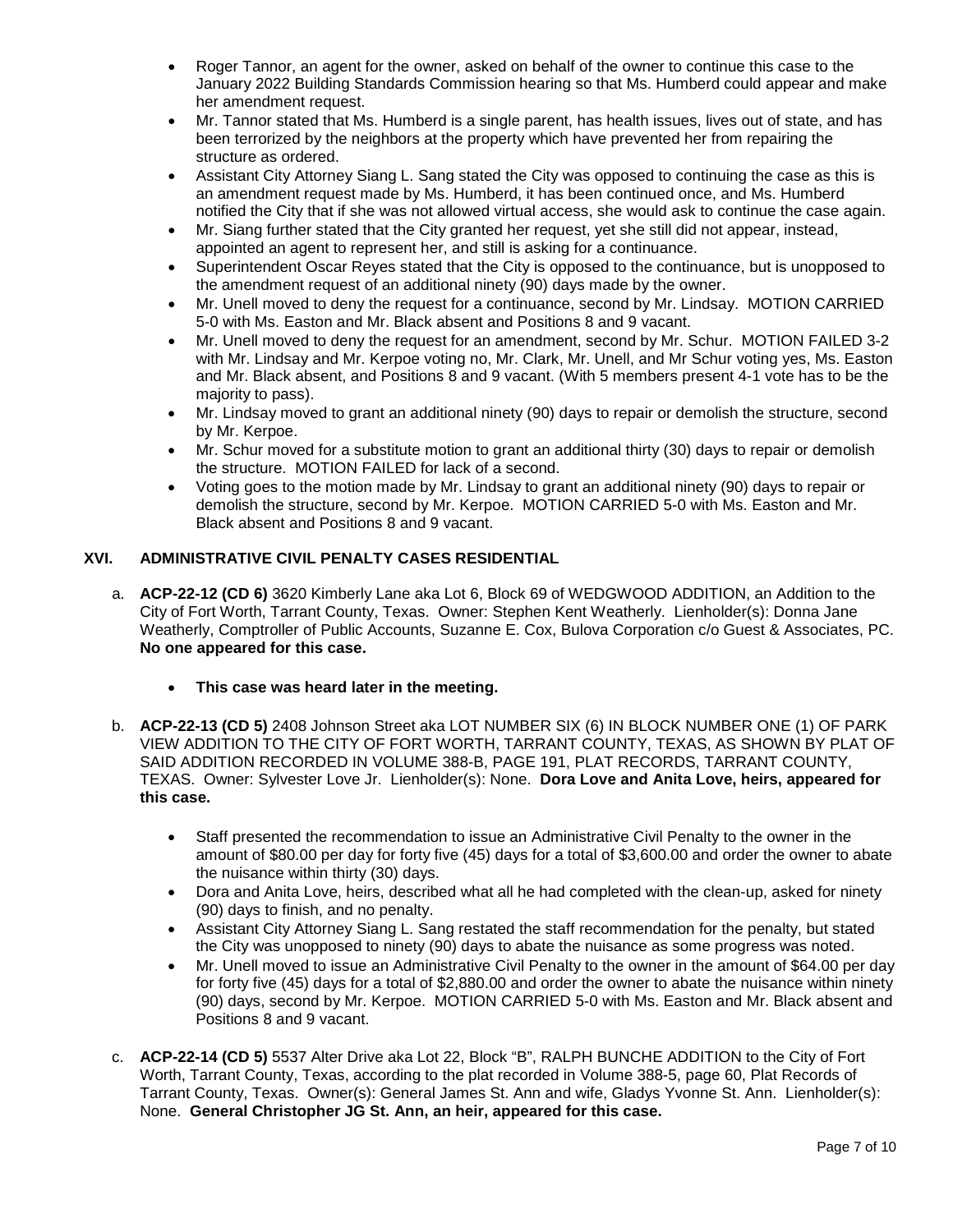- Roger Tannor, an agent for the owner, asked on behalf of the owner to continue this case to the January 2022 Building Standards Commission hearing so that Ms. Humberd could appear and make her amendment request.
- Mr. Tannor stated that Ms. Humberd is a single parent, has health issues, lives out of state, and has been terrorized by the neighbors at the property which have prevented her from repairing the structure as ordered.
- Assistant City Attorney Siang L. Sang stated the City was opposed to continuing the case as this is an amendment request made by Ms. Humberd, it has been continued once, and Ms. Humberd notified the City that if she was not allowed virtual access, she would ask to continue the case again.
- Mr. Siang further stated that the City granted her request, yet she still did not appear, instead, appointed an agent to represent her, and still is asking for a continuance.
- Superintendent Oscar Reyes stated that the City is opposed to the continuance, but is unopposed to the amendment request of an additional ninety (90) days made by the owner.
- Mr. Unell moved to deny the request for a continuance, second by Mr. Lindsay. MOTION CARRIED 5-0 with Ms. Easton and Mr. Black absent and Positions 8 and 9 vacant.
- Mr. Unell moved to deny the request for an amendment, second by Mr. Schur. MOTION FAILED 3-2 with Mr. Lindsay and Mr. Kerpoe voting no, Mr. Clark, Mr. Unell, and Mr Schur voting yes, Ms. Easton and Mr. Black absent, and Positions 8 and 9 vacant. (With 5 members present 4-1 vote has to be the majority to pass).
- Mr. Lindsay moved to grant an additional ninety (90) days to repair or demolish the structure, second by Mr. Kerpoe.
- Mr. Schur moved for a substitute motion to grant an additional thirty (30) days to repair or demolish the structure. MOTION FAILED for lack of a second.
- Voting goes to the motion made by Mr. Lindsay to grant an additional ninety (90) days to repair or demolish the structure, second by Mr. Kerpoe. MOTION CARRIED 5-0 with Ms. Easton and Mr. Black absent and Positions 8 and 9 vacant.

## XVI. ADMINISTRATIVE CIVIL PENALTY CASES RESIDENTIAL

a. **ACP-22-12 (CD 6)** 3620 Kimberly Lane aka Lot 6, Block 69 of WEDGWOOD ADDITION, an Addition to the City of Fort Worth, Tarrant County, Texas. Owner: Stephen Kent Weatherly. Lienholder(s): Donna Jane Weatherly, Comptroller of Public Accounts, Suzanne E. Cox, Bulova Corporation c/o Guest & Associates, PC. **No one appeared for this case.**

   - **This case was heard later in the meeting.**

b. **ACP-22-13 (CD 5)** 2408 Johnson Street aka LOT NUMBER SIX (6) IN BLOCK NUMBER ONE (1) OF PARK VIEW ADDITION TO THE CITY OF FORT WORTH, TARRANT COUNTY, TEXAS, AS SHOWN BY PLAT OF SAID ADDITION RECORDED IN VOLUME 388-B, PAGE 191, PLAT RECORDS, TARRANT COUNTY, TEXAS. Owner: Sylvester Love Jr. Lienholder(s): None. **Dora Love and Anita Love, heirs, appeared for this case.**

   - Staff presented the recommendation to issue an Administrative Civil Penalty to the owner in the amount of $80.00 per day for forty five (45) days for a total of $3,600.00 and order the owner to abate the nuisance within thirty (30) days.
   - Dora and Anita Love, heirs, described what all he had completed with the clean-up, asked for ninety (90) days to finish, and no penalty.
   - Assistant City Attorney Siang L. Sang restated the staff recommendation for the penalty, but stated the City was unopposed to ninety (90) days to abate the nuisance as some progress was noted.
   - Mr. Unell moved to issue an Administrative Civil Penalty to the owner in the amount of $64.00 per day for forty five (45) days for a total of $2,880.00 and order the owner to abate the nuisance within ninety (90) days, second by Mr. Kerpoe. MOTION CARRIED 5-0 with Ms. Easton and Mr. Black absent and Positions 8 and 9 vacant.

c. **ACP-22-14 (CD 5)** 5537 Alter Drive aka Lot 22, Block "B", RALPH BUNCHE ADDITION to the City of Fort Worth, Tarrant County, Texas, according to the plat recorded in Volume 388-5, page 60, Plat Records of Tarrant County, Texas. Owner(s): General James St. Ann and wife, Gladys Yvonne St. Ann. Lienholder(s): None. **General Christopher JG St. Ann, an heir, appeared for this case.**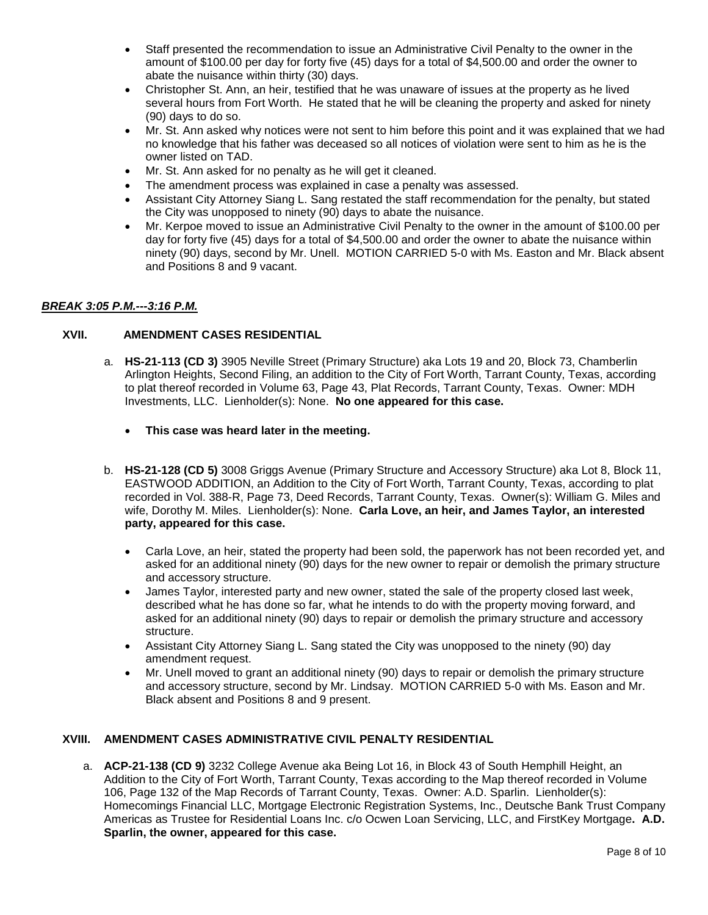- Staff presented the recommendation to issue an Administrative Civil Penalty to the owner in the amount of $100.00 per day for forty five (45) days for a total of $4,500.00 and order the owner to abate the nuisance within thirty (30) days.
- Christopher St. Ann, an heir, testified that he was unaware of issues at the property as he lived several hours from Fort Worth. He stated that he will be cleaning the property and asked for ninety (90) days to do so.
- Mr. St. Ann asked why notices were not sent to him before this point and it was explained that we had no knowledge that his father was deceased so all notices of violation were sent to him as he is the owner listed on TAD.
- Mr. St. Ann asked for no penalty as he will get it cleaned.
- The amendment process was explained in case a penalty was assessed.
- Assistant City Attorney Siang L. Sang restated the staff recommendation for the penalty, but stated the City was unopposed to ninety (90) days to abate the nuisance.
- Mr. Kerpoe moved to issue an Administrative Civil Penalty to the owner in the amount of $100.00 per day for forty five (45) days for a total of $4,500.00 and order the owner to abate the nuisance within ninety (90) days, second by Mr. Unell. MOTION CARRIED 5-0 with Ms. Easton and Mr. Black absent and Positions 8 and 9 vacant.

***BREAK 3:05 P.M.---3:16 P.M.***

## XVII. AMENDMENT CASES RESIDENTIAL

a. **HS-21-113 (CD 3)** 3905 Neville Street (Primary Structure) aka Lots 19 and 20, Block 73, Chamberlin Arlington Heights, Second Filing, an addition to the City of Fort Worth, Tarrant County, Texas, according to plat thereof recorded in Volume 63, Page 43, Plat Records, Tarrant County, Texas. Owner: MDH Investments, LLC. Lienholder(s): None. **No one appeared for this case.**

- **This case was heard later in the meeting.**

b. **HS-21-128 (CD 5)** 3008 Griggs Avenue (Primary Structure and Accessory Structure) aka Lot 8, Block 11, EASTWOOD ADDITION, an Addition to the City of Fort Worth, Tarrant County, Texas, according to plat recorded in Vol. 388-R, Page 73, Deed Records, Tarrant County, Texas. Owner(s): William G. Miles and wife, Dorothy M. Miles. Lienholder(s): None. **Carla Love, an heir, and James Taylor, an interested party, appeared for this case.**

- Carla Love, an heir, stated the property had been sold, the paperwork has not been recorded yet, and asked for an additional ninety (90) days for the new owner to repair or demolish the primary structure and accessory structure.
- James Taylor, interested party and new owner, stated the sale of the property closed last week, described what he has done so far, what he intends to do with the property moving forward, and asked for an additional ninety (90) days to repair or demolish the primary structure and accessory structure.
- Assistant City Attorney Siang L. Sang stated the City was unopposed to the ninety (90) day amendment request.
- Mr. Unell moved to grant an additional ninety (90) days to repair or demolish the primary structure and accessory structure, second by Mr. Lindsay. MOTION CARRIED 5-0 with Ms. Eason and Mr. Black absent and Positions 8 and 9 present.

## XVIII. AMENDMENT CASES ADMINISTRATIVE CIVIL PENALTY RESIDENTIAL

a. **ACP-21-138 (CD 9)** 3232 College Avenue aka Being Lot 16, in Block 43 of South Hemphill Height, an Addition to the City of Fort Worth, Tarrant County, Texas according to the Map thereof recorded in Volume 106, Page 132 of the Map Records of Tarrant County, Texas. Owner: A.D. Sparlin. Lienholder(s): Homecomings Financial LLC, Mortgage Electronic Registration Systems, Inc., Deutsche Bank Trust Company Americas as Trustee for Residential Loans Inc. c/o Ocwen Loan Servicing, LLC, and FirstKey Mortgage**. A.D. Sparlin, the owner, appeared for this case.**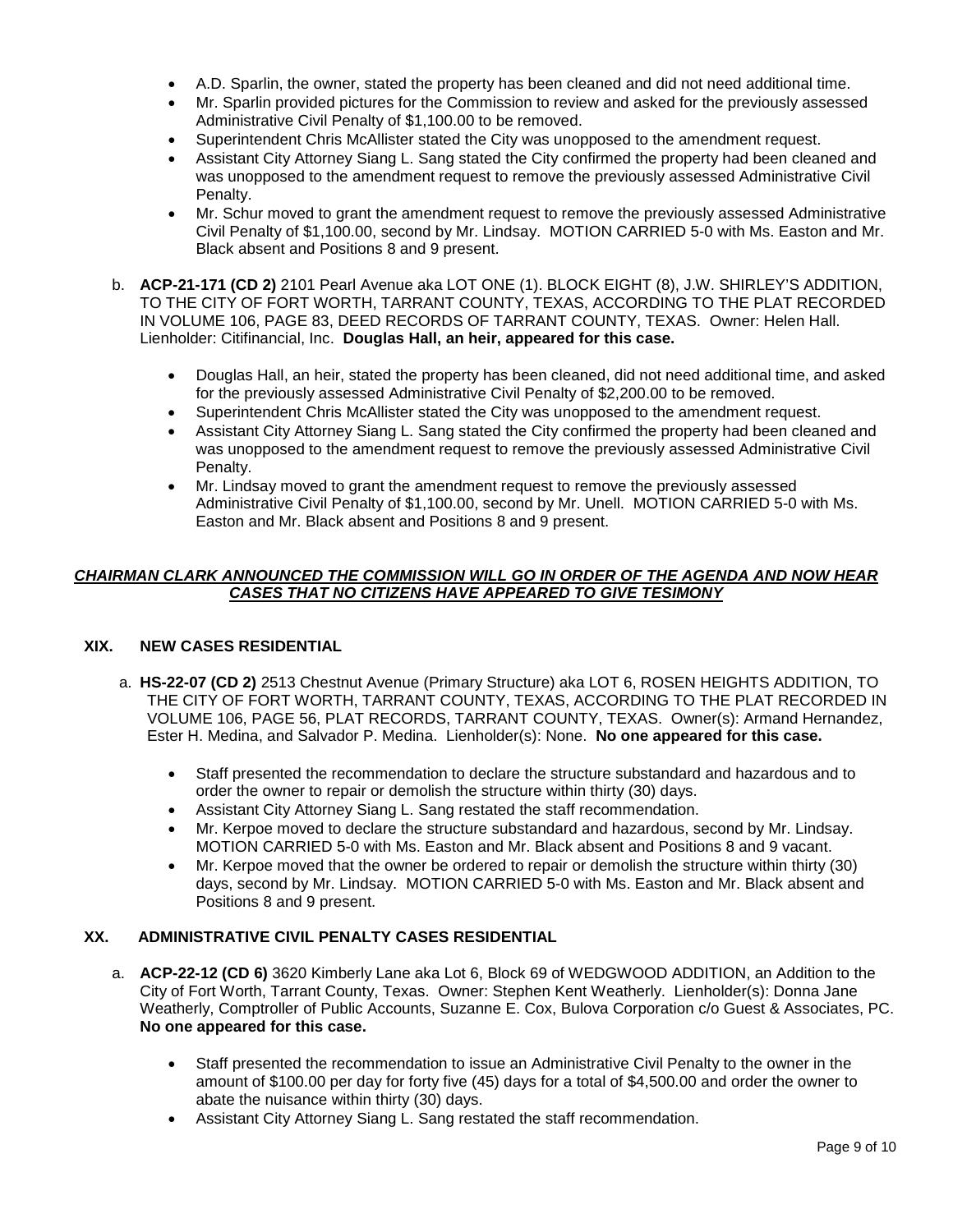- A.D. Sparlin, the owner, stated the property has been cleaned and did not need additional time.
- Mr. Sparlin provided pictures for the Commission to review and asked for the previously assessed Administrative Civil Penalty of $1,100.00 to be removed.
- Superintendent Chris McAllister stated the City was unopposed to the amendment request.
- Assistant City Attorney Siang L. Sang stated the City confirmed the property had been cleaned and was unopposed to the amendment request to remove the previously assessed Administrative Civil Penalty.
- Mr. Schur moved to grant the amendment request to remove the previously assessed Administrative Civil Penalty of $1,100.00, second by Mr. Lindsay. MOTION CARRIED 5-0 with Ms. Easton and Mr. Black absent and Positions 8 and 9 present.

b. **ACP-21-171 (CD 2)** 2101 Pearl Avenue aka LOT ONE (1). BLOCK EIGHT (8), J.W. SHIRLEY'S ADDITION, TO THE CITY OF FORT WORTH, TARRANT COUNTY, TEXAS, ACCORDING TO THE PLAT RECORDED IN VOLUME 106, PAGE 83, DEED RECORDS OF TARRANT COUNTY, TEXAS. Owner: Helen Hall. Lienholder: Citifinancial, Inc. **Douglas Hall, an heir, appeared for this case.**

- Douglas Hall, an heir, stated the property has been cleaned, did not need additional time, and asked for the previously assessed Administrative Civil Penalty of $2,200.00 to be removed.
- Superintendent Chris McAllister stated the City was unopposed to the amendment request.
- Assistant City Attorney Siang L. Sang stated the City confirmed the property had been cleaned and was unopposed to the amendment request to remove the previously assessed Administrative Civil Penalty.
- Mr. Lindsay moved to grant the amendment request to remove the previously assessed Administrative Civil Penalty of $1,100.00, second by Mr. Unell. MOTION CARRIED 5-0 with Ms. Easton and Mr. Black absent and Positions 8 and 9 present.

***CHAIRMAN CLARK ANNOUNCED THE COMMISSION WILL GO IN ORDER OF THE AGENDA AND NOW HEAR CASES THAT NO CITIZENS HAVE APPEARED TO GIVE TESIMONY***

## XIX. NEW CASES RESIDENTIAL

a. **HS-22-07 (CD 2)** 2513 Chestnut Avenue (Primary Structure) aka LOT 6, ROSEN HEIGHTS ADDITION, TO THE CITY OF FORT WORTH, TARRANT COUNTY, TEXAS, ACCORDING TO THE PLAT RECORDED IN VOLUME 106, PAGE 56, PLAT RECORDS, TARRANT COUNTY, TEXAS. Owner(s): Armand Hernandez, Ester H. Medina, and Salvador P. Medina. Lienholder(s): None. **No one appeared for this case.**

- Staff presented the recommendation to declare the structure substandard and hazardous and to order the owner to repair or demolish the structure within thirty (30) days.
- Assistant City Attorney Siang L. Sang restated the staff recommendation.
- Mr. Kerpoe moved to declare the structure substandard and hazardous, second by Mr. Lindsay. MOTION CARRIED 5-0 with Ms. Easton and Mr. Black absent and Positions 8 and 9 vacant.
- Mr. Kerpoe moved that the owner be ordered to repair or demolish the structure within thirty (30) days, second by Mr. Lindsay. MOTION CARRIED 5-0 with Ms. Easton and Mr. Black absent and Positions 8 and 9 present.

## XX. ADMINISTRATIVE CIVIL PENALTY CASES RESIDENTIAL

a. **ACP-22-12 (CD 6)** 3620 Kimberly Lane aka Lot 6, Block 69 of WEDGWOOD ADDITION, an Addition to the City of Fort Worth, Tarrant County, Texas. Owner: Stephen Kent Weatherly. Lienholder(s): Donna Jane Weatherly, Comptroller of Public Accounts, Suzanne E. Cox, Bulova Corporation c/o Guest & Associates, PC. **No one appeared for this case.**

- Staff presented the recommendation to issue an Administrative Civil Penalty to the owner in the amount of $100.00 per day for forty five (45) days for a total of $4,500.00 and order the owner to abate the nuisance within thirty (30) days.
- Assistant City Attorney Siang L. Sang restated the staff recommendation.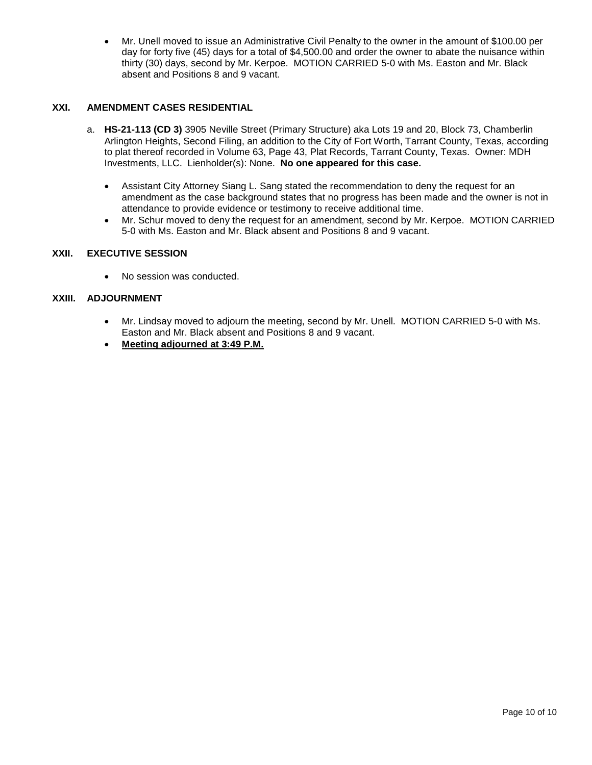- Mr. Unell moved to issue an Administrative Civil Penalty to the owner in the amount of $100.00 per day for forty five (45) days for a total of $4,500.00 and order the owner to abate the nuisance within thirty (30) days, second by Mr. Kerpoe. MOTION CARRIED 5-0 with Ms. Easton and Mr. Black absent and Positions 8 and 9 vacant.

## XXI. AMENDMENT CASES RESIDENTIAL

a. **HS-21-113 (CD 3)** 3905 Neville Street (Primary Structure) aka Lots 19 and 20, Block 73, Chamberlin Arlington Heights, Second Filing, an addition to the City of Fort Worth, Tarrant County, Texas, according to plat thereof recorded in Volume 63, Page 43, Plat Records, Tarrant County, Texas. Owner: MDH Investments, LLC. Lienholder(s): None. **No one appeared for this case.**

- Assistant City Attorney Siang L. Sang stated the recommendation to deny the request for an amendment as the case background states that no progress has been made and the owner is not in attendance to provide evidence or testimony to receive additional time.
- Mr. Schur moved to deny the request for an amendment, second by Mr. Kerpoe. MOTION CARRIED 5-0 with Ms. Easton and Mr. Black absent and Positions 8 and 9 vacant.

## XXII. EXECUTIVE SESSION

- No session was conducted.

## XXIII. ADJOURNMENT

- Mr. Lindsay moved to adjourn the meeting, second by Mr. Unell. MOTION CARRIED 5-0 with Ms. Easton and Mr. Black absent and Positions 8 and 9 vacant.
- **Meeting adjourned at 3:49 P.M.**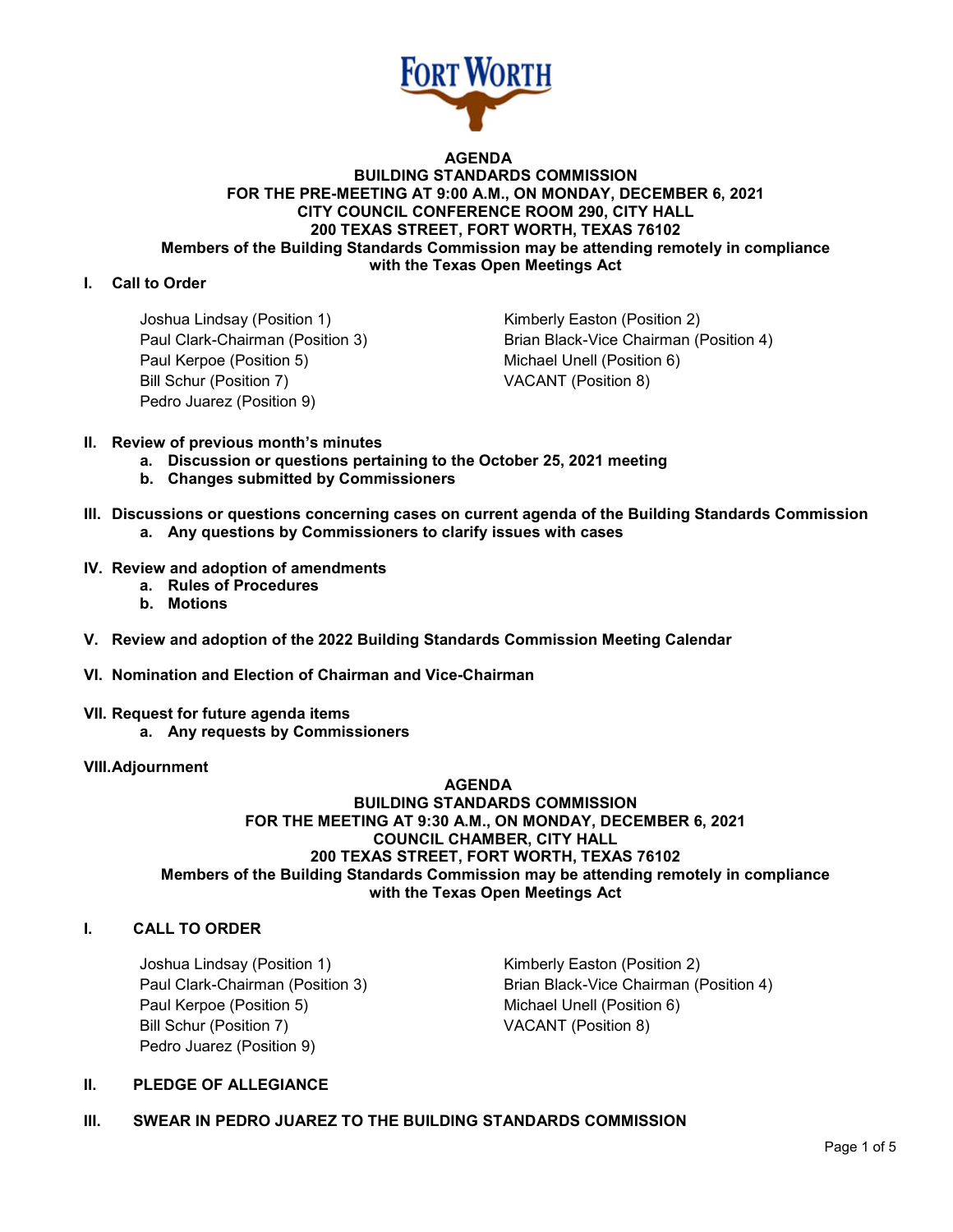**AGENDA**
**BUILDING STANDARDS COMMISSION**
**FOR THE PRE-MEETING AT 9:00 A.M., ON MONDAY, DECEMBER 6, 2021**
**CITY COUNCIL CONFERENCE ROOM 290, CITY HALL**
**200 TEXAS STREET, FORT WORTH, TEXAS 76102**
**Members of the Building Standards Commission may be attending remotely in compliance with the Texas Open Meetings Act**

**I. Call to Order**

Joshua Lindsay (Position 1)
Kimberly Easton (Position 2)
Paul Clark-Chairman (Position 3)
Brian Black-Vice Chairman (Position 4)
Paul Kerpoe (Position 5)
Michael Unell (Position 6)
Bill Schur (Position 7)
VACANT (Position 8)
Pedro Juarez (Position 9)

**II. Review of previous month's minutes**
- **a. Discussion or questions pertaining to the October 25, 2021 meeting**
- **b. Changes submitted by Commissioners**

**III. Discussions or questions concerning cases on current agenda of the Building Standards Commission**
- **a. Any questions by Commissioners to clarify issues with cases**

**IV. Review and adoption of amendments**
- **a. Rules of Procedures**
- **b. Motions**

**V. Review and adoption of the 2022 Building Standards Commission Meeting Calendar**

**VI. Nomination and Election of Chairman and Vice-Chairman**

**VII. Request for future agenda items**
- **a. Any requests by Commissioners**

**VIII. Adjournment**

**AGENDA**
**BUILDING STANDARDS COMMISSION**
**FOR THE MEETING AT 9:30 A.M., ON MONDAY, DECEMBER 6, 2021**
**COUNCIL CHAMBER, CITY HALL**
**200 TEXAS STREET, FORT WORTH, TEXAS 76102**
**Members of the Building Standards Commission may be attending remotely in compliance with the Texas Open Meetings Act**

**I. CALL TO ORDER**

Joshua Lindsay (Position 1)
Kimberly Easton (Position 2)
Paul Clark-Chairman (Position 3)
Brian Black-Vice Chairman (Position 4)
Paul Kerpoe (Position 5)
Michael Unell (Position 6)
Bill Schur (Position 7)
VACANT (Position 8)
Pedro Juarez (Position 9)

**II. PLEDGE OF ALLEGIANCE**

**III. SWEAR IN PEDRO JUAREZ TO THE BUILDING STANDARDS COMMISSION**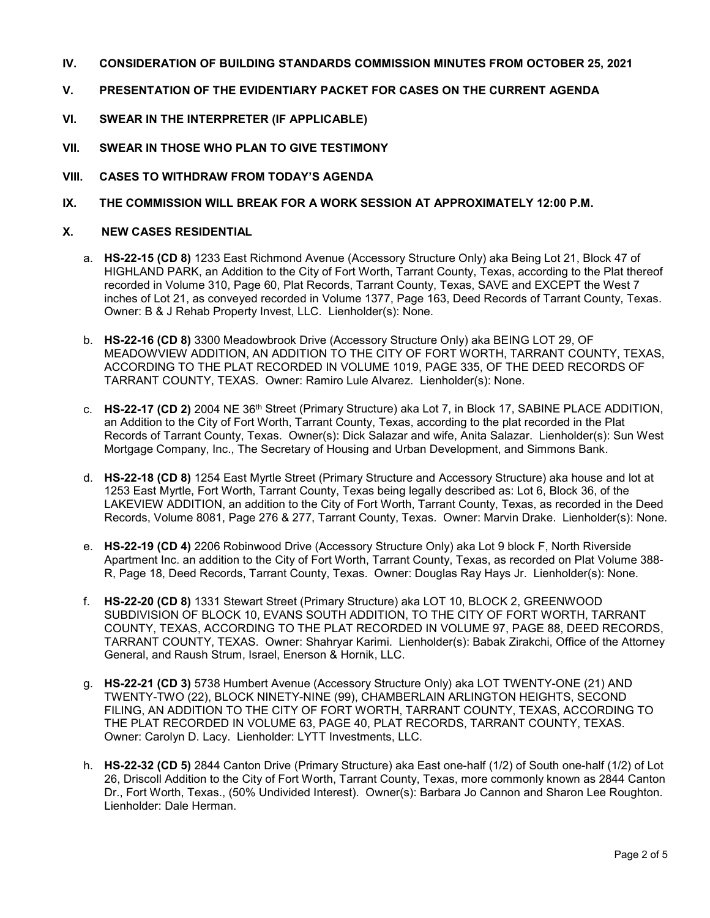**IV. CONSIDERATION OF BUILDING STANDARDS COMMISSION MINUTES FROM OCTOBER 25, 2021**

**V. PRESENTATION OF THE EVIDENTIARY PACKET FOR CASES ON THE CURRENT AGENDA**

**VI. SWEAR IN THE INTERPRETER (IF APPLICABLE)**

**VII. SWEAR IN THOSE WHO PLAN TO GIVE TESTIMONY**

**VIII. CASES TO WITHDRAW FROM TODAY'S AGENDA**

**IX. THE COMMISSION WILL BREAK FOR A WORK SESSION AT APPROXIMATELY 12:00 P.M.**

**X. NEW CASES RESIDENTIAL**

a. **HS-22-15 (CD 8)** 1233 East Richmond Avenue (Accessory Structure Only) aka Being Lot 21, Block 47 of HIGHLAND PARK, an Addition to the City of Fort Worth, Tarrant County, Texas, according to the Plat thereof recorded in Volume 310, Page 60, Plat Records, Tarrant County, Texas, SAVE and EXCEPT the West 7 inches of Lot 21, as conveyed recorded in Volume 1377, Page 163, Deed Records of Tarrant County, Texas. Owner: B & J Rehab Property Invest, LLC. Lienholder(s): None.

b. **HS-22-16 (CD 8)** 3300 Meadowbrook Drive (Accessory Structure Only) aka BEING LOT 29, OF MEADOWVIEW ADDITION, AN ADDITION TO THE CITY OF FORT WORTH, TARRANT COUNTY, TEXAS, ACCORDING TO THE PLAT RECORDED IN VOLUME 1019, PAGE 335, OF THE DEED RECORDS OF TARRANT COUNTY, TEXAS. Owner: Ramiro Lule Alvarez. Lienholder(s): None.

c. **HS-22-17 (CD 2)** 2004 NE 36th Street (Primary Structure) aka Lot 7, in Block 17, SABINE PLACE ADDITION, an Addition to the City of Fort Worth, Tarrant County, Texas, according to the plat recorded in the Plat Records of Tarrant County, Texas. Owner(s): Dick Salazar and wife, Anita Salazar. Lienholder(s): Sun West Mortgage Company, Inc., The Secretary of Housing and Urban Development, and Simmons Bank.

d. **HS-22-18 (CD 8)** 1254 East Myrtle Street (Primary Structure and Accessory Structure) aka house and lot at 1253 East Myrtle, Fort Worth, Tarrant County, Texas being legally described as: Lot 6, Block 36, of the LAKEVIEW ADDITION, an addition to the City of Fort Worth, Tarrant County, Texas, as recorded in the Deed Records, Volume 8081, Page 276 & 277, Tarrant County, Texas. Owner: Marvin Drake. Lienholder(s): None.

e. **HS-22-19 (CD 4)** 2206 Robinwood Drive (Accessory Structure Only) aka Lot 9 block F, North Riverside Apartment Inc. an addition to the City of Fort Worth, Tarrant County, Texas, as recorded on Plat Volume 388-R, Page 18, Deed Records, Tarrant County, Texas. Owner: Douglas Ray Hays Jr. Lienholder(s): None.

f. **HS-22-20 (CD 8)** 1331 Stewart Street (Primary Structure) aka LOT 10, BLOCK 2, GREENWOOD SUBDIVISION OF BLOCK 10, EVANS SOUTH ADDITION, TO THE CITY OF FORT WORTH, TARRANT COUNTY, TEXAS, ACCORDING TO THE PLAT RECORDED IN VOLUME 97, PAGE 88, DEED RECORDS, TARRANT COUNTY, TEXAS. Owner: Shahryar Karimi. Lienholder(s): Babak Zirakchi, Office of the Attorney General, and Raush Strum, Israel, Enerson & Hornik, LLC.

g. **HS-22-21 (CD 3)** 5738 Humbert Avenue (Accessory Structure Only) aka LOT TWENTY-ONE (21) AND TWENTY-TWO (22), BLOCK NINETY-NINE (99), CHAMBERLAIN ARLINGTON HEIGHTS, SECOND FILING, AN ADDITION TO THE CITY OF FORT WORTH, TARRANT COUNTY, TEXAS, ACCORDING TO THE PLAT RECORDED IN VOLUME 63, PAGE 40, PLAT RECORDS, TARRANT COUNTY, TEXAS. Owner: Carolyn D. Lacy. Lienholder: LYTT Investments, LLC.

h. **HS-22-32 (CD 5)** 2844 Canton Drive (Primary Structure) aka East one-half (1/2) of South one-half (1/2) of Lot 26, Driscoll Addition to the City of Fort Worth, Tarrant County, Texas, more commonly known as 2844 Canton Dr., Fort Worth, Texas., (50% Undivided Interest). Owner(s): Barbara Jo Cannon and Sharon Lee Roughton. Lienholder: Dale Herman.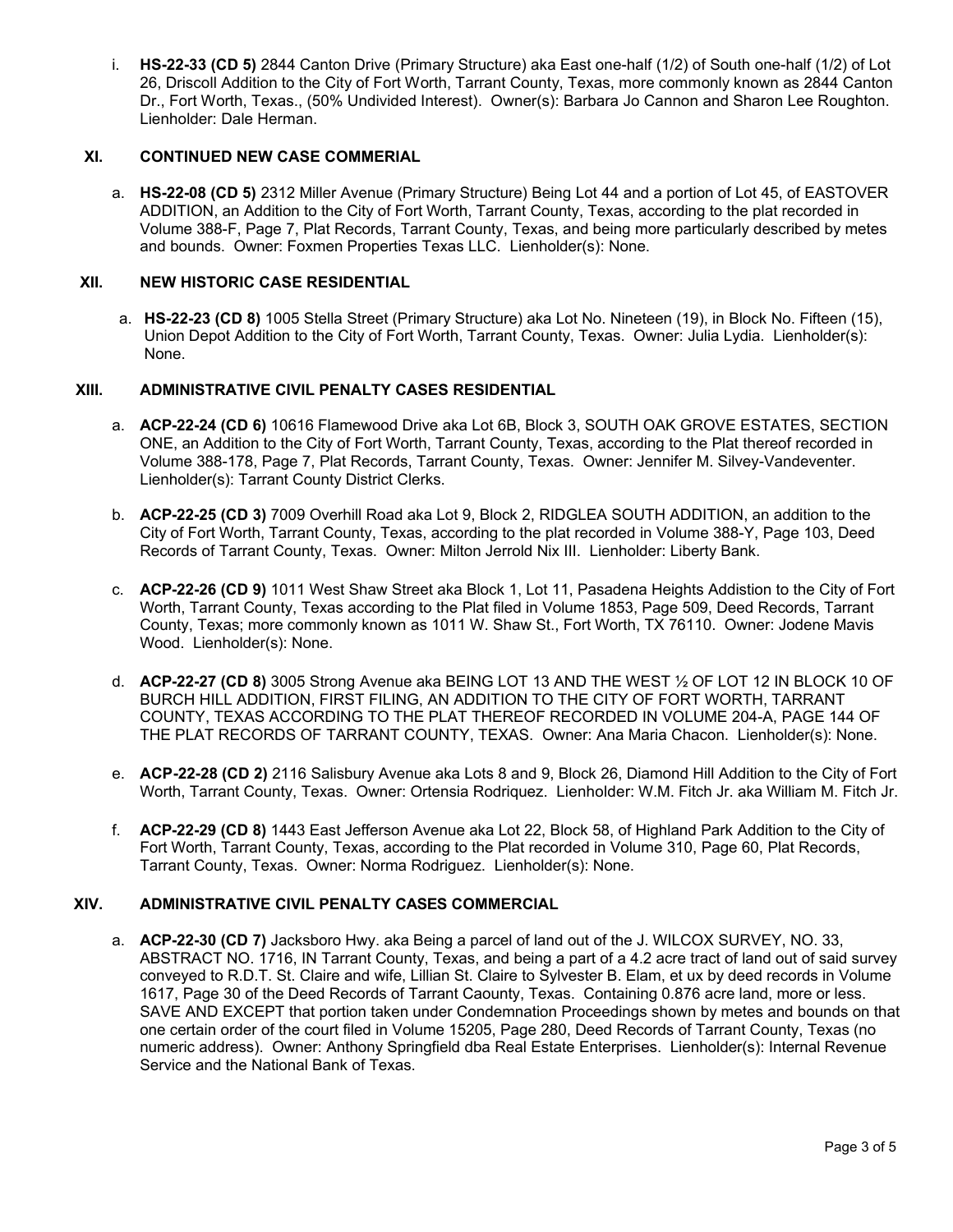i. **HS-22-33 (CD 5)** 2844 Canton Drive (Primary Structure) aka East one-half (1/2) of South one-half (1/2) of Lot 26, Driscoll Addition to the City of Fort Worth, Tarrant County, Texas, more commonly known as 2844 Canton Dr., Fort Worth, Texas., (50% Undivided Interest). Owner(s): Barbara Jo Cannon and Sharon Lee Roughton. Lienholder: Dale Herman.

## XI. CONTINUED NEW CASE COMMERIAL

a. **HS-22-08 (CD 5)** 2312 Miller Avenue (Primary Structure) Being Lot 44 and a portion of Lot 45, of EASTOVER ADDITION, an Addition to the City of Fort Worth, Tarrant County, Texas, according to the plat recorded in Volume 388-F, Page 7, Plat Records, Tarrant County, Texas, and being more particularly described by metes and bounds. Owner: Foxmen Properties Texas LLC. Lienholder(s): None.

## XII. NEW HISTORIC CASE RESIDENTIAL

a. **HS-22-23 (CD 8)** 1005 Stella Street (Primary Structure) aka Lot No. Nineteen (19), in Block No. Fifteen (15), Union Depot Addition to the City of Fort Worth, Tarrant County, Texas. Owner: Julia Lydia. Lienholder(s): None.

## XIII. ADMINISTRATIVE CIVIL PENALTY CASES RESIDENTIAL

a. **ACP-22-24 (CD 6)** 10616 Flamewood Drive aka Lot 6B, Block 3, SOUTH OAK GROVE ESTATES, SECTION ONE, an Addition to the City of Fort Worth, Tarrant County, Texas, according to the Plat thereof recorded in Volume 388-178, Page 7, Plat Records, Tarrant County, Texas. Owner: Jennifer M. Silvey-Vandeventer. Lienholder(s): Tarrant County District Clerks.

b. **ACP-22-25 (CD 3)** 7009 Overhill Road aka Lot 9, Block 2, RIDGLEA SOUTH ADDITION, an addition to the City of Fort Worth, Tarrant County, Texas, according to the plat recorded in Volume 388-Y, Page 103, Deed Records of Tarrant County, Texas. Owner: Milton Jerrold Nix III. Lienholder: Liberty Bank.

c. **ACP-22-26 (CD 9)** 1011 West Shaw Street aka Block 1, Lot 11, Pasadena Heights Addistion to the City of Fort Worth, Tarrant County, Texas according to the Plat filed in Volume 1853, Page 509, Deed Records, Tarrant County, Texas; more commonly known as 1011 W. Shaw St., Fort Worth, TX 76110. Owner: Jodene Mavis Wood. Lienholder(s): None.

d. **ACP-22-27 (CD 8)** 3005 Strong Avenue aka BEING LOT 13 AND THE WEST ½ OF LOT 12 IN BLOCK 10 OF BURCH HILL ADDITION, FIRST FILING, AN ADDITION TO THE CITY OF FORT WORTH, TARRANT COUNTY, TEXAS ACCORDING TO THE PLAT THEREOF RECORDED IN VOLUME 204-A, PAGE 144 OF THE PLAT RECORDS OF TARRANT COUNTY, TEXAS. Owner: Ana Maria Chacon. Lienholder(s): None.

e. **ACP-22-28 (CD 2)** 2116 Salisbury Avenue aka Lots 8 and 9, Block 26, Diamond Hill Addition to the City of Fort Worth, Tarrant County, Texas. Owner: Ortensia Rodriquez. Lienholder: W.M. Fitch Jr. aka William M. Fitch Jr.

f. **ACP-22-29 (CD 8)** 1443 East Jefferson Avenue aka Lot 22, Block 58, of Highland Park Addition to the City of Fort Worth, Tarrant County, Texas, according to the Plat recorded in Volume 310, Page 60, Plat Records, Tarrant County, Texas. Owner: Norma Rodriguez. Lienholder(s): None.

## XIV. ADMINISTRATIVE CIVIL PENALTY CASES COMMERCIAL

a. **ACP-22-30 (CD 7)** Jacksboro Hwy. aka Being a parcel of land out of the J. WILCOX SURVEY, NO. 33, ABSTRACT NO. 1716, IN Tarrant County, Texas, and being a part of a 4.2 acre tract of land out of said survey conveyed to R.D.T. St. Claire and wife, Lillian St. Claire to Sylvester B. Elam, et ux by deed records in Volume 1617, Page 30 of the Deed Records of Tarrant Caounty, Texas. Containing 0.876 acre land, more or less. SAVE AND EXCEPT that portion taken under Condemnation Proceedings shown by metes and bounds on that one certain order of the court filed in Volume 15205, Page 280, Deed Records of Tarrant County, Texas (no numeric address). Owner: Anthony Springfield dba Real Estate Enterprises. Lienholder(s): Internal Revenue Service and the National Bank of Texas.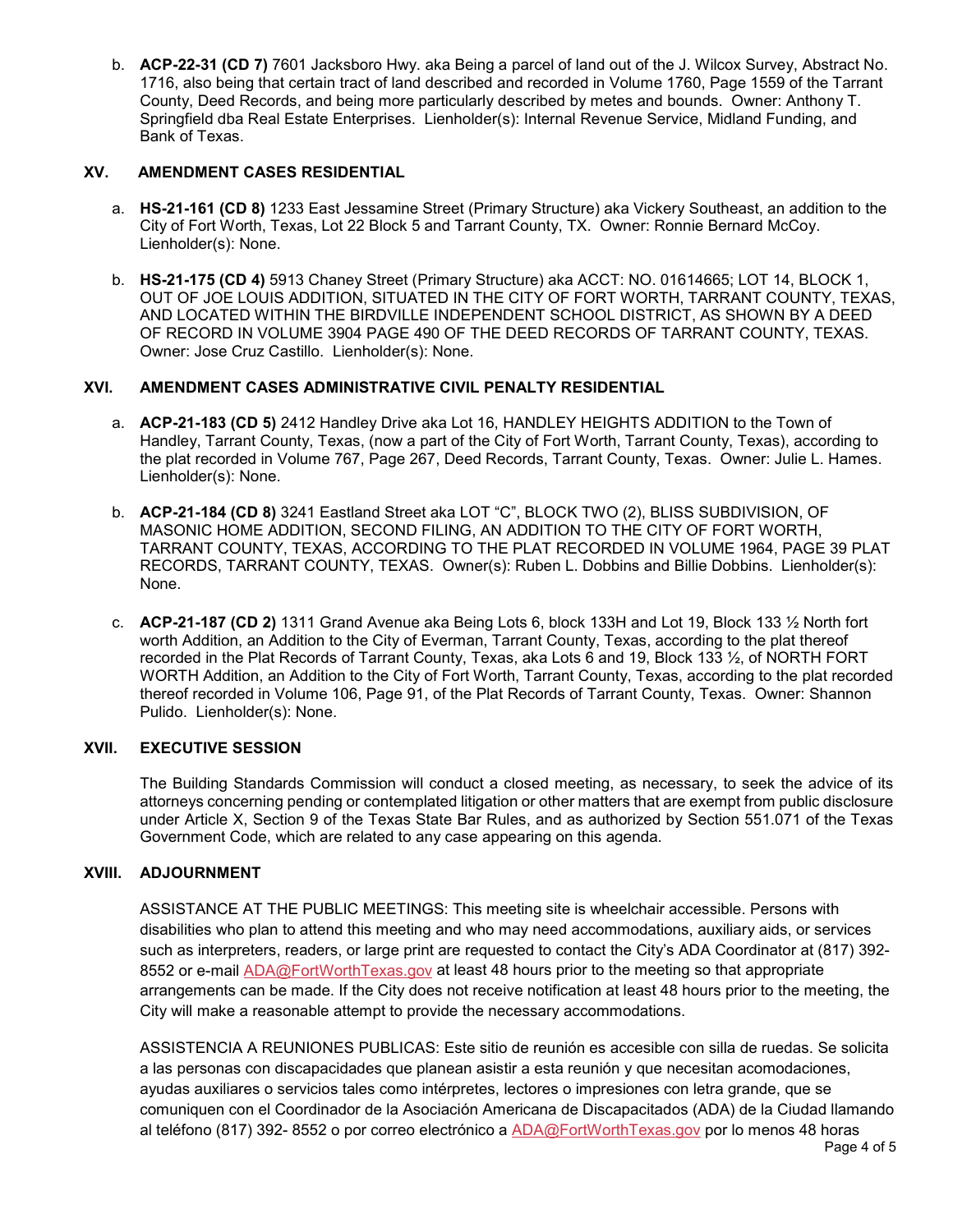b. **ACP-22-31 (CD 7)** 7601 Jacksboro Hwy. aka Being a parcel of land out of the J. Wilcox Survey, Abstract No. 1716, also being that certain tract of land described and recorded in Volume 1760, Page 1559 of the Tarrant County, Deed Records, and being more particularly described by metes and bounds. Owner: Anthony T. Springfield dba Real Estate Enterprises. Lienholder(s): Internal Revenue Service, Midland Funding, and Bank of Texas.

## XV. AMENDMENT CASES RESIDENTIAL

a. **HS-21-161 (CD 8)** 1233 East Jessamine Street (Primary Structure) aka Vickery Southeast, an addition to the City of Fort Worth, Texas, Lot 22 Block 5 and Tarrant County, TX. Owner: Ronnie Bernard McCoy. Lienholder(s): None.

b. **HS-21-175 (CD 4)** 5913 Chaney Street (Primary Structure) aka ACCT: NO. 01614665; LOT 14, BLOCK 1, OUT OF JOE LOUIS ADDITION, SITUATED IN THE CITY OF FORT WORTH, TARRANT COUNTY, TEXAS, AND LOCATED WITHIN THE BIRDVILLE INDEPENDENT SCHOOL DISTRICT, AS SHOWN BY A DEED OF RECORD IN VOLUME 3904 PAGE 490 OF THE DEED RECORDS OF TARRANT COUNTY, TEXAS. Owner: Jose Cruz Castillo. Lienholder(s): None.

## XVI. AMENDMENT CASES ADMINISTRATIVE CIVIL PENALTY RESIDENTIAL

a. **ACP-21-183 (CD 5)** 2412 Handley Drive aka Lot 16, HANDLEY HEIGHTS ADDITION to the Town of Handley, Tarrant County, Texas, (now a part of the City of Fort Worth, Tarrant County, Texas), according to the plat recorded in Volume 767, Page 267, Deed Records, Tarrant County, Texas. Owner: Julie L. Hames. Lienholder(s): None.

b. **ACP-21-184 (CD 8)** 3241 Eastland Street aka LOT "C", BLOCK TWO (2), BLISS SUBDIVISION, OF MASONIC HOME ADDITION, SECOND FILING, AN ADDITION TO THE CITY OF FORT WORTH, TARRANT COUNTY, TEXAS, ACCORDING TO THE PLAT RECORDED IN VOLUME 1964, PAGE 39 PLAT RECORDS, TARRANT COUNTY, TEXAS. Owner(s): Ruben L. Dobbins and Billie Dobbins. Lienholder(s): None.

c. **ACP-21-187 (CD 2)** 1311 Grand Avenue aka Being Lots 6, block 133H and Lot 19, Block 133 ½ North fort worth Addition, an Addition to the City of Everman, Tarrant County, Texas, according to the plat thereof recorded in the Plat Records of Tarrant County, Texas, aka Lots 6 and 19, Block 133 ½, of NORTH FORT WORTH Addition, an Addition to the City of Fort Worth, Tarrant County, Texas, according to the plat recorded thereof recorded in Volume 106, Page 91, of the Plat Records of Tarrant County, Texas. Owner: Shannon Pulido. Lienholder(s): None.

## XVII. EXECUTIVE SESSION

The Building Standards Commission will conduct a closed meeting, as necessary, to seek the advice of its attorneys concerning pending or contemplated litigation or other matters that are exempt from public disclosure under Article X, Section 9 of the Texas State Bar Rules, and as authorized by Section 551.071 of the Texas Government Code, which are related to any case appearing on this agenda.

## XVIII. ADJOURNMENT

ASSISTANCE AT THE PUBLIC MEETINGS: This meeting site is wheelchair accessible. Persons with disabilities who plan to attend this meeting and who may need accommodations, auxiliary aids, or services such as interpreters, readers, or large print are requested to contact the City's ADA Coordinator at (817) 392-8552 or e-mail ADA@FortWorthTexas.gov at least 48 hours prior to the meeting so that appropriate arrangements can be made. If the City does not receive notification at least 48 hours prior to the meeting, the City will make a reasonable attempt to provide the necessary accommodations.

ASSISTENCIA A REUNIONES PUBLICAS: Este sitio de reunión es accesible con silla de ruedas. Se solicita a las personas con discapacidades que planean asistir a esta reunión y que necesitan acomodaciones, ayudas auxiliares o servicios tales como intérpretes, lectores o impresiones con letra grande, que se comuniquen con el Coordinador de la Asociación Americana de Discapacitados (ADA) de la Ciudad llamando al teléfono (817) 392- 8552 o por correo electrónico a ADA@FortWorthTexas.gov por lo menos 48 horas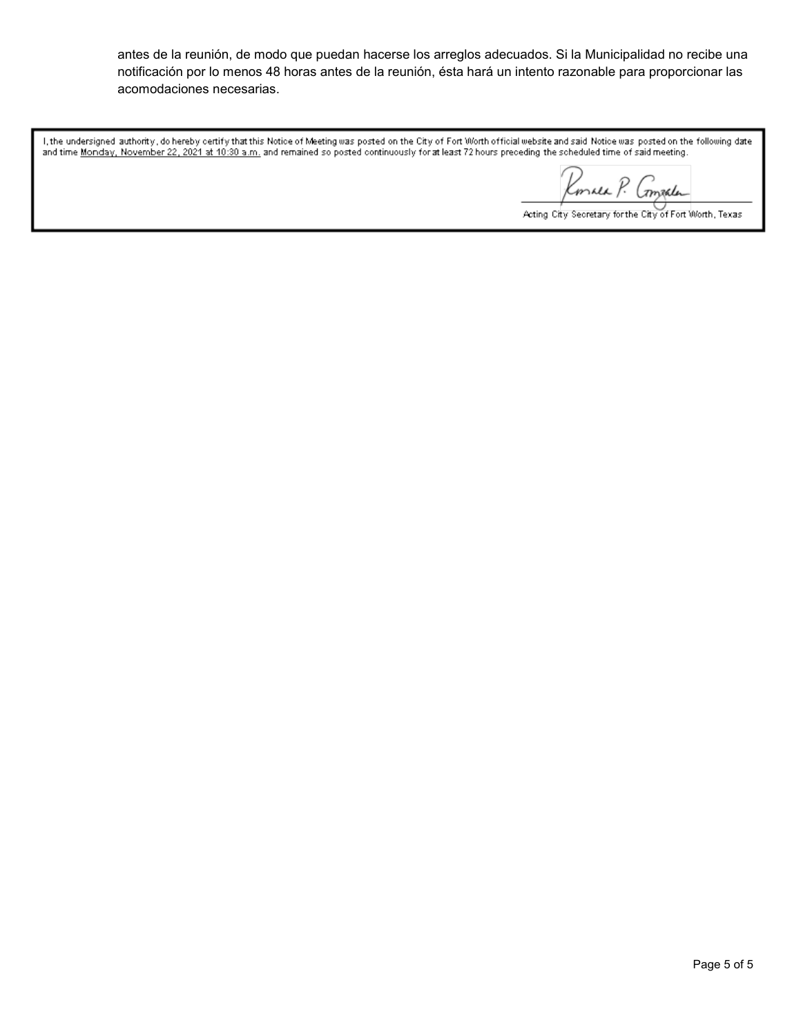antes de la reunión, de modo que puedan hacerse los arreglos adecuados. Si la Municipalidad no recibe una notificación por lo menos 48 horas antes de la reunión, ésta hará un intento razonable para proporcionar las acomodaciones necesarias.

I, the undersigned authority, do hereby certify that this Notice of Meeting was posted on the City of Fort Worth official website and said Notice was posted on the following date and time Monday, November 22, 2021 at 10:30 a.m. and remained so posted continuously for at least 72 hours preceding the scheduled time of said meeting.

Ronald P. Gonzales

Acting City Secretary for the City of Fort Worth, Texas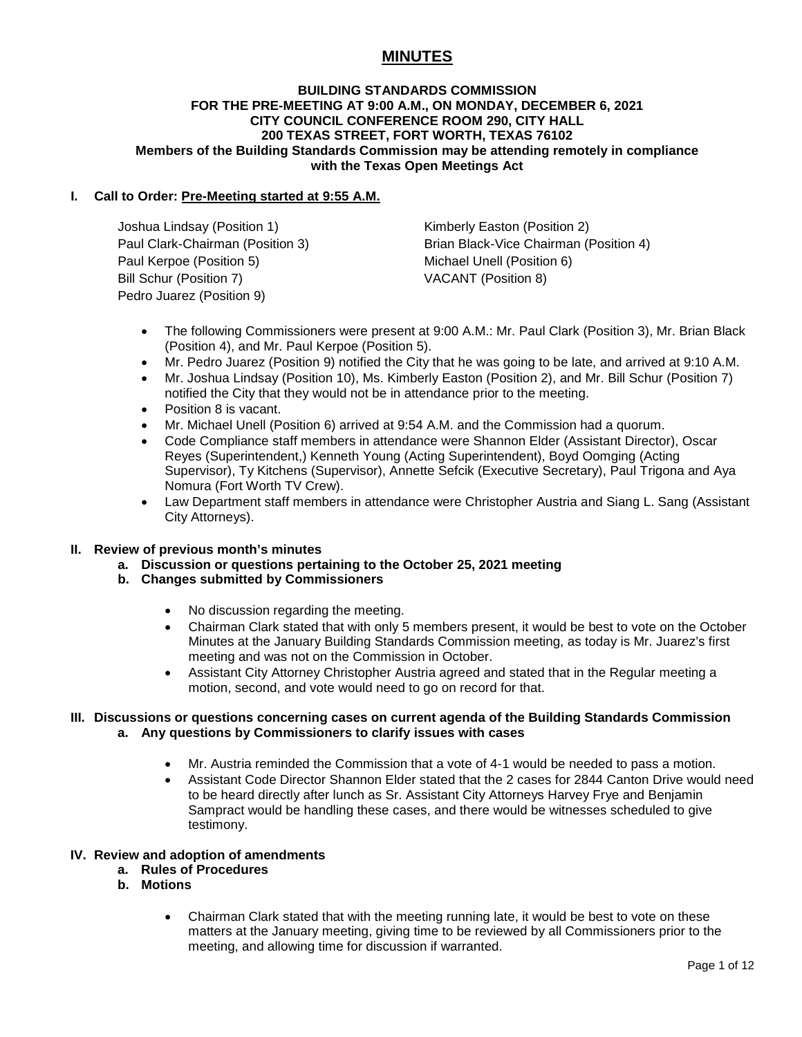# MINUTES

**BUILDING STANDARDS COMMISSION**
**FOR THE PRE-MEETING AT 9:00 A.M., ON MONDAY, DECEMBER 6, 2021**
**CITY COUNCIL CONFERENCE ROOM 290, CITY HALL**
**200 TEXAS STREET, FORT WORTH, TEXAS 76102**
**Members of the Building Standards Commission may be attending remotely in compliance with the Texas Open Meetings Act**

## I. Call to Order: Pre-Meeting started at 9:55 A.M.

Joshua Lindsay (Position 1)
Kimberly Easton (Position 2)
Paul Clark-Chairman (Position 3)
Brian Black-Vice Chairman (Position 4)
Paul Kerpoe (Position 5)
Michael Unell (Position 6)
Bill Schur (Position 7)
VACANT (Position 8)
Pedro Juarez (Position 9)

- The following Commissioners were present at 9:00 A.M.: Mr. Paul Clark (Position 3), Mr. Brian Black (Position 4), and Mr. Paul Kerpoe (Position 5).
- Mr. Pedro Juarez (Position 9) notified the City that he was going to be late, and arrived at 9:10 A.M.
- Mr. Joshua Lindsay (Position 10), Ms. Kimberly Easton (Position 2), and Mr. Bill Schur (Position 7) notified the City that they would not be in attendance prior to the meeting.
- Position 8 is vacant.
- Mr. Michael Unell (Position 6) arrived at 9:54 A.M. and the Commission had a quorum.
- Code Compliance staff members in attendance were Shannon Elder (Assistant Director), Oscar Reyes (Superintendent,) Kenneth Young (Acting Superintendent), Boyd Oomging (Acting Supervisor), Ty Kitchens (Supervisor), Annette Sefcik (Executive Secretary), Paul Trigona and Aya Nomura (Fort Worth TV Crew).
- Law Department staff members in attendance were Christopher Austria and Siang L. Sang (Assistant City Attorneys).

## II. Review of previous month's minutes

**a. Discussion or questions pertaining to the October 25, 2021 meeting**

**b. Changes submitted by Commissioners**

- No discussion regarding the meeting.
- Chairman Clark stated that with only 5 members present, it would be best to vote on the October Minutes at the January Building Standards Commission meeting, as today is Mr. Juarez's first meeting and was not on the Commission in October.
- Assistant City Attorney Christopher Austria agreed and stated that in the Regular meeting a motion, second, and vote would need to go on record for that.

## III. Discussions or questions concerning cases on current agenda of the Building Standards Commission

**a. Any questions by Commissioners to clarify issues with cases**

- Mr. Austria reminded the Commission that a vote of 4-1 would be needed to pass a motion.
- Assistant Code Director Shannon Elder stated that the 2 cases for 2844 Canton Drive would need to be heard directly after lunch as Sr. Assistant City Attorneys Harvey Frye and Benjamin Sampract would be handling these cases, and there would be witnesses scheduled to give testimony.

## IV. Review and adoption of amendments

**a. Rules of Procedures**

**b. Motions**

- Chairman Clark stated that with the meeting running late, it would be best to vote on these matters at the January meeting, giving time to be reviewed by all Commissioners prior to the meeting, and allowing time for discussion if warranted.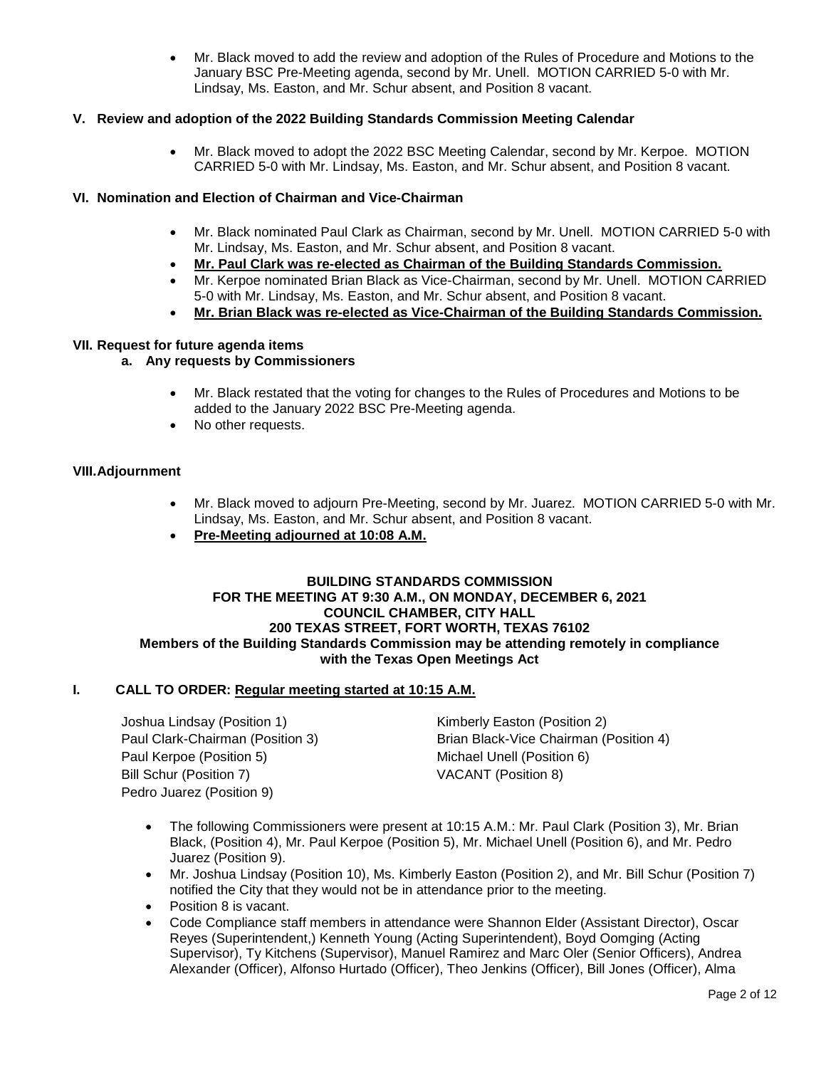- Mr. Black moved to add the review and adoption of the Rules of Procedure and Motions to the January BSC Pre-Meeting agenda, second by Mr. Unell. MOTION CARRIED 5-0 with Mr. Lindsay, Ms. Easton, and Mr. Schur absent, and Position 8 vacant.

### V. Review and adoption of the 2022 Building Standards Commission Meeting Calendar

- Mr. Black moved to adopt the 2022 BSC Meeting Calendar, second by Mr. Kerpoe. MOTION CARRIED 5-0 with Mr. Lindsay, Ms. Easton, and Mr. Schur absent, and Position 8 vacant.

### VI. Nomination and Election of Chairman and Vice-Chairman

- Mr. Black nominated Paul Clark as Chairman, second by Mr. Unell. MOTION CARRIED 5-0 with Mr. Lindsay, Ms. Easton, and Mr. Schur absent, and Position 8 vacant.
- **Mr. Paul Clark was re-elected as Chairman of the Building Standards Commission.**
- Mr. Kerpoe nominated Brian Black as Vice-Chairman, second by Mr. Unell. MOTION CARRIED 5-0 with Mr. Lindsay, Ms. Easton, and Mr. Schur absent, and Position 8 vacant.
- **Mr. Brian Black was re-elected as Vice-Chairman of the Building Standards Commission.**

### VII. Request for future agenda items

**a. Any requests by Commissioners**

- Mr. Black restated that the voting for changes to the Rules of Procedures and Motions to be added to the January 2022 BSC Pre-Meeting agenda.
- No other requests.

### VIII. Adjournment

- Mr. Black moved to adjourn Pre-Meeting, second by Mr. Juarez. MOTION CARRIED 5-0 with Mr. Lindsay, Ms. Easton, and Mr. Schur absent, and Position 8 vacant.
- **Pre-Meeting adjourned at 10:08 A.M.**

## BUILDING STANDARDS COMMISSION
## FOR THE MEETING AT 9:30 A.M., ON MONDAY, DECEMBER 6, 2021
## COUNCIL CHAMBER, CITY HALL
## 200 TEXAS STREET, FORT WORTH, TEXAS 76102
### Members of the Building Standards Commission may be attending remotely in compliance with the Texas Open Meetings Act

### I. CALL TO ORDER: Regular meeting started at 10:15 A.M.

| | |
|---|---|
| Joshua Lindsay (Position 1) | Kimberly Easton (Position 2) |
| Paul Clark-Chairman (Position 3) | Brian Black-Vice Chairman (Position 4) |
| Paul Kerpoe (Position 5) | Michael Unell (Position 6) |
| Bill Schur (Position 7) | VACANT (Position 8) |
| Pedro Juarez (Position 9) | |

- The following Commissioners were present at 10:15 A.M.: Mr. Paul Clark (Position 3), Mr. Brian Black, (Position 4), Mr. Paul Kerpoe (Position 5), Mr. Michael Unell (Position 6), and Mr. Pedro Juarez (Position 9).
- Mr. Joshua Lindsay (Position 10), Ms. Kimberly Easton (Position 2), and Mr. Bill Schur (Position 7) notified the City that they would not be in attendance prior to the meeting.
- Position 8 is vacant.
- Code Compliance staff members in attendance were Shannon Elder (Assistant Director), Oscar Reyes (Superintendent,) Kenneth Young (Acting Superintendent), Boyd Oomging (Acting Supervisor), Ty Kitchens (Supervisor), Manuel Ramirez and Marc Oler (Senior Officers), Andrea Alexander (Officer), Alfonso Hurtado (Officer), Theo Jenkins (Officer), Bill Jones (Officer), Alma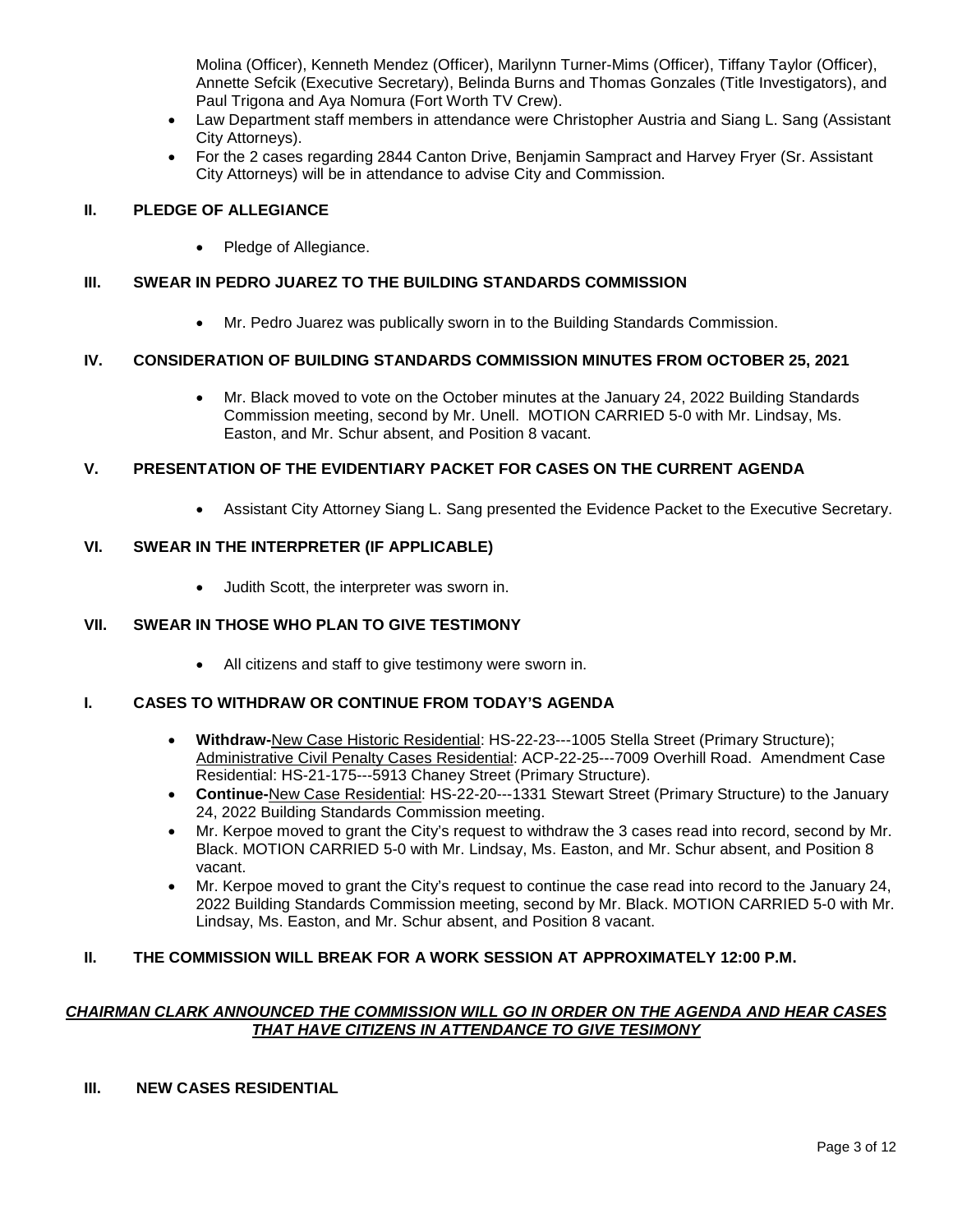Molina (Officer), Kenneth Mendez (Officer), Marilynn Turner-Mims (Officer), Tiffany Taylor (Officer), Annette Sefcik (Executive Secretary), Belinda Burns and Thomas Gonzales (Title Investigators), and Paul Trigona and Aya Nomura (Fort Worth TV Crew).

- Law Department staff members in attendance were Christopher Austria and Siang L. Sang (Assistant City Attorneys).
- For the 2 cases regarding 2844 Canton Drive, Benjamin Sampract and Harvey Fryer (Sr. Assistant City Attorneys) will be in attendance to advise City and Commission.

## II. PLEDGE OF ALLEGIANCE

- Pledge of Allegiance.

## III. SWEAR IN PEDRO JUAREZ TO THE BUILDING STANDARDS COMMISSION

- Mr. Pedro Juarez was publically sworn in to the Building Standards Commission.

## IV. CONSIDERATION OF BUILDING STANDARDS COMMISSION MINUTES FROM OCTOBER 25, 2021

- Mr. Black moved to vote on the October minutes at the January 24, 2022 Building Standards Commission meeting, second by Mr. Unell. MOTION CARRIED 5-0 with Mr. Lindsay, Ms. Easton, and Mr. Schur absent, and Position 8 vacant.

## V. PRESENTATION OF THE EVIDENTIARY PACKET FOR CASES ON THE CURRENT AGENDA

- Assistant City Attorney Siang L. Sang presented the Evidence Packet to the Executive Secretary.

## VI. SWEAR IN THE INTERPRETER (IF APPLICABLE)

- Judith Scott, the interpreter was sworn in.

## VII. SWEAR IN THOSE WHO PLAN TO GIVE TESTIMONY

- All citizens and staff to give testimony were sworn in.

## I. CASES TO WITHDRAW OR CONTINUE FROM TODAY'S AGENDA

- **Withdraw-**New Case Historic Residential: HS-22-23---1005 Stella Street (Primary Structure); Administrative Civil Penalty Cases Residential: ACP-22-25---7009 Overhill Road. Amendment Case Residential: HS-21-175---5913 Chaney Street (Primary Structure).
- **Continue-**New Case Residential: HS-22-20---1331 Stewart Street (Primary Structure) to the January 24, 2022 Building Standards Commission meeting.
- Mr. Kerpoe moved to grant the City's request to withdraw the 3 cases read into record, second by Mr. Black. MOTION CARRIED 5-0 with Mr. Lindsay, Ms. Easton, and Mr. Schur absent, and Position 8 vacant.
- Mr. Kerpoe moved to grant the City's request to continue the case read into record to the January 24, 2022 Building Standards Commission meeting, second by Mr. Black. MOTION CARRIED 5-0 with Mr. Lindsay, Ms. Easton, and Mr. Schur absent, and Position 8 vacant.

## II. THE COMMISSION WILL BREAK FOR A WORK SESSION AT APPROXIMATELY 12:00 P.M.

***CHAIRMAN CLARK ANNOUNCED THE COMMISSION WILL GO IN ORDER ON THE AGENDA AND HEAR CASES THAT HAVE CITIZENS IN ATTENDANCE TO GIVE TESIMONY***

## III. NEW CASES RESIDENTIAL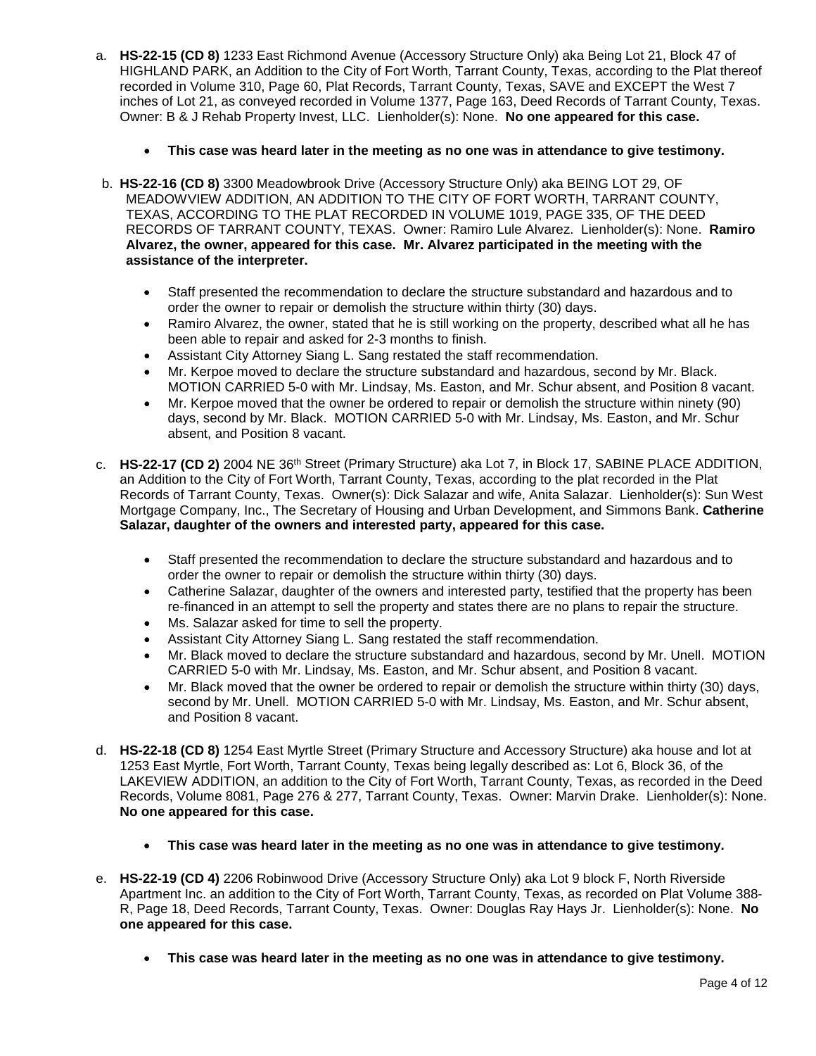a. **HS-22-15 (CD 8)** 1233 East Richmond Avenue (Accessory Structure Only) aka Being Lot 21, Block 47 of HIGHLAND PARK, an Addition to the City of Fort Worth, Tarrant County, Texas, according to the Plat thereof recorded in Volume 310, Page 60, Plat Records, Tarrant County, Texas, SAVE and EXCEPT the West 7 inches of Lot 21, as conveyed recorded in Volume 1377, Page 163, Deed Records of Tarrant County, Texas. Owner: B & J Rehab Property Invest, LLC. Lienholder(s): None. **No one appeared for this case.**

   - **This case was heard later in the meeting as no one was in attendance to give testimony.**

b. **HS-22-16 (CD 8)** 3300 Meadowbrook Drive (Accessory Structure Only) aka BEING LOT 29, OF MEADOWVIEW ADDITION, AN ADDITION TO THE CITY OF FORT WORTH, TARRANT COUNTY, TEXAS, ACCORDING TO THE PLAT RECORDED IN VOLUME 1019, PAGE 335, OF THE DEED RECORDS OF TARRANT COUNTY, TEXAS. Owner: Ramiro Lule Alvarez. Lienholder(s): None. **Ramiro Alvarez, the owner, appeared for this case. Mr. Alvarez participated in the meeting with the assistance of the interpreter.**

   - Staff presented the recommendation to declare the structure substandard and hazardous and to order the owner to repair or demolish the structure within thirty (30) days.
   - Ramiro Alvarez, the owner, stated that he is still working on the property, described what all he has been able to repair and asked for 2-3 months to finish.
   - Assistant City Attorney Siang L. Sang restated the staff recommendation.
   - Mr. Kerpoe moved to declare the structure substandard and hazardous, second by Mr. Black. MOTION CARRIED 5-0 with Mr. Lindsay, Ms. Easton, and Mr. Schur absent, and Position 8 vacant.
   - Mr. Kerpoe moved that the owner be ordered to repair or demolish the structure within ninety (90) days, second by Mr. Black. MOTION CARRIED 5-0 with Mr. Lindsay, Ms. Easton, and Mr. Schur absent, and Position 8 vacant.

c. **HS-22-17 (CD 2)** 2004 NE 36th Street (Primary Structure) aka Lot 7, in Block 17, SABINE PLACE ADDITION, an Addition to the City of Fort Worth, Tarrant County, Texas, according to the plat recorded in the Plat Records of Tarrant County, Texas. Owner(s): Dick Salazar and wife, Anita Salazar. Lienholder(s): Sun West Mortgage Company, Inc., The Secretary of Housing and Urban Development, and Simmons Bank. **Catherine Salazar, daughter of the owners and interested party, appeared for this case.**

   - Staff presented the recommendation to declare the structure substandard and hazardous and to order the owner to repair or demolish the structure within thirty (30) days.
   - Catherine Salazar, daughter of the owners and interested party, testified that the property has been re-financed in an attempt to sell the property and states there are no plans to repair the structure.
   - Ms. Salazar asked for time to sell the property.
   - Assistant City Attorney Siang L. Sang restated the staff recommendation.
   - Mr. Black moved to declare the structure substandard and hazardous, second by Mr. Unell. MOTION CARRIED 5-0 with Mr. Lindsay, Ms. Easton, and Mr. Schur absent, and Position 8 vacant.
   - Mr. Black moved that the owner be ordered to repair or demolish the structure within thirty (30) days, second by Mr. Unell. MOTION CARRIED 5-0 with Mr. Lindsay, Ms. Easton, and Mr. Schur absent, and Position 8 vacant.

d. **HS-22-18 (CD 8)** 1254 East Myrtle Street (Primary Structure and Accessory Structure) aka house and lot at 1253 East Myrtle, Fort Worth, Tarrant County, Texas being legally described as: Lot 6, Block 36, of the LAKEVIEW ADDITION, an addition to the City of Fort Worth, Tarrant County, Texas, as recorded in the Deed Records, Volume 8081, Page 276 & 277, Tarrant County, Texas. Owner: Marvin Drake. Lienholder(s): None. **No one appeared for this case.**

   - **This case was heard later in the meeting as no one was in attendance to give testimony.**

e. **HS-22-19 (CD 4)** 2206 Robinwood Drive (Accessory Structure Only) aka Lot 9 block F, North Riverside Apartment Inc. an addition to the City of Fort Worth, Tarrant County, Texas, as recorded on Plat Volume 388-R, Page 18, Deed Records, Tarrant County, Texas. Owner: Douglas Ray Hays Jr. Lienholder(s): None. **No one appeared for this case.**

   - **This case was heard later in the meeting as no one was in attendance to give testimony.**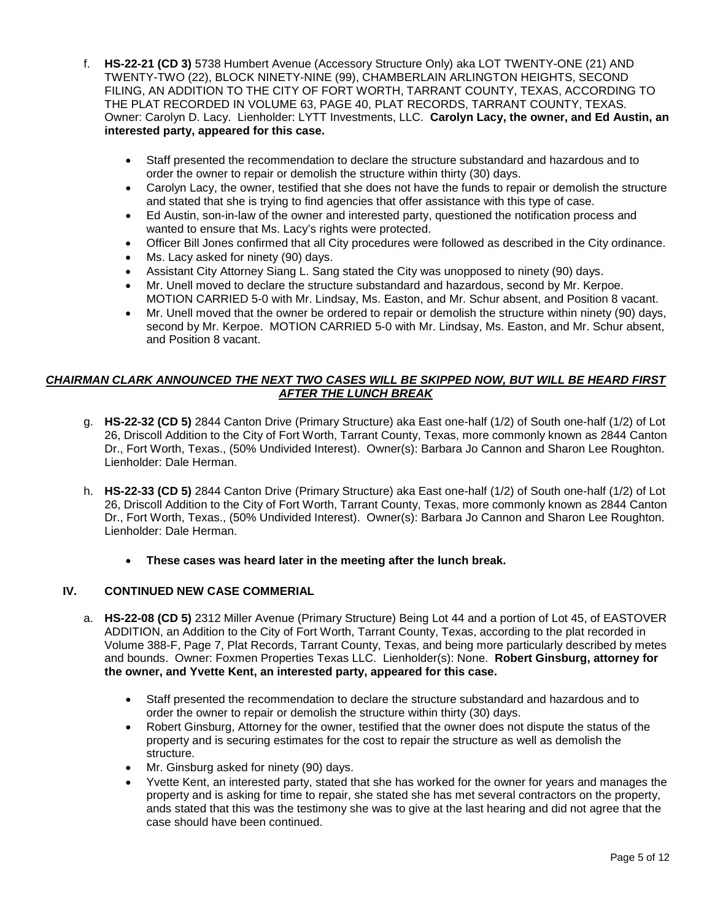f. **HS-22-21 (CD 3)** 5738 Humbert Avenue (Accessory Structure Only) aka LOT TWENTY-ONE (21) AND TWENTY-TWO (22), BLOCK NINETY-NINE (99), CHAMBERLAIN ARLINGTON HEIGHTS, SECOND FILING, AN ADDITION TO THE CITY OF FORT WORTH, TARRANT COUNTY, TEXAS, ACCORDING TO THE PLAT RECORDED IN VOLUME 63, PAGE 40, PLAT RECORDS, TARRANT COUNTY, TEXAS. Owner: Carolyn D. Lacy. Lienholder: LYTT Investments, LLC. **Carolyn Lacy, the owner, and Ed Austin, an interested party, appeared for this case.**

   - Staff presented the recommendation to declare the structure substandard and hazardous and to order the owner to repair or demolish the structure within thirty (30) days.
   - Carolyn Lacy, the owner, testified that she does not have the funds to repair or demolish the structure and stated that she is trying to find agencies that offer assistance with this type of case.
   - Ed Austin, son-in-law of the owner and interested party, questioned the notification process and wanted to ensure that Ms. Lacy's rights were protected.
   - Officer Bill Jones confirmed that all City procedures were followed as described in the City ordinance.
   - Ms. Lacy asked for ninety (90) days.
   - Assistant City Attorney Siang L. Sang stated the City was unopposed to ninety (90) days.
   - Mr. Unell moved to declare the structure substandard and hazardous, second by Mr. Kerpoe. MOTION CARRIED 5-0 with Mr. Lindsay, Ms. Easton, and Mr. Schur absent, and Position 8 vacant.
   - Mr. Unell moved that the owner be ordered to repair or demolish the structure within ninety (90) days, second by Mr. Kerpoe. MOTION CARRIED 5-0 with Mr. Lindsay, Ms. Easton, and Mr. Schur absent, and Position 8 vacant.

***CHAIRMAN CLARK ANNOUNCED THE NEXT TWO CASES WILL BE SKIPPED NOW, BUT WILL BE HEARD FIRST AFTER THE LUNCH BREAK***

g. **HS-22-32 (CD 5)** 2844 Canton Drive (Primary Structure) aka East one-half (1/2) of South one-half (1/2) of Lot 26, Driscoll Addition to the City of Fort Worth, Tarrant County, Texas, more commonly known as 2844 Canton Dr., Fort Worth, Texas., (50% Undivided Interest). Owner(s): Barbara Jo Cannon and Sharon Lee Roughton. Lienholder: Dale Herman.

h. **HS-22-33 (CD 5)** 2844 Canton Drive (Primary Structure) aka East one-half (1/2) of South one-half (1/2) of Lot 26, Driscoll Addition to the City of Fort Worth, Tarrant County, Texas, more commonly known as 2844 Canton Dr., Fort Worth, Texas., (50% Undivided Interest). Owner(s): Barbara Jo Cannon and Sharon Lee Roughton. Lienholder: Dale Herman.

   - **These cases was heard later in the meeting after the lunch break.**

## IV. CONTINUED NEW CASE COMMERIAL

a. **HS-22-08 (CD 5)** 2312 Miller Avenue (Primary Structure) Being Lot 44 and a portion of Lot 45, of EASTOVER ADDITION, an Addition to the City of Fort Worth, Tarrant County, Texas, according to the plat recorded in Volume 388-F, Page 7, Plat Records, Tarrant County, Texas, and being more particularly described by metes and bounds. Owner: Foxmen Properties Texas LLC. Lienholder(s): None. **Robert Ginsburg, attorney for the owner, and Yvette Kent, an interested party, appeared for this case.**

   - Staff presented the recommendation to declare the structure substandard and hazardous and to order the owner to repair or demolish the structure within thirty (30) days.
   - Robert Ginsburg, Attorney for the owner, testified that the owner does not dispute the status of the property and is securing estimates for the cost to repair the structure as well as demolish the structure.
   - Mr. Ginsburg asked for ninety (90) days.
   - Yvette Kent, an interested party, stated that she has worked for the owner for years and manages the property and is asking for time to repair, she stated she has met several contractors on the property, ands stated that this was the testimony she was to give at the last hearing and did not agree that the case should have been continued.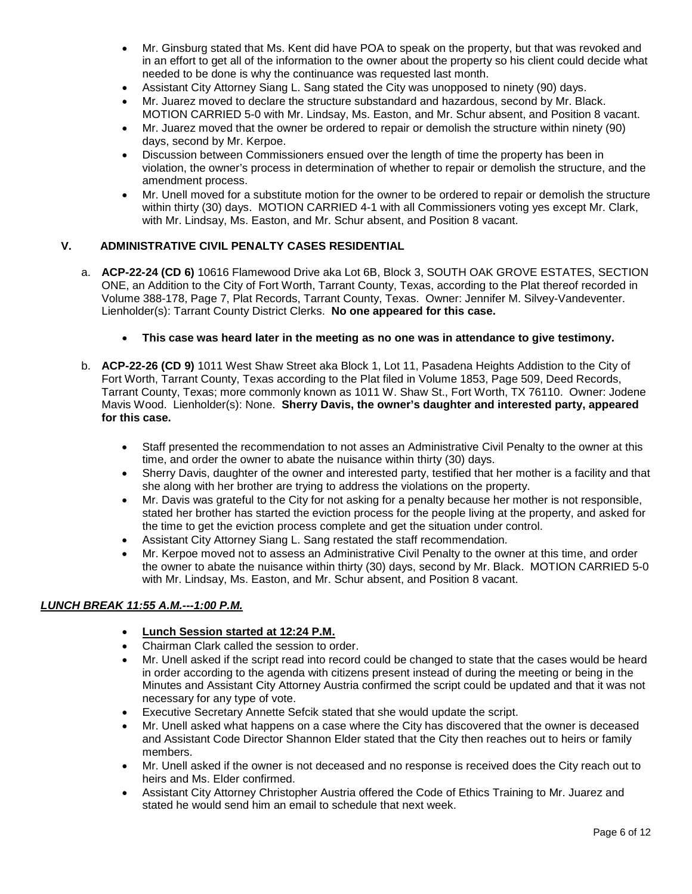- Mr. Ginsburg stated that Ms. Kent did have POA to speak on the property, but that was revoked and in an effort to get all of the information to the owner about the property so his client could decide what needed to be done is why the continuance was requested last month.
- Assistant City Attorney Siang L. Sang stated the City was unopposed to ninety (90) days.
- Mr. Juarez moved to declare the structure substandard and hazardous, second by Mr. Black. MOTION CARRIED 5-0 with Mr. Lindsay, Ms. Easton, and Mr. Schur absent, and Position 8 vacant.
- Mr. Juarez moved that the owner be ordered to repair or demolish the structure within ninety (90) days, second by Mr. Kerpoe.
- Discussion between Commissioners ensued over the length of time the property has been in violation, the owner's process in determination of whether to repair or demolish the structure, and the amendment process.
- Mr. Unell moved for a substitute motion for the owner to be ordered to repair or demolish the structure within thirty (30) days. MOTION CARRIED 4-1 with all Commissioners voting yes except Mr. Clark, with Mr. Lindsay, Ms. Easton, and Mr. Schur absent, and Position 8 vacant.

## V. ADMINISTRATIVE CIVIL PENALTY CASES RESIDENTIAL

a. **ACP-22-24 (CD 6)** 10616 Flamewood Drive aka Lot 6B, Block 3, SOUTH OAK GROVE ESTATES, SECTION ONE, an Addition to the City of Fort Worth, Tarrant County, Texas, according to the Plat thereof recorded in Volume 388-178, Page 7, Plat Records, Tarrant County, Texas. Owner: Jennifer M. Silvey-Vandeventer. Lienholder(s): Tarrant County District Clerks. **No one appeared for this case.**

   - **This case was heard later in the meeting as no one was in attendance to give testimony.**

b. **ACP-22-26 (CD 9)** 1011 West Shaw Street aka Block 1, Lot 11, Pasadena Heights Addistion to the City of Fort Worth, Tarrant County, Texas according to the Plat filed in Volume 1853, Page 509, Deed Records, Tarrant County, Texas; more commonly known as 1011 W. Shaw St., Fort Worth, TX 76110. Owner: Jodene Mavis Wood. Lienholder(s): None. **Sherry Davis, the owner's daughter and interested party, appeared for this case.**

   - Staff presented the recommendation to not asses an Administrative Civil Penalty to the owner at this time, and order the owner to abate the nuisance within thirty (30) days.
   - Sherry Davis, daughter of the owner and interested party, testified that her mother is a facility and that she along with her brother are trying to address the violations on the property.
   - Mr. Davis was grateful to the City for not asking for a penalty because her mother is not responsible, stated her brother has started the eviction process for the people living at the property, and asked for the time to get the eviction process complete and get the situation under control.
   - Assistant City Attorney Siang L. Sang restated the staff recommendation.
   - Mr. Kerpoe moved not to assess an Administrative Civil Penalty to the owner at this time, and order the owner to abate the nuisance within thirty (30) days, second by Mr. Black. MOTION CARRIED 5-0 with Mr. Lindsay, Ms. Easton, and Mr. Schur absent, and Position 8 vacant.

***LUNCH BREAK 11:55 A.M.---1:00 P.M.***

- **Lunch Session started at 12:24 P.M.**
- Chairman Clark called the session to order.
- Mr. Unell asked if the script read into record could be changed to state that the cases would be heard in order according to the agenda with citizens present instead of during the meeting or being in the Minutes and Assistant City Attorney Austria confirmed the script could be updated and that it was not necessary for any type of vote.
- Executive Secretary Annette Sefcik stated that she would update the script.
- Mr. Unell asked what happens on a case where the City has discovered that the owner is deceased and Assistant Code Director Shannon Elder stated that the City then reaches out to heirs or family members.
- Mr. Unell asked if the owner is not deceased and no response is received does the City reach out to heirs and Ms. Elder confirmed.
- Assistant City Attorney Christopher Austria offered the Code of Ethics Training to Mr. Juarez and stated he would send him an email to schedule that next week.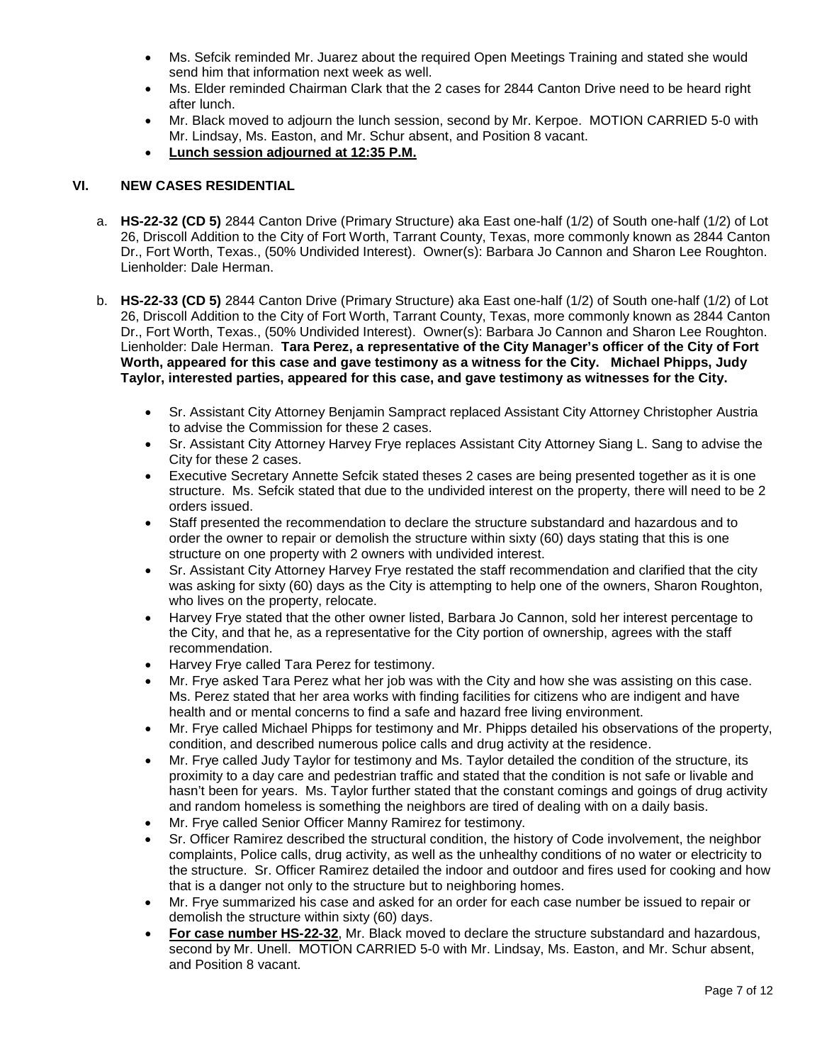- Ms. Sefcik reminded Mr. Juarez about the required Open Meetings Training and stated she would send him that information next week as well.
- Ms. Elder reminded Chairman Clark that the 2 cases for 2844 Canton Drive need to be heard right after lunch.
- Mr. Black moved to adjourn the lunch session, second by Mr. Kerpoe. MOTION CARRIED 5-0 with Mr. Lindsay, Ms. Easton, and Mr. Schur absent, and Position 8 vacant.
- **Lunch session adjourned at 12:35 P.M.**

## VI. NEW CASES RESIDENTIAL

a. **HS-22-32 (CD 5)** 2844 Canton Drive (Primary Structure) aka East one-half (1/2) of South one-half (1/2) of Lot 26, Driscoll Addition to the City of Fort Worth, Tarrant County, Texas, more commonly known as 2844 Canton Dr., Fort Worth, Texas., (50% Undivided Interest). Owner(s): Barbara Jo Cannon and Sharon Lee Roughton. Lienholder: Dale Herman.

b. **HS-22-33 (CD 5)** 2844 Canton Drive (Primary Structure) aka East one-half (1/2) of South one-half (1/2) of Lot 26, Driscoll Addition to the City of Fort Worth, Tarrant County, Texas, more commonly known as 2844 Canton Dr., Fort Worth, Texas., (50% Undivided Interest). Owner(s): Barbara Jo Cannon and Sharon Lee Roughton. Lienholder: Dale Herman. **Tara Perez, a representative of the City Manager's officer of the City of Fort Worth, appeared for this case and gave testimony as a witness for the City. Michael Phipps, Judy Taylor, interested parties, appeared for this case, and gave testimony as witnesses for the City.**

- Sr. Assistant City Attorney Benjamin Sampract replaced Assistant City Attorney Christopher Austria to advise the Commission for these 2 cases.
- Sr. Assistant City Attorney Harvey Frye replaces Assistant City Attorney Siang L. Sang to advise the City for these 2 cases.
- Executive Secretary Annette Sefcik stated theses 2 cases are being presented together as it is one structure. Ms. Sefcik stated that due to the undivided interest on the property, there will need to be 2 orders issued.
- Staff presented the recommendation to declare the structure substandard and hazardous and to order the owner to repair or demolish the structure within sixty (60) days stating that this is one structure on one property with 2 owners with undivided interest.
- Sr. Assistant City Attorney Harvey Frye restated the staff recommendation and clarified that the city was asking for sixty (60) days as the City is attempting to help one of the owners, Sharon Roughton, who lives on the property, relocate.
- Harvey Frye stated that the other owner listed, Barbara Jo Cannon, sold her interest percentage to the City, and that he, as a representative for the City portion of ownership, agrees with the staff recommendation.
- Harvey Frye called Tara Perez for testimony.
- Mr. Frye asked Tara Perez what her job was with the City and how she was assisting on this case. Ms. Perez stated that her area works with finding facilities for citizens who are indigent and have health and or mental concerns to find a safe and hazard free living environment.
- Mr. Frye called Michael Phipps for testimony and Mr. Phipps detailed his observations of the property, condition, and described numerous police calls and drug activity at the residence.
- Mr. Frye called Judy Taylor for testimony and Ms. Taylor detailed the condition of the structure, its proximity to a day care and pedestrian traffic and stated that the condition is not safe or livable and hasn't been for years. Ms. Taylor further stated that the constant comings and goings of drug activity and random homeless is something the neighbors are tired of dealing with on a daily basis.
- Mr. Frye called Senior Officer Manny Ramirez for testimony.
- Sr. Officer Ramirez described the structural condition, the history of Code involvement, the neighbor complaints, Police calls, drug activity, as well as the unhealthy conditions of no water or electricity to the structure. Sr. Officer Ramirez detailed the indoor and outdoor and fires used for cooking and how that is a danger not only to the structure but to neighboring homes.
- Mr. Frye summarized his case and asked for an order for each case number be issued to repair or demolish the structure within sixty (60) days.
- **For case number HS-22-32**, Mr. Black moved to declare the structure substandard and hazardous, second by Mr. Unell. MOTION CARRIED 5-0 with Mr. Lindsay, Ms. Easton, and Mr. Schur absent, and Position 8 vacant.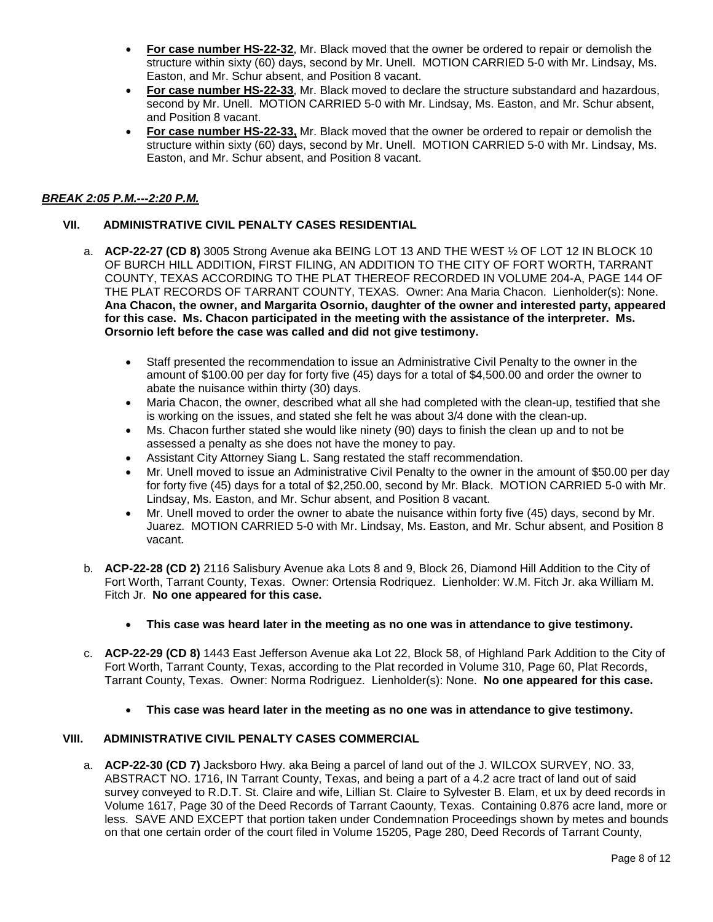- **For case number HS-22-32**, Mr. Black moved that the owner be ordered to repair or demolish the structure within sixty (60) days, second by Mr. Unell. MOTION CARRIED 5-0 with Mr. Lindsay, Ms. Easton, and Mr. Schur absent, and Position 8 vacant.
- **For case number HS-22-33**, Mr. Black moved to declare the structure substandard and hazardous, second by Mr. Unell. MOTION CARRIED 5-0 with Mr. Lindsay, Ms. Easton, and Mr. Schur absent, and Position 8 vacant.
- **For case number HS-22-33,** Mr. Black moved that the owner be ordered to repair or demolish the structure within sixty (60) days, second by Mr. Unell. MOTION CARRIED 5-0 with Mr. Lindsay, Ms. Easton, and Mr. Schur absent, and Position 8 vacant.

***BREAK 2:05 P.M.---2:20 P.M.***

## VII. ADMINISTRATIVE CIVIL PENALTY CASES RESIDENTIAL

a. **ACP-22-27 (CD 8)** 3005 Strong Avenue aka BEING LOT 13 AND THE WEST ½ OF LOT 12 IN BLOCK 10 OF BURCH HILL ADDITION, FIRST FILING, AN ADDITION TO THE CITY OF FORT WORTH, TARRANT COUNTY, TEXAS ACCORDING TO THE PLAT THEREOF RECORDED IN VOLUME 204-A, PAGE 144 OF THE PLAT RECORDS OF TARRANT COUNTY, TEXAS. Owner: Ana Maria Chacon. Lienholder(s): None. **Ana Chacon, the owner, and Margarita Osornio, daughter of the owner and interested party, appeared for this case. Ms. Chacon participated in the meeting with the assistance of the interpreter. Ms. Orsornio left before the case was called and did not give testimony.**

- Staff presented the recommendation to issue an Administrative Civil Penalty to the owner in the amount of $100.00 per day for forty five (45) days for a total of $4,500.00 and order the owner to abate the nuisance within thirty (30) days.
- Maria Chacon, the owner, described what all she had completed with the clean-up, testified that she is working on the issues, and stated she felt he was about 3/4 done with the clean-up.
- Ms. Chacon further stated she would like ninety (90) days to finish the clean up and to not be assessed a penalty as she does not have the money to pay.
- Assistant City Attorney Siang L. Sang restated the staff recommendation.
- Mr. Unell moved to issue an Administrative Civil Penalty to the owner in the amount of $50.00 per day for forty five (45) days for a total of $2,250.00, second by Mr. Black. MOTION CARRIED 5-0 with Mr. Lindsay, Ms. Easton, and Mr. Schur absent, and Position 8 vacant.
- Mr. Unell moved to order the owner to abate the nuisance within forty five (45) days, second by Mr. Juarez. MOTION CARRIED 5-0 with Mr. Lindsay, Ms. Easton, and Mr. Schur absent, and Position 8 vacant.

b. **ACP-22-28 (CD 2)** 2116 Salisbury Avenue aka Lots 8 and 9, Block 26, Diamond Hill Addition to the City of Fort Worth, Tarrant County, Texas. Owner: Ortensia Rodriquez. Lienholder: W.M. Fitch Jr. aka William M. Fitch Jr. **No one appeared for this case.**

- **This case was heard later in the meeting as no one was in attendance to give testimony.**

c. **ACP-22-29 (CD 8)** 1443 East Jefferson Avenue aka Lot 22, Block 58, of Highland Park Addition to the City of Fort Worth, Tarrant County, Texas, according to the Plat recorded in Volume 310, Page 60, Plat Records, Tarrant County, Texas. Owner: Norma Rodriguez. Lienholder(s): None. **No one appeared for this case.**

- **This case was heard later in the meeting as no one was in attendance to give testimony.**

## VIII. ADMINISTRATIVE CIVIL PENALTY CASES COMMERCIAL

a. **ACP-22-30 (CD 7)** Jacksboro Hwy. aka Being a parcel of land out of the J. WILCOX SURVEY, NO. 33, ABSTRACT NO. 1716, IN Tarrant County, Texas, and being a part of a 4.2 acre tract of land out of said survey conveyed to R.D.T. St. Claire and wife, Lillian St. Claire to Sylvester B. Elam, et ux by deed records in Volume 1617, Page 30 of the Deed Records of Tarrant Caounty, Texas. Containing 0.876 acre land, more or less. SAVE AND EXCEPT that portion taken under Condemnation Proceedings shown by metes and bounds on that one certain order of the court filed in Volume 15205, Page 280, Deed Records of Tarrant County,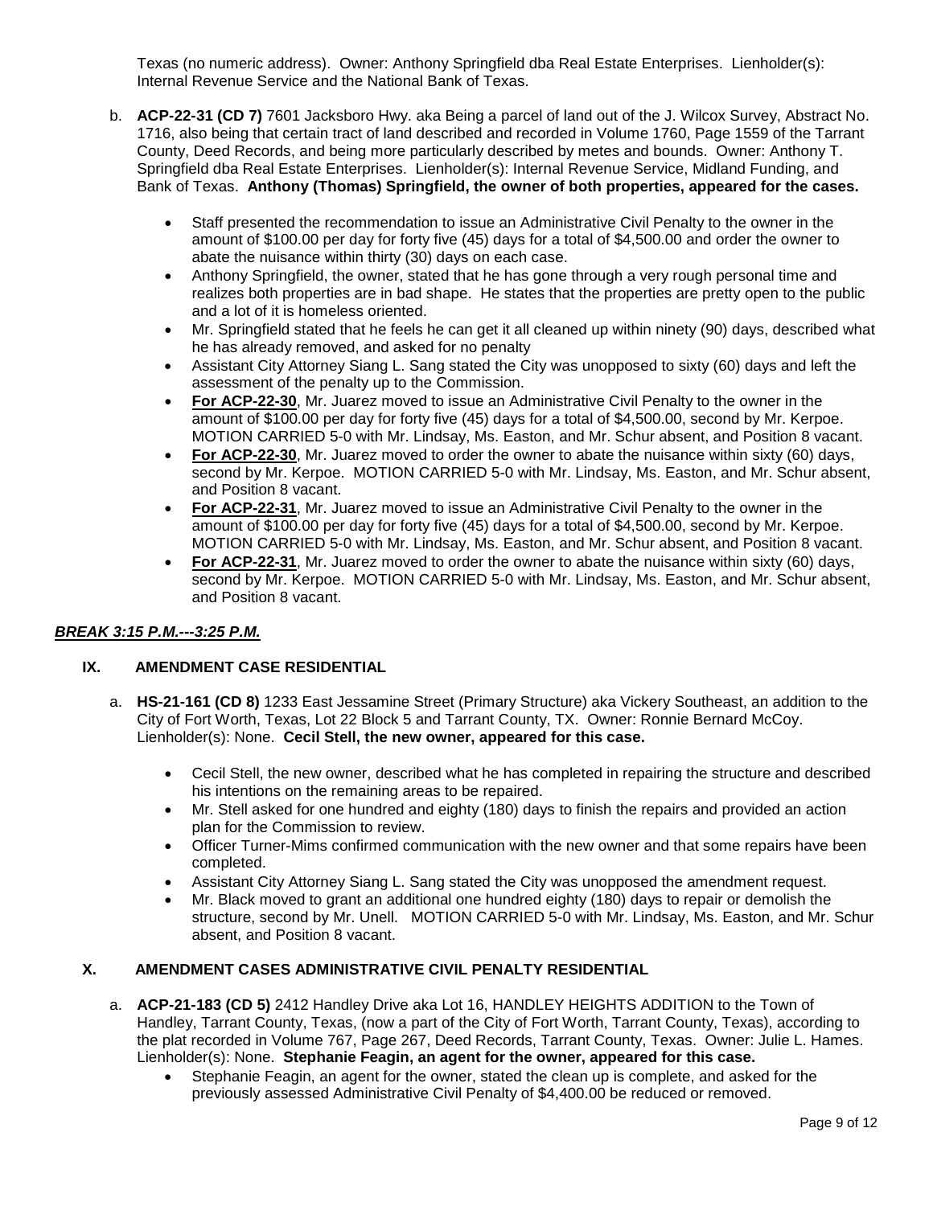Texas (no numeric address). Owner: Anthony Springfield dba Real Estate Enterprises. Lienholder(s): Internal Revenue Service and the National Bank of Texas.

b. **ACP-22-31 (CD 7)** 7601 Jacksboro Hwy. aka Being a parcel of land out of the J. Wilcox Survey, Abstract No. 1716, also being that certain tract of land described and recorded in Volume 1760, Page 1559 of the Tarrant County, Deed Records, and being more particularly described by metes and bounds. Owner: Anthony T. Springfield dba Real Estate Enterprises. Lienholder(s): Internal Revenue Service, Midland Funding, and Bank of Texas. **Anthony (Thomas) Springfield, the owner of both properties, appeared for the cases.**

- Staff presented the recommendation to issue an Administrative Civil Penalty to the owner in the amount of $100.00 per day for forty five (45) days for a total of $4,500.00 and order the owner to abate the nuisance within thirty (30) days on each case.
- Anthony Springfield, the owner, stated that he has gone through a very rough personal time and realizes both properties are in bad shape. He states that the properties are pretty open to the public and a lot of it is homeless oriented.
- Mr. Springfield stated that he feels he can get it all cleaned up within ninety (90) days, described what he has already removed, and asked for no penalty
- Assistant City Attorney Siang L. Sang stated the City was unopposed to sixty (60) days and left the assessment of the penalty up to the Commission.
- **For ACP-22-30**, Mr. Juarez moved to issue an Administrative Civil Penalty to the owner in the amount of $100.00 per day for forty five (45) days for a total of $4,500.00, second by Mr. Kerpoe. MOTION CARRIED 5-0 with Mr. Lindsay, Ms. Easton, and Mr. Schur absent, and Position 8 vacant.
- **For ACP-22-30**, Mr. Juarez moved to order the owner to abate the nuisance within sixty (60) days, second by Mr. Kerpoe. MOTION CARRIED 5-0 with Mr. Lindsay, Ms. Easton, and Mr. Schur absent, and Position 8 vacant.
- **For ACP-22-31**, Mr. Juarez moved to issue an Administrative Civil Penalty to the owner in the amount of $100.00 per day for forty five (45) days for a total of $4,500.00, second by Mr. Kerpoe. MOTION CARRIED 5-0 with Mr. Lindsay, Ms. Easton, and Mr. Schur absent, and Position 8 vacant.
- **For ACP-22-31**, Mr. Juarez moved to order the owner to abate the nuisance within sixty (60) days, second by Mr. Kerpoe. MOTION CARRIED 5-0 with Mr. Lindsay, Ms. Easton, and Mr. Schur absent, and Position 8 vacant.

***BREAK 3:15 P.M.---3:25 P.M.***

## IX. AMENDMENT CASE RESIDENTIAL

a. **HS-21-161 (CD 8)** 1233 East Jessamine Street (Primary Structure) aka Vickery Southeast, an addition to the City of Fort Worth, Texas, Lot 22 Block 5 and Tarrant County, TX. Owner: Ronnie Bernard McCoy. Lienholder(s): None. **Cecil Stell, the new owner, appeared for this case.**

- Cecil Stell, the new owner, described what he has completed in repairing the structure and described his intentions on the remaining areas to be repaired.
- Mr. Stell asked for one hundred and eighty (180) days to finish the repairs and provided an action plan for the Commission to review.
- Officer Turner-Mims confirmed communication with the new owner and that some repairs have been completed.
- Assistant City Attorney Siang L. Sang stated the City was unopposed the amendment request.
- Mr. Black moved to grant an additional one hundred eighty (180) days to repair or demolish the structure, second by Mr. Unell. MOTION CARRIED 5-0 with Mr. Lindsay, Ms. Easton, and Mr. Schur absent, and Position 8 vacant.

## X. AMENDMENT CASES ADMINISTRATIVE CIVIL PENALTY RESIDENTIAL

a. **ACP-21-183 (CD 5)** 2412 Handley Drive aka Lot 16, HANDLEY HEIGHTS ADDITION to the Town of Handley, Tarrant County, Texas, (now a part of the City of Fort Worth, Tarrant County, Texas), according to the plat recorded in Volume 767, Page 267, Deed Records, Tarrant County, Texas. Owner: Julie L. Hames. Lienholder(s): None. **Stephanie Feagin, an agent for the owner, appeared for this case.**

- Stephanie Feagin, an agent for the owner, stated the clean up is complete, and asked for the previously assessed Administrative Civil Penalty of $4,400.00 be reduced or removed.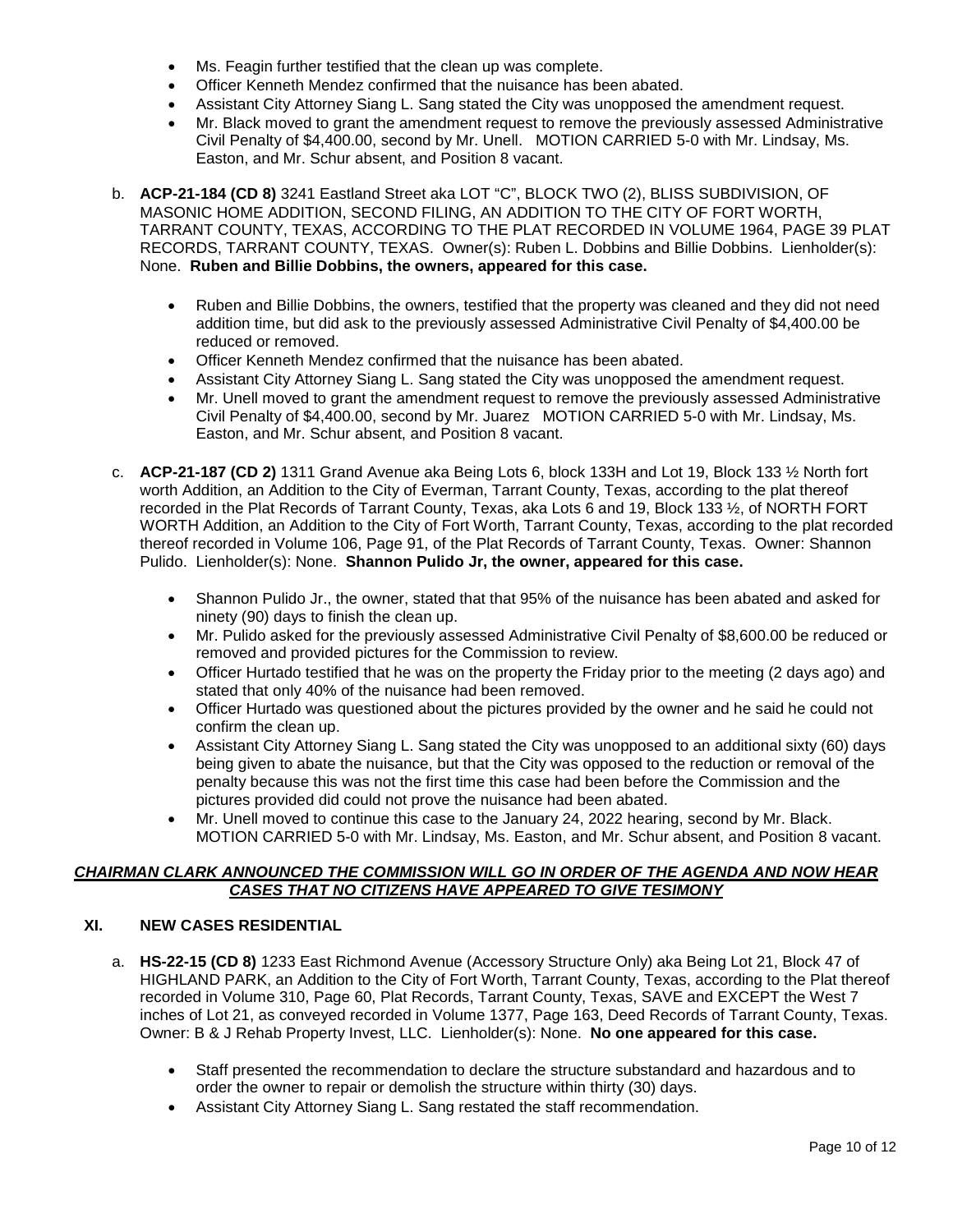- Ms. Feagin further testified that the clean up was complete.
- Officer Kenneth Mendez confirmed that the nuisance has been abated.
- Assistant City Attorney Siang L. Sang stated the City was unopposed the amendment request.
- Mr. Black moved to grant the amendment request to remove the previously assessed Administrative Civil Penalty of $4,400.00, second by Mr. Unell. MOTION CARRIED 5-0 with Mr. Lindsay, Ms. Easton, and Mr. Schur absent, and Position 8 vacant.

b. **ACP-21-184 (CD 8)** 3241 Eastland Street aka LOT "C", BLOCK TWO (2), BLISS SUBDIVISION, OF MASONIC HOME ADDITION, SECOND FILING, AN ADDITION TO THE CITY OF FORT WORTH, TARRANT COUNTY, TEXAS, ACCORDING TO THE PLAT RECORDED IN VOLUME 1964, PAGE 39 PLAT RECORDS, TARRANT COUNTY, TEXAS. Owner(s): Ruben L. Dobbins and Billie Dobbins. Lienholder(s): None. **Ruben and Billie Dobbins, the owners, appeared for this case.**

- Ruben and Billie Dobbins, the owners, testified that the property was cleaned and they did not need addition time, but did ask to the previously assessed Administrative Civil Penalty of $4,400.00 be reduced or removed.
- Officer Kenneth Mendez confirmed that the nuisance has been abated.
- Assistant City Attorney Siang L. Sang stated the City was unopposed the amendment request.
- Mr. Unell moved to grant the amendment request to remove the previously assessed Administrative Civil Penalty of $4,400.00, second by Mr. Juarez MOTION CARRIED 5-0 with Mr. Lindsay, Ms. Easton, and Mr. Schur absent, and Position 8 vacant.

c. **ACP-21-187 (CD 2)** 1311 Grand Avenue aka Being Lots 6, block 133H and Lot 19, Block 133 ½ North fort worth Addition, an Addition to the City of Everman, Tarrant County, Texas, according to the plat thereof recorded in the Plat Records of Tarrant County, Texas, aka Lots 6 and 19, Block 133 ½, of NORTH FORT WORTH Addition, an Addition to the City of Fort Worth, Tarrant County, Texas, according to the plat recorded thereof recorded in Volume 106, Page 91, of the Plat Records of Tarrant County, Texas. Owner: Shannon Pulido. Lienholder(s): None. **Shannon Pulido Jr, the owner, appeared for this case.**

- Shannon Pulido Jr., the owner, stated that that 95% of the nuisance has been abated and asked for ninety (90) days to finish the clean up.
- Mr. Pulido asked for the previously assessed Administrative Civil Penalty of $8,600.00 be reduced or removed and provided pictures for the Commission to review.
- Officer Hurtado testified that he was on the property the Friday prior to the meeting (2 days ago) and stated that only 40% of the nuisance had been removed.
- Officer Hurtado was questioned about the pictures provided by the owner and he said he could not confirm the clean up.
- Assistant City Attorney Siang L. Sang stated the City was unopposed to an additional sixty (60) days being given to abate the nuisance, but that the City was opposed to the reduction or removal of the penalty because this was not the first time this case had been before the Commission and the pictures provided did could not prove the nuisance had been abated.
- Mr. Unell moved to continue this case to the January 24, 2022 hearing, second by Mr. Black. MOTION CARRIED 5-0 with Mr. Lindsay, Ms. Easton, and Mr. Schur absent, and Position 8 vacant.

***CHAIRMAN CLARK ANNOUNCED THE COMMISSION WILL GO IN ORDER OF THE AGENDA AND NOW HEAR CASES THAT NO CITIZENS HAVE APPEARED TO GIVE TESIMONY***

## XI. NEW CASES RESIDENTIAL

a. **HS-22-15 (CD 8)** 1233 East Richmond Avenue (Accessory Structure Only) aka Being Lot 21, Block 47 of HIGHLAND PARK, an Addition to the City of Fort Worth, Tarrant County, Texas, according to the Plat thereof recorded in Volume 310, Page 60, Plat Records, Tarrant County, Texas, SAVE and EXCEPT the West 7 inches of Lot 21, as conveyed recorded in Volume 1377, Page 163, Deed Records of Tarrant County, Texas. Owner: B & J Rehab Property Invest, LLC. Lienholder(s): None. **No one appeared for this case.**

- Staff presented the recommendation to declare the structure substandard and hazardous and to order the owner to repair or demolish the structure within thirty (30) days.
- Assistant City Attorney Siang L. Sang restated the staff recommendation.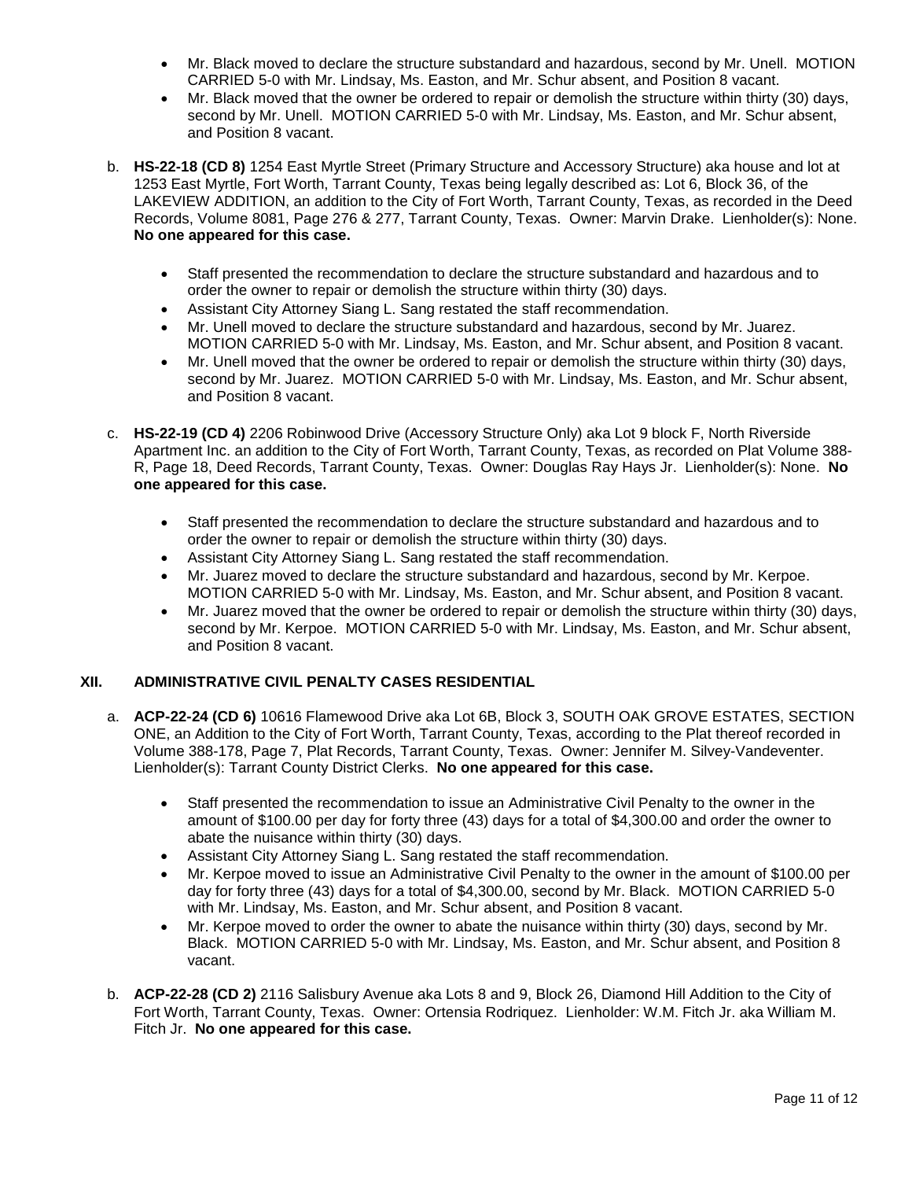- Mr. Black moved to declare the structure substandard and hazardous, second by Mr. Unell. MOTION CARRIED 5-0 with Mr. Lindsay, Ms. Easton, and Mr. Schur absent, and Position 8 vacant.
- Mr. Black moved that the owner be ordered to repair or demolish the structure within thirty (30) days, second by Mr. Unell. MOTION CARRIED 5-0 with Mr. Lindsay, Ms. Easton, and Mr. Schur absent, and Position 8 vacant.

b. **HS-22-18 (CD 8)** 1254 East Myrtle Street (Primary Structure and Accessory Structure) aka house and lot at 1253 East Myrtle, Fort Worth, Tarrant County, Texas being legally described as: Lot 6, Block 36, of the LAKEVIEW ADDITION, an addition to the City of Fort Worth, Tarrant County, Texas, as recorded in the Deed Records, Volume 8081, Page 276 & 277, Tarrant County, Texas. Owner: Marvin Drake. Lienholder(s): None. **No one appeared for this case.**

- Staff presented the recommendation to declare the structure substandard and hazardous and to order the owner to repair or demolish the structure within thirty (30) days.
- Assistant City Attorney Siang L. Sang restated the staff recommendation.
- Mr. Unell moved to declare the structure substandard and hazardous, second by Mr. Juarez. MOTION CARRIED 5-0 with Mr. Lindsay, Ms. Easton, and Mr. Schur absent, and Position 8 vacant.
- Mr. Unell moved that the owner be ordered to repair or demolish the structure within thirty (30) days, second by Mr. Juarez. MOTION CARRIED 5-0 with Mr. Lindsay, Ms. Easton, and Mr. Schur absent, and Position 8 vacant.

c. **HS-22-19 (CD 4)** 2206 Robinwood Drive (Accessory Structure Only) aka Lot 9 block F, North Riverside Apartment Inc. an addition to the City of Fort Worth, Tarrant County, Texas, as recorded on Plat Volume 388-R, Page 18, Deed Records, Tarrant County, Texas. Owner: Douglas Ray Hays Jr. Lienholder(s): None. **No one appeared for this case.**

- Staff presented the recommendation to declare the structure substandard and hazardous and to order the owner to repair or demolish the structure within thirty (30) days.
- Assistant City Attorney Siang L. Sang restated the staff recommendation.
- Mr. Juarez moved to declare the structure substandard and hazardous, second by Mr. Kerpoe. MOTION CARRIED 5-0 with Mr. Lindsay, Ms. Easton, and Mr. Schur absent, and Position 8 vacant.
- Mr. Juarez moved that the owner be ordered to repair or demolish the structure within thirty (30) days, second by Mr. Kerpoe. MOTION CARRIED 5-0 with Mr. Lindsay, Ms. Easton, and Mr. Schur absent, and Position 8 vacant.

## XII. ADMINISTRATIVE CIVIL PENALTY CASES RESIDENTIAL

a. **ACP-22-24 (CD 6)** 10616 Flamewood Drive aka Lot 6B, Block 3, SOUTH OAK GROVE ESTATES, SECTION ONE, an Addition to the City of Fort Worth, Tarrant County, Texas, according to the Plat thereof recorded in Volume 388-178, Page 7, Plat Records, Tarrant County, Texas. Owner: Jennifer M. Silvey-Vandeventer. Lienholder(s): Tarrant County District Clerks. **No one appeared for this case.**

- Staff presented the recommendation to issue an Administrative Civil Penalty to the owner in the amount of $100.00 per day for forty three (43) days for a total of $4,300.00 and order the owner to abate the nuisance within thirty (30) days.
- Assistant City Attorney Siang L. Sang restated the staff recommendation.
- Mr. Kerpoe moved to issue an Administrative Civil Penalty to the owner in the amount of $100.00 per day for forty three (43) days for a total of $4,300.00, second by Mr. Black. MOTION CARRIED 5-0 with Mr. Lindsay, Ms. Easton, and Mr. Schur absent, and Position 8 vacant.
- Mr. Kerpoe moved to order the owner to abate the nuisance within thirty (30) days, second by Mr. Black. MOTION CARRIED 5-0 with Mr. Lindsay, Ms. Easton, and Mr. Schur absent, and Position 8 vacant.

b. **ACP-22-28 (CD 2)** 2116 Salisbury Avenue aka Lots 8 and 9, Block 26, Diamond Hill Addition to the City of Fort Worth, Tarrant County, Texas. Owner: Ortensia Rodriquez. Lienholder: W.M. Fitch Jr. aka William M. Fitch Jr. **No one appeared for this case.**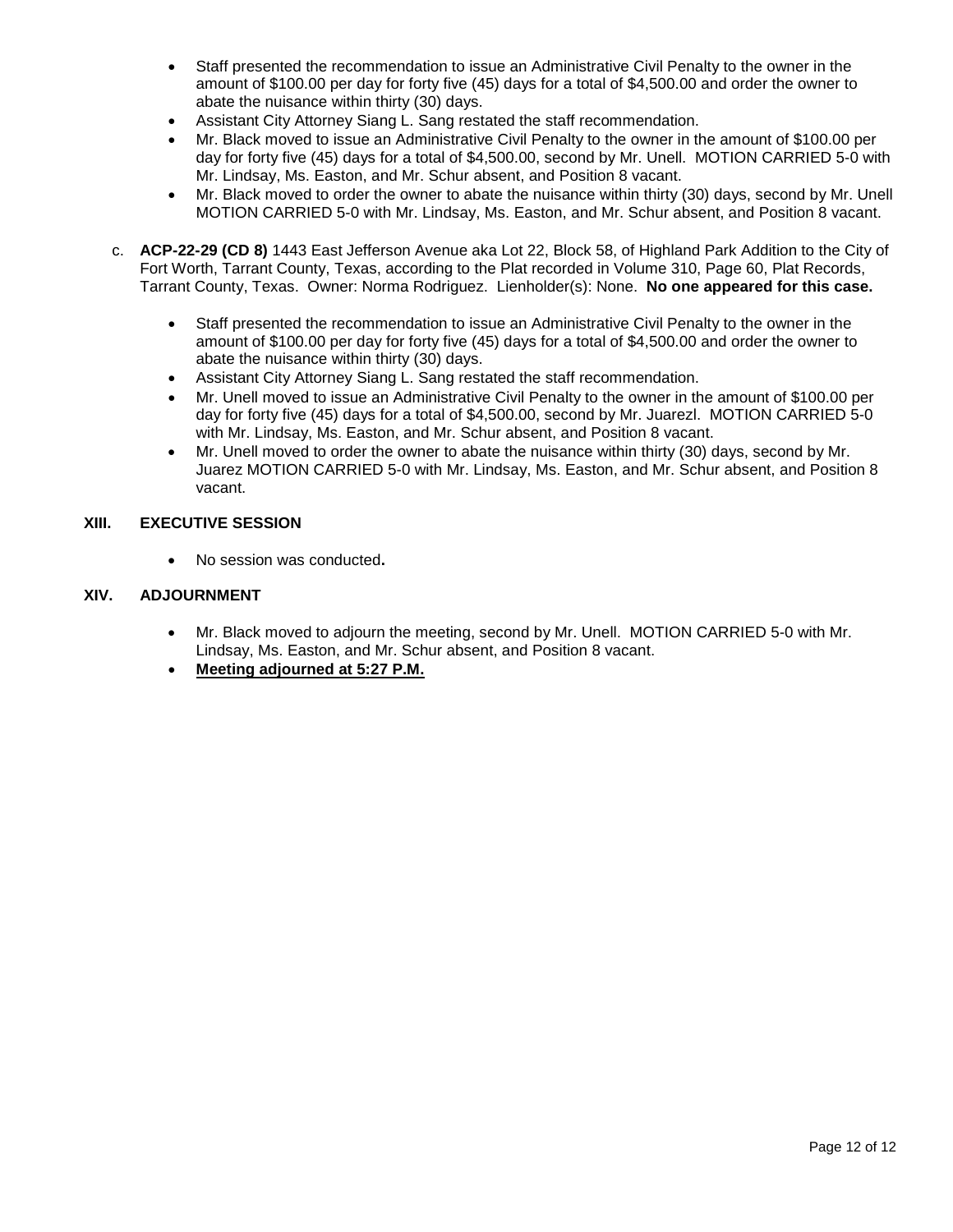- Staff presented the recommendation to issue an Administrative Civil Penalty to the owner in the amount of $100.00 per day for forty five (45) days for a total of $4,500.00 and order the owner to abate the nuisance within thirty (30) days.
- Assistant City Attorney Siang L. Sang restated the staff recommendation.
- Mr. Black moved to issue an Administrative Civil Penalty to the owner in the amount of $100.00 per day for forty five (45) days for a total of $4,500.00, second by Mr. Unell. MOTION CARRIED 5-0 with Mr. Lindsay, Ms. Easton, and Mr. Schur absent, and Position 8 vacant.
- Mr. Black moved to order the owner to abate the nuisance within thirty (30) days, second by Mr. Unell MOTION CARRIED 5-0 with Mr. Lindsay, Ms. Easton, and Mr. Schur absent, and Position 8 vacant.

c. **ACP-22-29 (CD 8)** 1443 East Jefferson Avenue aka Lot 22, Block 58, of Highland Park Addition to the City of Fort Worth, Tarrant County, Texas, according to the Plat recorded in Volume 310, Page 60, Plat Records, Tarrant County, Texas. Owner: Norma Rodriguez. Lienholder(s): None. **No one appeared for this case.**

- Staff presented the recommendation to issue an Administrative Civil Penalty to the owner in the amount of $100.00 per day for forty five (45) days for a total of $4,500.00 and order the owner to abate the nuisance within thirty (30) days.
- Assistant City Attorney Siang L. Sang restated the staff recommendation.
- Mr. Unell moved to issue an Administrative Civil Penalty to the owner in the amount of $100.00 per day for forty five (45) days for a total of $4,500.00, second by Mr. Juarezl. MOTION CARRIED 5-0 with Mr. Lindsay, Ms. Easton, and Mr. Schur absent, and Position 8 vacant.
- Mr. Unell moved to order the owner to abate the nuisance within thirty (30) days, second by Mr. Juarez MOTION CARRIED 5-0 with Mr. Lindsay, Ms. Easton, and Mr. Schur absent, and Position 8 vacant.

## XIII. EXECUTIVE SESSION

- No session was conducted**.**

## XIV. ADJOURNMENT

- Mr. Black moved to adjourn the meeting, second by Mr. Unell. MOTION CARRIED 5-0 with Mr. Lindsay, Ms. Easton, and Mr. Schur absent, and Position 8 vacant.
- **Meeting adjourned at 5:27 P.M.**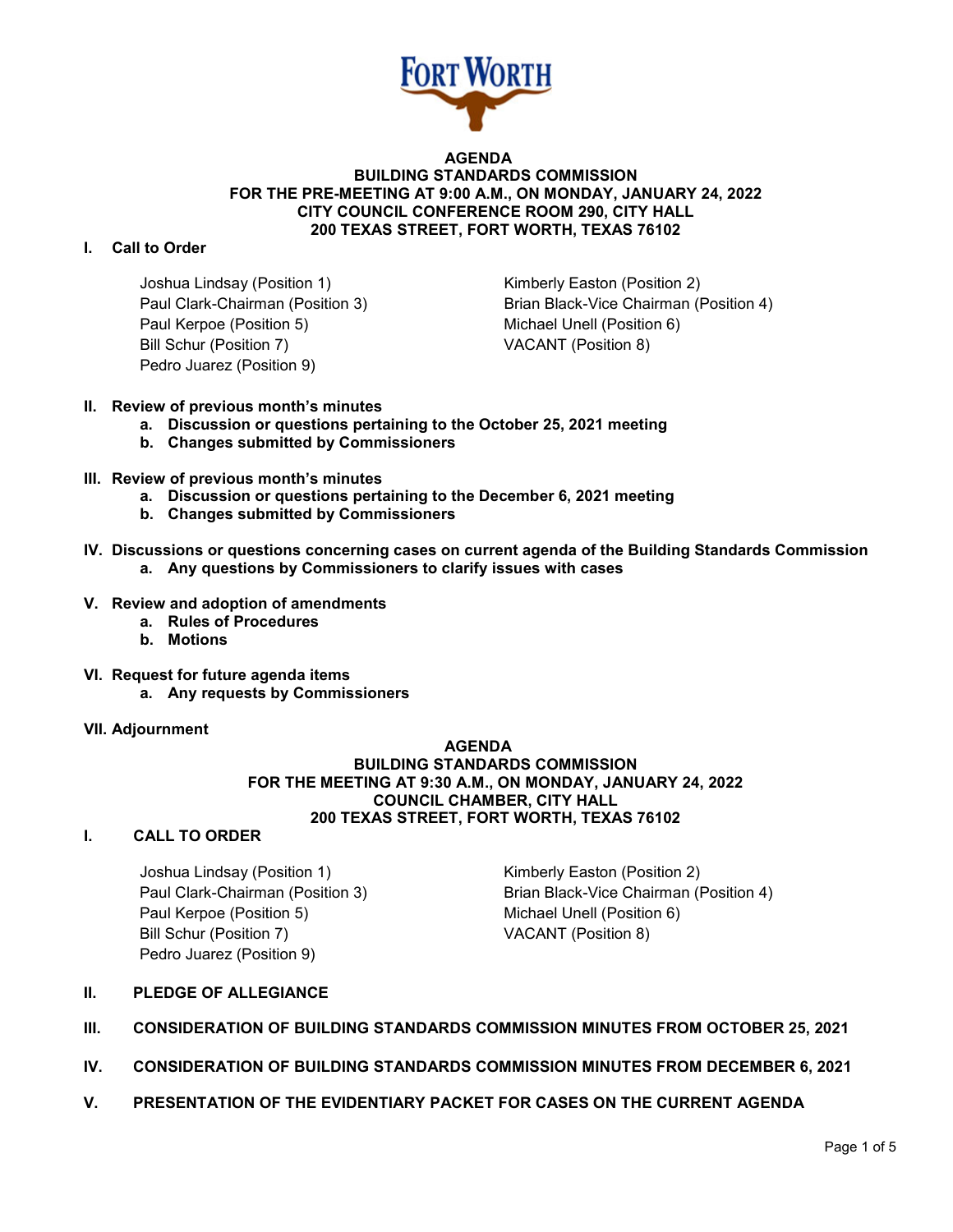**FORT WORTH**

# AGENDA
## BUILDING STANDARDS COMMISSION
## FOR THE PRE-MEETING AT 9:00 A.M., ON MONDAY, JANUARY 24, 2022
## CITY COUNCIL CONFERENCE ROOM 290, CITY HALL
## 200 TEXAS STREET, FORT WORTH, TEXAS 76102

**I. Call to Order**

Joshua Lindsay (Position 1)
Kimberly Easton (Position 2)
Paul Clark-Chairman (Position 3)
Brian Black-Vice Chairman (Position 4)
Paul Kerpoe (Position 5)
Michael Unell (Position 6)
Bill Schur (Position 7)
VACANT (Position 8)
Pedro Juarez (Position 9)

**II. Review of previous month's minutes**
- **a. Discussion or questions pertaining to the October 25, 2021 meeting**
- **b. Changes submitted by Commissioners**

**III. Review of previous month's minutes**
- **a. Discussion or questions pertaining to the December 6, 2021 meeting**
- **b. Changes submitted by Commissioners**

**IV. Discussions or questions concerning cases on current agenda of the Building Standards Commission**
- **a. Any questions by Commissioners to clarify issues with cases**

**V. Review and adoption of amendments**
- **a. Rules of Procedures**
- **b. Motions**

**VI. Request for future agenda items**
- **a. Any requests by Commissioners**

**VII. Adjournment**

# AGENDA
## BUILDING STANDARDS COMMISSION
## FOR THE MEETING AT 9:30 A.M., ON MONDAY, JANUARY 24, 2022
## COUNCIL CHAMBER, CITY HALL
## 200 TEXAS STREET, FORT WORTH, TEXAS 76102

**I. CALL TO ORDER**

Joshua Lindsay (Position 1)
Kimberly Easton (Position 2)
Paul Clark-Chairman (Position 3)
Brian Black-Vice Chairman (Position 4)
Paul Kerpoe (Position 5)
Michael Unell (Position 6)
Bill Schur (Position 7)
VACANT (Position 8)
Pedro Juarez (Position 9)

**II. PLEDGE OF ALLEGIANCE**

**III. CONSIDERATION OF BUILDING STANDARDS COMMISSION MINUTES FROM OCTOBER 25, 2021**

**IV. CONSIDERATION OF BUILDING STANDARDS COMMISSION MINUTES FROM DECEMBER 6, 2021**

**V. PRESENTATION OF THE EVIDENTIARY PACKET FOR CASES ON THE CURRENT AGENDA**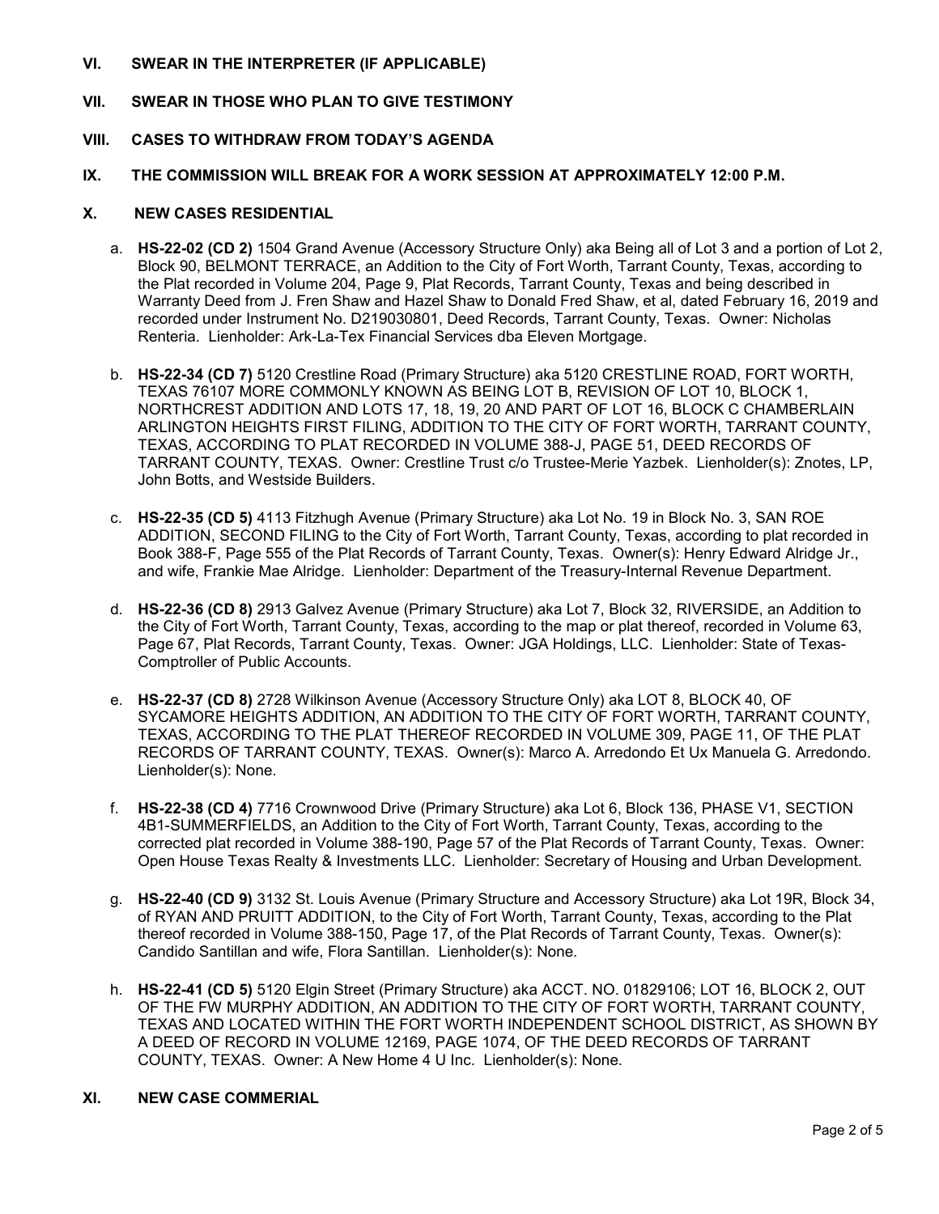## VI. SWEAR IN THE INTERPRETER (IF APPLICABLE)

## VII. SWEAR IN THOSE WHO PLAN TO GIVE TESTIMONY

## VIII. CASES TO WITHDRAW FROM TODAY'S AGENDA

## IX. THE COMMISSION WILL BREAK FOR A WORK SESSION AT APPROXIMATELY 12:00 P.M.

## X. NEW CASES RESIDENTIAL

a. **HS-22-02 (CD 2)** 1504 Grand Avenue (Accessory Structure Only) aka Being all of Lot 3 and a portion of Lot 2, Block 90, BELMONT TERRACE, an Addition to the City of Fort Worth, Tarrant County, Texas, according to the Plat recorded in Volume 204, Page 9, Plat Records, Tarrant County, Texas and being described in Warranty Deed from J. Fren Shaw and Hazel Shaw to Donald Fred Shaw, et al, dated February 16, 2019 and recorded under Instrument No. D219030801, Deed Records, Tarrant County, Texas. Owner: Nicholas Renteria. Lienholder: Ark-La-Tex Financial Services dba Eleven Mortgage.

b. **HS-22-34 (CD 7)** 5120 Crestline Road (Primary Structure) aka 5120 CRESTLINE ROAD, FORT WORTH, TEXAS 76107 MORE COMMONLY KNOWN AS BEING LOT B, REVISION OF LOT 10, BLOCK 1, NORTHCREST ADDITION AND LOTS 17, 18, 19, 20 AND PART OF LOT 16, BLOCK C CHAMBERLAIN ARLINGTON HEIGHTS FIRST FILING, ADDITION TO THE CITY OF FORT WORTH, TARRANT COUNTY, TEXAS, ACCORDING TO PLAT RECORDED IN VOLUME 388-J, PAGE 51, DEED RECORDS OF TARRANT COUNTY, TEXAS. Owner: Crestline Trust c/o Trustee-Merie Yazbek. Lienholder(s): Znotes, LP, John Botts, and Westside Builders.

c. **HS-22-35 (CD 5)** 4113 Fitzhugh Avenue (Primary Structure) aka Lot No. 19 in Block No. 3, SAN ROE ADDITION, SECOND FILING to the City of Fort Worth, Tarrant County, Texas, according to plat recorded in Book 388-F, Page 555 of the Plat Records of Tarrant County, Texas. Owner(s): Henry Edward Alridge Jr., and wife, Frankie Mae Alridge. Lienholder: Department of the Treasury-Internal Revenue Department.

d. **HS-22-36 (CD 8)** 2913 Galvez Avenue (Primary Structure) aka Lot 7, Block 32, RIVERSIDE, an Addition to the City of Fort Worth, Tarrant County, Texas, according to the map or plat thereof, recorded in Volume 63, Page 67, Plat Records, Tarrant County, Texas. Owner: JGA Holdings, LLC. Lienholder: State of Texas-Comptroller of Public Accounts.

e. **HS-22-37 (CD 8)** 2728 Wilkinson Avenue (Accessory Structure Only) aka LOT 8, BLOCK 40, OF SYCAMORE HEIGHTS ADDITION, AN ADDITION TO THE CITY OF FORT WORTH, TARRANT COUNTY, TEXAS, ACCORDING TO THE PLAT THEREOF RECORDED IN VOLUME 309, PAGE 11, OF THE PLAT RECORDS OF TARRANT COUNTY, TEXAS. Owner(s): Marco A. Arredondo Et Ux Manuela G. Arredondo. Lienholder(s): None.

f. **HS-22-38 (CD 4)** 7716 Crownwood Drive (Primary Structure) aka Lot 6, Block 136, PHASE V1, SECTION 4B1-SUMMERFIELDS, an Addition to the City of Fort Worth, Tarrant County, Texas, according to the corrected plat recorded in Volume 388-190, Page 57 of the Plat Records of Tarrant County, Texas. Owner: Open House Texas Realty & Investments LLC. Lienholder: Secretary of Housing and Urban Development.

g. **HS-22-40 (CD 9)** 3132 St. Louis Avenue (Primary Structure and Accessory Structure) aka Lot 19R, Block 34, of RYAN AND PRUITT ADDITION, to the City of Fort Worth, Tarrant County, Texas, according to the Plat thereof recorded in Volume 388-150, Page 17, of the Plat Records of Tarrant County, Texas. Owner(s): Candido Santillan and wife, Flora Santillan. Lienholder(s): None.

h. **HS-22-41 (CD 5)** 5120 Elgin Street (Primary Structure) aka ACCT. NO. 01829106; LOT 16, BLOCK 2, OUT OF THE FW MURPHY ADDITION, AN ADDITION TO THE CITY OF FORT WORTH, TARRANT COUNTY, TEXAS AND LOCATED WITHIN THE FORT WORTH INDEPENDENT SCHOOL DISTRICT, AS SHOWN BY A DEED OF RECORD IN VOLUME 12169, PAGE 1074, OF THE DEED RECORDS OF TARRANT COUNTY, TEXAS. Owner: A New Home 4 U Inc. Lienholder(s): None.

## XI. NEW CASE COMMERIAL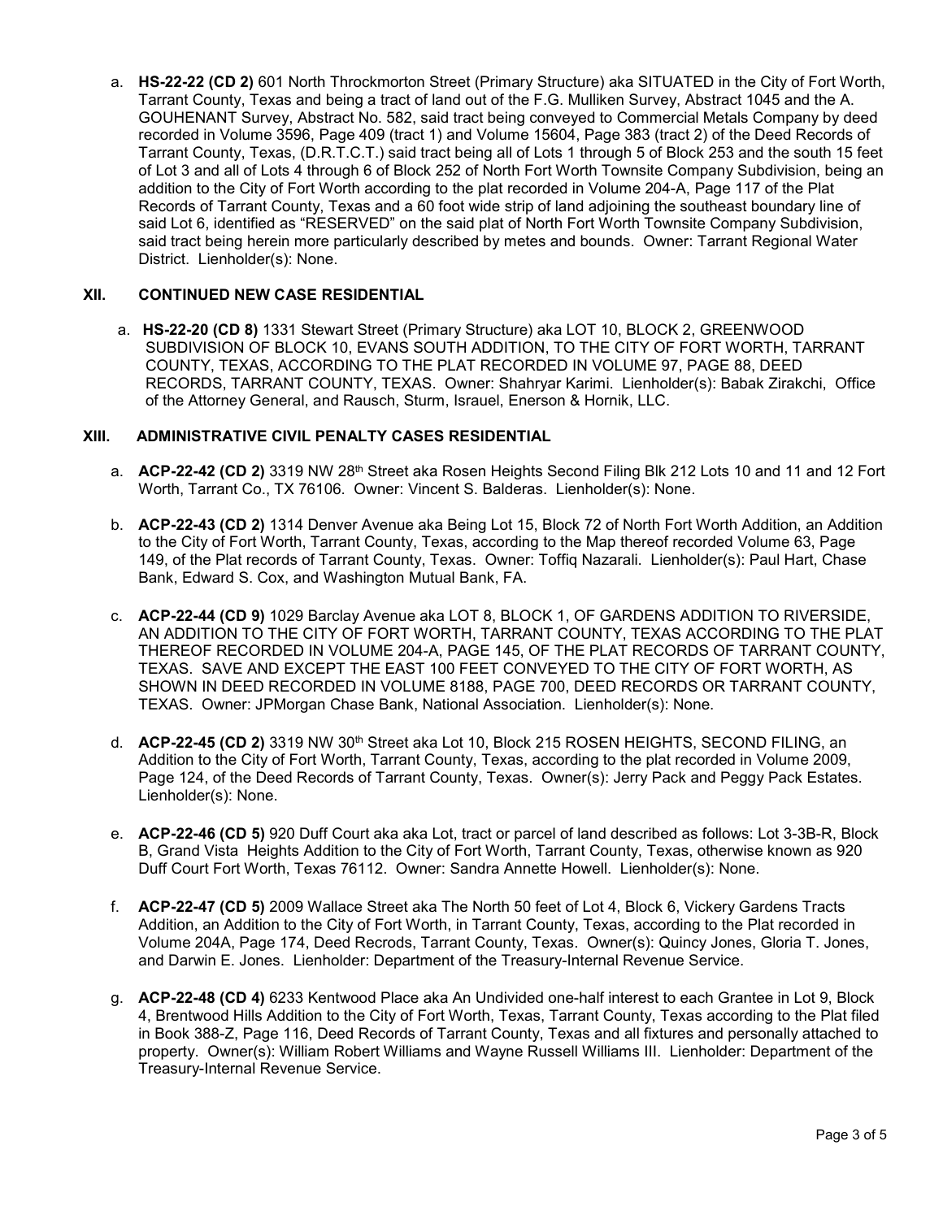a. **HS-22-22 (CD 2)** 601 North Throckmorton Street (Primary Structure) aka SITUATED in the City of Fort Worth, Tarrant County, Texas and being a tract of land out of the F.G. Mulliken Survey, Abstract 1045 and the A. GOUHENANT Survey, Abstract No. 582, said tract being conveyed to Commercial Metals Company by deed recorded in Volume 3596, Page 409 (tract 1) and Volume 15604, Page 383 (tract 2) of the Deed Records of Tarrant County, Texas, (D.R.T.C.T.) said tract being all of Lots 1 through 5 of Block 253 and the south 15 feet of Lot 3 and all of Lots 4 through 6 of Block 252 of North Fort Worth Townsite Company Subdivision, being an addition to the City of Fort Worth according to the plat recorded in Volume 204-A, Page 117 of the Plat Records of Tarrant County, Texas and a 60 foot wide strip of land adjoining the southeast boundary line of said Lot 6, identified as "RESERVED" on the said plat of North Fort Worth Townsite Company Subdivision, said tract being herein more particularly described by metes and bounds. Owner: Tarrant Regional Water District. Lienholder(s): None.

## XII. CONTINUED NEW CASE RESIDENTIAL

a. **HS-22-20 (CD 8)** 1331 Stewart Street (Primary Structure) aka LOT 10, BLOCK 2, GREENWOOD SUBDIVISION OF BLOCK 10, EVANS SOUTH ADDITION, TO THE CITY OF FORT WORTH, TARRANT COUNTY, TEXAS, ACCORDING TO THE PLAT RECORDED IN VOLUME 97, PAGE 88, DEED RECORDS, TARRANT COUNTY, TEXAS. Owner: Shahryar Karimi. Lienholder(s): Babak Zirakchi, Office of the Attorney General, and Rausch, Sturm, Israuel, Enerson & Hornik, LLC.

## XIII. ADMINISTRATIVE CIVIL PENALTY CASES RESIDENTIAL

a. **ACP-22-42 (CD 2)** 3319 NW 28th Street aka Rosen Heights Second Filing Blk 212 Lots 10 and 11 and 12 Fort Worth, Tarrant Co., TX 76106. Owner: Vincent S. Balderas. Lienholder(s): None.

b. **ACP-22-43 (CD 2)** 1314 Denver Avenue aka Being Lot 15, Block 72 of North Fort Worth Addition, an Addition to the City of Fort Worth, Tarrant County, Texas, according to the Map thereof recorded Volume 63, Page 149, of the Plat records of Tarrant County, Texas. Owner: Toffiq Nazarali. Lienholder(s): Paul Hart, Chase Bank, Edward S. Cox, and Washington Mutual Bank, FA.

c. **ACP-22-44 (CD 9)** 1029 Barclay Avenue aka LOT 8, BLOCK 1, OF GARDENS ADDITION TO RIVERSIDE, AN ADDITION TO THE CITY OF FORT WORTH, TARRANT COUNTY, TEXAS ACCORDING TO THE PLAT THEREOF RECORDED IN VOLUME 204-A, PAGE 145, OF THE PLAT RECORDS OF TARRANT COUNTY, TEXAS. SAVE AND EXCEPT THE EAST 100 FEET CONVEYED TO THE CITY OF FORT WORTH, AS SHOWN IN DEED RECORDED IN VOLUME 8188, PAGE 700, DEED RECORDS OR TARRANT COUNTY, TEXAS. Owner: JPMorgan Chase Bank, National Association. Lienholder(s): None.

d. **ACP-22-45 (CD 2)** 3319 NW 30th Street aka Lot 10, Block 215 ROSEN HEIGHTS, SECOND FILING, an Addition to the City of Fort Worth, Tarrant County, Texas, according to the plat recorded in Volume 2009, Page 124, of the Deed Records of Tarrant County, Texas. Owner(s): Jerry Pack and Peggy Pack Estates. Lienholder(s): None.

e. **ACP-22-46 (CD 5)** 920 Duff Court aka aka Lot, tract or parcel of land described as follows: Lot 3-3B-R, Block B, Grand Vista Heights Addition to the City of Fort Worth, Tarrant County, Texas, otherwise known as 920 Duff Court Fort Worth, Texas 76112. Owner: Sandra Annette Howell. Lienholder(s): None.

f. **ACP-22-47 (CD 5)** 2009 Wallace Street aka The North 50 feet of Lot 4, Block 6, Vickery Gardens Tracts Addition, an Addition to the City of Fort Worth, in Tarrant County, Texas, according to the Plat recorded in Volume 204A, Page 174, Deed Recrods, Tarrant County, Texas. Owner(s): Quincy Jones, Gloria T. Jones, and Darwin E. Jones. Lienholder: Department of the Treasury-Internal Revenue Service.

g. **ACP-22-48 (CD 4)** 6233 Kentwood Place aka An Undivided one-half interest to each Grantee in Lot 9, Block 4, Brentwood Hills Addition to the City of Fort Worth, Texas, Tarrant County, Texas according to the Plat filed in Book 388-Z, Page 116, Deed Records of Tarrant County, Texas and all fixtures and personally attached to property. Owner(s): William Robert Williams and Wayne Russell Williams III. Lienholder: Department of the Treasury-Internal Revenue Service.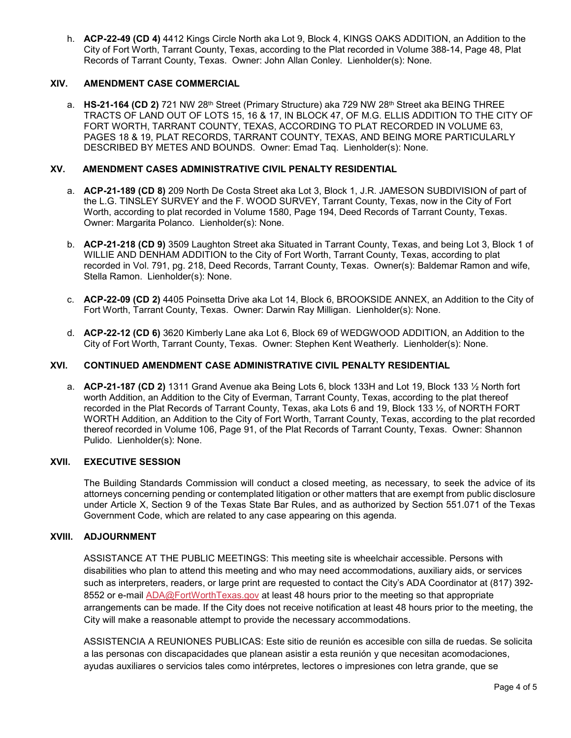h. **ACP-22-49 (CD 4)** 4412 Kings Circle North aka Lot 9, Block 4, KINGS OAKS ADDITION, an Addition to the City of Fort Worth, Tarrant County, Texas, according to the Plat recorded in Volume 388-14, Page 48, Plat Records of Tarrant County, Texas. Owner: John Allan Conley. Lienholder(s): None.

## XIV. AMENDMENT CASE COMMERCIAL

a. **HS-21-164 (CD 2)** 721 NW 28th Street (Primary Structure) aka 729 NW 28th Street aka BEING THREE TRACTS OF LAND OUT OF LOTS 15, 16 & 17, IN BLOCK 47, OF M.G. ELLIS ADDITION TO THE CITY OF FORT WORTH, TARRANT COUNTY, TEXAS, ACCORDING TO PLAT RECORDED IN VOLUME 63, PAGES 18 & 19, PLAT RECORDS, TARRANT COUNTY, TEXAS, AND BEING MORE PARTICULARLY DESCRIBED BY METES AND BOUNDS. Owner: Emad Taq. Lienholder(s): None.

## XV. AMENDMENT CASES ADMINISTRATIVE CIVIL PENALTY RESIDENTIAL

a. **ACP-21-189 (CD 8)** 209 North De Costa Street aka Lot 3, Block 1, J.R. JAMESON SUBDIVISION of part of the L.G. TINSLEY SURVEY and the F. WOOD SURVEY, Tarrant County, Texas, now in the City of Fort Worth, according to plat recorded in Volume 1580, Page 194, Deed Records of Tarrant County, Texas. Owner: Margarita Polanco. Lienholder(s): None.

b. **ACP-21-218 (CD 9)** 3509 Laughton Street aka Situated in Tarrant County, Texas, and being Lot 3, Block 1 of WILLIE AND DENHAM ADDITION to the City of Fort Worth, Tarrant County, Texas, according to plat recorded in Vol. 791, pg. 218, Deed Records, Tarrant County, Texas. Owner(s): Baldemar Ramon and wife, Stella Ramon. Lienholder(s): None.

c. **ACP-22-09 (CD 2)** 4405 Poinsetta Drive aka Lot 14, Block 6, BROOKSIDE ANNEX, an Addition to the City of Fort Worth, Tarrant County, Texas. Owner: Darwin Ray Milligan. Lienholder(s): None.

d. **ACP-22-12 (CD 6)** 3620 Kimberly Lane aka Lot 6, Block 69 of WEDGWOOD ADDITION, an Addition to the City of Fort Worth, Tarrant County, Texas. Owner: Stephen Kent Weatherly. Lienholder(s): None.

## XVI. CONTINUED AMENDMENT CASE ADMINISTRATIVE CIVIL PENALTY RESIDENTIAL

a. **ACP-21-187 (CD 2)** 1311 Grand Avenue aka Being Lots 6, block 133H and Lot 19, Block 133 ½ North fort worth Addition, an Addition to the City of Everman, Tarrant County, Texas, according to the plat thereof recorded in the Plat Records of Tarrant County, Texas, aka Lots 6 and 19, Block 133 ½, of NORTH FORT WORTH Addition, an Addition to the City of Fort Worth, Tarrant County, Texas, according to the plat recorded thereof recorded in Volume 106, Page 91, of the Plat Records of Tarrant County, Texas. Owner: Shannon Pulido. Lienholder(s): None.

## XVII. EXECUTIVE SESSION

The Building Standards Commission will conduct a closed meeting, as necessary, to seek the advice of its attorneys concerning pending or contemplated litigation or other matters that are exempt from public disclosure under Article X, Section 9 of the Texas State Bar Rules, and as authorized by Section 551.071 of the Texas Government Code, which are related to any case appearing on this agenda.

## XVIII. ADJOURNMENT

ASSISTANCE AT THE PUBLIC MEETINGS: This meeting site is wheelchair accessible. Persons with disabilities who plan to attend this meeting and who may need accommodations, auxiliary aids, or services such as interpreters, readers, or large print are requested to contact the City's ADA Coordinator at (817) 392-8552 or e-mail ADA@FortWorthTexas.gov at least 48 hours prior to the meeting so that appropriate arrangements can be made. If the City does not receive notification at least 48 hours prior to the meeting, the City will make a reasonable attempt to provide the necessary accommodations.

ASSISTENCIA A REUNIONES PUBLICAS: Este sitio de reunión es accesible con silla de ruedas. Se solicita a las personas con discapacidades que planean asistir a esta reunión y que necesitan acomodaciones, ayudas auxiliares o servicios tales como intérpretes, lectores o impresiones con letra grande, que se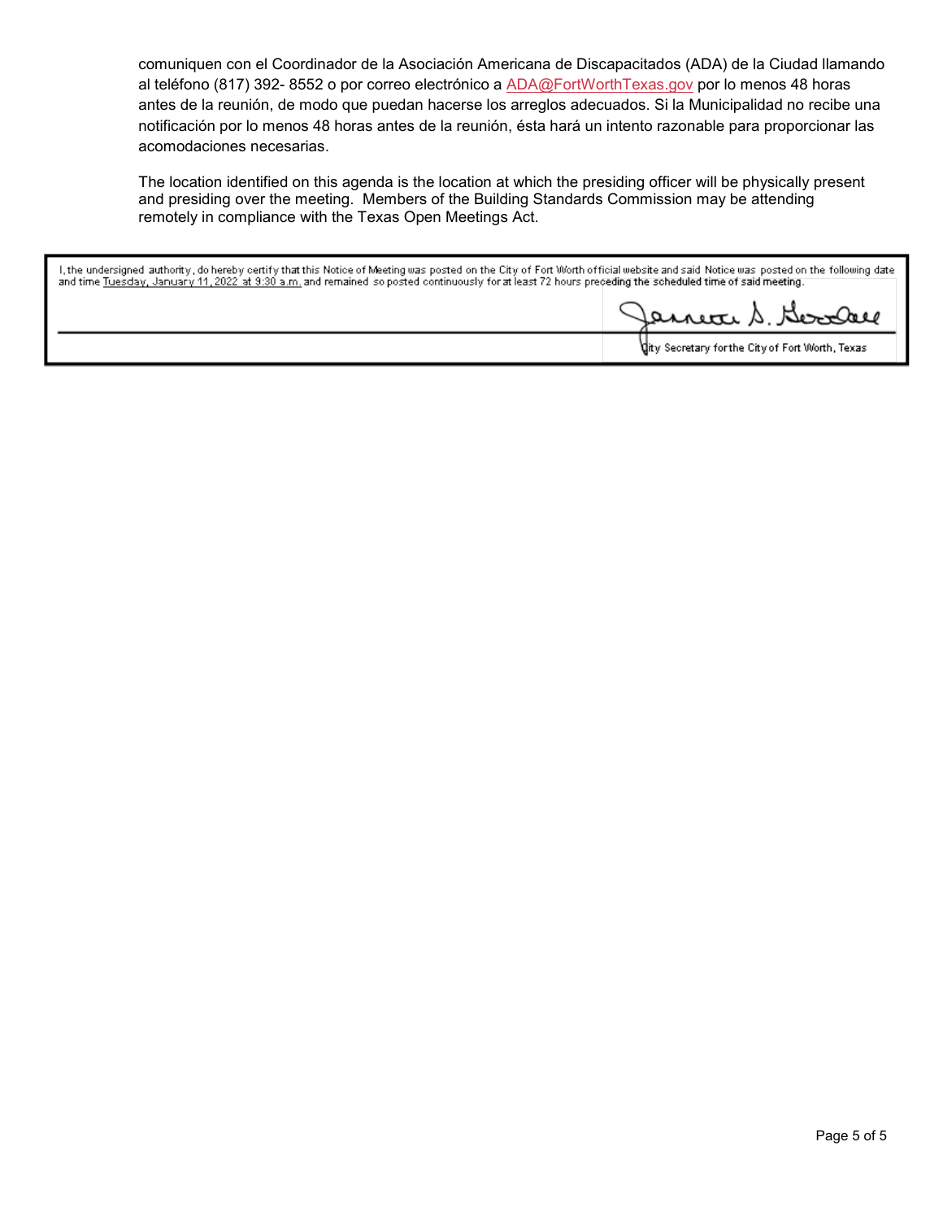comuniquen con el Coordinador de la Asociación Americana de Discapacitados (ADA) de la Ciudad llamando al teléfono (817) 392- 8552 o por correo electrónico a ADA@FortWorthTexas.gov por lo menos 48 horas antes de la reunión, de modo que puedan hacerse los arreglos adecuados. Si la Municipalidad no recibe una notificación por lo menos 48 horas antes de la reunión, ésta hará un intento razonable para proporcionar las acomodaciones necesarias.

The location identified on this agenda is the location at which the presiding officer will be physically present and presiding over the meeting. Members of the Building Standards Commission may be attending remotely in compliance with the Texas Open Meetings Act.

I, the undersigned authority, do hereby certify that this Notice of Meeting was posted on the City of Fort Worth official website and said Notice was posted on the following date and time Tuesday, January 11, 2022 at 9:30 a.m. and remained so posted continuously for at least 72 hours preceding the scheduled time of said meeting.

Jannette S. Goodall

City Secretary for the City of Fort Worth, Texas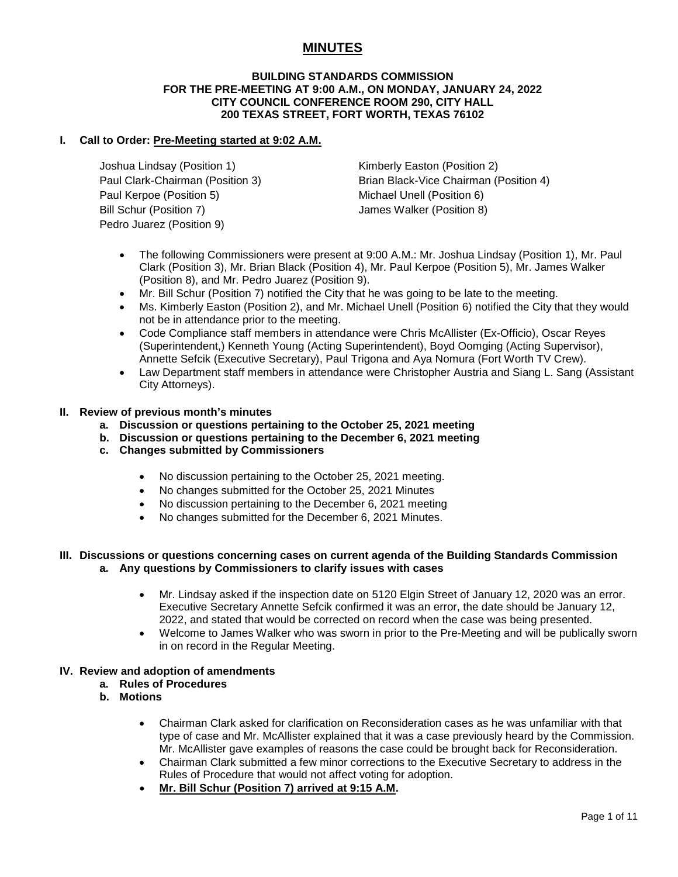# MINUTES

**BUILDING STANDARDS COMMISSION**
**FOR THE PRE-MEETING AT 9:00 A.M., ON MONDAY, JANUARY 24, 2022**
**CITY COUNCIL CONFERENCE ROOM 290, CITY HALL**
**200 TEXAS STREET, FORT WORTH, TEXAS 76102**

## I. Call to Order: <u>Pre-Meeting started at 9:02 A.M.</u>

Joshua Lindsay (Position 1)
Kimberly Easton (Position 2)
Paul Clark-Chairman (Position 3)
Brian Black-Vice Chairman (Position 4)
Paul Kerpoe (Position 5)
Michael Unell (Position 6)
Bill Schur (Position 7)
James Walker (Position 8)
Pedro Juarez (Position 9)

- The following Commissioners were present at 9:00 A.M.: Mr. Joshua Lindsay (Position 1), Mr. Paul Clark (Position 3), Mr. Brian Black (Position 4), Mr. Paul Kerpoe (Position 5), Mr. James Walker (Position 8), and Mr. Pedro Juarez (Position 9).
- Mr. Bill Schur (Position 7) notified the City that he was going to be late to the meeting.
- Ms. Kimberly Easton (Position 2), and Mr. Michael Unell (Position 6) notified the City that they would not be in attendance prior to the meeting.
- Code Compliance staff members in attendance were Chris McAllister (Ex-Officio), Oscar Reyes (Superintendent,) Kenneth Young (Acting Superintendent), Boyd Oomging (Acting Supervisor), Annette Sefcik (Executive Secretary), Paul Trigona and Aya Nomura (Fort Worth TV Crew).
- Law Department staff members in attendance were Christopher Austria and Siang L. Sang (Assistant City Attorneys).

## II. Review of previous month's minutes

**a. Discussion or questions pertaining to the October 25, 2021 meeting**
**b. Discussion or questions pertaining to the December 6, 2021 meeting**
**c. Changes submitted by Commissioners**

- No discussion pertaining to the October 25, 2021 meeting.
- No changes submitted for the October 25, 2021 Minutes
- No discussion pertaining to the December 6, 2021 meeting
- No changes submitted for the December 6, 2021 Minutes.

## III. Discussions or questions concerning cases on current agenda of the Building Standards Commission

**a. Any questions by Commissioners to clarify issues with cases**

- Mr. Lindsay asked if the inspection date on 5120 Elgin Street of January 12, 2020 was an error. Executive Secretary Annette Sefcik confirmed it was an error, the date should be January 12, 2022, and stated that would be corrected on record when the case was being presented.
- Welcome to James Walker who was sworn in prior to the Pre-Meeting and will be publically sworn in on record in the Regular Meeting.

## IV. Review and adoption of amendments

**a. Rules of Procedures**
**b. Motions**

- Chairman Clark asked for clarification on Reconsideration cases as he was unfamiliar with that type of case and Mr. McAllister explained that it was a case previously heard by the Commission. Mr. McAllister gave examples of reasons the case could be brought back for Reconsideration.
- Chairman Clark submitted a few minor corrections to the Executive Secretary to address in the Rules of Procedure that would not affect voting for adoption.
- **<u>Mr. Bill Schur (Position 7) arrived at 9:15 A.M</u>.**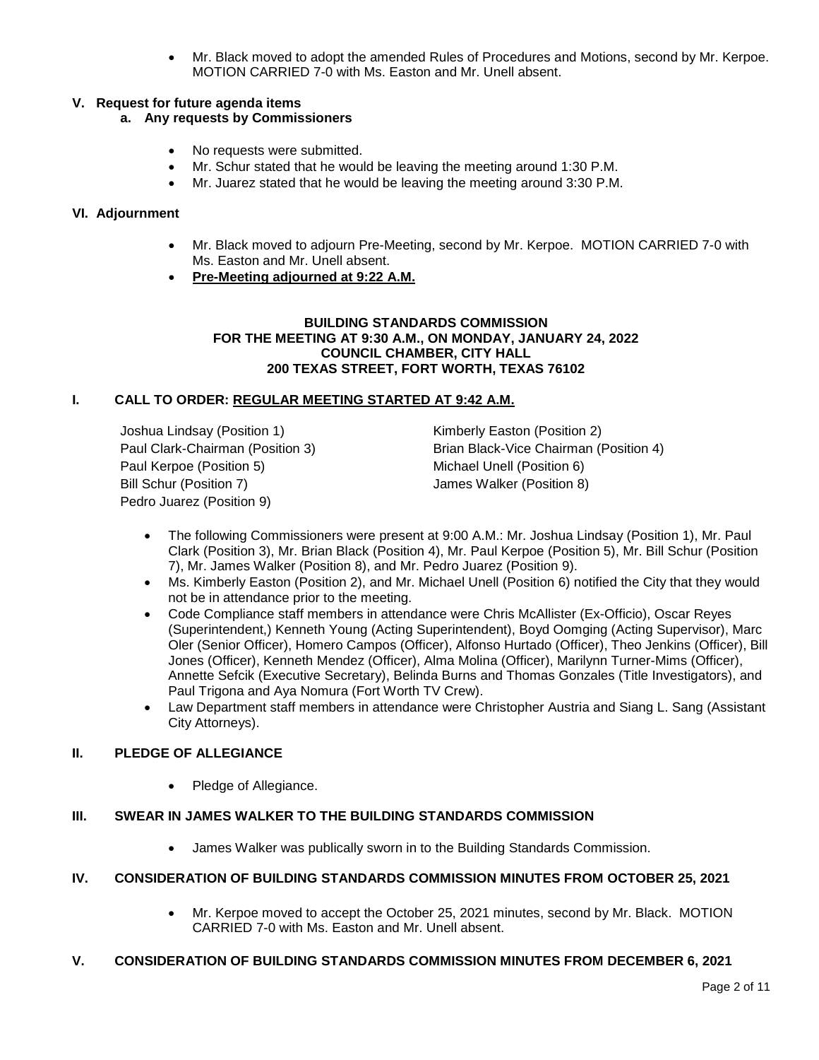- Mr. Black moved to adopt the amended Rules of Procedures and Motions, second by Mr. Kerpoe. MOTION CARRIED 7-0 with Ms. Easton and Mr. Unell absent.

## V. Request for future agenda items

### a. Any requests by Commissioners

- No requests were submitted.
- Mr. Schur stated that he would be leaving the meeting around 1:30 P.M.
- Mr. Juarez stated that he would be leaving the meeting around 3:30 P.M.

## VI. Adjournment

- Mr. Black moved to adjourn Pre-Meeting, second by Mr. Kerpoe. MOTION CARRIED 7-0 with Ms. Easton and Mr. Unell absent.
- **Pre-Meeting adjourned at 9:22 A.M.**

**BUILDING STANDARDS COMMISSION**
**FOR THE MEETING AT 9:30 A.M., ON MONDAY, JANUARY 24, 2022**
**COUNCIL CHAMBER, CITY HALL**
**200 TEXAS STREET, FORT WORTH, TEXAS 76102**

## I. CALL TO ORDER: REGULAR MEETING STARTED AT 9:42 A.M.

Joshua Lindsay (Position 1)
Kimberly Easton (Position 2)
Paul Clark-Chairman (Position 3)
Brian Black-Vice Chairman (Position 4)
Paul Kerpoe (Position 5)
Michael Unell (Position 6)
Bill Schur (Position 7)
James Walker (Position 8)
Pedro Juarez (Position 9)

- The following Commissioners were present at 9:00 A.M.: Mr. Joshua Lindsay (Position 1), Mr. Paul Clark (Position 3), Mr. Brian Black (Position 4), Mr. Paul Kerpoe (Position 5), Mr. Bill Schur (Position 7), Mr. James Walker (Position 8), and Mr. Pedro Juarez (Position 9).
- Ms. Kimberly Easton (Position 2), and Mr. Michael Unell (Position 6) notified the City that they would not be in attendance prior to the meeting.
- Code Compliance staff members in attendance were Chris McAllister (Ex-Officio), Oscar Reyes (Superintendent,) Kenneth Young (Acting Superintendent), Boyd Oomging (Acting Supervisor), Marc Oler (Senior Officer), Homero Campos (Officer), Alfonso Hurtado (Officer), Theo Jenkins (Officer), Bill Jones (Officer), Kenneth Mendez (Officer), Alma Molina (Officer), Marilynn Turner-Mims (Officer), Annette Sefcik (Executive Secretary), Belinda Burns and Thomas Gonzales (Title Investigators), and Paul Trigona and Aya Nomura (Fort Worth TV Crew).
- Law Department staff members in attendance were Christopher Austria and Siang L. Sang (Assistant City Attorneys).

## II. PLEDGE OF ALLEGIANCE

- Pledge of Allegiance.

## III. SWEAR IN JAMES WALKER TO THE BUILDING STANDARDS COMMISSION

- James Walker was publically sworn in to the Building Standards Commission.

## IV. CONSIDERATION OF BUILDING STANDARDS COMMISSION MINUTES FROM OCTOBER 25, 2021

- Mr. Kerpoe moved to accept the October 25, 2021 minutes, second by Mr. Black. MOTION CARRIED 7-0 with Ms. Easton and Mr. Unell absent.

## V. CONSIDERATION OF BUILDING STANDARDS COMMISSION MINUTES FROM DECEMBER 6, 2021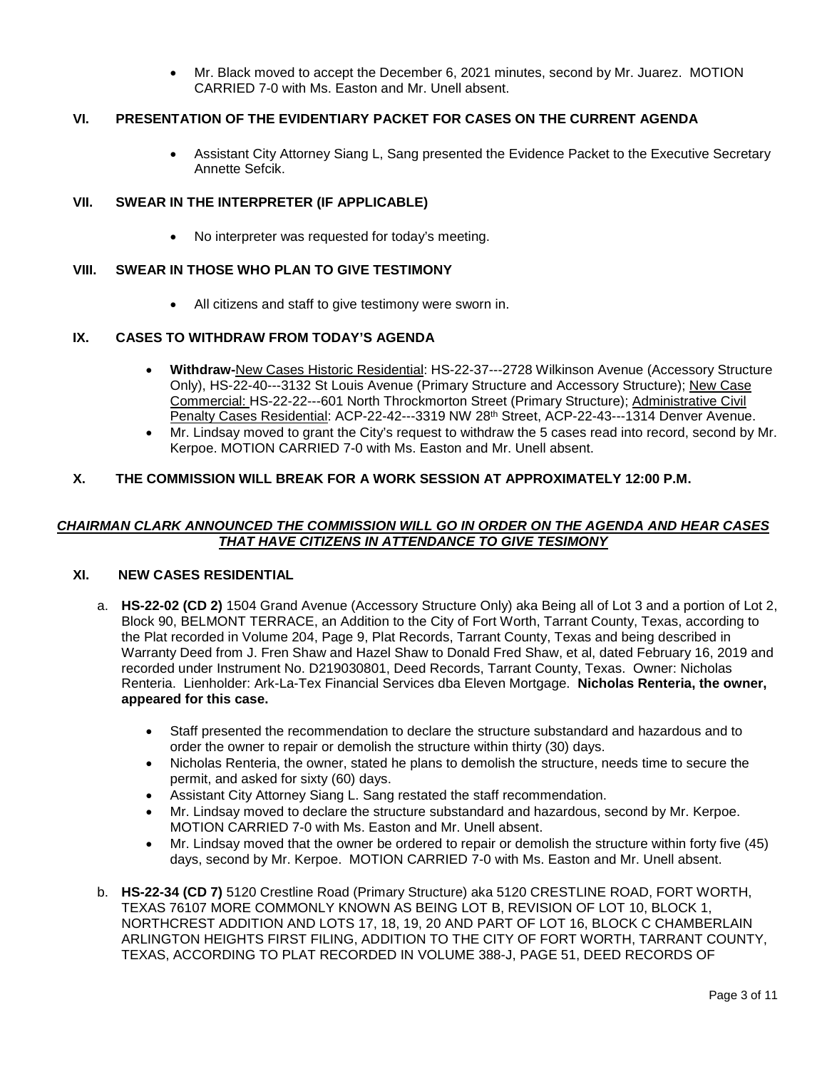- Mr. Black moved to accept the December 6, 2021 minutes, second by Mr. Juarez. MOTION CARRIED 7-0 with Ms. Easton and Mr. Unell absent.

## VI. PRESENTATION OF THE EVIDENTIARY PACKET FOR CASES ON THE CURRENT AGENDA

- Assistant City Attorney Siang L, Sang presented the Evidence Packet to the Executive Secretary Annette Sefcik.

## VII. SWEAR IN THE INTERPRETER (IF APPLICABLE)

- No interpreter was requested for today's meeting.

## VIII. SWEAR IN THOSE WHO PLAN TO GIVE TESTIMONY

- All citizens and staff to give testimony were sworn in.

## IX. CASES TO WITHDRAW FROM TODAY'S AGENDA

- **Withdraw-**New Cases Historic Residential: HS-22-37---2728 Wilkinson Avenue (Accessory Structure Only), HS-22-40---3132 St Louis Avenue (Primary Structure and Accessory Structure); New Case Commercial: HS-22-22---601 North Throckmorton Street (Primary Structure); Administrative Civil Penalty Cases Residential: ACP-22-42---3319 NW 28th Street, ACP-22-43---1314 Denver Avenue.
- Mr. Lindsay moved to grant the City's request to withdraw the 5 cases read into record, second by Mr. Kerpoe. MOTION CARRIED 7-0 with Ms. Easton and Mr. Unell absent.

## X. THE COMMISSION WILL BREAK FOR A WORK SESSION AT APPROXIMATELY 12:00 P.M.

***CHAIRMAN CLARK ANNOUNCED THE COMMISSION WILL GO IN ORDER ON THE AGENDA AND HEAR CASES THAT HAVE CITIZENS IN ATTENDANCE TO GIVE TESIMONY***

## XI. NEW CASES RESIDENTIAL

a. **HS-22-02 (CD 2)** 1504 Grand Avenue (Accessory Structure Only) aka Being all of Lot 3 and a portion of Lot 2, Block 90, BELMONT TERRACE, an Addition to the City of Fort Worth, Tarrant County, Texas, according to the Plat recorded in Volume 204, Page 9, Plat Records, Tarrant County, Texas and being described in Warranty Deed from J. Fren Shaw and Hazel Shaw to Donald Fred Shaw, et al, dated February 16, 2019 and recorded under Instrument No. D219030801, Deed Records, Tarrant County, Texas. Owner: Nicholas Renteria. Lienholder: Ark-La-Tex Financial Services dba Eleven Mortgage. **Nicholas Renteria, the owner, appeared for this case.**

- Staff presented the recommendation to declare the structure substandard and hazardous and to order the owner to repair or demolish the structure within thirty (30) days.
- Nicholas Renteria, the owner, stated he plans to demolish the structure, needs time to secure the permit, and asked for sixty (60) days.
- Assistant City Attorney Siang L. Sang restated the staff recommendation.
- Mr. Lindsay moved to declare the structure substandard and hazardous, second by Mr. Kerpoe. MOTION CARRIED 7-0 with Ms. Easton and Mr. Unell absent.
- Mr. Lindsay moved that the owner be ordered to repair or demolish the structure within forty five (45) days, second by Mr. Kerpoe. MOTION CARRIED 7-0 with Ms. Easton and Mr. Unell absent.

b. **HS-22-34 (CD 7)** 5120 Crestline Road (Primary Structure) aka 5120 CRESTLINE ROAD, FORT WORTH, TEXAS 76107 MORE COMMONLY KNOWN AS BEING LOT B, REVISION OF LOT 10, BLOCK 1, NORTHCREST ADDITION AND LOTS 17, 18, 19, 20 AND PART OF LOT 16, BLOCK C CHAMBERLAIN ARLINGTON HEIGHTS FIRST FILING, ADDITION TO THE CITY OF FORT WORTH, TARRANT COUNTY, TEXAS, ACCORDING TO PLAT RECORDED IN VOLUME 388-J, PAGE 51, DEED RECORDS OF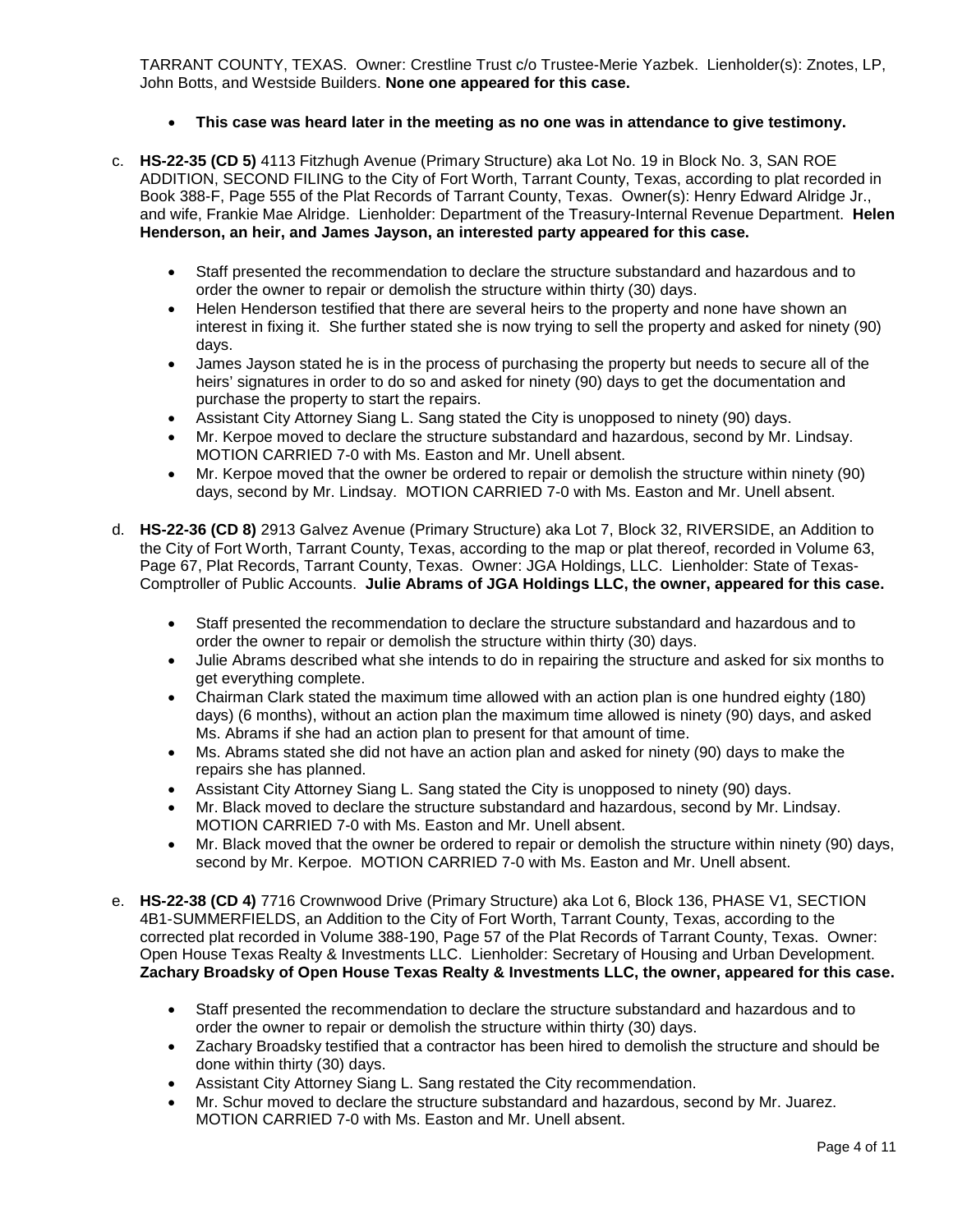TARRANT COUNTY, TEXAS. Owner: Crestline Trust c/o Trustee-Merie Yazbek. Lienholder(s): Znotes, LP, John Botts, and Westside Builders. **None one appeared for this case.**

- **This case was heard later in the meeting as no one was in attendance to give testimony.**

c. **HS-22-35 (CD 5)** 4113 Fitzhugh Avenue (Primary Structure) aka Lot No. 19 in Block No. 3, SAN ROE ADDITION, SECOND FILING to the City of Fort Worth, Tarrant County, Texas, according to plat recorded in Book 388-F, Page 555 of the Plat Records of Tarrant County, Texas. Owner(s): Henry Edward Alridge Jr., and wife, Frankie Mae Alridge. Lienholder: Department of the Treasury-Internal Revenue Department. **Helen Henderson, an heir, and James Jayson, an interested party appeared for this case.**

- Staff presented the recommendation to declare the structure substandard and hazardous and to order the owner to repair or demolish the structure within thirty (30) days.
- Helen Henderson testified that there are several heirs to the property and none have shown an interest in fixing it. She further stated she is now trying to sell the property and asked for ninety (90) days.
- James Jayson stated he is in the process of purchasing the property but needs to secure all of the heirs' signatures in order to do so and asked for ninety (90) days to get the documentation and purchase the property to start the repairs.
- Assistant City Attorney Siang L. Sang stated the City is unopposed to ninety (90) days.
- Mr. Kerpoe moved to declare the structure substandard and hazardous, second by Mr. Lindsay. MOTION CARRIED 7-0 with Ms. Easton and Mr. Unell absent.
- Mr. Kerpoe moved that the owner be ordered to repair or demolish the structure within ninety (90) days, second by Mr. Lindsay. MOTION CARRIED 7-0 with Ms. Easton and Mr. Unell absent.

d. **HS-22-36 (CD 8)** 2913 Galvez Avenue (Primary Structure) aka Lot 7, Block 32, RIVERSIDE, an Addition to the City of Fort Worth, Tarrant County, Texas, according to the map or plat thereof, recorded in Volume 63, Page 67, Plat Records, Tarrant County, Texas. Owner: JGA Holdings, LLC. Lienholder: State of Texas-Comptroller of Public Accounts. **Julie Abrams of JGA Holdings LLC, the owner, appeared for this case.**

- Staff presented the recommendation to declare the structure substandard and hazardous and to order the owner to repair or demolish the structure within thirty (30) days.
- Julie Abrams described what she intends to do in repairing the structure and asked for six months to get everything complete.
- Chairman Clark stated the maximum time allowed with an action plan is one hundred eighty (180) days) (6 months), without an action plan the maximum time allowed is ninety (90) days, and asked Ms. Abrams if she had an action plan to present for that amount of time.
- Ms. Abrams stated she did not have an action plan and asked for ninety (90) days to make the repairs she has planned.
- Assistant City Attorney Siang L. Sang stated the City is unopposed to ninety (90) days.
- Mr. Black moved to declare the structure substandard and hazardous, second by Mr. Lindsay. MOTION CARRIED 7-0 with Ms. Easton and Mr. Unell absent.
- Mr. Black moved that the owner be ordered to repair or demolish the structure within ninety (90) days, second by Mr. Kerpoe. MOTION CARRIED 7-0 with Ms. Easton and Mr. Unell absent.

e. **HS-22-38 (CD 4)** 7716 Crownwood Drive (Primary Structure) aka Lot 6, Block 136, PHASE V1, SECTION 4B1-SUMMERFIELDS, an Addition to the City of Fort Worth, Tarrant County, Texas, according to the corrected plat recorded in Volume 388-190, Page 57 of the Plat Records of Tarrant County, Texas. Owner: Open House Texas Realty & Investments LLC. Lienholder: Secretary of Housing and Urban Development. **Zachary Broadsky of Open House Texas Realty & Investments LLC, the owner, appeared for this case.**

- Staff presented the recommendation to declare the structure substandard and hazardous and to order the owner to repair or demolish the structure within thirty (30) days.
- Zachary Broadsky testified that a contractor has been hired to demolish the structure and should be done within thirty (30) days.
- Assistant City Attorney Siang L. Sang restated the City recommendation.
- Mr. Schur moved to declare the structure substandard and hazardous, second by Mr. Juarez. MOTION CARRIED 7-0 with Ms. Easton and Mr. Unell absent.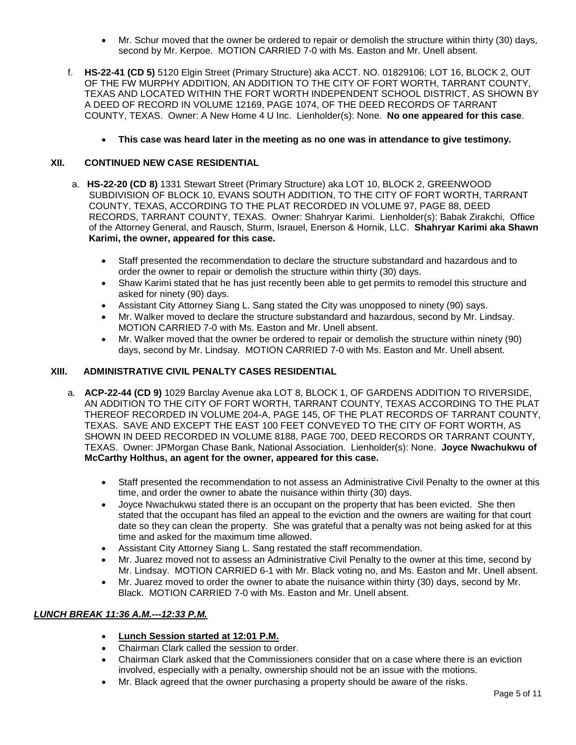- Mr. Schur moved that the owner be ordered to repair or demolish the structure within thirty (30) days, second by Mr. Kerpoe. MOTION CARRIED 7-0 with Ms. Easton and Mr. Unell absent.

f. **HS-22-41 (CD 5)** 5120 Elgin Street (Primary Structure) aka ACCT. NO. 01829106; LOT 16, BLOCK 2, OUT OF THE FW MURPHY ADDITION, AN ADDITION TO THE CITY OF FORT WORTH, TARRANT COUNTY, TEXAS AND LOCATED WITHIN THE FORT WORTH INDEPENDENT SCHOOL DISTRICT, AS SHOWN BY A DEED OF RECORD IN VOLUME 12169, PAGE 1074, OF THE DEED RECORDS OF TARRANT COUNTY, TEXAS. Owner: A New Home 4 U Inc. Lienholder(s): None. **No one appeared for this case**.

   - **This case was heard later in the meeting as no one was in attendance to give testimony.**

## XII. CONTINUED NEW CASE RESIDENTIAL

a. **HS-22-20 (CD 8)** 1331 Stewart Street (Primary Structure) aka LOT 10, BLOCK 2, GREENWOOD SUBDIVISION OF BLOCK 10, EVANS SOUTH ADDITION, TO THE CITY OF FORT WORTH, TARRANT COUNTY, TEXAS, ACCORDING TO THE PLAT RECORDED IN VOLUME 97, PAGE 88, DEED RECORDS, TARRANT COUNTY, TEXAS. Owner: Shahryar Karimi. Lienholder(s): Babak Zirakchi, Office of the Attorney General, and Rausch, Sturm, Israuel, Enerson & Hornik, LLC. **Shahryar Karimi aka Shawn Karimi, the owner, appeared for this case.**

   - Staff presented the recommendation to declare the structure substandard and hazardous and to order the owner to repair or demolish the structure within thirty (30) days.
   - Shaw Karimi stated that he has just recently been able to get permits to remodel this structure and asked for ninety (90) days.
   - Assistant City Attorney Siang L. Sang stated the City was unopposed to ninety (90) says.
   - Mr. Walker moved to declare the structure substandard and hazardous, second by Mr. Lindsay. MOTION CARRIED 7-0 with Ms. Easton and Mr. Unell absent.
   - Mr. Walker moved that the owner be ordered to repair or demolish the structure within ninety (90) days, second by Mr. Lindsay. MOTION CARRIED 7-0 with Ms. Easton and Mr. Unell absent.

## XIII. ADMINISTRATIVE CIVIL PENALTY CASES RESIDENTIAL

a. **ACP-22-44 (CD 9)** 1029 Barclay Avenue aka LOT 8, BLOCK 1, OF GARDENS ADDITION TO RIVERSIDE, AN ADDITION TO THE CITY OF FORT WORTH, TARRANT COUNTY, TEXAS ACCORDING TO THE PLAT THEREOF RECORDED IN VOLUME 204-A, PAGE 145, OF THE PLAT RECORDS OF TARRANT COUNTY, TEXAS. SAVE AND EXCEPT THE EAST 100 FEET CONVEYED TO THE CITY OF FORT WORTH, AS SHOWN IN DEED RECORDED IN VOLUME 8188, PAGE 700, DEED RECORDS OR TARRANT COUNTY, TEXAS. Owner: JPMorgan Chase Bank, National Association. Lienholder(s): None. **Joyce Nwachukwu of McCarthy Holthus, an agent for the owner, appeared for this case.**

   - Staff presented the recommendation to not assess an Administrative Civil Penalty to the owner at this time, and order the owner to abate the nuisance within thirty (30) days.
   - Joyce Nwachukwu stated there is an occupant on the property that has been evicted. She then stated that the occupant has filed an appeal to the eviction and the owners are waiting for that court date so they can clean the property. She was grateful that a penalty was not being asked for at this time and asked for the maximum time allowed.
   - Assistant City Attorney Siang L. Sang restated the staff recommendation.
   - Mr. Juarez moved not to assess an Administrative Civil Penalty to the owner at this time, second by Mr. Lindsay. MOTION CARRIED 6-1 with Mr. Black voting no, and Ms. Easton and Mr. Unell absent.
   - Mr. Juarez moved to order the owner to abate the nuisance within thirty (30) days, second by Mr. Black. MOTION CARRIED 7-0 with Ms. Easton and Mr. Unell absent.

***LUNCH BREAK 11:36 A.M.---12:33 P.M.***

- **Lunch Session started at 12:01 P.M.**
- Chairman Clark called the session to order.
- Chairman Clark asked that the Commissioners consider that on a case where there is an eviction involved, especially with a penalty, ownership should not be an issue with the motions.
- Mr. Black agreed that the owner purchasing a property should be aware of the risks.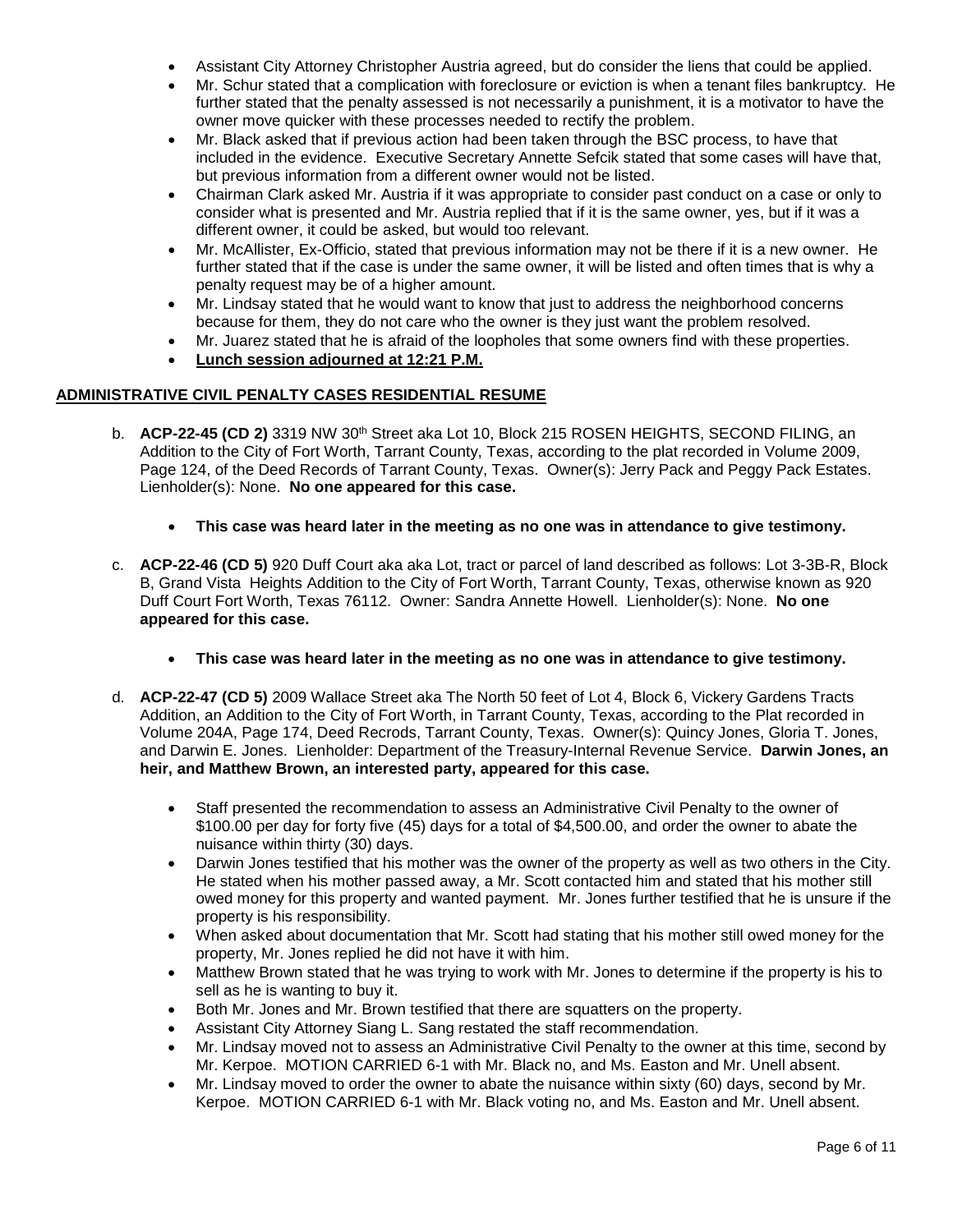- Assistant City Attorney Christopher Austria agreed, but do consider the liens that could be applied.
- Mr. Schur stated that a complication with foreclosure or eviction is when a tenant files bankruptcy. He further stated that the penalty assessed is not necessarily a punishment, it is a motivator to have the owner move quicker with these processes needed to rectify the problem.
- Mr. Black asked that if previous action had been taken through the BSC process, to have that included in the evidence. Executive Secretary Annette Sefcik stated that some cases will have that, but previous information from a different owner would not be listed.
- Chairman Clark asked Mr. Austria if it was appropriate to consider past conduct on a case or only to consider what is presented and Mr. Austria replied that if it is the same owner, yes, but if it was a different owner, it could be asked, but would too relevant.
- Mr. McAllister, Ex-Officio, stated that previous information may not be there if it is a new owner. He further stated that if the case is under the same owner, it will be listed and often times that is why a penalty request may be of a higher amount.
- Mr. Lindsay stated that he would want to know that just to address the neighborhood concerns because for them, they do not care who the owner is they just want the problem resolved.
- Mr. Juarez stated that he is afraid of the loopholes that some owners find with these properties.
- **Lunch session adjourned at 12:21 P.M.**

**ADMINISTRATIVE CIVIL PENALTY CASES RESIDENTIAL RESUME**

b. **ACP-22-45 (CD 2)** 3319 NW 30th Street aka Lot 10, Block 215 ROSEN HEIGHTS, SECOND FILING, an Addition to the City of Fort Worth, Tarrant County, Texas, according to the plat recorded in Volume 2009, Page 124, of the Deed Records of Tarrant County, Texas. Owner(s): Jerry Pack and Peggy Pack Estates. Lienholder(s): None. **No one appeared for this case.**

   - **This case was heard later in the meeting as no one was in attendance to give testimony.**

c. **ACP-22-46 (CD 5)** 920 Duff Court aka aka Lot, tract or parcel of land described as follows: Lot 3-3B-R, Block B, Grand Vista Heights Addition to the City of Fort Worth, Tarrant County, Texas, otherwise known as 920 Duff Court Fort Worth, Texas 76112. Owner: Sandra Annette Howell. Lienholder(s): None. **No one appeared for this case.**

   - **This case was heard later in the meeting as no one was in attendance to give testimony.**

d. **ACP-22-47 (CD 5)** 2009 Wallace Street aka The North 50 feet of Lot 4, Block 6, Vickery Gardens Tracts Addition, an Addition to the City of Fort Worth, in Tarrant County, Texas, according to the Plat recorded in Volume 204A, Page 174, Deed Recrods, Tarrant County, Texas. Owner(s): Quincy Jones, Gloria T. Jones, and Darwin E. Jones. Lienholder: Department of the Treasury-Internal Revenue Service. **Darwin Jones, an heir, and Matthew Brown, an interested party, appeared for this case.**

   - Staff presented the recommendation to assess an Administrative Civil Penalty to the owner of $100.00 per day for forty five (45) days for a total of $4,500.00, and order the owner to abate the nuisance within thirty (30) days.
   - Darwin Jones testified that his mother was the owner of the property as well as two others in the City. He stated when his mother passed away, a Mr. Scott contacted him and stated that his mother still owed money for this property and wanted payment. Mr. Jones further testified that he is unsure if the property is his responsibility.
   - When asked about documentation that Mr. Scott had stating that his mother still owed money for the property, Mr. Jones replied he did not have it with him.
   - Matthew Brown stated that he was trying to work with Mr. Jones to determine if the property is his to sell as he is wanting to buy it.
   - Both Mr. Jones and Mr. Brown testified that there are squatters on the property.
   - Assistant City Attorney Siang L. Sang restated the staff recommendation.
   - Mr. Lindsay moved not to assess an Administrative Civil Penalty to the owner at this time, second by Mr. Kerpoe. MOTION CARRIED 6-1 with Mr. Black no, and Ms. Easton and Mr. Unell absent.
   - Mr. Lindsay moved to order the owner to abate the nuisance within sixty (60) days, second by Mr. Kerpoe. MOTION CARRIED 6-1 with Mr. Black voting no, and Ms. Easton and Mr. Unell absent.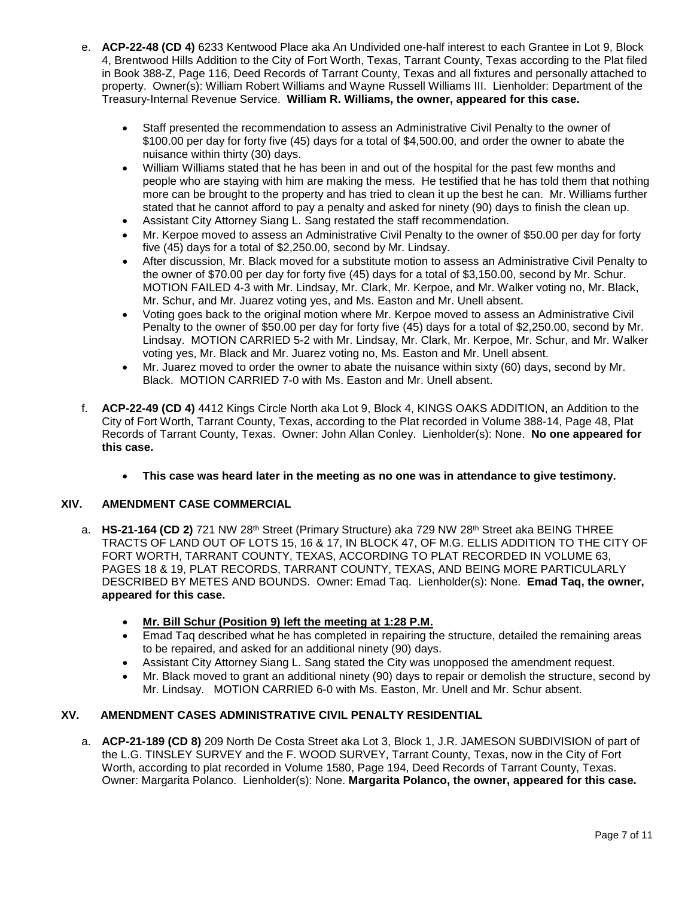e. **ACP-22-48 (CD 4)** 6233 Kentwood Place aka An Undivided one-half interest to each Grantee in Lot 9, Block 4, Brentwood Hills Addition to the City of Fort Worth, Texas, Tarrant County, Texas according to the Plat filed in Book 388-Z, Page 116, Deed Records of Tarrant County, Texas and all fixtures and personally attached to property. Owner(s): William Robert Williams and Wayne Russell Williams III. Lienholder: Department of the Treasury-Internal Revenue Service. **William R. Williams, the owner, appeared for this case.**

- Staff presented the recommendation to assess an Administrative Civil Penalty to the owner of $100.00 per day for forty five (45) days for a total of $4,500.00, and order the owner to abate the nuisance within thirty (30) days.
- William Williams stated that he has been in and out of the hospital for the past few months and people who are staying with him are making the mess. He testified that he has told them that nothing more can be brought to the property and has tried to clean it up the best he can. Mr. Williams further stated that he cannot afford to pay a penalty and asked for ninety (90) days to finish the clean up.
- Assistant City Attorney Siang L. Sang restated the staff recommendation.
- Mr. Kerpoe moved to assess an Administrative Civil Penalty to the owner of $50.00 per day for forty five (45) days for a total of $2,250.00, second by Mr. Lindsay.
- After discussion, Mr. Black moved for a substitute motion to assess an Administrative Civil Penalty to the owner of $70.00 per day for forty five (45) days for a total of $3,150.00, second by Mr. Schur. MOTION FAILED 4-3 with Mr. Lindsay, Mr. Clark, Mr. Kerpoe, and Mr. Walker voting no, Mr. Black, Mr. Schur, and Mr. Juarez voting yes, and Ms. Easton and Mr. Unell absent.
- Voting goes back to the original motion where Mr. Kerpoe moved to assess an Administrative Civil Penalty to the owner of $50.00 per day for forty five (45) days for a total of $2,250.00, second by Mr. Lindsay. MOTION CARRIED 5-2 with Mr. Lindsay, Mr. Clark, Mr. Kerpoe, Mr. Schur, and Mr. Walker voting yes, Mr. Black and Mr. Juarez voting no, Ms. Easton and Mr. Unell absent.
- Mr. Juarez moved to order the owner to abate the nuisance within sixty (60) days, second by Mr. Black. MOTION CARRIED 7-0 with Ms. Easton and Mr. Unell absent.

f. **ACP-22-49 (CD 4)** 4412 Kings Circle North aka Lot 9, Block 4, KINGS OAKS ADDITION, an Addition to the City of Fort Worth, Tarrant County, Texas, according to the Plat recorded in Volume 388-14, Page 48, Plat Records of Tarrant County, Texas. Owner: John Allan Conley. Lienholder(s): None. **No one appeared for this case.**

- **This case was heard later in the meeting as no one was in attendance to give testimony.**

## XIV. AMENDMENT CASE COMMERCIAL

a. **HS-21-164 (CD 2)** 721 NW 28th Street (Primary Structure) aka 729 NW 28th Street aka BEING THREE TRACTS OF LAND OUT OF LOTS 15, 16 & 17, IN BLOCK 47, OF M.G. ELLIS ADDITION TO THE CITY OF FORT WORTH, TARRANT COUNTY, TEXAS, ACCORDING TO PLAT RECORDED IN VOLUME 63, PAGES 18 & 19, PLAT RECORDS, TARRANT COUNTY, TEXAS, AND BEING MORE PARTICULARLY DESCRIBED BY METES AND BOUNDS. Owner: Emad Taq. Lienholder(s): None. **Emad Taq, the owner, appeared for this case.**

- **Mr. Bill Schur (Position 9) left the meeting at 1:28 P.M.**
- Emad Taq described what he has completed in repairing the structure, detailed the remaining areas to be repaired, and asked for an additional ninety (90) days.
- Assistant City Attorney Siang L. Sang stated the City was unopposed the amendment request.
- Mr. Black moved to grant an additional ninety (90) days to repair or demolish the structure, second by Mr. Lindsay. MOTION CARRIED 6-0 with Ms. Easton, Mr. Unell and Mr. Schur absent.

## XV. AMENDMENT CASES ADMINISTRATIVE CIVIL PENALTY RESIDENTIAL

a. **ACP-21-189 (CD 8)** 209 North De Costa Street aka Lot 3, Block 1, J.R. JAMESON SUBDIVISION of part of the L.G. TINSLEY SURVEY and the F. WOOD SURVEY, Tarrant County, Texas, now in the City of Fort Worth, according to plat recorded in Volume 1580, Page 194, Deed Records of Tarrant County, Texas. Owner: Margarita Polanco. Lienholder(s): None. **Margarita Polanco, the owner, appeared for this case.**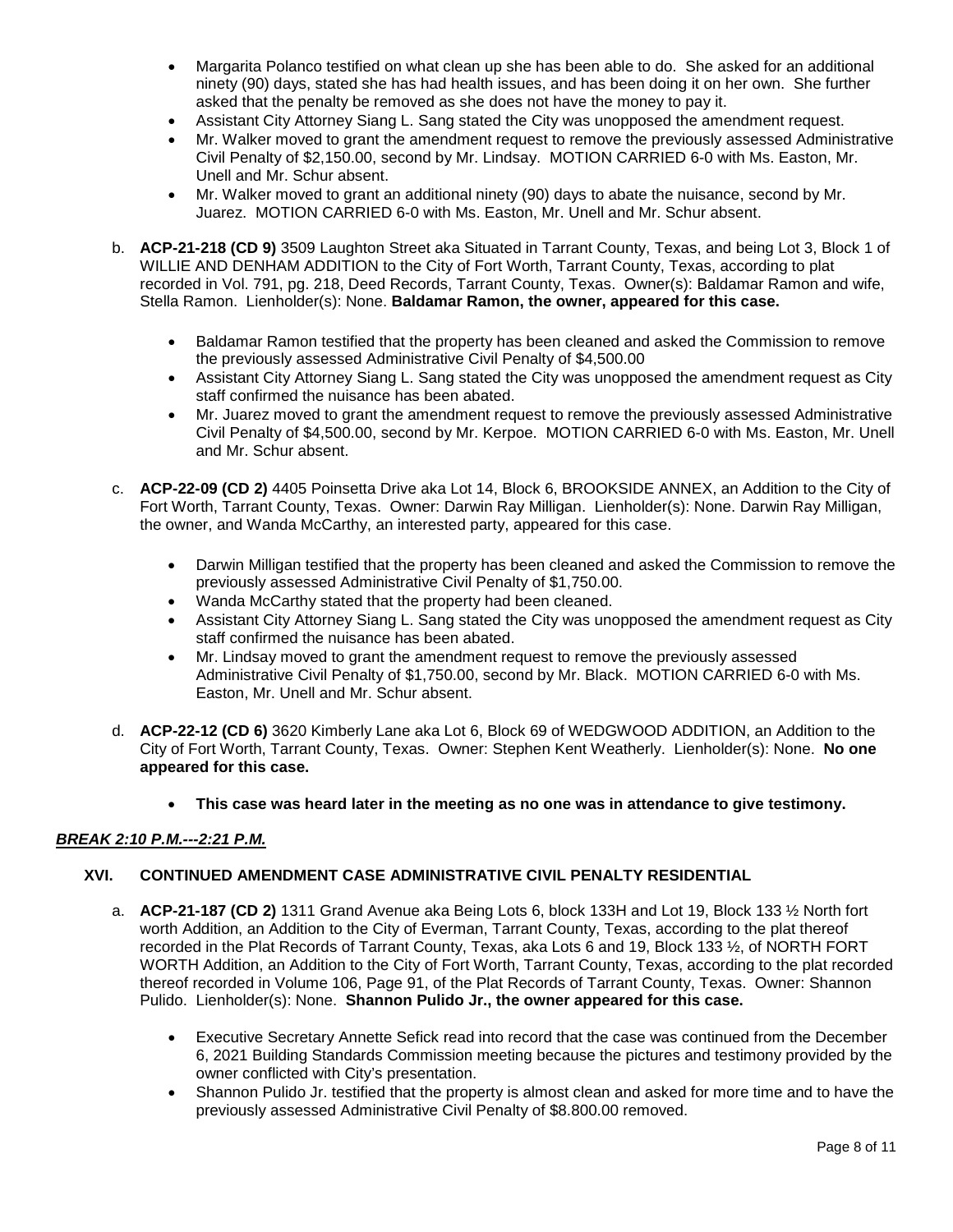- Margarita Polanco testified on what clean up she has been able to do. She asked for an additional ninety (90) days, stated she has had health issues, and has been doing it on her own. She further asked that the penalty be removed as she does not have the money to pay it.
- Assistant City Attorney Siang L. Sang stated the City was unopposed the amendment request.
- Mr. Walker moved to grant the amendment request to remove the previously assessed Administrative Civil Penalty of $2,150.00, second by Mr. Lindsay. MOTION CARRIED 6-0 with Ms. Easton, Mr. Unell and Mr. Schur absent.
- Mr. Walker moved to grant an additional ninety (90) days to abate the nuisance, second by Mr. Juarez. MOTION CARRIED 6-0 with Ms. Easton, Mr. Unell and Mr. Schur absent.

b. **ACP-21-218 (CD 9)** 3509 Laughton Street aka Situated in Tarrant County, Texas, and being Lot 3, Block 1 of WILLIE AND DENHAM ADDITION to the City of Fort Worth, Tarrant County, Texas, according to plat recorded in Vol. 791, pg. 218, Deed Records, Tarrant County, Texas. Owner(s): Baldamar Ramon and wife, Stella Ramon. Lienholder(s): None. **Baldamar Ramon, the owner, appeared for this case.**

- Baldamar Ramon testified that the property has been cleaned and asked the Commission to remove the previously assessed Administrative Civil Penalty of $4,500.00
- Assistant City Attorney Siang L. Sang stated the City was unopposed the amendment request as City staff confirmed the nuisance has been abated.
- Mr. Juarez moved to grant the amendment request to remove the previously assessed Administrative Civil Penalty of $4,500.00, second by Mr. Kerpoe. MOTION CARRIED 6-0 with Ms. Easton, Mr. Unell and Mr. Schur absent.

c. **ACP-22-09 (CD 2)** 4405 Poinsetta Drive aka Lot 14, Block 6, BROOKSIDE ANNEX, an Addition to the City of Fort Worth, Tarrant County, Texas. Owner: Darwin Ray Milligan. Lienholder(s): None. Darwin Ray Milligan, the owner, and Wanda McCarthy, an interested party, appeared for this case.

- Darwin Milligan testified that the property has been cleaned and asked the Commission to remove the previously assessed Administrative Civil Penalty of $1,750.00.
- Wanda McCarthy stated that the property had been cleaned.
- Assistant City Attorney Siang L. Sang stated the City was unopposed the amendment request as City staff confirmed the nuisance has been abated.
- Mr. Lindsay moved to grant the amendment request to remove the previously assessed Administrative Civil Penalty of $1,750.00, second by Mr. Black. MOTION CARRIED 6-0 with Ms. Easton, Mr. Unell and Mr. Schur absent.

d. **ACP-22-12 (CD 6)** 3620 Kimberly Lane aka Lot 6, Block 69 of WEDGWOOD ADDITION, an Addition to the City of Fort Worth, Tarrant County, Texas. Owner: Stephen Kent Weatherly. Lienholder(s): None. **No one appeared for this case.**

- **This case was heard later in the meeting as no one was in attendance to give testimony.**

***BREAK 2:10 P.M.---2:21 P.M.***

## XVI. CONTINUED AMENDMENT CASE ADMINISTRATIVE CIVIL PENALTY RESIDENTIAL

a. **ACP-21-187 (CD 2)** 1311 Grand Avenue aka Being Lots 6, block 133H and Lot 19, Block 133 ½ North fort worth Addition, an Addition to the City of Everman, Tarrant County, Texas, according to the plat thereof recorded in the Plat Records of Tarrant County, Texas, aka Lots 6 and 19, Block 133 ½, of NORTH FORT WORTH Addition, an Addition to the City of Fort Worth, Tarrant County, Texas, according to the plat recorded thereof recorded in Volume 106, Page 91, of the Plat Records of Tarrant County, Texas. Owner: Shannon Pulido. Lienholder(s): None. **Shannon Pulido Jr., the owner appeared for this case.**

- Executive Secretary Annette Sefick read into record that the case was continued from the December 6, 2021 Building Standards Commission meeting because the pictures and testimony provided by the owner conflicted with City's presentation.
- Shannon Pulido Jr. testified that the property is almost clean and asked for more time and to have the previously assessed Administrative Civil Penalty of $8.800.00 removed.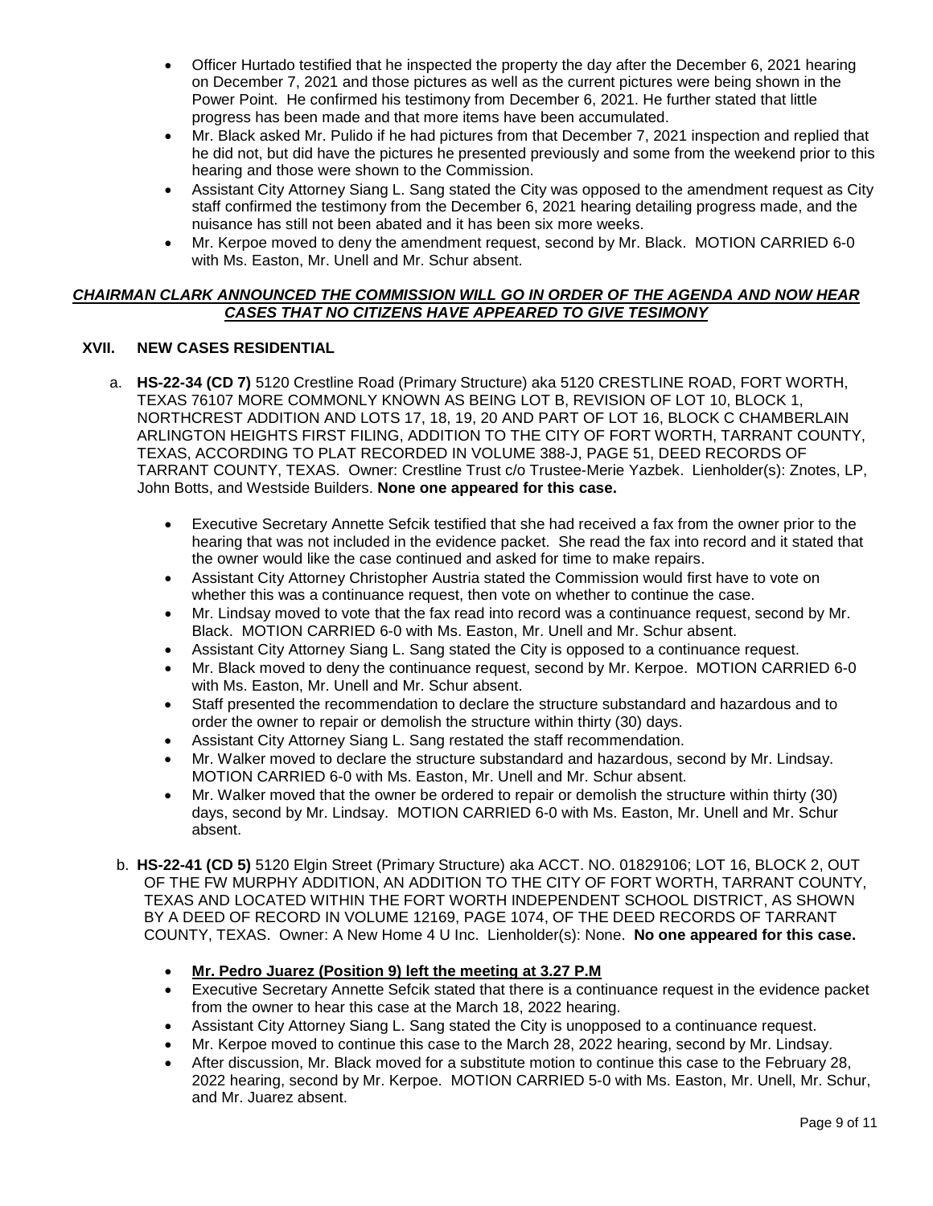- Officer Hurtado testified that he inspected the property the day after the December 6, 2021 hearing on December 7, 2021 and those pictures as well as the current pictures were being shown in the Power Point. He confirmed his testimony from December 6, 2021. He further stated that little progress has been made and that more items have been accumulated.
- Mr. Black asked Mr. Pulido if he had pictures from that December 7, 2021 inspection and replied that he did not, but did have the pictures he presented previously and some from the weekend prior to this hearing and those were shown to the Commission.
- Assistant City Attorney Siang L. Sang stated the City was opposed to the amendment request as City staff confirmed the testimony from the December 6, 2021 hearing detailing progress made, and the nuisance has still not been abated and it has been six more weeks.
- Mr. Kerpoe moved to deny the amendment request, second by Mr. Black. MOTION CARRIED 6-0 with Ms. Easton, Mr. Unell and Mr. Schur absent.

***<u>CHAIRMAN CLARK ANNOUNCED THE COMMISSION WILL GO IN ORDER OF THE AGENDA AND NOW HEAR CASES THAT NO CITIZENS HAVE APPEARED TO GIVE TESIMONY</u>***

## XVII. NEW CASES RESIDENTIAL

a. **HS-22-34 (CD 7)** 5120 Crestline Road (Primary Structure) aka 5120 CRESTLINE ROAD, FORT WORTH, TEXAS 76107 MORE COMMONLY KNOWN AS BEING LOT B, REVISION OF LOT 10, BLOCK 1, NORTHCREST ADDITION AND LOTS 17, 18, 19, 20 AND PART OF LOT 16, BLOCK C CHAMBERLAIN ARLINGTON HEIGHTS FIRST FILING, ADDITION TO THE CITY OF FORT WORTH, TARRANT COUNTY, TEXAS, ACCORDING TO PLAT RECORDED IN VOLUME 388-J, PAGE 51, DEED RECORDS OF TARRANT COUNTY, TEXAS. Owner: Crestline Trust c/o Trustee-Merie Yazbek. Lienholder(s): Znotes, LP, John Botts, and Westside Builders. **None one appeared for this case.**

- Executive Secretary Annette Sefcik testified that she had received a fax from the owner prior to the hearing that was not included in the evidence packet. She read the fax into record and it stated that the owner would like the case continued and asked for time to make repairs.
- Assistant City Attorney Christopher Austria stated the Commission would first have to vote on whether this was a continuance request, then vote on whether to continue the case.
- Mr. Lindsay moved to vote that the fax read into record was a continuance request, second by Mr. Black. MOTION CARRIED 6-0 with Ms. Easton, Mr. Unell and Mr. Schur absent.
- Assistant City Attorney Siang L. Sang stated the City is opposed to a continuance request.
- Mr. Black moved to deny the continuance request, second by Mr. Kerpoe. MOTION CARRIED 6-0 with Ms. Easton, Mr. Unell and Mr. Schur absent.
- Staff presented the recommendation to declare the structure substandard and hazardous and to order the owner to repair or demolish the structure within thirty (30) days.
- Assistant City Attorney Siang L. Sang restated the staff recommendation.
- Mr. Walker moved to declare the structure substandard and hazardous, second by Mr. Lindsay. MOTION CARRIED 6-0 with Ms. Easton, Mr. Unell and Mr. Schur absent.
- Mr. Walker moved that the owner be ordered to repair or demolish the structure within thirty (30) days, second by Mr. Lindsay. MOTION CARRIED 6-0 with Ms. Easton, Mr. Unell and Mr. Schur absent.

b. **HS-22-41 (CD 5)** 5120 Elgin Street (Primary Structure) aka ACCT. NO. 01829106; LOT 16, BLOCK 2, OUT OF THE FW MURPHY ADDITION, AN ADDITION TO THE CITY OF FORT WORTH, TARRANT COUNTY, TEXAS AND LOCATED WITHIN THE FORT WORTH INDEPENDENT SCHOOL DISTRICT, AS SHOWN BY A DEED OF RECORD IN VOLUME 12169, PAGE 1074, OF THE DEED RECORDS OF TARRANT COUNTY, TEXAS. Owner: A New Home 4 U Inc. Lienholder(s): None. **No one appeared for this case.**

- **<u>Mr. Pedro Juarez (Position 9) left the meeting at 3.27 P.M</u>**
- Executive Secretary Annette Sefcik stated that there is a continuance request in the evidence packet from the owner to hear this case at the March 18, 2022 hearing.
- Assistant City Attorney Siang L. Sang stated the City is unopposed to a continuance request.
- Mr. Kerpoe moved to continue this case to the March 28, 2022 hearing, second by Mr. Lindsay.
- After discussion, Mr. Black moved for a substitute motion to continue this case to the February 28, 2022 hearing, second by Mr. Kerpoe. MOTION CARRIED 5-0 with Ms. Easton, Mr. Unell, Mr. Schur, and Mr. Juarez absent.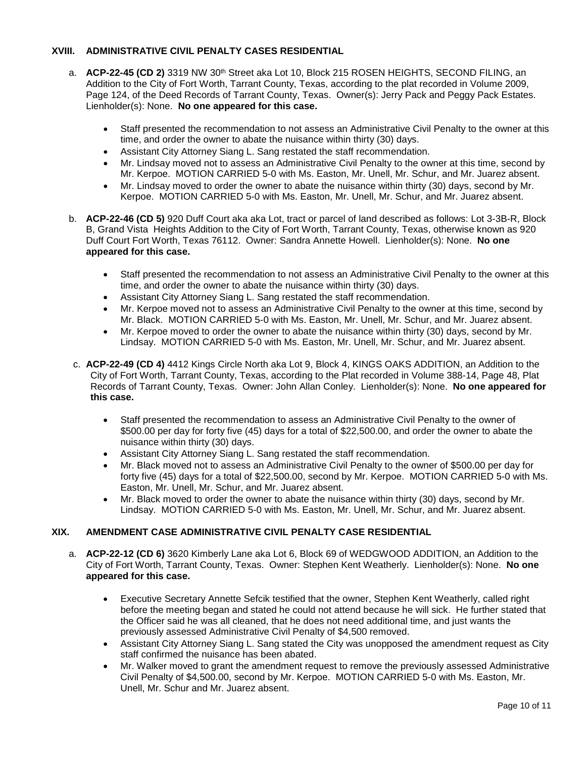## XVIII. ADMINISTRATIVE CIVIL PENALTY CASES RESIDENTIAL

a. **ACP-22-45 (CD 2)** 3319 NW 30th Street aka Lot 10, Block 215 ROSEN HEIGHTS, SECOND FILING, an Addition to the City of Fort Worth, Tarrant County, Texas, according to the plat recorded in Volume 2009, Page 124, of the Deed Records of Tarrant County, Texas. Owner(s): Jerry Pack and Peggy Pack Estates. Lienholder(s): None. **No one appeared for this case.**

- Staff presented the recommendation to not assess an Administrative Civil Penalty to the owner at this time, and order the owner to abate the nuisance within thirty (30) days.
- Assistant City Attorney Siang L. Sang restated the staff recommendation.
- Mr. Lindsay moved not to assess an Administrative Civil Penalty to the owner at this time, second by Mr. Kerpoe. MOTION CARRIED 5-0 with Ms. Easton, Mr. Unell, Mr. Schur, and Mr. Juarez absent.
- Mr. Lindsay moved to order the owner to abate the nuisance within thirty (30) days, second by Mr. Kerpoe. MOTION CARRIED 5-0 with Ms. Easton, Mr. Unell, Mr. Schur, and Mr. Juarez absent.

b. **ACP-22-46 (CD 5)** 920 Duff Court aka aka Lot, tract or parcel of land described as follows: Lot 3-3B-R, Block B, Grand Vista Heights Addition to the City of Fort Worth, Tarrant County, Texas, otherwise known as 920 Duff Court Fort Worth, Texas 76112. Owner: Sandra Annette Howell. Lienholder(s): None. **No one appeared for this case.**

- Staff presented the recommendation to not assess an Administrative Civil Penalty to the owner at this time, and order the owner to abate the nuisance within thirty (30) days.
- Assistant City Attorney Siang L. Sang restated the staff recommendation.
- Mr. Kerpoe moved not to assess an Administrative Civil Penalty to the owner at this time, second by Mr. Black. MOTION CARRIED 5-0 with Ms. Easton, Mr. Unell, Mr. Schur, and Mr. Juarez absent.
- Mr. Kerpoe moved to order the owner to abate the nuisance within thirty (30) days, second by Mr. Lindsay. MOTION CARRIED 5-0 with Ms. Easton, Mr. Unell, Mr. Schur, and Mr. Juarez absent.

c. **ACP-22-49 (CD 4)** 4412 Kings Circle North aka Lot 9, Block 4, KINGS OAKS ADDITION, an Addition to the City of Fort Worth, Tarrant County, Texas, according to the Plat recorded in Volume 388-14, Page 48, Plat Records of Tarrant County, Texas. Owner: John Allan Conley. Lienholder(s): None. **No one appeared for this case.**

- Staff presented the recommendation to assess an Administrative Civil Penalty to the owner of \$500.00 per day for forty five (45) days for a total of \$22,500.00, and order the owner to abate the nuisance within thirty (30) days.
- Assistant City Attorney Siang L. Sang restated the staff recommendation.
- Mr. Black moved not to assess an Administrative Civil Penalty to the owner of \$500.00 per day for forty five (45) days for a total of \$22,500.00, second by Mr. Kerpoe. MOTION CARRIED 5-0 with Ms. Easton, Mr. Unell, Mr. Schur, and Mr. Juarez absent.
- Mr. Black moved to order the owner to abate the nuisance within thirty (30) days, second by Mr. Lindsay. MOTION CARRIED 5-0 with Ms. Easton, Mr. Unell, Mr. Schur, and Mr. Juarez absent.

## XIX. AMENDMENT CASE ADMINISTRATIVE CIVIL PENALTY CASE RESIDENTIAL

a. **ACP-22-12 (CD 6)** 3620 Kimberly Lane aka Lot 6, Block 69 of WEDGWOOD ADDITION, an Addition to the City of Fort Worth, Tarrant County, Texas. Owner: Stephen Kent Weatherly. Lienholder(s): None. **No one appeared for this case.**

- Executive Secretary Annette Sefcik testified that the owner, Stephen Kent Weatherly, called right before the meeting began and stated he could not attend because he will sick. He further stated that the Officer said he was all cleaned, that he does not need additional time, and just wants the previously assessed Administrative Civil Penalty of \$4,500 removed.
- Assistant City Attorney Siang L. Sang stated the City was unopposed the amendment request as City staff confirmed the nuisance has been abated.
- Mr. Walker moved to grant the amendment request to remove the previously assessed Administrative Civil Penalty of \$4,500.00, second by Mr. Kerpoe. MOTION CARRIED 5-0 with Ms. Easton, Mr. Unell, Mr. Schur and Mr. Juarez absent.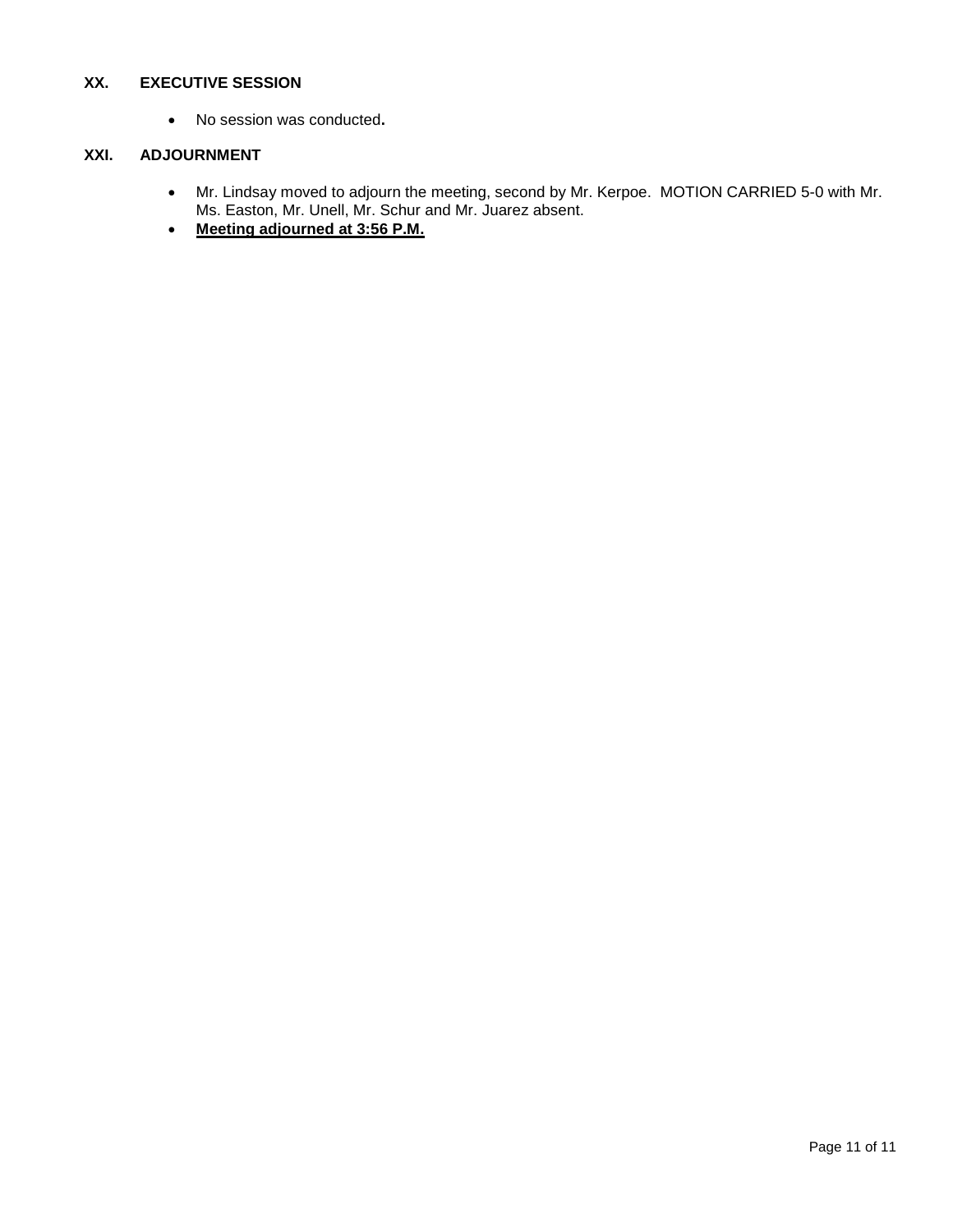## XX. EXECUTIVE SESSION

- No session was conducted**.**

## XXI. ADJOURNMENT

- Mr. Lindsay moved to adjourn the meeting, second by Mr. Kerpoe. MOTION CARRIED 5-0 with Mr. Ms. Easton, Mr. Unell, Mr. Schur and Mr. Juarez absent.
- **Meeting adjourned at 3:56 P.M.**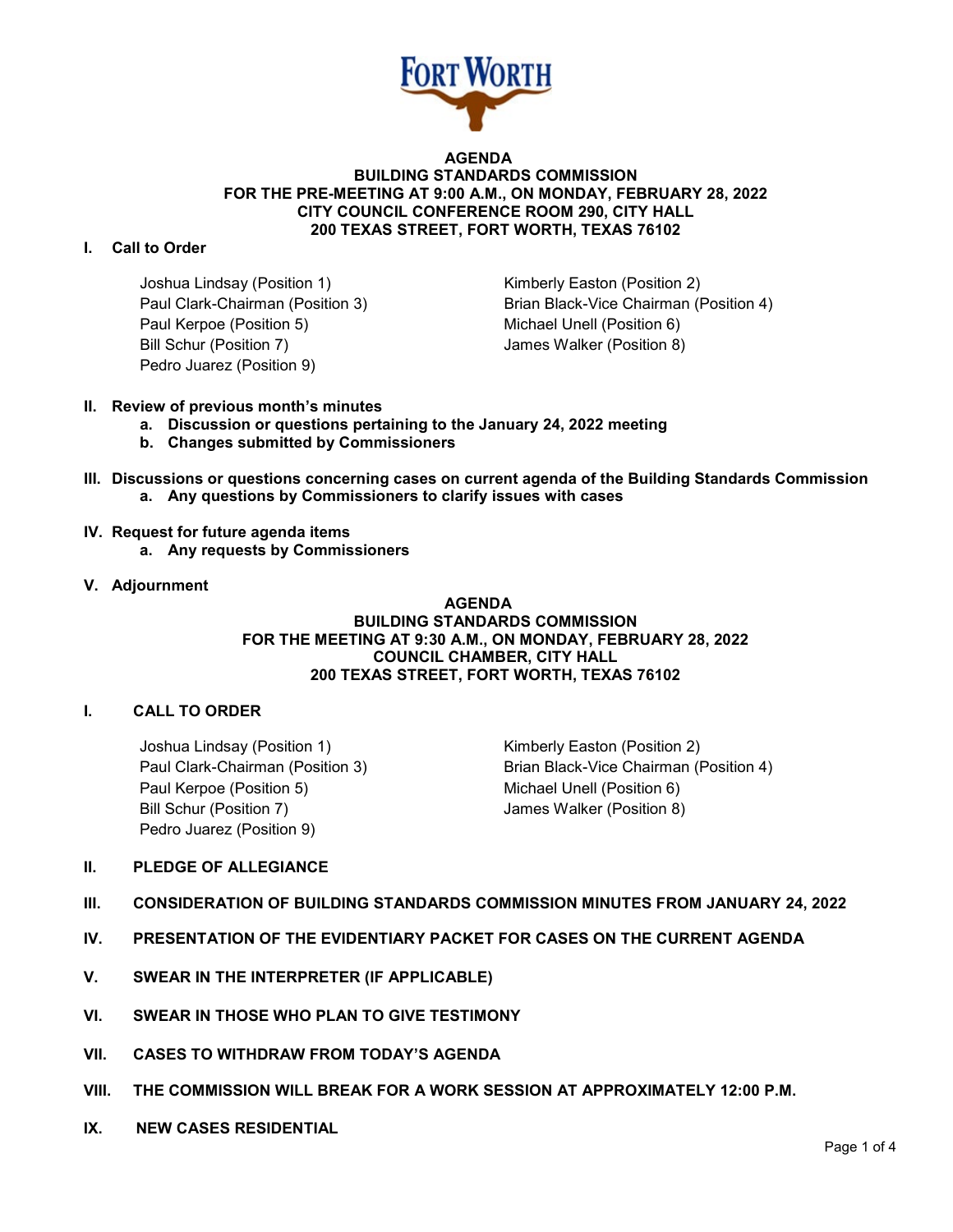FORT WORTH

**AGENDA**
**BUILDING STANDARDS COMMISSION**
**FOR THE PRE-MEETING AT 9:00 A.M., ON MONDAY, FEBRUARY 28, 2022**
**CITY COUNCIL CONFERENCE ROOM 290, CITY HALL**
**200 TEXAS STREET, FORT WORTH, TEXAS 76102**

**I. Call to Order**

Joshua Lindsay (Position 1)
Kimberly Easton (Position 2)
Paul Clark-Chairman (Position 3)
Brian Black-Vice Chairman (Position 4)
Paul Kerpoe (Position 5)
Michael Unell (Position 6)
Bill Schur (Position 7)
James Walker (Position 8)
Pedro Juarez (Position 9)

**II. Review of previous month's minutes**
- **a. Discussion or questions pertaining to the January 24, 2022 meeting**
- **b. Changes submitted by Commissioners**

**III. Discussions or questions concerning cases on current agenda of the Building Standards Commission**
- **a. Any questions by Commissioners to clarify issues with cases**

**IV. Request for future agenda items**
- **a. Any requests by Commissioners**

**V. Adjournment**

**AGENDA**
**BUILDING STANDARDS COMMISSION**
**FOR THE MEETING AT 9:30 A.M., ON MONDAY, FEBRUARY 28, 2022**
**COUNCIL CHAMBER, CITY HALL**
**200 TEXAS STREET, FORT WORTH, TEXAS 76102**

**I. CALL TO ORDER**

Joshua Lindsay (Position 1)
Kimberly Easton (Position 2)
Paul Clark-Chairman (Position 3)
Brian Black-Vice Chairman (Position 4)
Paul Kerpoe (Position 5)
Michael Unell (Position 6)
Bill Schur (Position 7)
James Walker (Position 8)
Pedro Juarez (Position 9)

**II. PLEDGE OF ALLEGIANCE**

**III. CONSIDERATION OF BUILDING STANDARDS COMMISSION MINUTES FROM JANUARY 24, 2022**

**IV. PRESENTATION OF THE EVIDENTIARY PACKET FOR CASES ON THE CURRENT AGENDA**

**V. SWEAR IN THE INTERPRETER (IF APPLICABLE)**

**VI. SWEAR IN THOSE WHO PLAN TO GIVE TESTIMONY**

**VII. CASES TO WITHDRAW FROM TODAY'S AGENDA**

**VIII. THE COMMISSION WILL BREAK FOR A WORK SESSION AT APPROXIMATELY 12:00 P.M.**

**IX. NEW CASES RESIDENTIAL**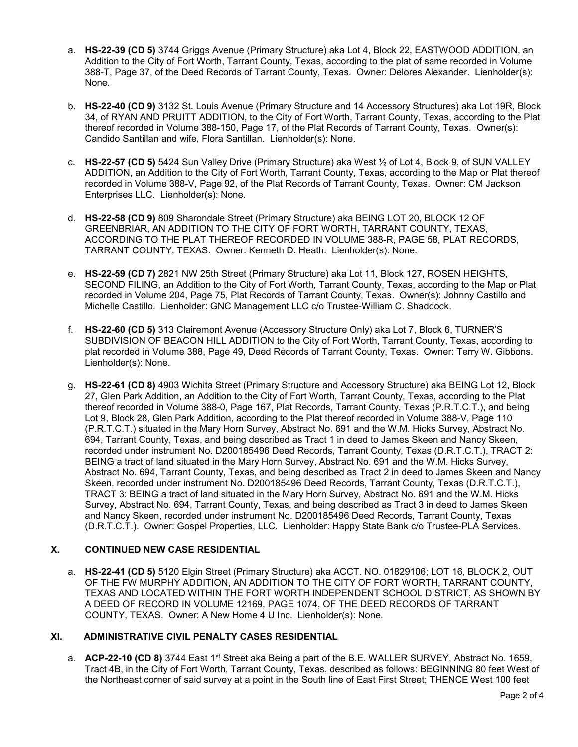a. **HS-22-39 (CD 5)** 3744 Griggs Avenue (Primary Structure) aka Lot 4, Block 22, EASTWOOD ADDITION, an Addition to the City of Fort Worth, Tarrant County, Texas, according to the plat of same recorded in Volume 388-T, Page 37, of the Deed Records of Tarrant County, Texas. Owner: Delores Alexander. Lienholder(s): None.

b. **HS-22-40 (CD 9)** 3132 St. Louis Avenue (Primary Structure and 14 Accessory Structures) aka Lot 19R, Block 34, of RYAN AND PRUITT ADDITION, to the City of Fort Worth, Tarrant County, Texas, according to the Plat thereof recorded in Volume 388-150, Page 17, of the Plat Records of Tarrant County, Texas. Owner(s): Candido Santillan and wife, Flora Santillan. Lienholder(s): None.

c. **HS-22-57 (CD 5)** 5424 Sun Valley Drive (Primary Structure) aka West ½ of Lot 4, Block 9, of SUN VALLEY ADDITION, an Addition to the City of Fort Worth, Tarrant County, Texas, according to the Map or Plat thereof recorded in Volume 388-V, Page 92, of the Plat Records of Tarrant County, Texas. Owner: CM Jackson Enterprises LLC. Lienholder(s): None.

d. **HS-22-58 (CD 9)** 809 Sharondale Street (Primary Structure) aka BEING LOT 20, BLOCK 12 OF GREENBRIAR, AN ADDITION TO THE CITY OF FORT WORTH, TARRANT COUNTY, TEXAS, ACCORDING TO THE PLAT THEREOF RECORDED IN VOLUME 388-R, PAGE 58, PLAT RECORDS, TARRANT COUNTY, TEXAS. Owner: Kenneth D. Heath. Lienholder(s): None.

e. **HS-22-59 (CD 7)** 2821 NW 25th Street (Primary Structure) aka Lot 11, Block 127, ROSEN HEIGHTS, SECOND FILING, an Addition to the City of Fort Worth, Tarrant County, Texas, according to the Map or Plat recorded in Volume 204, Page 75, Plat Records of Tarrant County, Texas. Owner(s): Johnny Castillo and Michelle Castillo. Lienholder: GNC Management LLC c/o Trustee-William C. Shaddock.

f. **HS-22-60 (CD 5)** 313 Clairemont Avenue (Accessory Structure Only) aka Lot 7, Block 6, TURNER'S SUBDIVISION OF BEACON HILL ADDITION to the City of Fort Worth, Tarrant County, Texas, according to plat recorded in Volume 388, Page 49, Deed Records of Tarrant County, Texas. Owner: Terry W. Gibbons. Lienholder(s): None.

g. **HS-22-61 (CD 8)** 4903 Wichita Street (Primary Structure and Accessory Structure) aka BEING Lot 12, Block 27, Glen Park Addition, an Addition to the City of Fort Worth, Tarrant County, Texas, according to the Plat thereof recorded in Volume 388-0, Page 167, Plat Records, Tarrant County, Texas (P.R.T.C.T.), and being Lot 9, Block 28, Glen Park Addition, according to the Plat thereof recorded in Volume 388-V, Page 110 (P.R.T.C.T.) situated in the Mary Horn Survey, Abstract No. 691 and the W.M. Hicks Survey, Abstract No. 694, Tarrant County, Texas, and being described as Tract 1 in deed to James Skeen and Nancy Skeen, recorded under instrument No. D200185496 Deed Records, Tarrant County, Texas (D.R.T.C.T.), TRACT 2: BEING a tract of land situated in the Mary Horn Survey, Abstract No. 691 and the W.M. Hicks Survey, Abstract No. 694, Tarrant County, Texas, and being described as Tract 2 in deed to James Skeen and Nancy Skeen, recorded under instrument No. D200185496 Deed Records, Tarrant County, Texas (D.R.T.C.T.), TRACT 3: BEING a tract of land situated in the Mary Horn Survey, Abstract No. 691 and the W.M. Hicks Survey, Abstract No. 694, Tarrant County, Texas, and being described as Tract 3 in deed to James Skeen and Nancy Skeen, recorded under instrument No. D200185496 Deed Records, Tarrant County, Texas (D.R.T.C.T.). Owner: Gospel Properties, LLC. Lienholder: Happy State Bank c/o Trustee-PLA Services.

## X. CONTINUED NEW CASE RESIDENTIAL

a. **HS-22-41 (CD 5)** 5120 Elgin Street (Primary Structure) aka ACCT. NO. 01829106; LOT 16, BLOCK 2, OUT OF THE FW MURPHY ADDITION, AN ADDITION TO THE CITY OF FORT WORTH, TARRANT COUNTY, TEXAS AND LOCATED WITHIN THE FORT WORTH INDEPENDENT SCHOOL DISTRICT, AS SHOWN BY A DEED OF RECORD IN VOLUME 12169, PAGE 1074, OF THE DEED RECORDS OF TARRANT COUNTY, TEXAS. Owner: A New Home 4 U Inc. Lienholder(s): None.

## XI. ADMINISTRATIVE CIVIL PENALTY CASES RESIDENTIAL

a. **ACP-22-10 (CD 8)** 3744 East 1st Street aka Being a part of the B.E. WALLER SURVEY, Abstract No. 1659, Tract 4B, in the City of Fort Worth, Tarrant County, Texas, described as follows: BEGINNING 80 feet West of the Northeast corner of said survey at a point in the South line of East First Street; THENCE West 100 feet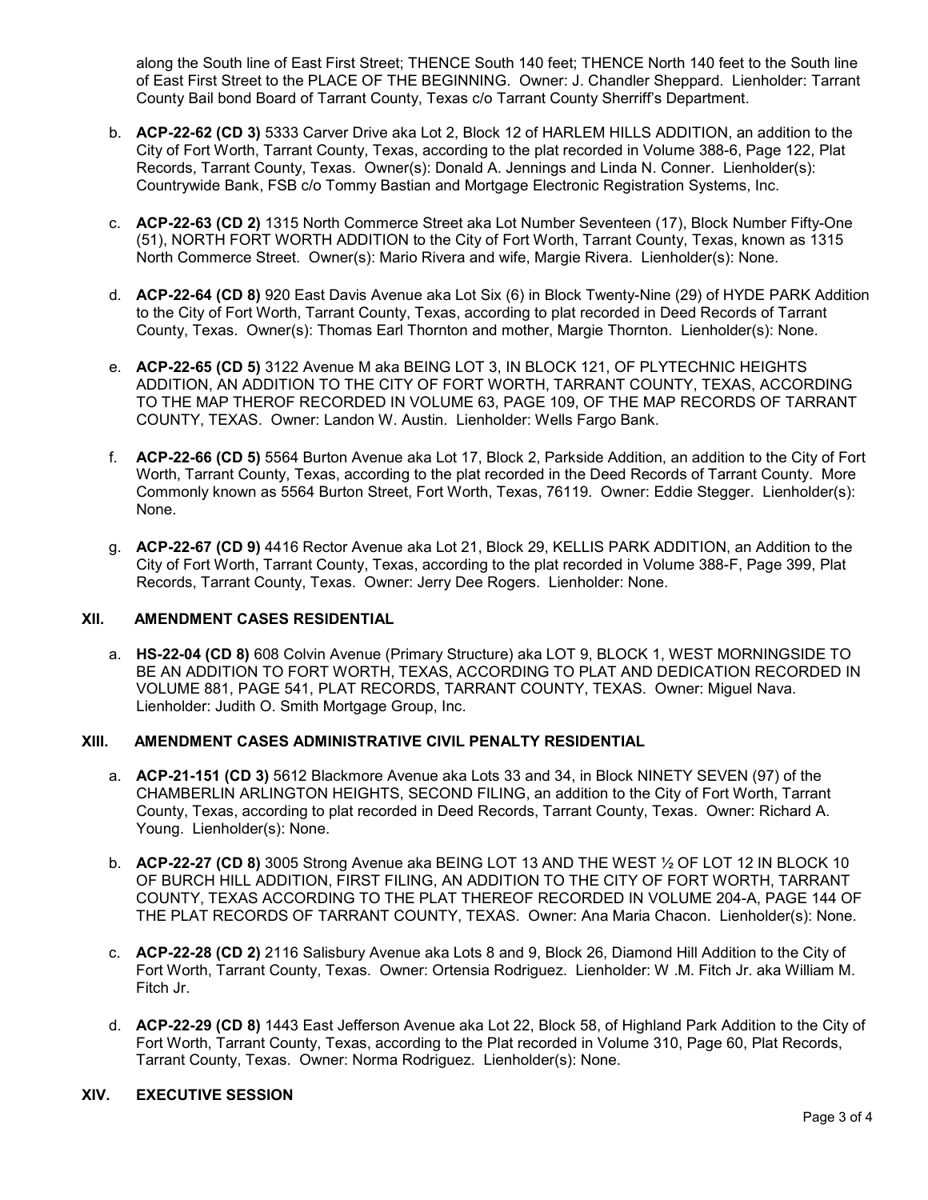along the South line of East First Street; THENCE South 140 feet; THENCE North 140 feet to the South line of East First Street to the PLACE OF THE BEGINNING. Owner: J. Chandler Sheppard. Lienholder: Tarrant County Bail bond Board of Tarrant County, Texas c/o Tarrant County Sherriff's Department.

b. **ACP-22-62 (CD 3)** 5333 Carver Drive aka Lot 2, Block 12 of HARLEM HILLS ADDITION, an addition to the City of Fort Worth, Tarrant County, Texas, according to the plat recorded in Volume 388-6, Page 122, Plat Records, Tarrant County, Texas. Owner(s): Donald A. Jennings and Linda N. Conner. Lienholder(s): Countrywide Bank, FSB c/o Tommy Bastian and Mortgage Electronic Registration Systems, Inc.

c. **ACP-22-63 (CD 2)** 1315 North Commerce Street aka Lot Number Seventeen (17), Block Number Fifty-One (51), NORTH FORT WORTH ADDITION to the City of Fort Worth, Tarrant County, Texas, known as 1315 North Commerce Street. Owner(s): Mario Rivera and wife, Margie Rivera. Lienholder(s): None.

d. **ACP-22-64 (CD 8)** 920 East Davis Avenue aka Lot Six (6) in Block Twenty-Nine (29) of HYDE PARK Addition to the City of Fort Worth, Tarrant County, Texas, according to plat recorded in Deed Records of Tarrant County, Texas. Owner(s): Thomas Earl Thornton and mother, Margie Thornton. Lienholder(s): None.

e. **ACP-22-65 (CD 5)** 3122 Avenue M aka BEING LOT 3, IN BLOCK 121, OF PLYTECHNIC HEIGHTS ADDITION, AN ADDITION TO THE CITY OF FORT WORTH, TARRANT COUNTY, TEXAS, ACCORDING TO THE MAP THEROF RECORDED IN VOLUME 63, PAGE 109, OF THE MAP RECORDS OF TARRANT COUNTY, TEXAS. Owner: Landon W. Austin. Lienholder: Wells Fargo Bank.

f. **ACP-22-66 (CD 5)** 5564 Burton Avenue aka Lot 17, Block 2, Parkside Addition, an addition to the City of Fort Worth, Tarrant County, Texas, according to the plat recorded in the Deed Records of Tarrant County. More Commonly known as 5564 Burton Street, Fort Worth, Texas, 76119. Owner: Eddie Stegger. Lienholder(s): None.

g. **ACP-22-67 (CD 9)** 4416 Rector Avenue aka Lot 21, Block 29, KELLIS PARK ADDITION, an Addition to the City of Fort Worth, Tarrant County, Texas, according to the plat recorded in Volume 388-F, Page 399, Plat Records, Tarrant County, Texas. Owner: Jerry Dee Rogers. Lienholder: None.

## XII. AMENDMENT CASES RESIDENTIAL

a. **HS-22-04 (CD 8)** 608 Colvin Avenue (Primary Structure) aka LOT 9, BLOCK 1, WEST MORNINGSIDE TO BE AN ADDITION TO FORT WORTH, TEXAS, ACCORDING TO PLAT AND DEDICATION RECORDED IN VOLUME 881, PAGE 541, PLAT RECORDS, TARRANT COUNTY, TEXAS. Owner: Miguel Nava. Lienholder: Judith O. Smith Mortgage Group, Inc.

## XIII. AMENDMENT CASES ADMINISTRATIVE CIVIL PENALTY RESIDENTIAL

a. **ACP-21-151 (CD 3)** 5612 Blackmore Avenue aka Lots 33 and 34, in Block NINETY SEVEN (97) of the CHAMBERLIN ARLINGTON HEIGHTS, SECOND FILING, an addition to the City of Fort Worth, Tarrant County, Texas, according to plat recorded in Deed Records, Tarrant County, Texas. Owner: Richard A. Young. Lienholder(s): None.

b. **ACP-22-27 (CD 8)** 3005 Strong Avenue aka BEING LOT 13 AND THE WEST ½ OF LOT 12 IN BLOCK 10 OF BURCH HILL ADDITION, FIRST FILING, AN ADDITION TO THE CITY OF FORT WORTH, TARRANT COUNTY, TEXAS ACCORDING TO THE PLAT THEREOF RECORDED IN VOLUME 204-A, PAGE 144 OF THE PLAT RECORDS OF TARRANT COUNTY, TEXAS. Owner: Ana Maria Chacon. Lienholder(s): None.

c. **ACP-22-28 (CD 2)** 2116 Salisbury Avenue aka Lots 8 and 9, Block 26, Diamond Hill Addition to the City of Fort Worth, Tarrant County, Texas. Owner: Ortensia Rodriguez. Lienholder: W .M. Fitch Jr. aka William M. Fitch Jr.

d. **ACP-22-29 (CD 8)** 1443 East Jefferson Avenue aka Lot 22, Block 58, of Highland Park Addition to the City of Fort Worth, Tarrant County, Texas, according to the Plat recorded in Volume 310, Page 60, Plat Records, Tarrant County, Texas. Owner: Norma Rodriguez. Lienholder(s): None.

## XIV. EXECUTIVE SESSION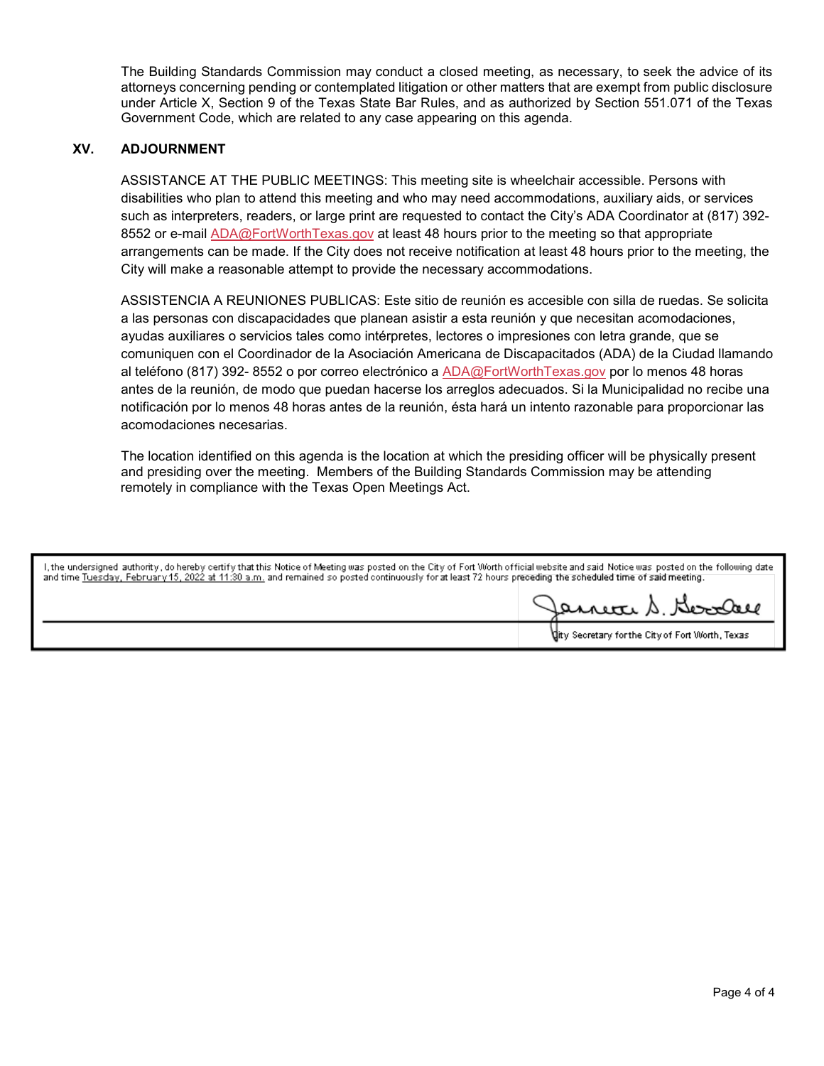The Building Standards Commission may conduct a closed meeting, as necessary, to seek the advice of its attorneys concerning pending or contemplated litigation or other matters that are exempt from public disclosure under Article X, Section 9 of the Texas State Bar Rules, and as authorized by Section 551.071 of the Texas Government Code, which are related to any case appearing on this agenda.

## XV. ADJOURNMENT

ASSISTANCE AT THE PUBLIC MEETINGS: This meeting site is wheelchair accessible. Persons with disabilities who plan to attend this meeting and who may need accommodations, auxiliary aids, or services such as interpreters, readers, or large print are requested to contact the City's ADA Coordinator at (817) 392-8552 or e-mail ADA@FortWorthTexas.gov at least 48 hours prior to the meeting so that appropriate arrangements can be made. If the City does not receive notification at least 48 hours prior to the meeting, the City will make a reasonable attempt to provide the necessary accommodations.

ASSISTENCIA A REUNIONES PUBLICAS: Este sitio de reunión es accesible con silla de ruedas. Se solicita a las personas con discapacidades que planean asistir a esta reunión y que necesitan acomodaciones, ayudas auxiliares o servicios tales como intérpretes, lectores o impresiones con letra grande, que se comuniquen con el Coordinador de la Asociación Americana de Discapacitados (ADA) de la Ciudad llamando al teléfono (817) 392- 8552 o por correo electrónico a ADA@FortWorthTexas.gov por lo menos 48 horas antes de la reunión, de modo que puedan hacerse los arreglos adecuados. Si la Municipalidad no recibe una notificación por lo menos 48 horas antes de la reunión, ésta hará un intento razonable para proporcionar las acomodaciones necesarias.

The location identified on this agenda is the location at which the presiding officer will be physically present and presiding over the meeting. Members of the Building Standards Commission may be attending remotely in compliance with the Texas Open Meetings Act.

I, the undersigned authority, do hereby certify that this Notice of Meeting was posted on the City of Fort Worth official website and said Notice was posted on the following date and time Tuesday, February 15, 2022 at 11:30 a.m. and remained so posted continuously for at least 72 hours preceding the scheduled time of said meeting.

Jannette S. Goodall

City Secretary for the City of Fort Worth, Texas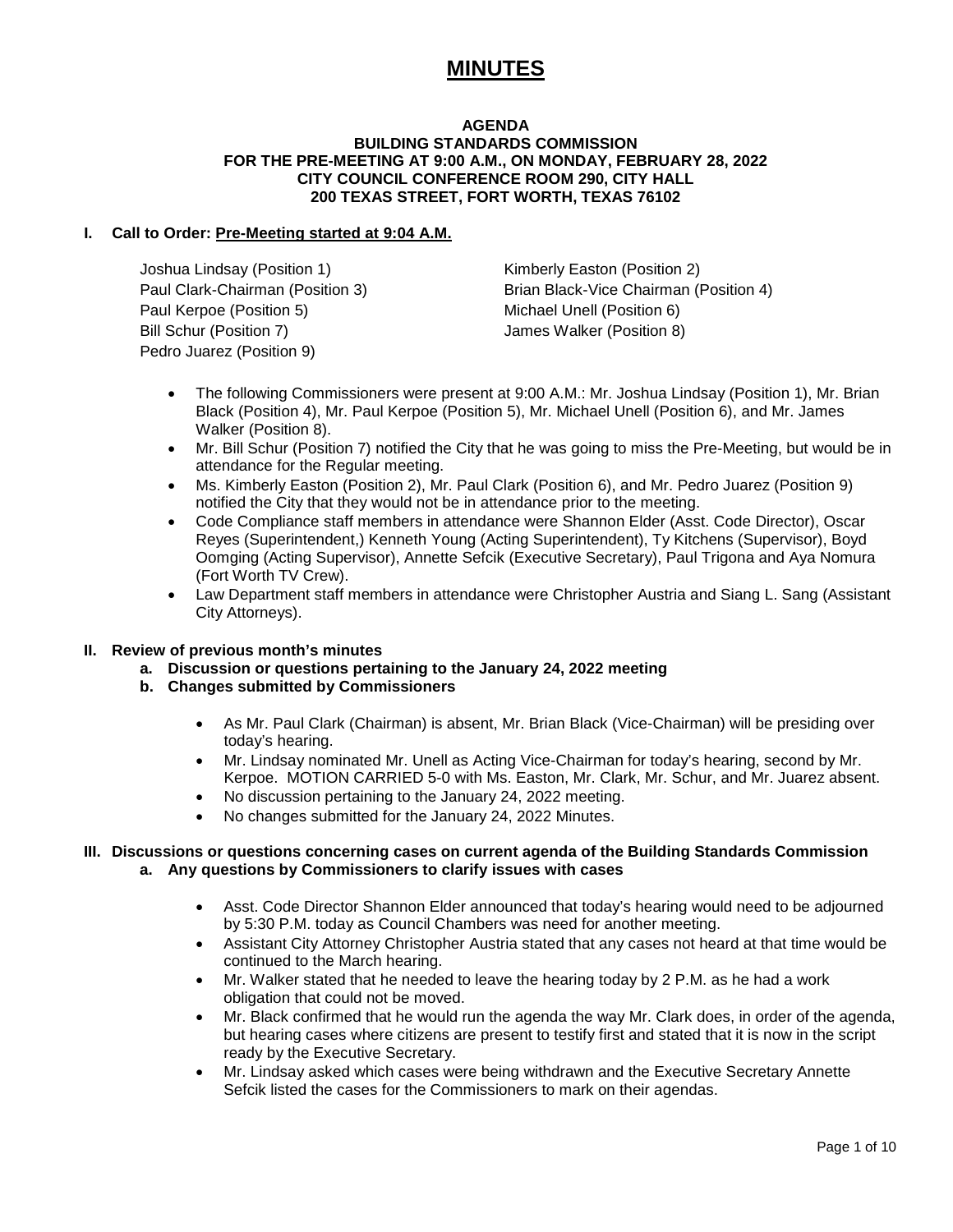# MINUTES

**AGENDA**
**BUILDING STANDARDS COMMISSION**
**FOR THE PRE-MEETING AT 9:00 A.M., ON MONDAY, FEBRUARY 28, 2022**
**CITY COUNCIL CONFERENCE ROOM 290, CITY HALL**
**200 TEXAS STREET, FORT WORTH, TEXAS 76102**

## I. Call to Order: Pre-Meeting started at 9:04 A.M.

Joshua Lindsay (Position 1)
Kimberly Easton (Position 2)
Paul Clark-Chairman (Position 3)
Brian Black-Vice Chairman (Position 4)
Paul Kerpoe (Position 5)
Michael Unell (Position 6)
Bill Schur (Position 7)
James Walker (Position 8)
Pedro Juarez (Position 9)

- The following Commissioners were present at 9:00 A.M.: Mr. Joshua Lindsay (Position 1), Mr. Brian Black (Position 4), Mr. Paul Kerpoe (Position 5), Mr. Michael Unell (Position 6), and Mr. James Walker (Position 8).
- Mr. Bill Schur (Position 7) notified the City that he was going to miss the Pre-Meeting, but would be in attendance for the Regular meeting.
- Ms. Kimberly Easton (Position 2), Mr. Paul Clark (Position 6), and Mr. Pedro Juarez (Position 9) notified the City that they would not be in attendance prior to the meeting.
- Code Compliance staff members in attendance were Shannon Elder (Asst. Code Director), Oscar Reyes (Superintendent,) Kenneth Young (Acting Superintendent), Ty Kitchens (Supervisor), Boyd Oomging (Acting Supervisor), Annette Sefcik (Executive Secretary), Paul Trigona and Aya Nomura (Fort Worth TV Crew).
- Law Department staff members in attendance were Christopher Austria and Siang L. Sang (Assistant City Attorneys).

## II. Review of previous month's minutes

**a. Discussion or questions pertaining to the January 24, 2022 meeting**

**b. Changes submitted by Commissioners**

- As Mr. Paul Clark (Chairman) is absent, Mr. Brian Black (Vice-Chairman) will be presiding over today's hearing.
- Mr. Lindsay nominated Mr. Unell as Acting Vice-Chairman for today's hearing, second by Mr. Kerpoe. MOTION CARRIED 5-0 with Ms. Easton, Mr. Clark, Mr. Schur, and Mr. Juarez absent.
- No discussion pertaining to the January 24, 2022 meeting.
- No changes submitted for the January 24, 2022 Minutes.

## III. Discussions or questions concerning cases on current agenda of the Building Standards Commission

**a. Any questions by Commissioners to clarify issues with cases**

- Asst. Code Director Shannon Elder announced that today's hearing would need to be adjourned by 5:30 P.M. today as Council Chambers was need for another meeting.
- Assistant City Attorney Christopher Austria stated that any cases not heard at that time would be continued to the March hearing.
- Mr. Walker stated that he needed to leave the hearing today by 2 P.M. as he had a work obligation that could not be moved.
- Mr. Black confirmed that he would run the agenda the way Mr. Clark does, in order of the agenda, but hearing cases where citizens are present to testify first and stated that it is now in the script ready by the Executive Secretary.
- Mr. Lindsay asked which cases were being withdrawn and the Executive Secretary Annette Sefcik listed the cases for the Commissioners to mark on their agendas.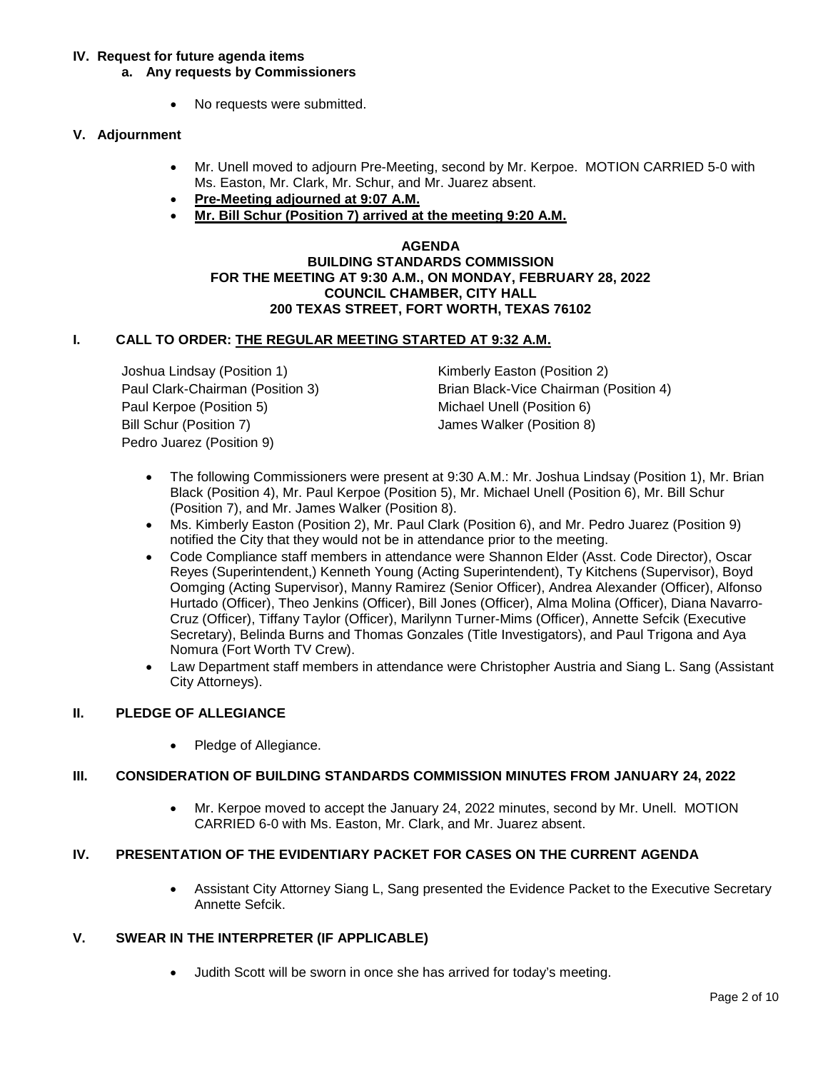### IV. Request for future agenda items

#### a. Any requests by Commissioners

- No requests were submitted.

### V. Adjournment

- Mr. Unell moved to adjourn Pre-Meeting, second by Mr. Kerpoe. MOTION CARRIED 5-0 with Ms. Easton, Mr. Clark, Mr. Schur, and Mr. Juarez absent.
- **Pre-Meeting adjourned at 9:07 A.M.**
- **Mr. Bill Schur (Position 7) arrived at the meeting 9:20 A.M.**

**AGENDA**
**BUILDING STANDARDS COMMISSION**
**FOR THE MEETING AT 9:30 A.M., ON MONDAY, FEBRUARY 28, 2022**
**COUNCIL CHAMBER, CITY HALL**
**200 TEXAS STREET, FORT WORTH, TEXAS 76102**

### I. CALL TO ORDER: THE REGULAR MEETING STARTED AT 9:32 A.M.

Joshua Lindsay (Position 1)
Kimberly Easton (Position 2)
Paul Clark-Chairman (Position 3)
Brian Black-Vice Chairman (Position 4)
Paul Kerpoe (Position 5)
Michael Unell (Position 6)
Bill Schur (Position 7)
James Walker (Position 8)
Pedro Juarez (Position 9)

- The following Commissioners were present at 9:30 A.M.: Mr. Joshua Lindsay (Position 1), Mr. Brian Black (Position 4), Mr. Paul Kerpoe (Position 5), Mr. Michael Unell (Position 6), Mr. Bill Schur (Position 7), and Mr. James Walker (Position 8).
- Ms. Kimberly Easton (Position 2), Mr. Paul Clark (Position 6), and Mr. Pedro Juarez (Position 9) notified the City that they would not be in attendance prior to the meeting.
- Code Compliance staff members in attendance were Shannon Elder (Asst. Code Director), Oscar Reyes (Superintendent,) Kenneth Young (Acting Superintendent), Ty Kitchens (Supervisor), Boyd Oomging (Acting Supervisor), Manny Ramirez (Senior Officer), Andrea Alexander (Officer), Alfonso Hurtado (Officer), Theo Jenkins (Officer), Bill Jones (Officer), Alma Molina (Officer), Diana Navarro-Cruz (Officer), Tiffany Taylor (Officer), Marilynn Turner-Mims (Officer), Annette Sefcik (Executive Secretary), Belinda Burns and Thomas Gonzales (Title Investigators), and Paul Trigona and Aya Nomura (Fort Worth TV Crew).
- Law Department staff members in attendance were Christopher Austria and Siang L. Sang (Assistant City Attorneys).

### II. PLEDGE OF ALLEGIANCE

- Pledge of Allegiance.

### III. CONSIDERATION OF BUILDING STANDARDS COMMISSION MINUTES FROM JANUARY 24, 2022

- Mr. Kerpoe moved to accept the January 24, 2022 minutes, second by Mr. Unell. MOTION CARRIED 6-0 with Ms. Easton, Mr. Clark, and Mr. Juarez absent.

### IV. PRESENTATION OF THE EVIDENTIARY PACKET FOR CASES ON THE CURRENT AGENDA

- Assistant City Attorney Siang L, Sang presented the Evidence Packet to the Executive Secretary Annette Sefcik.

### V. SWEAR IN THE INTERPRETER (IF APPLICABLE)

- Judith Scott will be sworn in once she has arrived for today's meeting.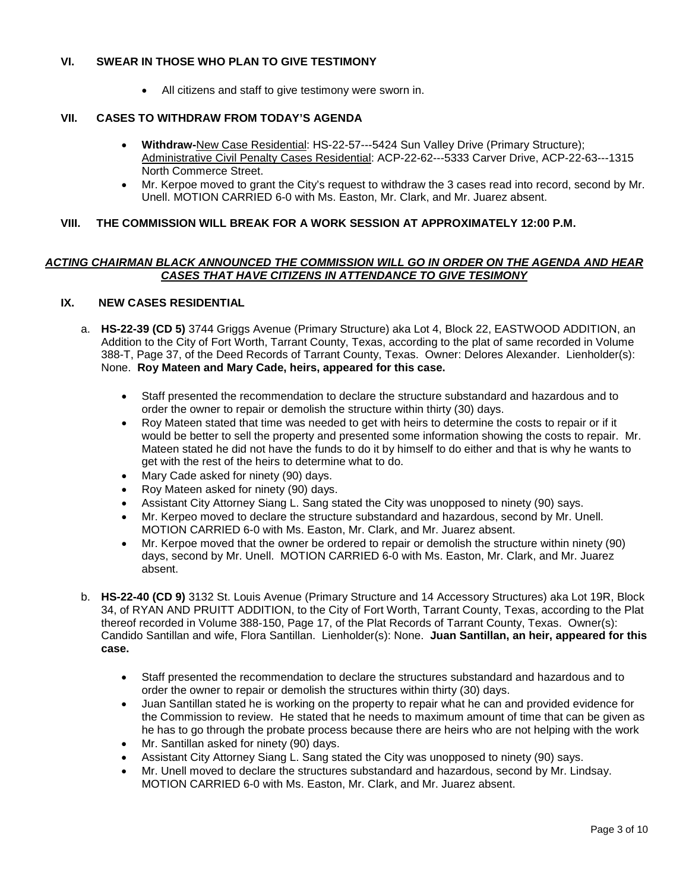## VI. SWEAR IN THOSE WHO PLAN TO GIVE TESTIMONY

- All citizens and staff to give testimony were sworn in.

## VII. CASES TO WITHDRAW FROM TODAY'S AGENDA

- **Withdraw-**New Case Residential: HS-22-57---5424 Sun Valley Drive (Primary Structure); Administrative Civil Penalty Cases Residential: ACP-22-62---5333 Carver Drive, ACP-22-63---1315 North Commerce Street.
- Mr. Kerpoe moved to grant the City's request to withdraw the 3 cases read into record, second by Mr. Unell. MOTION CARRIED 6-0 with Ms. Easton, Mr. Clark, and Mr. Juarez absent.

## VIII. THE COMMISSION WILL BREAK FOR A WORK SESSION AT APPROXIMATELY 12:00 P.M.

***ACTING CHAIRMAN BLACK ANNOUNCED THE COMMISSION WILL GO IN ORDER ON THE AGENDA AND HEAR CASES THAT HAVE CITIZENS IN ATTENDANCE TO GIVE TESIMONY***

## IX. NEW CASES RESIDENTIAL

a. **HS-22-39 (CD 5)** 3744 Griggs Avenue (Primary Structure) aka Lot 4, Block 22, EASTWOOD ADDITION, an Addition to the City of Fort Worth, Tarrant County, Texas, according to the plat of same recorded in Volume 388-T, Page 37, of the Deed Records of Tarrant County, Texas. Owner: Delores Alexander. Lienholder(s): None. **Roy Mateen and Mary Cade, heirs, appeared for this case.**

- Staff presented the recommendation to declare the structure substandard and hazardous and to order the owner to repair or demolish the structure within thirty (30) days.
- Roy Mateen stated that time was needed to get with heirs to determine the costs to repair or if it would be better to sell the property and presented some information showing the costs to repair. Mr. Mateen stated he did not have the funds to do it by himself to do either and that is why he wants to get with the rest of the heirs to determine what to do.
- Mary Cade asked for ninety (90) days.
- Roy Mateen asked for ninety (90) days.
- Assistant City Attorney Siang L. Sang stated the City was unopposed to ninety (90) says.
- Mr. Kerpeo moved to declare the structure substandard and hazardous, second by Mr. Unell. MOTION CARRIED 6-0 with Ms. Easton, Mr. Clark, and Mr. Juarez absent.
- Mr. Kerpoe moved that the owner be ordered to repair or demolish the structure within ninety (90) days, second by Mr. Unell. MOTION CARRIED 6-0 with Ms. Easton, Mr. Clark, and Mr. Juarez absent.

b. **HS-22-40 (CD 9)** 3132 St. Louis Avenue (Primary Structure and 14 Accessory Structures) aka Lot 19R, Block 34, of RYAN AND PRUITT ADDITION, to the City of Fort Worth, Tarrant County, Texas, according to the Plat thereof recorded in Volume 388-150, Page 17, of the Plat Records of Tarrant County, Texas. Owner(s): Candido Santillan and wife, Flora Santillan. Lienholder(s): None. **Juan Santillan, an heir, appeared for this case.**

- Staff presented the recommendation to declare the structures substandard and hazardous and to order the owner to repair or demolish the structures within thirty (30) days.
- Juan Santillan stated he is working on the property to repair what he can and provided evidence for the Commission to review. He stated that he needs to maximum amount of time that can be given as he has to go through the probate process because there are heirs who are not helping with the work
- Mr. Santillan asked for ninety (90) days.
- Assistant City Attorney Siang L. Sang stated the City was unopposed to ninety (90) says.
- Mr. Unell moved to declare the structures substandard and hazardous, second by Mr. Lindsay. MOTION CARRIED 6-0 with Ms. Easton, Mr. Clark, and Mr. Juarez absent.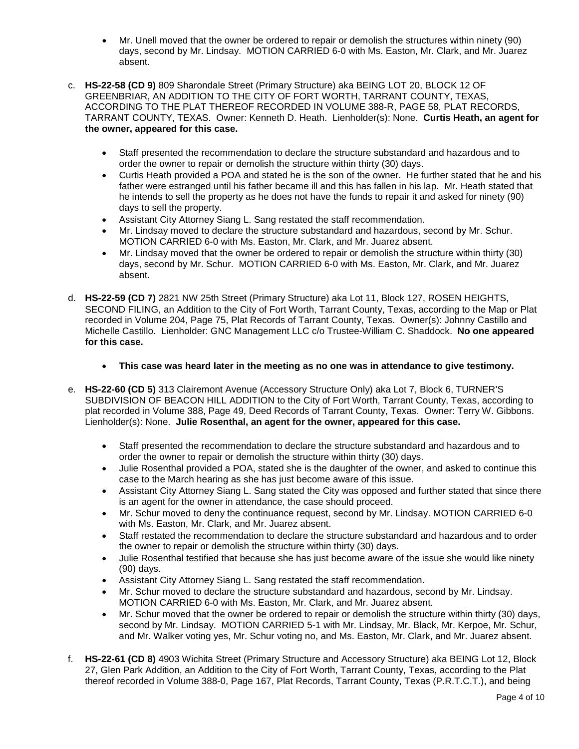- Mr. Unell moved that the owner be ordered to repair or demolish the structures within ninety (90) days, second by Mr. Lindsay. MOTION CARRIED 6-0 with Ms. Easton, Mr. Clark, and Mr. Juarez absent.

c. **HS-22-58 (CD 9)** 809 Sharondale Street (Primary Structure) aka BEING LOT 20, BLOCK 12 OF GREENBRIAR, AN ADDITION TO THE CITY OF FORT WORTH, TARRANT COUNTY, TEXAS, ACCORDING TO THE PLAT THEREOF RECORDED IN VOLUME 388-R, PAGE 58, PLAT RECORDS, TARRANT COUNTY, TEXAS. Owner: Kenneth D. Heath. Lienholder(s): None. **Curtis Heath, an agent for the owner, appeared for this case.**

  - Staff presented the recommendation to declare the structure substandard and hazardous and to order the owner to repair or demolish the structure within thirty (30) days.
  - Curtis Heath provided a POA and stated he is the son of the owner. He further stated that he and his father were estranged until his father became ill and this has fallen in his lap. Mr. Heath stated that he intends to sell the property as he does not have the funds to repair it and asked for ninety (90) days to sell the property.
  - Assistant City Attorney Siang L. Sang restated the staff recommendation.
  - Mr. Lindsay moved to declare the structure substandard and hazardous, second by Mr. Schur. MOTION CARRIED 6-0 with Ms. Easton, Mr. Clark, and Mr. Juarez absent.
  - Mr. Lindsay moved that the owner be ordered to repair or demolish the structure within thirty (30) days, second by Mr. Schur. MOTION CARRIED 6-0 with Ms. Easton, Mr. Clark, and Mr. Juarez absent.

d. **HS-22-59 (CD 7)** 2821 NW 25th Street (Primary Structure) aka Lot 11, Block 127, ROSEN HEIGHTS, SECOND FILING, an Addition to the City of Fort Worth, Tarrant County, Texas, according to the Map or Plat recorded in Volume 204, Page 75, Plat Records of Tarrant County, Texas. Owner(s): Johnny Castillo and Michelle Castillo. Lienholder: GNC Management LLC c/o Trustee-William C. Shaddock. **No one appeared for this case.**

  - **This case was heard later in the meeting as no one was in attendance to give testimony.**

e. **HS-22-60 (CD 5)** 313 Clairemont Avenue (Accessory Structure Only) aka Lot 7, Block 6, TURNER'S SUBDIVISION OF BEACON HILL ADDITION to the City of Fort Worth, Tarrant County, Texas, according to plat recorded in Volume 388, Page 49, Deed Records of Tarrant County, Texas. Owner: Terry W. Gibbons. Lienholder(s): None. **Julie Rosenthal, an agent for the owner, appeared for this case.**

  - Staff presented the recommendation to declare the structure substandard and hazardous and to order the owner to repair or demolish the structure within thirty (30) days.
  - Julie Rosenthal provided a POA, stated she is the daughter of the owner, and asked to continue this case to the March hearing as she has just become aware of this issue.
  - Assistant City Attorney Siang L. Sang stated the City was opposed and further stated that since there is an agent for the owner in attendance, the case should proceed.
  - Mr. Schur moved to deny the continuance request, second by Mr. Lindsay. MOTION CARRIED 6-0 with Ms. Easton, Mr. Clark, and Mr. Juarez absent.
  - Staff restated the recommendation to declare the structure substandard and hazardous and to order the owner to repair or demolish the structure within thirty (30) days.
  - Julie Rosenthal testified that because she has just become aware of the issue she would like ninety (90) days.
  - Assistant City Attorney Siang L. Sang restated the staff recommendation.
  - Mr. Schur moved to declare the structure substandard and hazardous, second by Mr. Lindsay. MOTION CARRIED 6-0 with Ms. Easton, Mr. Clark, and Mr. Juarez absent.
  - Mr. Schur moved that the owner be ordered to repair or demolish the structure within thirty (30) days, second by Mr. Lindsay. MOTION CARRIED 5-1 with Mr. Lindsay, Mr. Black, Mr. Kerpoe, Mr. Schur, and Mr. Walker voting yes, Mr. Schur voting no, and Ms. Easton, Mr. Clark, and Mr. Juarez absent.

f. **HS-22-61 (CD 8)** 4903 Wichita Street (Primary Structure and Accessory Structure) aka BEING Lot 12, Block 27, Glen Park Addition, an Addition to the City of Fort Worth, Tarrant County, Texas, according to the Plat thereof recorded in Volume 388-0, Page 167, Plat Records, Tarrant County, Texas (P.R.T.C.T.), and being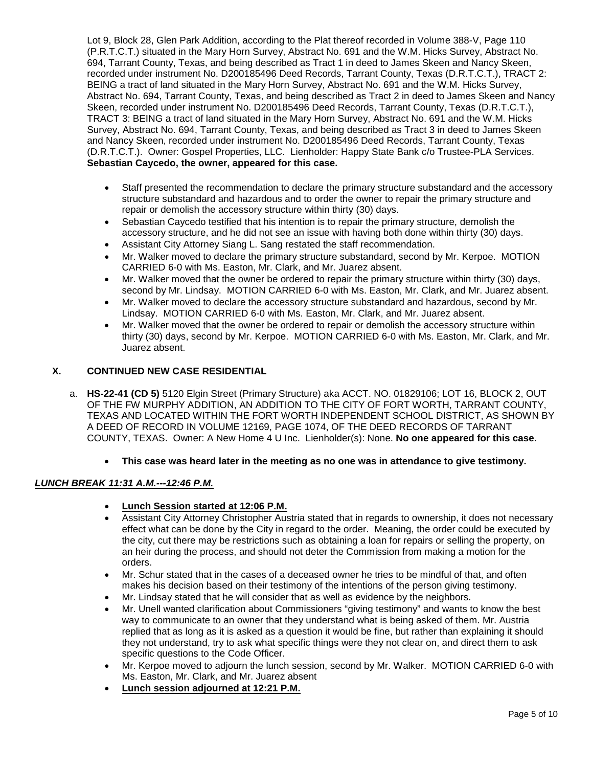Lot 9, Block 28, Glen Park Addition, according to the Plat thereof recorded in Volume 388-V, Page 110 (P.R.T.C.T.) situated in the Mary Horn Survey, Abstract No. 691 and the W.M. Hicks Survey, Abstract No. 694, Tarrant County, Texas, and being described as Tract 1 in deed to James Skeen and Nancy Skeen, recorded under instrument No. D200185496 Deed Records, Tarrant County, Texas (D.R.T.C.T.), TRACT 2: BEING a tract of land situated in the Mary Horn Survey, Abstract No. 691 and the W.M. Hicks Survey, Abstract No. 694, Tarrant County, Texas, and being described as Tract 2 in deed to James Skeen and Nancy Skeen, recorded under instrument No. D200185496 Deed Records, Tarrant County, Texas (D.R.T.C.T.), TRACT 3: BEING a tract of land situated in the Mary Horn Survey, Abstract No. 691 and the W.M. Hicks Survey, Abstract No. 694, Tarrant County, Texas, and being described as Tract 3 in deed to James Skeen and Nancy Skeen, recorded under instrument No. D200185496 Deed Records, Tarrant County, Texas (D.R.T.C.T.). Owner: Gospel Properties, LLC. Lienholder: Happy State Bank c/o Trustee-PLA Services. **Sebastian Caycedo, the owner, appeared for this case.**

- Staff presented the recommendation to declare the primary structure substandard and the accessory structure substandard and hazardous and to order the owner to repair the primary structure and repair or demolish the accessory structure within thirty (30) days.
- Sebastian Caycedo testified that his intention is to repair the primary structure, demolish the accessory structure, and he did not see an issue with having both done within thirty (30) days.
- Assistant City Attorney Siang L. Sang restated the staff recommendation.
- Mr. Walker moved to declare the primary structure substandard, second by Mr. Kerpoe. MOTION CARRIED 6-0 with Ms. Easton, Mr. Clark, and Mr. Juarez absent.
- Mr. Walker moved that the owner be ordered to repair the primary structure within thirty (30) days, second by Mr. Lindsay. MOTION CARRIED 6-0 with Ms. Easton, Mr. Clark, and Mr. Juarez absent.
- Mr. Walker moved to declare the accessory structure substandard and hazardous, second by Mr. Lindsay. MOTION CARRIED 6-0 with Ms. Easton, Mr. Clark, and Mr. Juarez absent.
- Mr. Walker moved that the owner be ordered to repair or demolish the accessory structure within thirty (30) days, second by Mr. Kerpoe. MOTION CARRIED 6-0 with Ms. Easton, Mr. Clark, and Mr. Juarez absent.

## X. CONTINUED NEW CASE RESIDENTIAL

a. **HS-22-41 (CD 5)** 5120 Elgin Street (Primary Structure) aka ACCT. NO. 01829106; LOT 16, BLOCK 2, OUT OF THE FW MURPHY ADDITION, AN ADDITION TO THE CITY OF FORT WORTH, TARRANT COUNTY, TEXAS AND LOCATED WITHIN THE FORT WORTH INDEPENDENT SCHOOL DISTRICT, AS SHOWN BY A DEED OF RECORD IN VOLUME 12169, PAGE 1074, OF THE DEED RECORDS OF TARRANT COUNTY, TEXAS. Owner: A New Home 4 U Inc. Lienholder(s): None. **No one appeared for this case.**

   - **This case was heard later in the meeting as no one was in attendance to give testimony.**

***LUNCH BREAK 11:31 A.M.---12:46 P.M.***

- **Lunch Session started at 12:06 P.M.**
- Assistant City Attorney Christopher Austria stated that in regards to ownership, it does not necessary effect what can be done by the City in regard to the order. Meaning, the order could be executed by the city, cut there may be restrictions such as obtaining a loan for repairs or selling the property, on an heir during the process, and should not deter the Commission from making a motion for the orders.
- Mr. Schur stated that in the cases of a deceased owner he tries to be mindful of that, and often makes his decision based on their testimony of the intentions of the person giving testimony.
- Mr. Lindsay stated that he will consider that as well as evidence by the neighbors.
- Mr. Unell wanted clarification about Commissioners "giving testimony" and wants to know the best way to communicate to an owner that they understand what is being asked of them. Mr. Austria replied that as long as it is asked as a question it would be fine, but rather than explaining it should they not understand, try to ask what specific things were they not clear on, and direct them to ask specific questions to the Code Officer.
- Mr. Kerpoe moved to adjourn the lunch session, second by Mr. Walker. MOTION CARRIED 6-0 with Ms. Easton, Mr. Clark, and Mr. Juarez absent
- **Lunch session adjourned at 12:21 P.M.**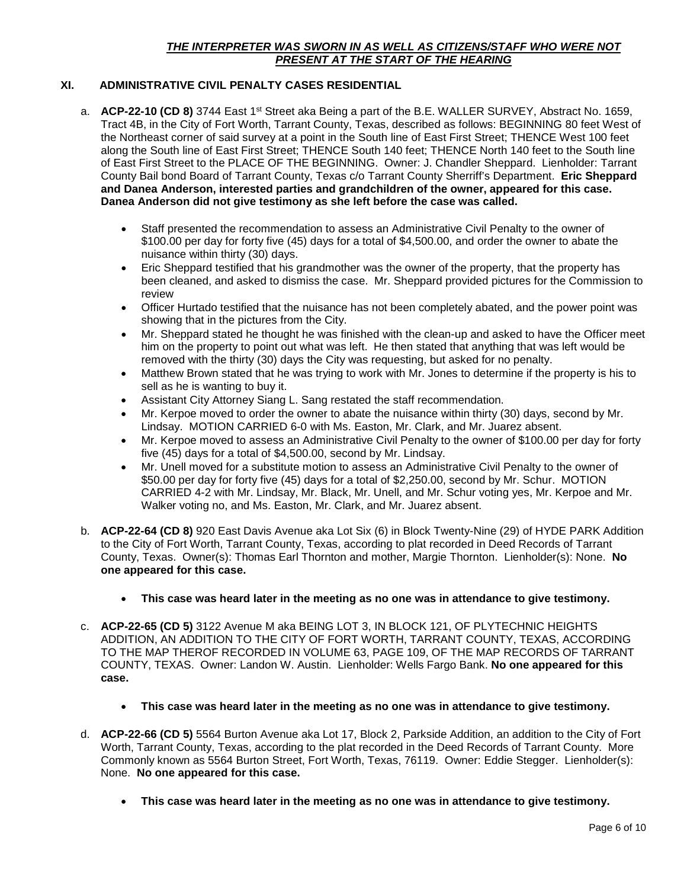***THE INTERPRETER WAS SWORN IN AS WELL AS CITIZENS/STAFF WHO WERE NOT PRESENT AT THE START OF THE HEARING***

## XI. ADMINISTRATIVE CIVIL PENALTY CASES RESIDENTIAL

a. **ACP-22-10 (CD 8)** 3744 East 1st Street aka Being a part of the B.E. WALLER SURVEY, Abstract No. 1659, Tract 4B, in the City of Fort Worth, Tarrant County, Texas, described as follows: BEGINNING 80 feet West of the Northeast corner of said survey at a point in the South line of East First Street; THENCE West 100 feet along the South line of East First Street; THENCE South 140 feet; THENCE North 140 feet to the South line of East First Street to the PLACE OF THE BEGINNING. Owner: J. Chandler Sheppard. Lienholder: Tarrant County Bail bond Board of Tarrant County, Texas c/o Tarrant County Sherriff's Department. **Eric Sheppard and Danea Anderson, interested parties and grandchildren of the owner, appeared for this case. Danea Anderson did not give testimony as she left before the case was called.**

- Staff presented the recommendation to assess an Administrative Civil Penalty to the owner of $100.00 per day for forty five (45) days for a total of $4,500.00, and order the owner to abate the nuisance within thirty (30) days.
- Eric Sheppard testified that his grandmother was the owner of the property, that the property has been cleaned, and asked to dismiss the case. Mr. Sheppard provided pictures for the Commission to review
- Officer Hurtado testified that the nuisance has not been completely abated, and the power point was showing that in the pictures from the City.
- Mr. Sheppard stated he thought he was finished with the clean-up and asked to have the Officer meet him on the property to point out what was left. He then stated that anything that was left would be removed with the thirty (30) days the City was requesting, but asked for no penalty.
- Matthew Brown stated that he was trying to work with Mr. Jones to determine if the property is his to sell as he is wanting to buy it.
- Assistant City Attorney Siang L. Sang restated the staff recommendation.
- Mr. Kerpoe moved to order the owner to abate the nuisance within thirty (30) days, second by Mr. Lindsay. MOTION CARRIED 6-0 with Ms. Easton, Mr. Clark, and Mr. Juarez absent.
- Mr. Kerpoe moved to assess an Administrative Civil Penalty to the owner of $100.00 per day for forty five (45) days for a total of $4,500.00, second by Mr. Lindsay.
- Mr. Unell moved for a substitute motion to assess an Administrative Civil Penalty to the owner of $50.00 per day for forty five (45) days for a total of $2,250.00, second by Mr. Schur. MOTION CARRIED 4-2 with Mr. Lindsay, Mr. Black, Mr. Unell, and Mr. Schur voting yes, Mr. Kerpoe and Mr. Walker voting no, and Ms. Easton, Mr. Clark, and Mr. Juarez absent.

b. **ACP-22-64 (CD 8)** 920 East Davis Avenue aka Lot Six (6) in Block Twenty-Nine (29) of HYDE PARK Addition to the City of Fort Worth, Tarrant County, Texas, according to plat recorded in Deed Records of Tarrant County, Texas. Owner(s): Thomas Earl Thornton and mother, Margie Thornton. Lienholder(s): None. **No one appeared for this case.**

- **This case was heard later in the meeting as no one was in attendance to give testimony.**

c. **ACP-22-65 (CD 5)** 3122 Avenue M aka BEING LOT 3, IN BLOCK 121, OF PLYTECHNIC HEIGHTS ADDITION, AN ADDITION TO THE CITY OF FORT WORTH, TARRANT COUNTY, TEXAS, ACCORDING TO THE MAP THEROF RECORDED IN VOLUME 63, PAGE 109, OF THE MAP RECORDS OF TARRANT COUNTY, TEXAS. Owner: Landon W. Austin. Lienholder: Wells Fargo Bank. **No one appeared for this case.**

- **This case was heard later in the meeting as no one was in attendance to give testimony.**

d. **ACP-22-66 (CD 5)** 5564 Burton Avenue aka Lot 17, Block 2, Parkside Addition, an addition to the City of Fort Worth, Tarrant County, Texas, according to the plat recorded in the Deed Records of Tarrant County. More Commonly known as 5564 Burton Street, Fort Worth, Texas, 76119. Owner: Eddie Stegger. Lienholder(s): None. **No one appeared for this case.**

- **This case was heard later in the meeting as no one was in attendance to give testimony.**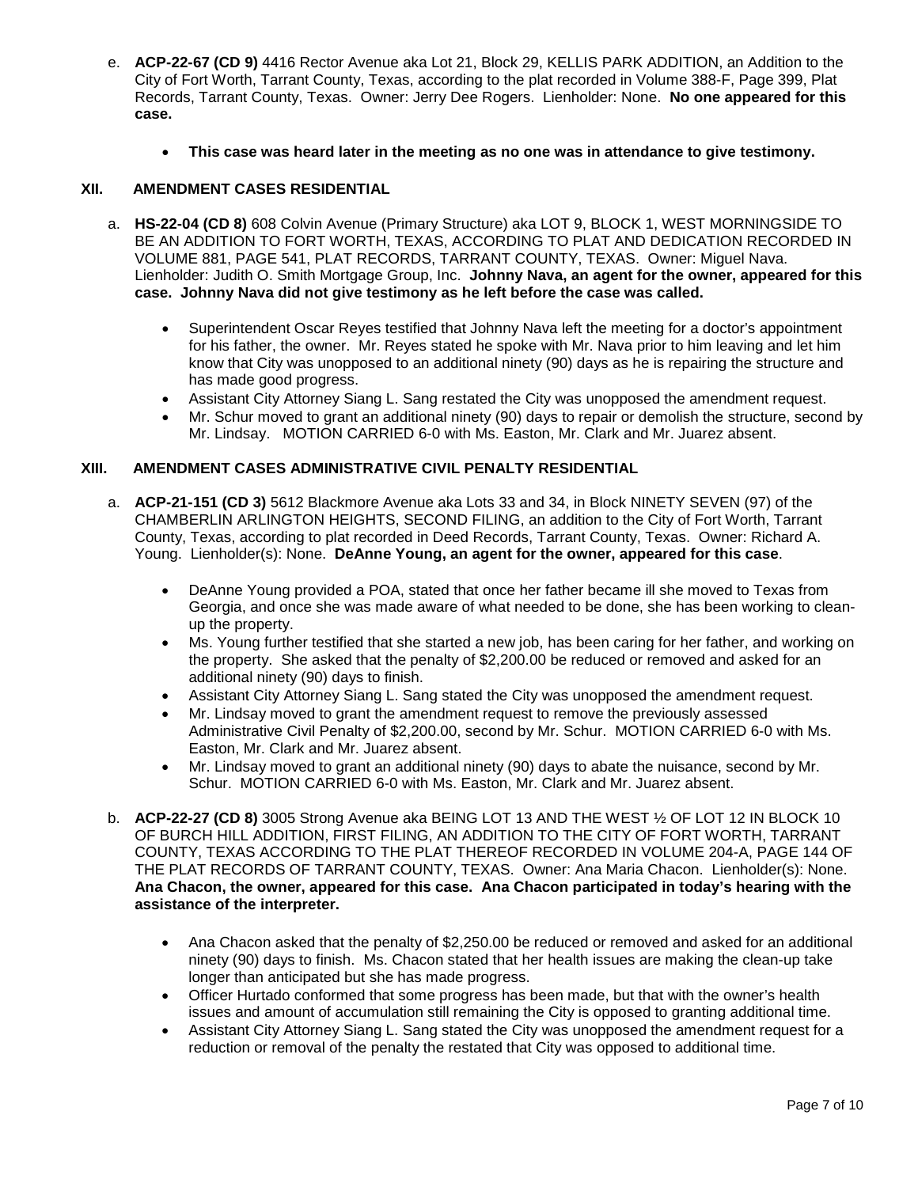e. **ACP-22-67 (CD 9)** 4416 Rector Avenue aka Lot 21, Block 29, KELLIS PARK ADDITION, an Addition to the City of Fort Worth, Tarrant County, Texas, according to the plat recorded in Volume 388-F, Page 399, Plat Records, Tarrant County, Texas. Owner: Jerry Dee Rogers. Lienholder: None. **No one appeared for this case.**

- **This case was heard later in the meeting as no one was in attendance to give testimony.**

## XII. AMENDMENT CASES RESIDENTIAL

a. **HS-22-04 (CD 8)** 608 Colvin Avenue (Primary Structure) aka LOT 9, BLOCK 1, WEST MORNINGSIDE TO BE AN ADDITION TO FORT WORTH, TEXAS, ACCORDING TO PLAT AND DEDICATION RECORDED IN VOLUME 881, PAGE 541, PLAT RECORDS, TARRANT COUNTY, TEXAS. Owner: Miguel Nava. Lienholder: Judith O. Smith Mortgage Group, Inc. **Johnny Nava, an agent for the owner, appeared for this case. Johnny Nava did not give testimony as he left before the case was called.**

- Superintendent Oscar Reyes testified that Johnny Nava left the meeting for a doctor's appointment for his father, the owner. Mr. Reyes stated he spoke with Mr. Nava prior to him leaving and let him know that City was unopposed to an additional ninety (90) days as he is repairing the structure and has made good progress.
- Assistant City Attorney Siang L. Sang restated the City was unopposed the amendment request.
- Mr. Schur moved to grant an additional ninety (90) days to repair or demolish the structure, second by Mr. Lindsay. MOTION CARRIED 6-0 with Ms. Easton, Mr. Clark and Mr. Juarez absent.

## XIII. AMENDMENT CASES ADMINISTRATIVE CIVIL PENALTY RESIDENTIAL

a. **ACP-21-151 (CD 3)** 5612 Blackmore Avenue aka Lots 33 and 34, in Block NINETY SEVEN (97) of the CHAMBERLIN ARLINGTON HEIGHTS, SECOND FILING, an addition to the City of Fort Worth, Tarrant County, Texas, according to plat recorded in Deed Records, Tarrant County, Texas. Owner: Richard A. Young. Lienholder(s): None. **DeAnne Young, an agent for the owner, appeared for this case**.

- DeAnne Young provided a POA, stated that once her father became ill she moved to Texas from Georgia, and once she was made aware of what needed to be done, she has been working to clean-up the property.
- Ms. Young further testified that she started a new job, has been caring for her father, and working on the property. She asked that the penalty of $2,200.00 be reduced or removed and asked for an additional ninety (90) days to finish.
- Assistant City Attorney Siang L. Sang stated the City was unopposed the amendment request.
- Mr. Lindsay moved to grant the amendment request to remove the previously assessed Administrative Civil Penalty of $2,200.00, second by Mr. Schur. MOTION CARRIED 6-0 with Ms. Easton, Mr. Clark and Mr. Juarez absent.
- Mr. Lindsay moved to grant an additional ninety (90) days to abate the nuisance, second by Mr. Schur. MOTION CARRIED 6-0 with Ms. Easton, Mr. Clark and Mr. Juarez absent.

b. **ACP-22-27 (CD 8)** 3005 Strong Avenue aka BEING LOT 13 AND THE WEST ½ OF LOT 12 IN BLOCK 10 OF BURCH HILL ADDITION, FIRST FILING, AN ADDITION TO THE CITY OF FORT WORTH, TARRANT COUNTY, TEXAS ACCORDING TO THE PLAT THEREOF RECORDED IN VOLUME 204-A, PAGE 144 OF THE PLAT RECORDS OF TARRANT COUNTY, TEXAS. Owner: Ana Maria Chacon. Lienholder(s): None. **Ana Chacon, the owner, appeared for this case. Ana Chacon participated in today's hearing with the assistance of the interpreter.**

- Ana Chacon asked that the penalty of $2,250.00 be reduced or removed and asked for an additional ninety (90) days to finish. Ms. Chacon stated that her health issues are making the clean-up take longer than anticipated but she has made progress.
- Officer Hurtado conformed that some progress has been made, but that with the owner's health issues and amount of accumulation still remaining the City is opposed to granting additional time.
- Assistant City Attorney Siang L. Sang stated the City was unopposed the amendment request for a reduction or removal of the penalty the restated that City was opposed to additional time.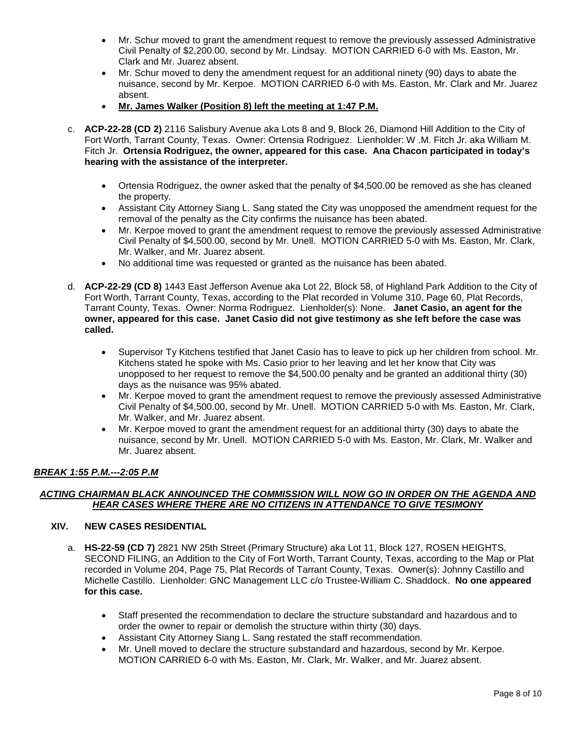- Mr. Schur moved to grant the amendment request to remove the previously assessed Administrative Civil Penalty of $2,200.00, second by Mr. Lindsay. MOTION CARRIED 6-0 with Ms. Easton, Mr. Clark and Mr. Juarez absent.
- Mr. Schur moved to deny the amendment request for an additional ninety (90) days to abate the nuisance, second by Mr. Kerpoe. MOTION CARRIED 6-0 with Ms. Easton, Mr. Clark and Mr. Juarez absent.
- **Mr. James Walker (Position 8) left the meeting at 1:47 P.M.**

c. **ACP-22-28 (CD 2)** 2116 Salisbury Avenue aka Lots 8 and 9, Block 26, Diamond Hill Addition to the City of Fort Worth, Tarrant County, Texas. Owner: Ortensia Rodriguez. Lienholder: W .M. Fitch Jr. aka William M. Fitch Jr. **Ortensia Rodriguez, the owner, appeared for this case. Ana Chacon participated in today's hearing with the assistance of the interpreter.**

- Ortensia Rodriguez, the owner asked that the penalty of $4,500.00 be removed as she has cleaned the property.
- Assistant City Attorney Siang L. Sang stated the City was unopposed the amendment request for the removal of the penalty as the City confirms the nuisance has been abated.
- Mr. Kerpoe moved to grant the amendment request to remove the previously assessed Administrative Civil Penalty of $4,500.00, second by Mr. Unell. MOTION CARRIED 5-0 with Ms. Easton, Mr. Clark, Mr. Walker, and Mr. Juarez absent.
- No additional time was requested or granted as the nuisance has been abated.

d. **ACP-22-29 (CD 8)** 1443 East Jefferson Avenue aka Lot 22, Block 58, of Highland Park Addition to the City of Fort Worth, Tarrant County, Texas, according to the Plat recorded in Volume 310, Page 60, Plat Records, Tarrant County, Texas. Owner: Norma Rodriguez. Lienholder(s): None. **Janet Casio, an agent for the owner, appeared for this case. Janet Casio did not give testimony as she left before the case was called.**

- Supervisor Ty Kitchens testified that Janet Casio has to leave to pick up her children from school. Mr. Kitchens stated he spoke with Ms. Casio prior to her leaving and let her know that City was unopposed to her request to remove the $4,500.00 penalty and be granted an additional thirty (30) days as the nuisance was 95% abated.
- Mr. Kerpoe moved to grant the amendment request to remove the previously assessed Administrative Civil Penalty of $4,500.00, second by Mr. Unell. MOTION CARRIED 5-0 with Ms. Easton, Mr. Clark, Mr. Walker, and Mr. Juarez absent.
- Mr. Kerpoe moved to grant the amendment request for an additional thirty (30) days to abate the nuisance, second by Mr. Unell. MOTION CARRIED 5-0 with Ms. Easton, Mr. Clark, Mr. Walker and Mr. Juarez absent.

***BREAK 1:55 P.M.---2:05 P.M***

***ACTING CHAIRMAN BLACK ANNOUNCED THE COMMISSION WILL NOW GO IN ORDER ON THE AGENDA AND HEAR CASES WHERE THERE ARE NO CITIZENS IN ATTENDANCE TO GIVE TESIMONY***

## XIV. NEW CASES RESIDENTIAL

a. **HS-22-59 (CD 7)** 2821 NW 25th Street (Primary Structure) aka Lot 11, Block 127, ROSEN HEIGHTS, SECOND FILING, an Addition to the City of Fort Worth, Tarrant County, Texas, according to the Map or Plat recorded in Volume 204, Page 75, Plat Records of Tarrant County, Texas. Owner(s): Johnny Castillo and Michelle Castillo. Lienholder: GNC Management LLC c/o Trustee-William C. Shaddock. **No one appeared for this case.**

- Staff presented the recommendation to declare the structure substandard and hazardous and to order the owner to repair or demolish the structure within thirty (30) days.
- Assistant City Attorney Siang L. Sang restated the staff recommendation.
- Mr. Unell moved to declare the structure substandard and hazardous, second by Mr. Kerpoe. MOTION CARRIED 6-0 with Ms. Easton, Mr. Clark, Mr. Walker, and Mr. Juarez absent.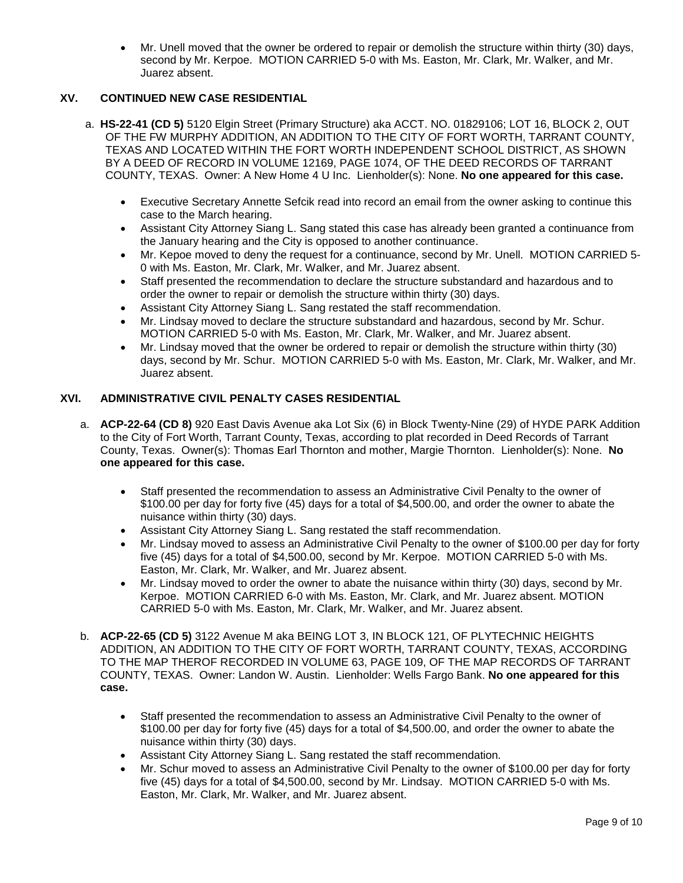- Mr. Unell moved that the owner be ordered to repair or demolish the structure within thirty (30) days, second by Mr. Kerpoe. MOTION CARRIED 5-0 with Ms. Easton, Mr. Clark, Mr. Walker, and Mr. Juarez absent.

## XV. CONTINUED NEW CASE RESIDENTIAL

a. **HS-22-41 (CD 5)** 5120 Elgin Street (Primary Structure) aka ACCT. NO. 01829106; LOT 16, BLOCK 2, OUT OF THE FW MURPHY ADDITION, AN ADDITION TO THE CITY OF FORT WORTH, TARRANT COUNTY, TEXAS AND LOCATED WITHIN THE FORT WORTH INDEPENDENT SCHOOL DISTRICT, AS SHOWN BY A DEED OF RECORD IN VOLUME 12169, PAGE 1074, OF THE DEED RECORDS OF TARRANT COUNTY, TEXAS. Owner: A New Home 4 U Inc. Lienholder(s): None. **No one appeared for this case.**

- Executive Secretary Annette Sefcik read into record an email from the owner asking to continue this case to the March hearing.
- Assistant City Attorney Siang L. Sang stated this case has already been granted a continuance from the January hearing and the City is opposed to another continuance.
- Mr. Kepoe moved to deny the request for a continuance, second by Mr. Unell. MOTION CARRIED 5-0 with Ms. Easton, Mr. Clark, Mr. Walker, and Mr. Juarez absent.
- Staff presented the recommendation to declare the structure substandard and hazardous and to order the owner to repair or demolish the structure within thirty (30) days.
- Assistant City Attorney Siang L. Sang restated the staff recommendation.
- Mr. Lindsay moved to declare the structure substandard and hazardous, second by Mr. Schur. MOTION CARRIED 5-0 with Ms. Easton, Mr. Clark, Mr. Walker, and Mr. Juarez absent.
- Mr. Lindsay moved that the owner be ordered to repair or demolish the structure within thirty (30) days, second by Mr. Schur. MOTION CARRIED 5-0 with Ms. Easton, Mr. Clark, Mr. Walker, and Mr. Juarez absent.

## XVI. ADMINISTRATIVE CIVIL PENALTY CASES RESIDENTIAL

a. **ACP-22-64 (CD 8)** 920 East Davis Avenue aka Lot Six (6) in Block Twenty-Nine (29) of HYDE PARK Addition to the City of Fort Worth, Tarrant County, Texas, according to plat recorded in Deed Records of Tarrant County, Texas. Owner(s): Thomas Earl Thornton and mother, Margie Thornton. Lienholder(s): None. **No one appeared for this case.**

- Staff presented the recommendation to assess an Administrative Civil Penalty to the owner of $100.00 per day for forty five (45) days for a total of $4,500.00, and order the owner to abate the nuisance within thirty (30) days.
- Assistant City Attorney Siang L. Sang restated the staff recommendation.
- Mr. Lindsay moved to assess an Administrative Civil Penalty to the owner of $100.00 per day for forty five (45) days for a total of $4,500.00, second by Mr. Kerpoe. MOTION CARRIED 5-0 with Ms. Easton, Mr. Clark, Mr. Walker, and Mr. Juarez absent.
- Mr. Lindsay moved to order the owner to abate the nuisance within thirty (30) days, second by Mr. Kerpoe. MOTION CARRIED 6-0 with Ms. Easton, Mr. Clark, and Mr. Juarez absent. MOTION CARRIED 5-0 with Ms. Easton, Mr. Clark, Mr. Walker, and Mr. Juarez absent.

b. **ACP-22-65 (CD 5)** 3122 Avenue M aka BEING LOT 3, IN BLOCK 121, OF PLYTECHNIC HEIGHTS ADDITION, AN ADDITION TO THE CITY OF FORT WORTH, TARRANT COUNTY, TEXAS, ACCORDING TO THE MAP THEROF RECORDED IN VOLUME 63, PAGE 109, OF THE MAP RECORDS OF TARRANT COUNTY, TEXAS. Owner: Landon W. Austin. Lienholder: Wells Fargo Bank. **No one appeared for this case.**

- Staff presented the recommendation to assess an Administrative Civil Penalty to the owner of $100.00 per day for forty five (45) days for a total of $4,500.00, and order the owner to abate the nuisance within thirty (30) days.
- Assistant City Attorney Siang L. Sang restated the staff recommendation.
- Mr. Schur moved to assess an Administrative Civil Penalty to the owner of $100.00 per day for forty five (45) days for a total of $4,500.00, second by Mr. Lindsay. MOTION CARRIED 5-0 with Ms. Easton, Mr. Clark, Mr. Walker, and Mr. Juarez absent.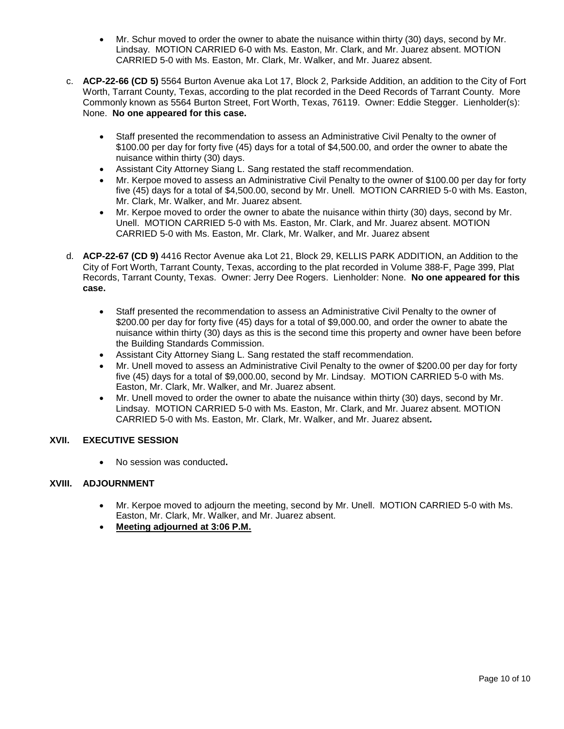- Mr. Schur moved to order the owner to abate the nuisance within thirty (30) days, second by Mr. Lindsay. MOTION CARRIED 6-0 with Ms. Easton, Mr. Clark, and Mr. Juarez absent. MOTION CARRIED 5-0 with Ms. Easton, Mr. Clark, Mr. Walker, and Mr. Juarez absent.

c. **ACP-22-66 (CD 5)** 5564 Burton Avenue aka Lot 17, Block 2, Parkside Addition, an addition to the City of Fort Worth, Tarrant County, Texas, according to the plat recorded in the Deed Records of Tarrant County. More Commonly known as 5564 Burton Street, Fort Worth, Texas, 76119. Owner: Eddie Stegger. Lienholder(s): None. **No one appeared for this case.**

- Staff presented the recommendation to assess an Administrative Civil Penalty to the owner of $100.00 per day for forty five (45) days for a total of $4,500.00, and order the owner to abate the nuisance within thirty (30) days.
- Assistant City Attorney Siang L. Sang restated the staff recommendation.
- Mr. Kerpoe moved to assess an Administrative Civil Penalty to the owner of $100.00 per day for forty five (45) days for a total of $4,500.00, second by Mr. Unell. MOTION CARRIED 5-0 with Ms. Easton, Mr. Clark, Mr. Walker, and Mr. Juarez absent.
- Mr. Kerpoe moved to order the owner to abate the nuisance within thirty (30) days, second by Mr. Unell. MOTION CARRIED 5-0 with Ms. Easton, Mr. Clark, and Mr. Juarez absent. MOTION CARRIED 5-0 with Ms. Easton, Mr. Clark, Mr. Walker, and Mr. Juarez absent

d. **ACP-22-67 (CD 9)** 4416 Rector Avenue aka Lot 21, Block 29, KELLIS PARK ADDITION, an Addition to the City of Fort Worth, Tarrant County, Texas, according to the plat recorded in Volume 388-F, Page 399, Plat Records, Tarrant County, Texas. Owner: Jerry Dee Rogers. Lienholder: None. **No one appeared for this case.**

- Staff presented the recommendation to assess an Administrative Civil Penalty to the owner of $200.00 per day for forty five (45) days for a total of $9,000.00, and order the owner to abate the nuisance within thirty (30) days as this is the second time this property and owner have been before the Building Standards Commission.
- Assistant City Attorney Siang L. Sang restated the staff recommendation.
- Mr. Unell moved to assess an Administrative Civil Penalty to the owner of $200.00 per day for forty five (45) days for a total of $9,000.00, second by Mr. Lindsay. MOTION CARRIED 5-0 with Ms. Easton, Mr. Clark, Mr. Walker, and Mr. Juarez absent.
- Mr. Unell moved to order the owner to abate the nuisance within thirty (30) days, second by Mr. Lindsay. MOTION CARRIED 5-0 with Ms. Easton, Mr. Clark, and Mr. Juarez absent. MOTION CARRIED 5-0 with Ms. Easton, Mr. Clark, Mr. Walker, and Mr. Juarez absent**.**

## XVII. EXECUTIVE SESSION

- No session was conducted**.**

## XVIII. ADJOURNMENT

- Mr. Kerpoe moved to adjourn the meeting, second by Mr. Unell. MOTION CARRIED 5-0 with Ms. Easton, Mr. Clark, Mr. Walker, and Mr. Juarez absent.
- **Meeting adjourned at 3:06 P.M.**